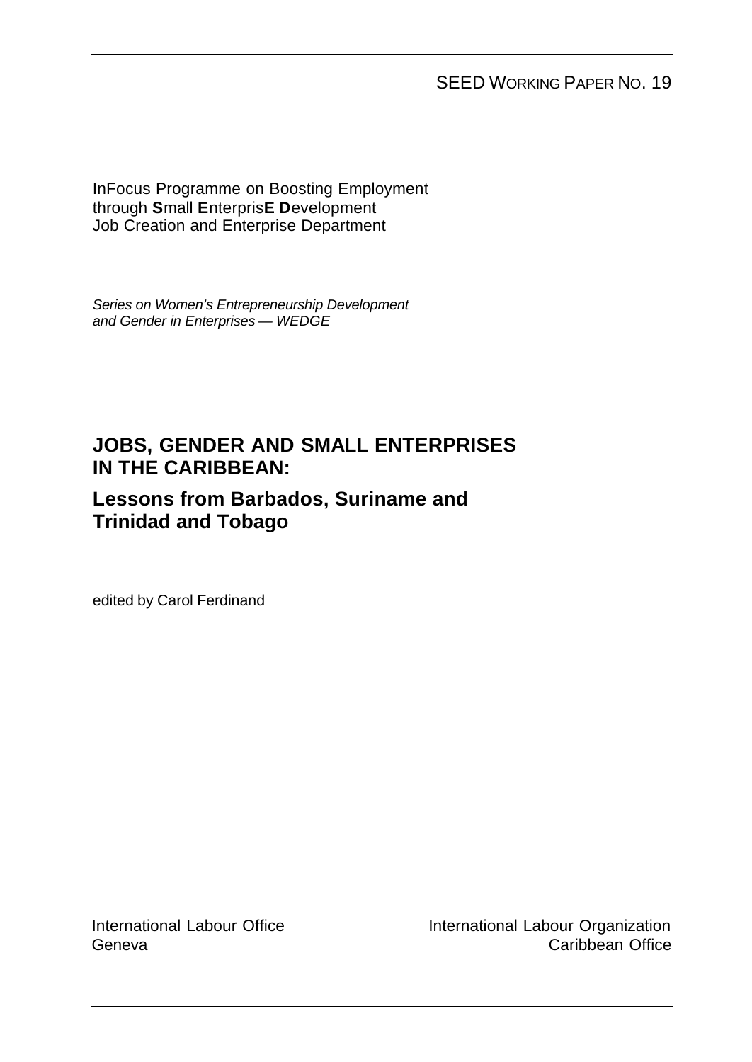SEED WORKING PAPER NO. 19

InFocus Programme on Boosting Employment
through **S**mall **E**nterpris**E** **D**evelopment
Job Creation and Enterprise Department

*Series on Women's Entrepreneurship Development and Gender in Enterprises — WEDGE*

# JOBS, GENDER AND SMALL ENTERPRISES IN THE CARIBBEAN:

## Lessons from Barbados, Suriname and Trinidad and Tobago

edited by Carol Ferdinand

International Labour Office
Geneva

International Labour Organization
Caribbean Office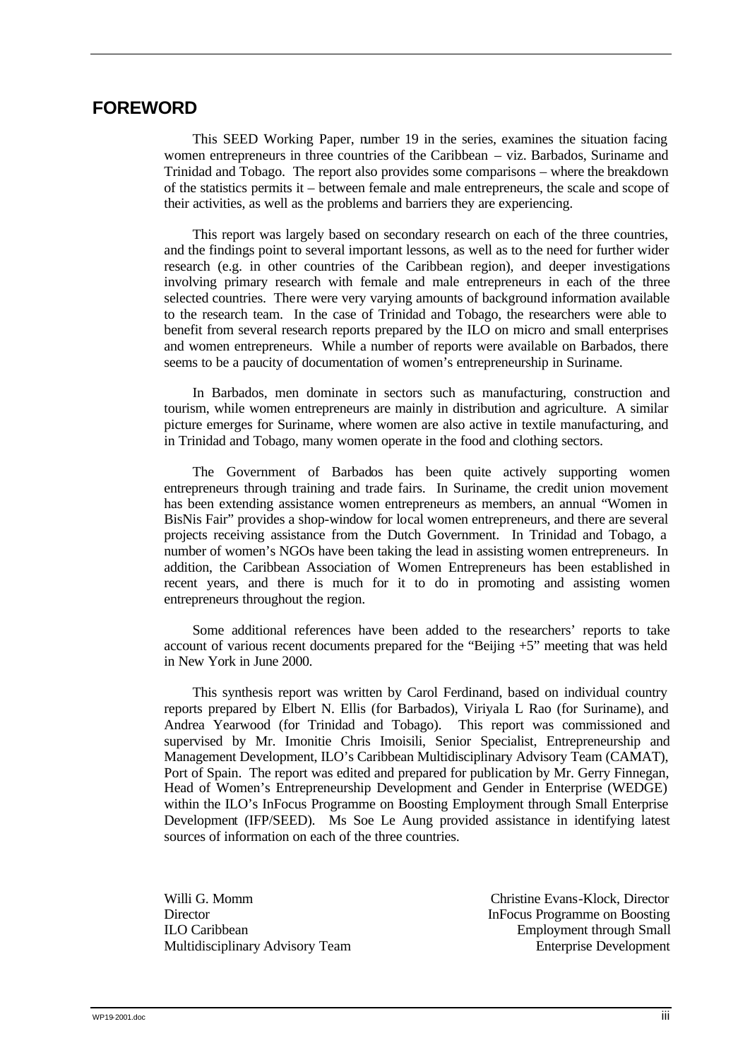## FOREWORD

This SEED Working Paper, number 19 in the series, examines the situation facing women entrepreneurs in three countries of the Caribbean – viz. Barbados, Suriname and Trinidad and Tobago. The report also provides some comparisons – where the breakdown of the statistics permits it – between female and male entrepreneurs, the scale and scope of their activities, as well as the problems and barriers they are experiencing.

This report was largely based on secondary research on each of the three countries, and the findings point to several important lessons, as well as to the need for further wider research (e.g. in other countries of the Caribbean region), and deeper investigations involving primary research with female and male entrepreneurs in each of the three selected countries. There were very varying amounts of background information available to the research team. In the case of Trinidad and Tobago, the researchers were able to benefit from several research reports prepared by the ILO on micro and small enterprises and women entrepreneurs. While a number of reports were available on Barbados, there seems to be a paucity of documentation of women's entrepreneurship in Suriname.

In Barbados, men dominate in sectors such as manufacturing, construction and tourism, while women entrepreneurs are mainly in distribution and agriculture. A similar picture emerges for Suriname, where women are also active in textile manufacturing, and in Trinidad and Tobago, many women operate in the food and clothing sectors.

The Government of Barbados has been quite actively supporting women entrepreneurs through training and trade fairs. In Suriname, the credit union movement has been extending assistance women entrepreneurs as members, an annual "Women in BisNis Fair" provides a shop-window for local women entrepreneurs, and there are several projects receiving assistance from the Dutch Government. In Trinidad and Tobago, a number of women's NGOs have been taking the lead in assisting women entrepreneurs. In addition, the Caribbean Association of Women Entrepreneurs has been established in recent years, and there is much for it to do in promoting and assisting women entrepreneurs throughout the region.

Some additional references have been added to the researchers' reports to take account of various recent documents prepared for the "Beijing +5" meeting that was held in New York in June 2000.

This synthesis report was written by Carol Ferdinand, based on individual country reports prepared by Elbert N. Ellis (for Barbados), Viriyala L Rao (for Suriname), and Andrea Yearwood (for Trinidad and Tobago). This report was commissioned and supervised by Mr. Imonitie Chris Imoisili, Senior Specialist, Entrepreneurship and Management Development, ILO's Caribbean Multidisciplinary Advisory Team (CAMAT), Port of Spain. The report was edited and prepared for publication by Mr. Gerry Finnegan, Head of Women's Entrepreneurship Development and Gender in Enterprise (WEDGE) within the ILO's InFocus Programme on Boosting Employment through Small Enterprise Development (IFP/SEED). Ms Soe Le Aung provided assistance in identifying latest sources of information on each of the three countries.

Willi G. Momm
Director
ILO Caribbean
Multidisciplinary Advisory Team

Christine Evans-Klock, Director
InFocus Programme on Boosting
Employment through Small
Enterprise Development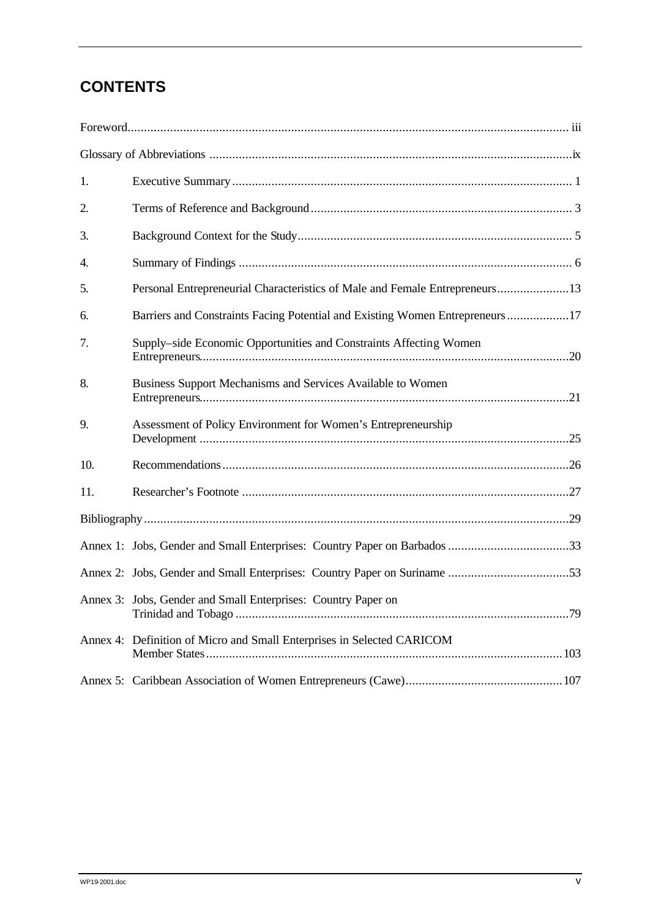## CONTENTS

Foreword ... iii

Glossary of Abbreviations ... ix

1. Executive Summary ... 1
2. Terms of Reference and Background ... 3
3. Background Context for the Study ... 5
4. Summary of Findings ... 6
5. Personal Entrepreneurial Characteristics of Male and Female Entrepreneurs ... 13
6. Barriers and Constraints Facing Potential and Existing Women Entrepreneurs ... 17
7. Supply–side Economic Opportunities and Constraints Affecting Women Entrepreneurs ... 20
8. Business Support Mechanisms and Services Available to Women Entrepreneurs ... 21
9. Assessment of Policy Environment for Women's Entrepreneurship Development ... 25
10. Recommendations ... 26
11. Researcher's Footnote ... 27

Bibliography ... 29

Annex 1: Jobs, Gender and Small Enterprises: Country Paper on Barbados ... 33

Annex 2: Jobs, Gender and Small Enterprises: Country Paper on Suriname ... 53

Annex 3: Jobs, Gender and Small Enterprises: Country Paper on Trinidad and Tobago ... 79

Annex 4: Definition of Micro and Small Enterprises in Selected CARICOM Member States ... 103

Annex 5: Caribbean Association of Women Entrepreneurs (Cawe) ... 107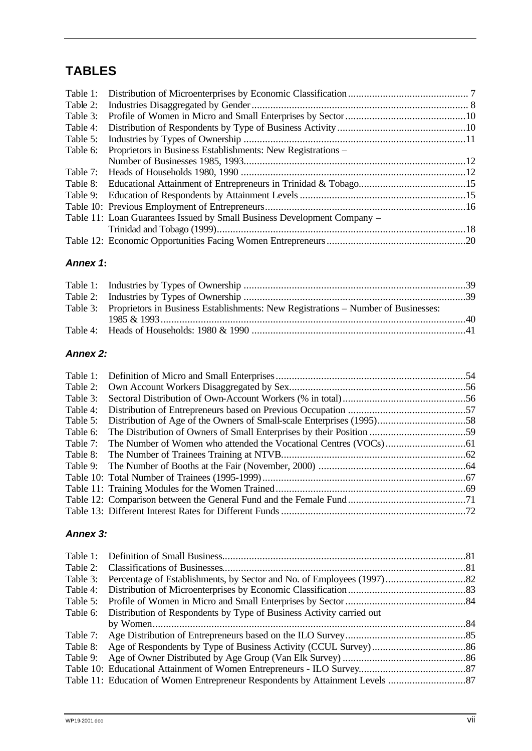# TABLES

Table 1: Distribution of Microenterprises by Economic Classification ............................................ 7
Table 2: Industries Disaggregated by Gender ................................................................................ 8
Table 3: Profile of Women in Micro and Small Enterprises by Sector ............................................10
Table 4: Distribution of Respondents by Type of Business Activity ...............................................10
Table 5: Industries by Types of Ownership ..................................................................................11
Table 6: Proprietors in Business Establishments: New Registrations – Number of Businesses 1985, 1993..................................................................................12
Table 7: Heads of Households 1980, 1990 ...................................................................................12
Table 8: Educational Attainment of Entrepreneurs in Trinidad & Tobago........................................15
Table 9: Education of Respondents by Attainment Levels .............................................................15
Table 10: Previous Employment of Entrepreneurs..........................................................................16
Table 11: Loan Guarantees Issued by Small Business Development Company – Trinidad and Tobago (1999)............................................................................................18
Table 12: Economic Opportunities Facing Women Entrepreneurs....................................................20

### *Annex 1*:

Table 1: Industries by Types of Ownership ..................................................................................39
Table 2: Industries by Types of Ownership ..................................................................................39
Table 3: Proprietors in Business Establishments: New Registrations – Number of Businesses: 1985 & 1993.................................................................................................................40
Table 4: Heads of Households: 1980 & 1990 ...............................................................................41

### *Annex 2:*

Table 1: Definition of Micro and Small Enterprises.......................................................................54
Table 2: Own Account Workers Disaggregated by Sex.................................................................56
Table 3: Sectoral Distribution of Own-Account Workers (% in total).............................................56
Table 4: Distribution of Entrepreneurs based on Previous Occupation ............................................57
Table 5: Distribution of Age of the Owners of Small-scale Enterprises (1995)................................58
Table 6: The Distribution of Owners of Small Enterprises by their Position ....................................59
Table 7: The Number of Women who attended the Vocational Centres (VOCs).............................61
Table 8: The Number of Trainees Training at NTVB....................................................................62
Table 9: The Number of Booths at the Fair (November, 2000) .......................................................64
Table 10: Total Number of Trainees (1995-1999)...........................................................................67
Table 11: Training Modules for the Women Trained......................................................................69
Table 12: Comparison between the General Fund and the Female Fund...........................................71
Table 13: Different Interest Rates for Different Funds ....................................................................72

### *Annex 3:*

Table 1: Definition of Small Business..........................................................................................81
Table 2: Classifications of Businesses..........................................................................................81
Table 3: Percentage of Establishments, by Sector and No. of Employees (1997)..............................82
Table 4: Distribution of Microenterprises by Economic Classification............................................83
Table 5: Profile of Women in Micro and Small Enterprises by Sector.............................................84
Table 6: Distribution of Respondents by Type of Business Activity carried out by Women.............................................................................................................................84
Table 7: Age Distribution of Entrepreneurs based on the ILO Survey.............................................85
Table 8: Age of Respondents by Type of Business Activity (CCUL Survey)...................................86
Table 9: Age of Owner Distributed by Age Group (Van Elk Survey) ..............................................86
Table 10: Educational Attainment of Women Entrepreneurs - ILO Survey........................................87
Table 11: Education of Women Entrepreneur Respondents by Attainment Levels .............................87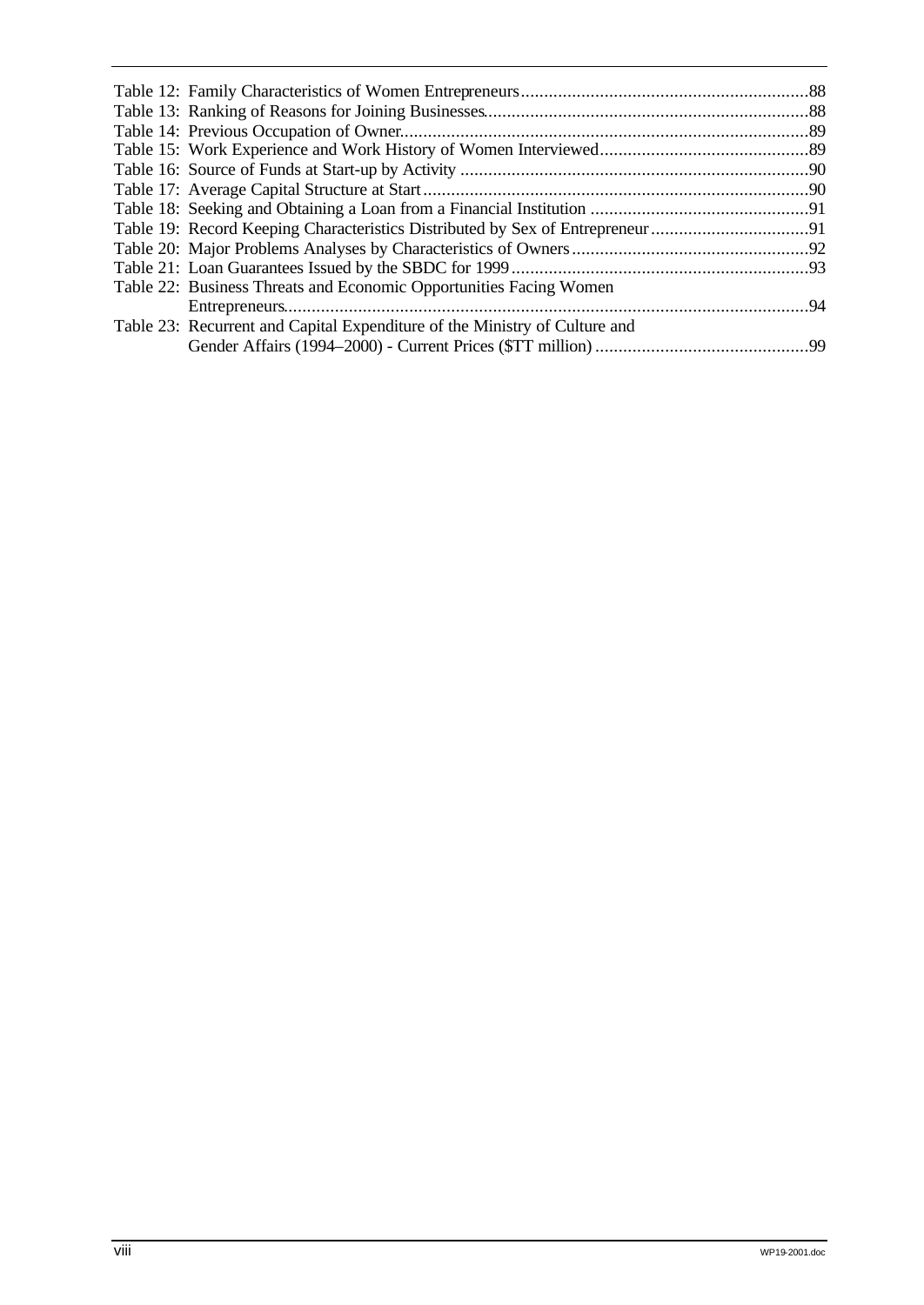Table 12: Family Characteristics of Women Entrepreneurs .....88
Table 13: Ranking of Reasons for Joining Businesses .....88
Table 14: Previous Occupation of Owner .....89
Table 15: Work Experience and Work History of Women Interviewed .....89
Table 16: Source of Funds at Start-up by Activity .....90
Table 17: Average Capital Structure at Start .....90
Table 18: Seeking and Obtaining a Loan from a Financial Institution .....91
Table 19: Record Keeping Characteristics Distributed by Sex of Entrepreneur .....91
Table 20: Major Problems Analyses by Characteristics of Owners .....92
Table 21: Loan Guarantees Issued by the SBDC for 1999 .....93
Table 22: Business Threats and Economic Opportunities Facing Women Entrepreneurs .....94
Table 23: Recurrent and Capital Expenditure of the Ministry of Culture and Gender Affairs (1994–2000) - Current Prices ($TT million) .....99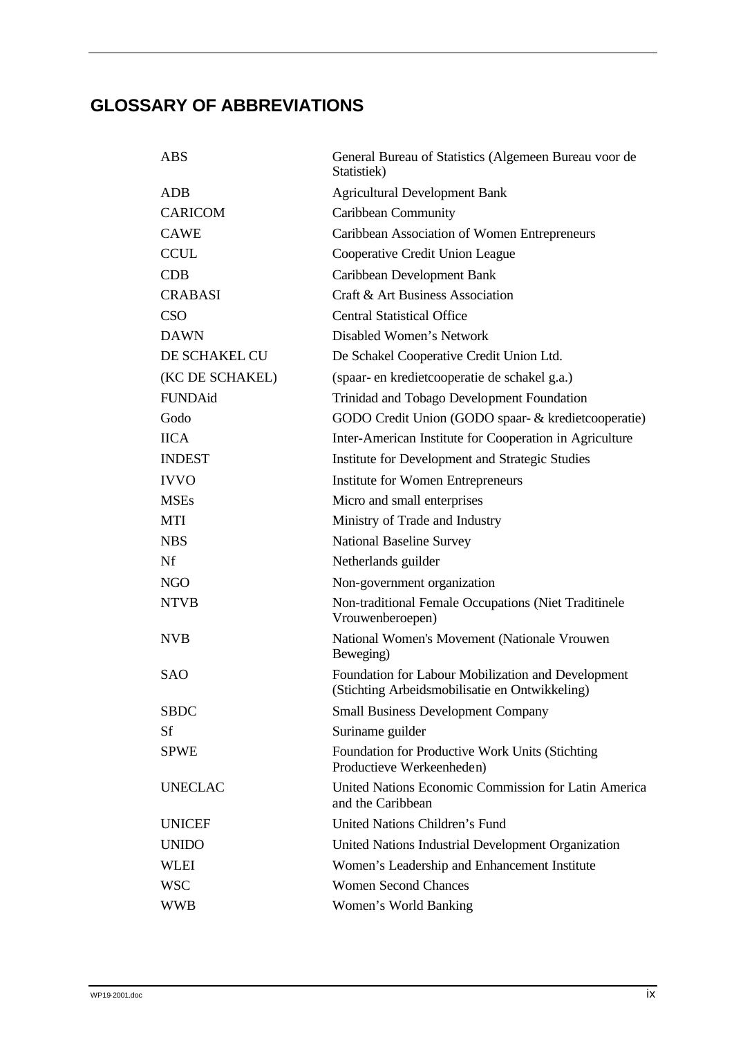## GLOSSARY OF ABBREVIATIONS

| | |
|---|---|
| ABS | General Bureau of Statistics (Algemeen Bureau voor de Statistiek) |
| ADB | Agricultural Development Bank |
| CARICOM | Caribbean Community |
| CAWE | Caribbean Association of Women Entrepreneurs |
| CCUL | Cooperative Credit Union League |
| CDB | Caribbean Development Bank |
| CRABASI | Craft & Art Business Association |
| CSO | Central Statistical Office |
| DAWN | Disabled Women's Network |
| DE SCHAKEL CU | De Schakel Cooperative Credit Union Ltd. |
| (KC DE SCHAKEL) | (spaar- en kredietcooperatie de schakel g.a.) |
| FUNDAid | Trinidad and Tobago Development Foundation |
| Godo | GODO Credit Union (GODO spaar- & kredietcooperatie) |
| IICA | Inter-American Institute for Cooperation in Agriculture |
| INDEST | Institute for Development and Strategic Studies |
| IVVO | Institute for Women Entrepreneurs |
| MSEs | Micro and small enterprises |
| MTI | Ministry of Trade and Industry |
| NBS | National Baseline Survey |
| Nf | Netherlands guilder |
| NGO | Non-government organization |
| NTVB | Non-traditional Female Occupations (Niet Traditinele Vrouwenberoepen) |
| NVB | National Women's Movement (Nationale Vrouwen Beweging) |
| SAO | Foundation for Labour Mobilization and Development (Stichting Arbeidsmobilisatie en Ontwikkeling) |
| SBDC | Small Business Development Company |
| Sf | Suriname guilder |
| SPWE | Foundation for Productive Work Units (Stichting Productieve Werkeenheden) |
| UNECLAC | United Nations Economic Commission for Latin America and the Caribbean |
| UNICEF | United Nations Children's Fund |
| UNIDO | United Nations Industrial Development Organization |
| WLEI | Women's Leadership and Enhancement Institute |
| WSC | Women Second Chances |
| WWB | Women's World Banking |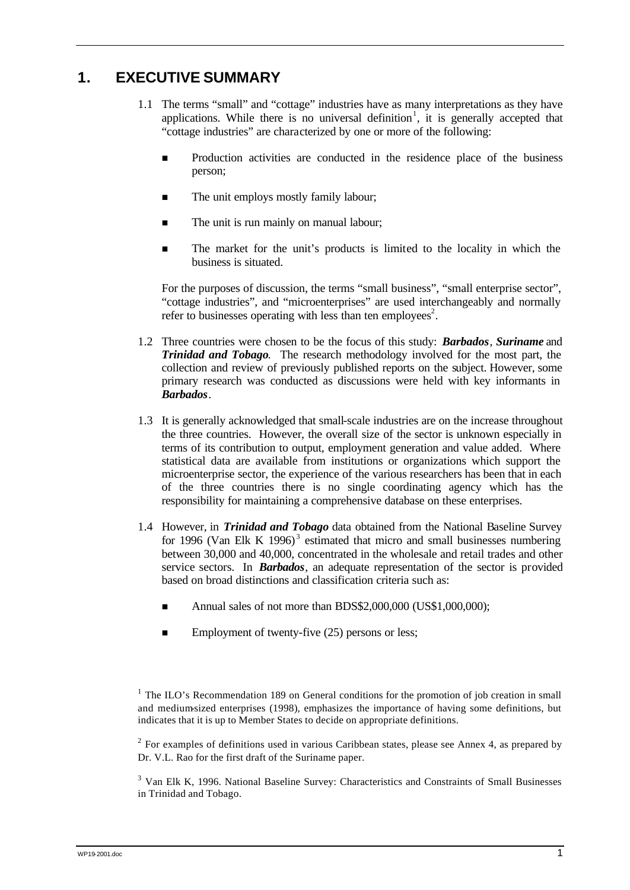# 1. EXECUTIVE SUMMARY

1.1 The terms "small" and "cottage" industries have as many interpretations as they have applications. While there is no universal definition[1], it is generally accepted that "cottage industries" are characterized by one or more of the following:

- Production activities are conducted in the residence place of the business person;
- The unit employs mostly family labour;
- The unit is run mainly on manual labour;
- The market for the unit's products is limited to the locality in which the business is situated.

For the purposes of discussion, the terms "small business", "small enterprise sector", "cottage industries", and "microenterprises" are used interchangeably and normally refer to businesses operating with less than ten employees[2].

1.2 Three countries were chosen to be the focus of this study: ***Barbados***, ***Suriname*** and ***Trinidad and Tobago***. The research methodology involved for the most part, the collection and review of previously published reports on the subject. However, some primary research was conducted as discussions were held with key informants in ***Barbados***.

1.3 It is generally acknowledged that small-scale industries are on the increase throughout the three countries. However, the overall size of the sector is unknown especially in terms of its contribution to output, employment generation and value added. Where statistical data are available from institutions or organizations which support the microenterprise sector, the experience of the various researchers has been that in each of the three countries there is no single coordinating agency which has the responsibility for maintaining a comprehensive database on these enterprises.

1.4 However, in ***Trinidad and Tobago*** data obtained from the National Baseline Survey for 1996 (Van Elk K 1996)[3] estimated that micro and small businesses numbering between 30,000 and 40,000, concentrated in the wholesale and retail trades and other service sectors. In ***Barbados***, an adequate representation of the sector is provided based on broad distinctions and classification criteria such as:

- Annual sales of not more than BDS$2,000,000 (US$1,000,000);
- Employment of twenty-five (25) persons or less;

[1] The ILO's Recommendation 189 on General conditions for the promotion of job creation in small and medium-sized enterprises (1998), emphasizes the importance of having some definitions, but indicates that it is up to Member States to decide on appropriate definitions.

[2] For examples of definitions used in various Caribbean states, please see Annex 4, as prepared by Dr. V.L. Rao for the first draft of the Suriname paper.

[3] Van Elk K, 1996. National Baseline Survey: Characteristics and Constraints of Small Businesses in Trinidad and Tobago.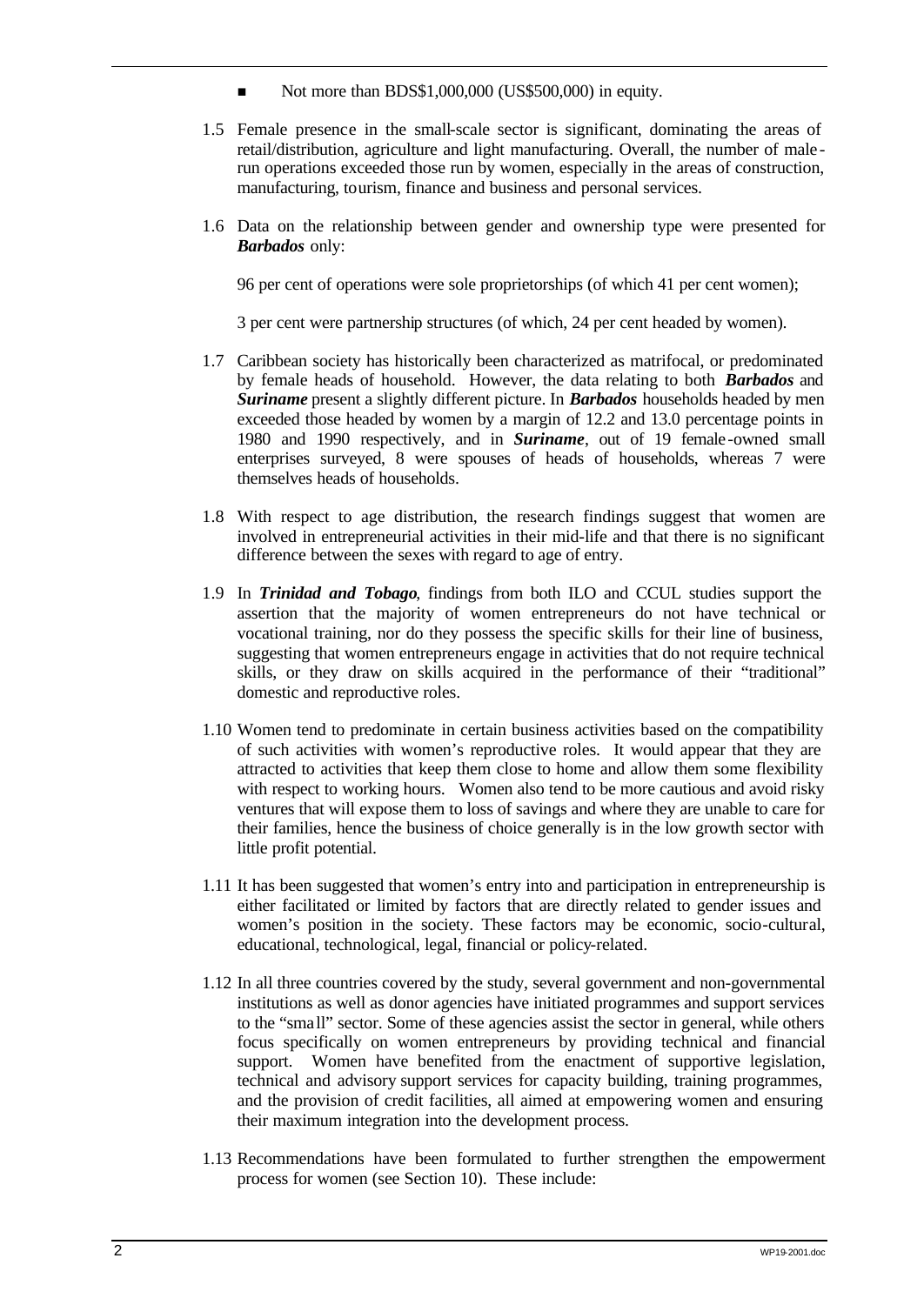- Not more than BDS$1,000,000 (US$500,000) in equity.

1.5 Female presence in the small-scale sector is significant, dominating the areas of retail/distribution, agriculture and light manufacturing. Overall, the number of male-run operations exceeded those run by women, especially in the areas of construction, manufacturing, tourism, finance and business and personal services.

1.6 Data on the relationship between gender and ownership type were presented for ***Barbados*** only:

96 per cent of operations were sole proprietorships (of which 41 per cent women);

3 per cent were partnership structures (of which, 24 per cent headed by women).

1.7 Caribbean society has historically been characterized as matrifocal, or predominated by female heads of household. However, the data relating to both ***Barbados*** and ***Suriname*** present a slightly different picture. In ***Barbados*** households headed by men exceeded those headed by women by a margin of 12.2 and 13.0 percentage points in 1980 and 1990 respectively, and in ***Suriname***, out of 19 female-owned small enterprises surveyed, 8 were spouses of heads of households, whereas 7 were themselves heads of households.

1.8 With respect to age distribution, the research findings suggest that women are involved in entrepreneurial activities in their mid-life and that there is no significant difference between the sexes with regard to age of entry.

1.9 In ***Trinidad and Tobago***, findings from both ILO and CCUL studies support the assertion that the majority of women entrepreneurs do not have technical or vocational training, nor do they possess the specific skills for their line of business, suggesting that women entrepreneurs engage in activities that do not require technical skills, or they draw on skills acquired in the performance of their "traditional" domestic and reproductive roles.

1.10 Women tend to predominate in certain business activities based on the compatibility of such activities with women's reproductive roles. It would appear that they are attracted to activities that keep them close to home and allow them some flexibility with respect to working hours. Women also tend to be more cautious and avoid risky ventures that will expose them to loss of savings and where they are unable to care for their families, hence the business of choice generally is in the low growth sector with little profit potential.

1.11 It has been suggested that women's entry into and participation in entrepreneurship is either facilitated or limited by factors that are directly related to gender issues and women's position in the society. These factors may be economic, socio-cultural, educational, technological, legal, financial or policy-related.

1.12 In all three countries covered by the study, several government and non-governmental institutions as well as donor agencies have initiated programmes and support services to the "small" sector. Some of these agencies assist the sector in general, while others focus specifically on women entrepreneurs by providing technical and financial support. Women have benefited from the enactment of supportive legislation, technical and advisory support services for capacity building, training programmes, and the provision of credit facilities, all aimed at empowering women and ensuring their maximum integration into the development process.

1.13 Recommendations have been formulated to further strengthen the empowerment process for women (see Section 10). These include: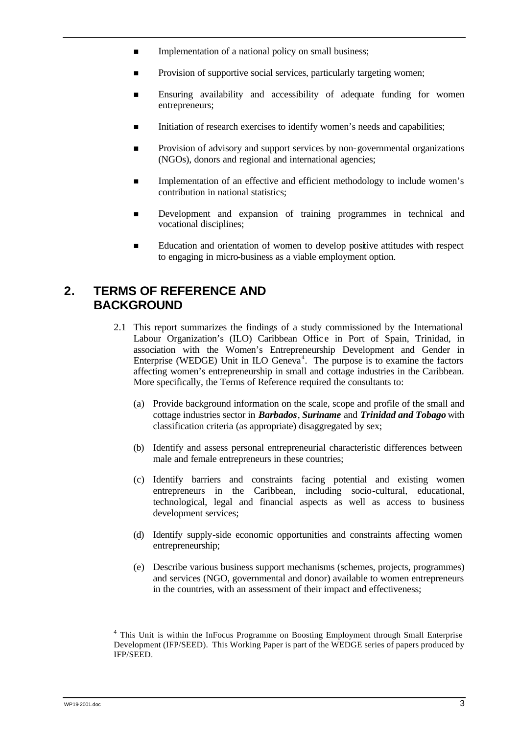- Implementation of a national policy on small business;
- Provision of supportive social services, particularly targeting women;
- Ensuring availability and accessibility of adequate funding for women entrepreneurs;
- Initiation of research exercises to identify women's needs and capabilities;
- Provision of advisory and support services by non-governmental organizations (NGOs), donors and regional and international agencies;
- Implementation of an effective and efficient methodology to include women's contribution in national statistics;
- Development and expansion of training programmes in technical and vocational disciplines;
- Education and orientation of women to develop positive attitudes with respect to engaging in micro-business as a viable employment option.

## 2. TERMS OF REFERENCE AND BACKGROUND

2.1 This report summarizes the findings of a study commissioned by the International Labour Organization's (ILO) Caribbean Office in Port of Spain, Trinidad, in association with the Women's Entrepreneurship Development and Gender in Enterprise (WEDGE) Unit in ILO Geneva[4]. The purpose is to examine the factors affecting women's entrepreneurship in small and cottage industries in the Caribbean. More specifically, the Terms of Reference required the consultants to:

(a) Provide background information on the scale, scope and profile of the small and cottage industries sector in ***Barbados***, ***Suriname*** and ***Trinidad and Tobago*** with classification criteria (as appropriate) disaggregated by sex;

(b) Identify and assess personal entrepreneurial characteristic differences between male and female entrepreneurs in these countries;

(c) Identify barriers and constraints facing potential and existing women entrepreneurs in the Caribbean, including socio-cultural, educational, technological, legal and financial aspects as well as access to business development services;

(d) Identify supply-side economic opportunities and constraints affecting women entrepreneurship;

(e) Describe various business support mechanisms (schemes, projects, programmes) and services (NGO, governmental and donor) available to women entrepreneurs in the countries, with an assessment of their impact and effectiveness;

[4] This Unit is within the InFocus Programme on Boosting Employment through Small Enterprise Development (IFP/SEED). This Working Paper is part of the WEDGE series of papers produced by IFP/SEED.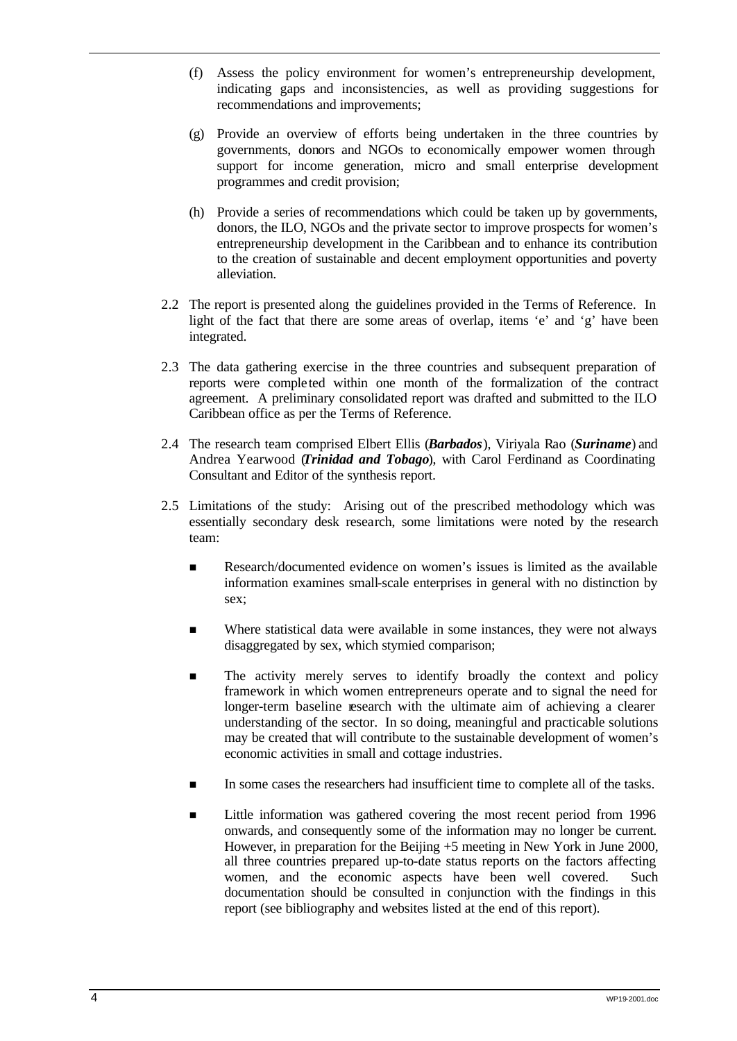(f) Assess the policy environment for women's entrepreneurship development, indicating gaps and inconsistencies, as well as providing suggestions for recommendations and improvements;

(g) Provide an overview of efforts being undertaken in the three countries by governments, donors and NGOs to economically empower women through support for income generation, micro and small enterprise development programmes and credit provision;

(h) Provide a series of recommendations which could be taken up by governments, donors, the ILO, NGOs and the private sector to improve prospects for women's entrepreneurship development in the Caribbean and to enhance its contribution to the creation of sustainable and decent employment opportunities and poverty alleviation.

2.2 The report is presented along the guidelines provided in the Terms of Reference. In light of the fact that there are some areas of overlap, items 'e' and 'g' have been integrated.

2.3 The data gathering exercise in the three countries and subsequent preparation of reports were completed within one month of the formalization of the contract agreement. A preliminary consolidated report was drafted and submitted to the ILO Caribbean office as per the Terms of Reference.

2.4 The research team comprised Elbert Ellis (***Barbados***), Viriyala Rao (***Suriname***) and Andrea Yearwood (***Trinidad and Tobago***), with Carol Ferdinand as Coordinating Consultant and Editor of the synthesis report.

2.5 Limitations of the study: Arising out of the prescribed methodology which was essentially secondary desk research, some limitations were noted by the research team:

- Research/documented evidence on women's issues is limited as the available information examines small-scale enterprises in general with no distinction by sex;
- Where statistical data were available in some instances, they were not always disaggregated by sex, which stymied comparison;
- The activity merely serves to identify broadly the context and policy framework in which women entrepreneurs operate and to signal the need for longer-term baseline research with the ultimate aim of achieving a clearer understanding of the sector. In so doing, meaningful and practicable solutions may be created that will contribute to the sustainable development of women's economic activities in small and cottage industries.
- In some cases the researchers had insufficient time to complete all of the tasks.
- Little information was gathered covering the most recent period from 1996 onwards, and consequently some of the information may no longer be current. However, in preparation for the Beijing +5 meeting in New York in June 2000, all three countries prepared up-to-date status reports on the factors affecting women, and the economic aspects have been well covered. Such documentation should be consulted in conjunction with the findings in this report (see bibliography and websites listed at the end of this report).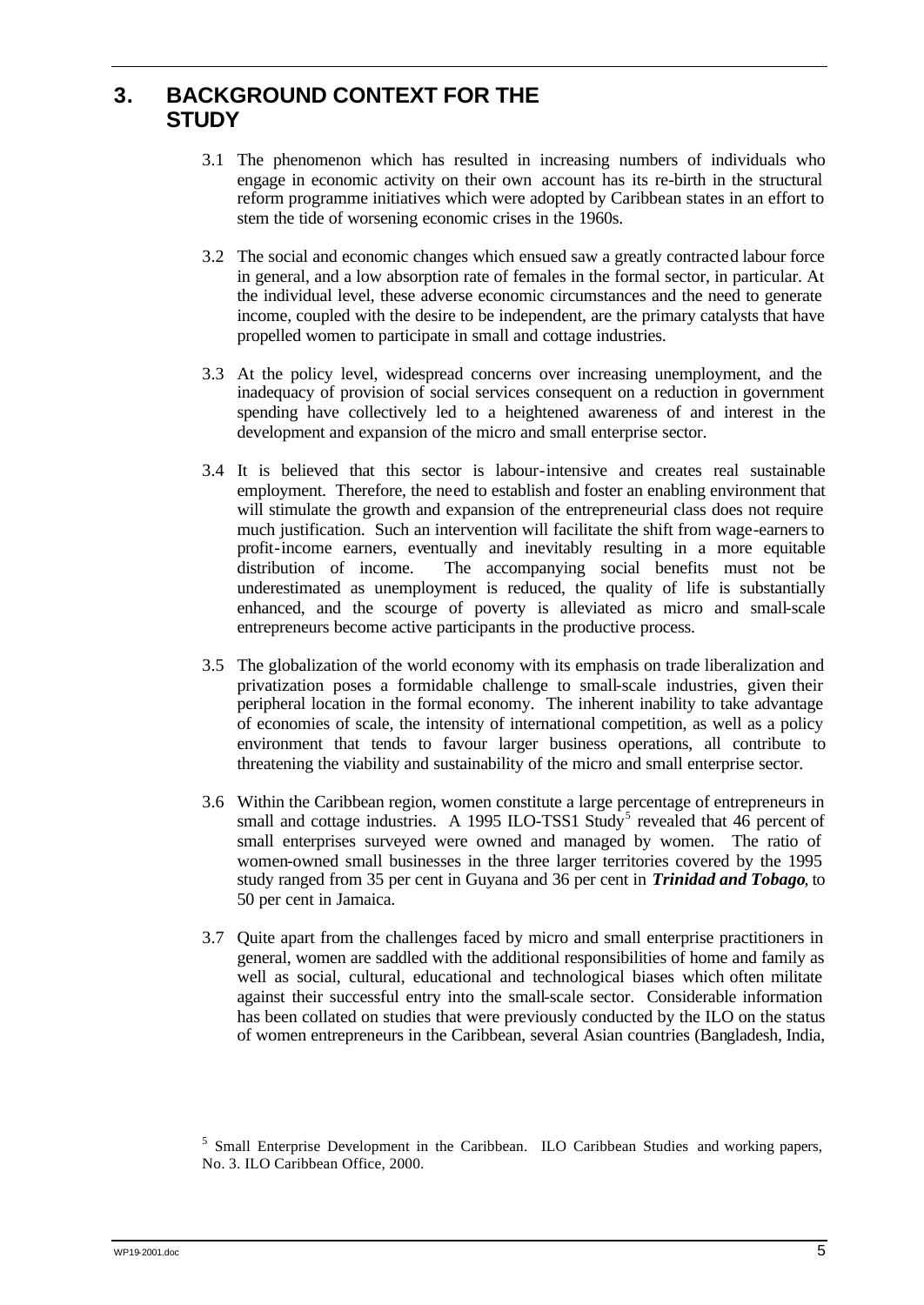# 3. BACKGROUND CONTEXT FOR THE STUDY

3.1 The phenomenon which has resulted in increasing numbers of individuals who engage in economic activity on their own account has its re-birth in the structural reform programme initiatives which were adopted by Caribbean states in an effort to stem the tide of worsening economic crises in the 1960s.

3.2 The social and economic changes which ensued saw a greatly contracted labour force in general, and a low absorption rate of females in the formal sector, in particular. At the individual level, these adverse economic circumstances and the need to generate income, coupled with the desire to be independent, are the primary catalysts that have propelled women to participate in small and cottage industries.

3.3 At the policy level, widespread concerns over increasing unemployment, and the inadequacy of provision of social services consequent on a reduction in government spending have collectively led to a heightened awareness of and interest in the development and expansion of the micro and small enterprise sector.

3.4 It is believed that this sector is labour-intensive and creates real sustainable employment. Therefore, the need to establish and foster an enabling environment that will stimulate the growth and expansion of the entrepreneurial class does not require much justification. Such an intervention will facilitate the shift from wage-earners to profit-income earners, eventually and inevitably resulting in a more equitable distribution of income. The accompanying social benefits must not be underestimated as unemployment is reduced, the quality of life is substantially enhanced, and the scourge of poverty is alleviated as micro and small-scale entrepreneurs become active participants in the productive process.

3.5 The globalization of the world economy with its emphasis on trade liberalization and privatization poses a formidable challenge to small-scale industries, given their peripheral location in the formal economy. The inherent inability to take advantage of economies of scale, the intensity of international competition, as well as a policy environment that tends to favour larger business operations, all contribute to threatening the viability and sustainability of the micro and small enterprise sector.

3.6 Within the Caribbean region, women constitute a large percentage of entrepreneurs in small and cottage industries. A 1995 ILO-TSS1 Study[5] revealed that 46 percent of small enterprises surveyed were owned and managed by women. The ratio of women-owned small businesses in the three larger territories covered by the 1995 study ranged from 35 per cent in Guyana and 36 per cent in ***Trinidad and Tobago***, to 50 per cent in Jamaica.

3.7 Quite apart from the challenges faced by micro and small enterprise practitioners in general, women are saddled with the additional responsibilities of home and family as well as social, cultural, educational and technological biases which often militate against their successful entry into the small-scale sector. Considerable information has been collated on studies that were previously conducted by the ILO on the status of women entrepreneurs in the Caribbean, several Asian countries (Bangladesh, India,

[5] Small Enterprise Development in the Caribbean. ILO Caribbean Studies and working papers, No. 3. ILO Caribbean Office, 2000.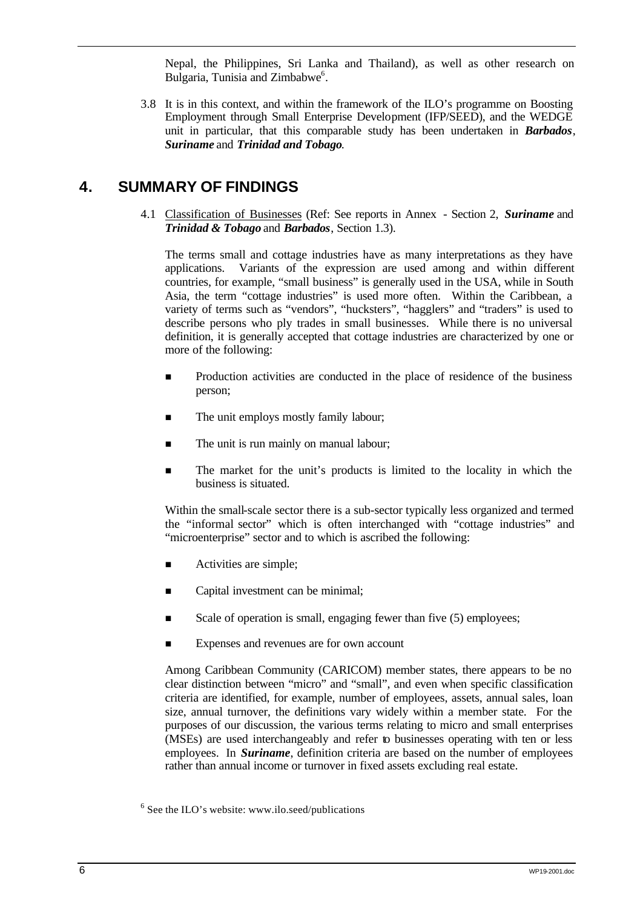Nepal, the Philippines, Sri Lanka and Thailand), as well as other research on Bulgaria, Tunisia and Zimbabwe[6].

3.8 It is in this context, and within the framework of the ILO's programme on Boosting Employment through Small Enterprise Development (IFP/SEED), and the WEDGE unit in particular, that this comparable study has been undertaken in ***Barbados***, ***Suriname*** and ***Trinidad and Tobago***.

## 4. SUMMARY OF FINDINGS

4.1 Classification of Businesses (Ref: See reports in Annex - Section 2, ***Suriname*** and ***Trinidad & Tobago*** and ***Barbados***, Section 1.3).

The terms small and cottage industries have as many interpretations as they have applications. Variants of the expression are used among and within different countries, for example, "small business" is generally used in the USA, while in South Asia, the term "cottage industries" is used more often. Within the Caribbean, a variety of terms such as "vendors", "hucksters", "hagglers" and "traders" is used to describe persons who ply trades in small businesses. While there is no universal definition, it is generally accepted that cottage industries are characterized by one or more of the following:

- Production activities are conducted in the place of residence of the business person;
- The unit employs mostly family labour;
- The unit is run mainly on manual labour;
- The market for the unit's products is limited to the locality in which the business is situated.

Within the small-scale sector there is a sub-sector typically less organized and termed the "informal sector" which is often interchanged with "cottage industries" and "microenterprise" sector and to which is ascribed the following:

- Activities are simple;
- Capital investment can be minimal;
- Scale of operation is small, engaging fewer than five (5) employees;
- Expenses and revenues are for own account

Among Caribbean Community (CARICOM) member states, there appears to be no clear distinction between "micro" and "small", and even when specific classification criteria are identified, for example, number of employees, assets, annual sales, loan size, annual turnover, the definitions vary widely within a member state. For the purposes of our discussion, the various terms relating to micro and small enterprises (MSEs) are used interchangeably and refer to businesses operating with ten or less employees. In ***Suriname***, definition criteria are based on the number of employees rather than annual income or turnover in fixed assets excluding real estate.

[6] See the ILO's website: www.ilo.seed/publications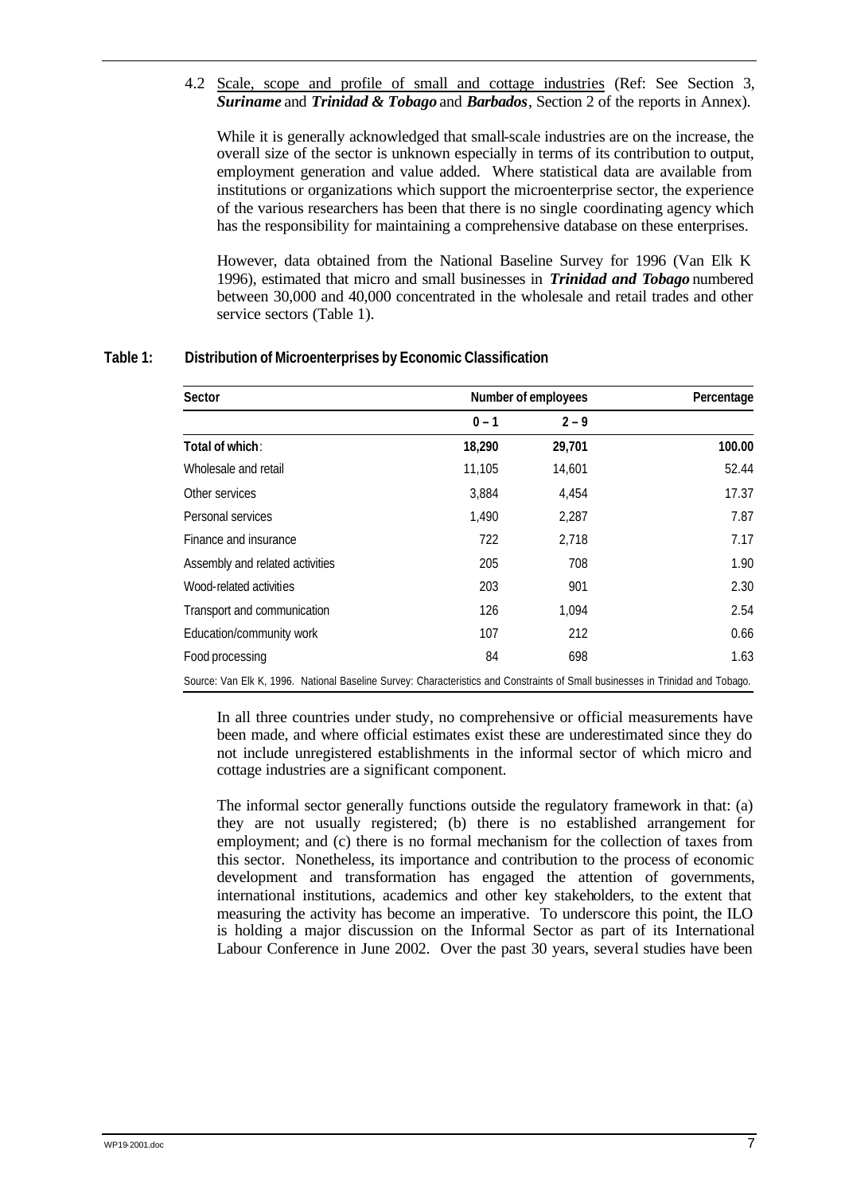4.2 Scale, scope and profile of small and cottage industries (Ref: See Section 3, ***Suriname*** and ***Trinidad & Tobago*** and ***Barbados***, Section 2 of the reports in Annex).

While it is generally acknowledged that small-scale industries are on the increase, the overall size of the sector is unknown especially in terms of its contribution to output, employment generation and value added. Where statistical data are available from institutions or organizations which support the microenterprise sector, the experience of the various researchers has been that there is no single coordinating agency which has the responsibility for maintaining a comprehensive database on these enterprises.

However, data obtained from the National Baseline Survey for 1996 (Van Elk K 1996), estimated that micro and small businesses in ***Trinidad and Tobago*** numbered between 30,000 and 40,000 concentrated in the wholesale and retail trades and other service sectors (Table 1).

**Table 1: Distribution of Microenterprises by Economic Classification**

| Sector | Number of employees | | Percentage |
|---|---|---|---|
| | 0 – 1 | 2 – 9 | |
| **Total of which**: | **18,290** | **29,701** | **100.00** |
| Wholesale and retail | 11,105 | 14,601 | 52.44 |
| Other services | 3,884 | 4,454 | 17.37 |
| Personal services | 1,490 | 2,287 | 7.87 |
| Finance and insurance | 722 | 2,718 | 7.17 |
| Assembly and related activities | 205 | 708 | 1.90 |
| Wood-related activities | 203 | 901 | 2.30 |
| Transport and communication | 126 | 1,094 | 2.54 |
| Education/community work | 107 | 212 | 0.66 |
| Food processing | 84 | 698 | 1.63 |

Source: Van Elk K, 1996. National Baseline Survey: Characteristics and Constraints of Small businesses in Trinidad and Tobago.

In all three countries under study, no comprehensive or official measurements have been made, and where official estimates exist these are underestimated since they do not include unregistered establishments in the informal sector of which micro and cottage industries are a significant component.

The informal sector generally functions outside the regulatory framework in that: (a) they are not usually registered; (b) there is no established arrangement for employment; and (c) there is no formal mechanism for the collection of taxes from this sector. Nonetheless, its importance and contribution to the process of economic development and transformation has engaged the attention of governments, international institutions, academics and other key stakeholders, to the extent that measuring the activity has become an imperative. To underscore this point, the ILO is holding a major discussion on the Informal Sector as part of its International Labour Conference in June 2002. Over the past 30 years, several studies have been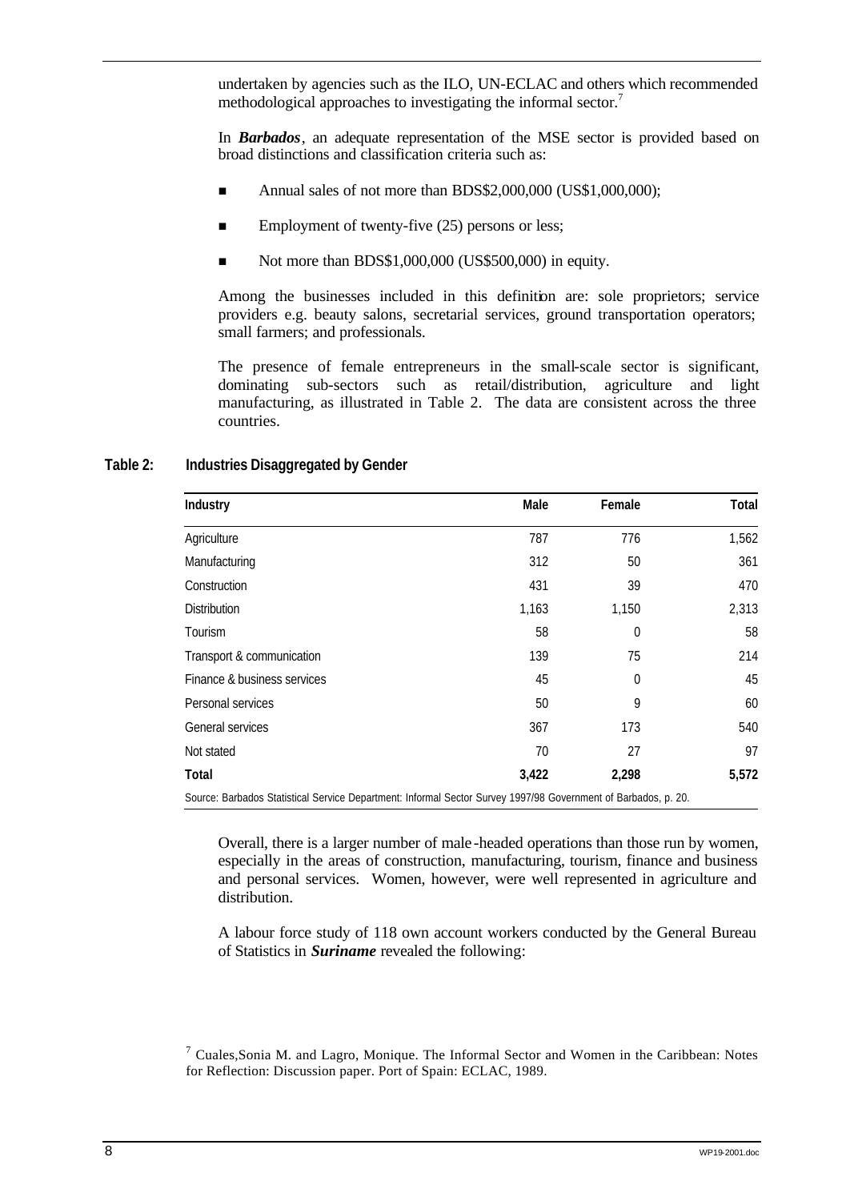undertaken by agencies such as the ILO, UN-ECLAC and others which recommended methodological approaches to investigating the informal sector.[7]

In ***Barbados***, an adequate representation of the MSE sector is provided based on broad distinctions and classification criteria such as:

- Annual sales of not more than BDS$2,000,000 (US$1,000,000);
- Employment of twenty-five (25) persons or less;
- Not more than BDS$1,000,000 (US$500,000) in equity.

Among the businesses included in this definition are: sole proprietors; service providers e.g. beauty salons, secretarial services, ground transportation operators; small farmers; and professionals.

The presence of female entrepreneurs in the small-scale sector is significant, dominating sub-sectors such as retail/distribution, agriculture and light manufacturing, as illustrated in Table 2. The data are consistent across the three countries.

**Table 2: Industries Disaggregated by Gender**

| Industry | Male | Female | Total |
|---|---|---|---|
| Agriculture | 787 | 776 | 1,562 |
| Manufacturing | 312 | 50 | 361 |
| Construction | 431 | 39 | 470 |
| Distribution | 1,163 | 1,150 | 2,313 |
| Tourism | 58 | 0 | 58 |
| Transport & communication | 139 | 75 | 214 |
| Finance & business services | 45 | 0 | 45 |
| Personal services | 50 | 9 | 60 |
| General services | 367 | 173 | 540 |
| Not stated | 70 | 27 | 97 |
| **Total** | **3,422** | **2,298** | **5,572** |

Source: Barbados Statistical Service Department: Informal Sector Survey 1997/98 Government of Barbados, p. 20.

Overall, there is a larger number of male-headed operations than those run by women, especially in the areas of construction, manufacturing, tourism, finance and business and personal services. Women, however, were well represented in agriculture and distribution.

A labour force study of 118 own account workers conducted by the General Bureau of Statistics in ***Suriname*** revealed the following:

[7] Cuales, Sonia M. and Lagro, Monique. The Informal Sector and Women in the Caribbean: Notes for Reflection: Discussion paper. Port of Spain: ECLAC, 1989.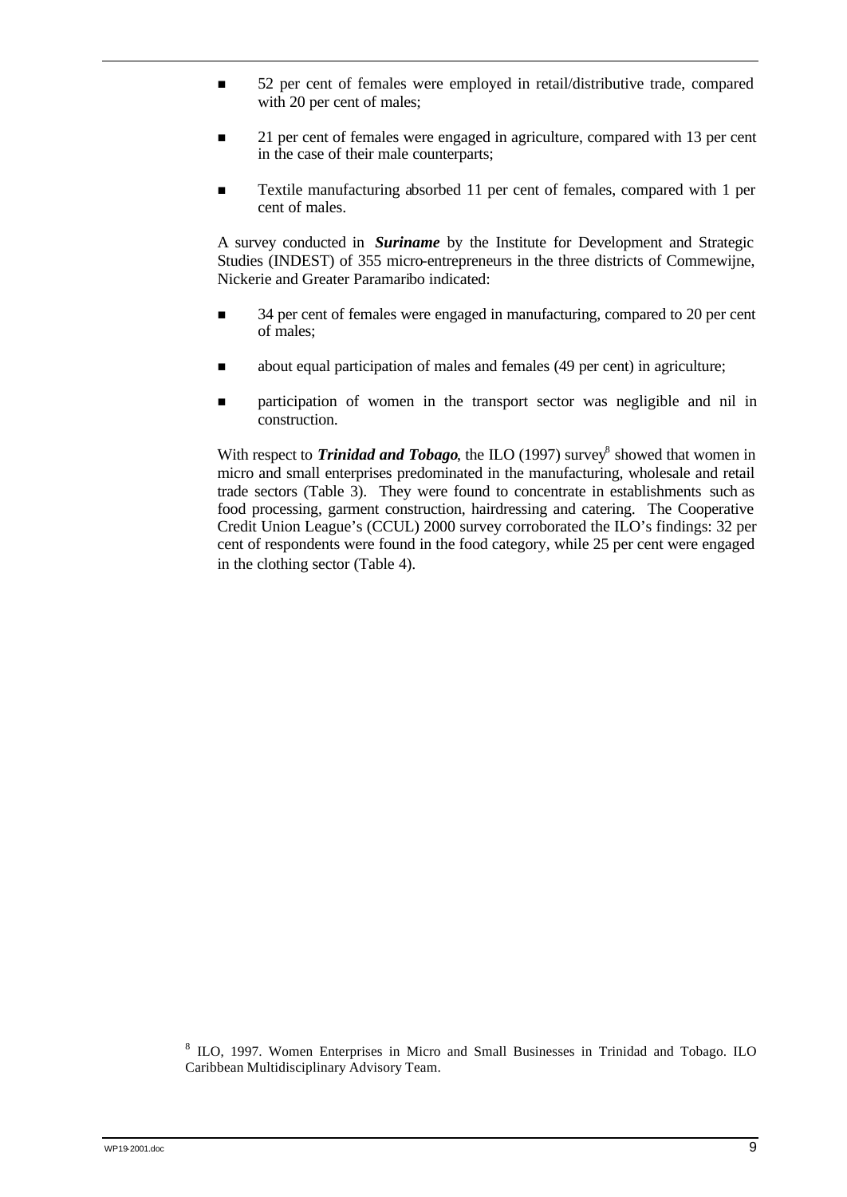- 52 per cent of females were employed in retail/distributive trade, compared with 20 per cent of males;
- 21 per cent of females were engaged in agriculture, compared with 13 per cent in the case of their male counterparts;
- Textile manufacturing absorbed 11 per cent of females, compared with 1 per cent of males.

A survey conducted in ***Suriname*** by the Institute for Development and Strategic Studies (INDEST) of 355 micro-entrepreneurs in the three districts of Commewijne, Nickerie and Greater Paramaribo indicated:

- 34 per cent of females were engaged in manufacturing, compared to 20 per cent of males;
- about equal participation of males and females (49 per cent) in agriculture;
- participation of women in the transport sector was negligible and nil in construction.

With respect to ***Trinidad and Tobago***, the ILO (1997) survey[8] showed that women in micro and small enterprises predominated in the manufacturing, wholesale and retail trade sectors (Table 3). They were found to concentrate in establishments such as food processing, garment construction, hairdressing and catering. The Cooperative Credit Union League's (CCUL) 2000 survey corroborated the ILO's findings: 32 per cent of respondents were found in the food category, while 25 per cent were engaged in the clothing sector (Table 4).

[8] ILO, 1997. Women Enterprises in Micro and Small Businesses in Trinidad and Tobago. ILO Caribbean Multidisciplinary Advisory Team.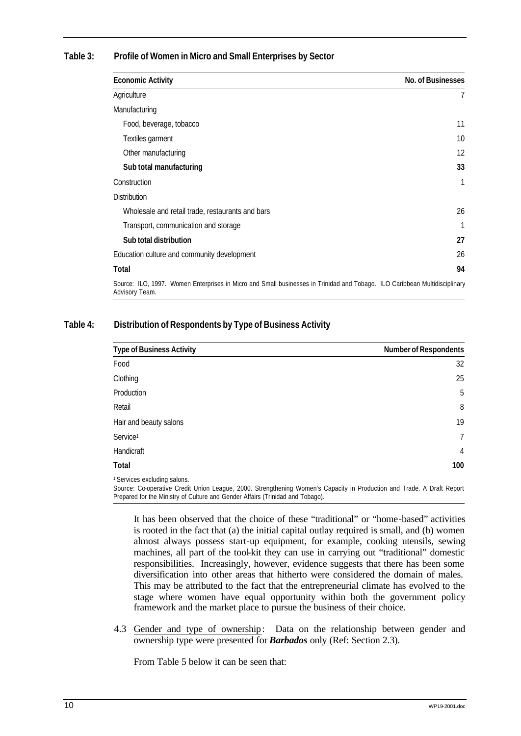**Table 3: Profile of Women in Micro and Small Enterprises by Sector**

| Economic Activity | No. of Businesses |
|---|---|
| Agriculture | 7 |
| Manufacturing | |
| Food, beverage, tobacco | 11 |
| Textiles garment | 10 |
| Other manufacturing | 12 |
| **Sub total manufacturing** | **33** |
| Construction | 1 |
| Distribution | |
| Wholesale and retail trade, restaurants and bars | 26 |
| Transport, communication and storage | 1 |
| **Sub total distribution** | **27** |
| Education culture and community development | 26 |
| **Total** | **94** |

Source: ILO, 1997. Women Enterprises in Micro and Small businesses in Trinidad and Tobago. ILO Caribbean Multidisciplinary Advisory Team.

**Table 4: Distribution of Respondents by Type of Business Activity**

| Type of Business Activity | Number of Respondents |
|---|---|
| Food | 32 |
| Clothing | 25 |
| Production | 5 |
| Retail | 8 |
| Hair and beauty salons | 19 |
| Service[1] | 7 |
| Handicraft | 4 |
| **Total** | **100** |

[1] Services excluding salons.
Source: Co-operative Credit Union League, 2000. Strengthening Women's Capacity in Production and Trade. A Draft Report Prepared for the Ministry of Culture and Gender Affairs (Trinidad and Tobago).

It has been observed that the choice of these "traditional" or "home-based" activities is rooted in the fact that (a) the initial capital outlay required is small, and (b) women almost always possess start-up equipment, for example, cooking utensils, sewing machines, all part of the tool-kit they can use in carrying out "traditional" domestic responsibilities. Increasingly, however, evidence suggests that there has been some diversification into other areas that hitherto were considered the domain of males. This may be attributed to the fact that the entrepreneurial climate has evolved to the stage where women have equal opportunity within both the government policy framework and the market place to pursue the business of their choice.

4.3 Gender and type of ownership: Data on the relationship between gender and ownership type were presented for ***Barbados*** only (Ref: Section 2.3).

From Table 5 below it can be seen that: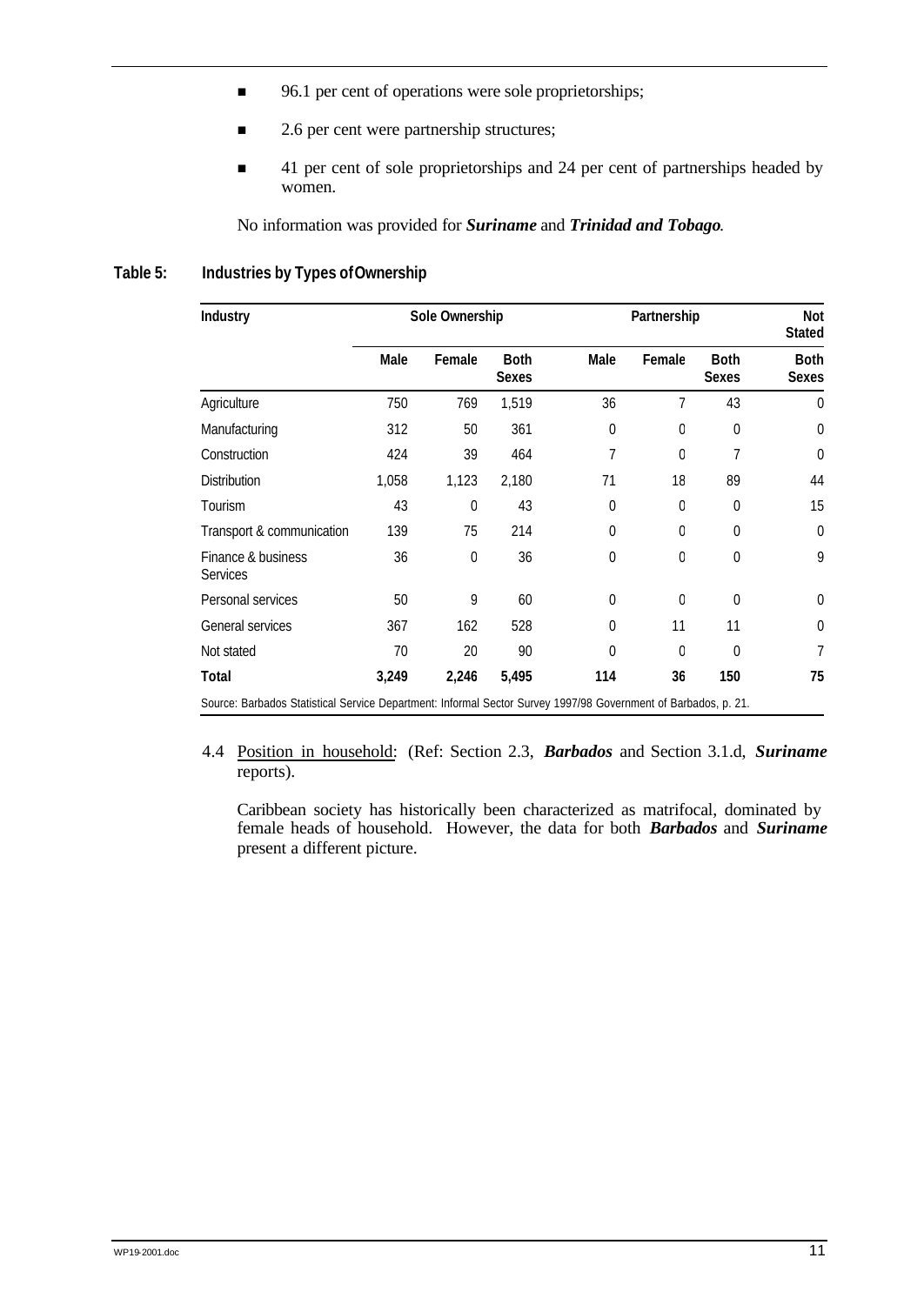- 96.1 per cent of operations were sole proprietorships;
- 2.6 per cent were partnership structures;
- 41 per cent of sole proprietorships and 24 per cent of partnerships headed by women.

No information was provided for ***Suriname*** and ***Trinidad and Tobago.***

**Table 5: Industries by Types of Ownership**

| Industry | Sole Ownership | | | Partnership | | | Not Stated |
|---|---|---|---|---|---|---|---|
| | Male | Female | Both Sexes | Male | Female | Both Sexes | Both Sexes |
| Agriculture | 750 | 769 | 1,519 | 36 | 7 | 43 | 0 |
| Manufacturing | 312 | 50 | 361 | 0 | 0 | 0 | 0 |
| Construction | 424 | 39 | 464 | 7 | 0 | 7 | 0 |
| Distribution | 1,058 | 1,123 | 2,180 | 71 | 18 | 89 | 44 |
| Tourism | 43 | 0 | 43 | 0 | 0 | 0 | 15 |
| Transport & communication | 139 | 75 | 214 | 0 | 0 | 0 | 0 |
| Finance & business Services | 36 | 0 | 36 | 0 | 0 | 0 | 9 |
| Personal services | 50 | 9 | 60 | 0 | 0 | 0 | 0 |
| General services | 367 | 162 | 528 | 0 | 11 | 11 | 0 |
| Not stated | 70 | 20 | 90 | 0 | 0 | 0 | 7 |
| **Total** | **3,249** | **2,246** | **5,495** | **114** | **36** | **150** | **75** |

Source: Barbados Statistical Service Department: Informal Sector Survey 1997/98 Government of Barbados, p. 21.

4.4 Position in household: (Ref: Section 2.3, ***Barbados*** and Section 3.1.d, ***Suriname*** reports).

Caribbean society has historically been characterized as matrifocal, dominated by female heads of household. However, the data for both ***Barbados*** and ***Suriname*** present a different picture.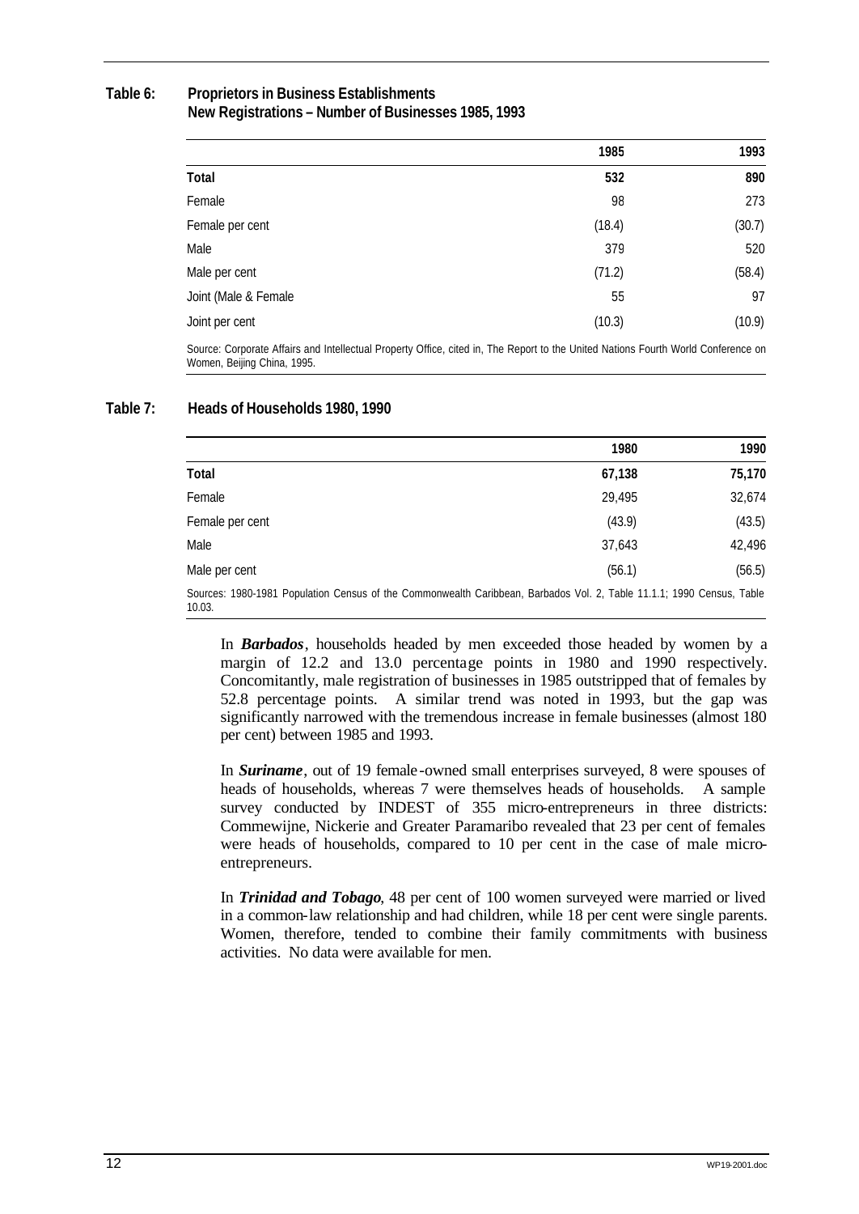**Table 6: Proprietors in Business Establishments**
**New Registrations – Number of Businesses 1985, 1993**

| | 1985 | 1993 |
|---|---|---|
| **Total** | **532** | **890** |
| Female | 98 | 273 |
| Female per cent | (18.4) | (30.7) |
| Male | 379 | 520 |
| Male per cent | (71.2) | (58.4) |
| Joint (Male & Female | 55 | 97 |
| Joint per cent | (10.3) | (10.9) |

Source: Corporate Affairs and Intellectual Property Office, cited in, The Report to the United Nations Fourth World Conference on Women, Beijing China, 1995.

**Table 7: Heads of Households 1980, 1990**

| | 1980 | 1990 |
|---|---|---|
| **Total** | **67,138** | **75,170** |
| Female | 29,495 | 32,674 |
| Female per cent | (43.9) | (43.5) |
| Male | 37,643 | 42,496 |
| Male per cent | (56.1) | (56.5) |

Sources: 1980-1981 Population Census of the Commonwealth Caribbean, Barbados Vol. 2, Table 11.1.1; 1990 Census, Table 10.03.

In ***Barbados***, households headed by men exceeded those headed by women by a margin of 12.2 and 13.0 percentage points in 1980 and 1990 respectively. Concomitantly, male registration of businesses in 1985 outstripped that of females by 52.8 percentage points. A similar trend was noted in 1993, but the gap was significantly narrowed with the tremendous increase in female businesses (almost 180 per cent) between 1985 and 1993.

In ***Suriname***, out of 19 female-owned small enterprises surveyed, 8 were spouses of heads of households, whereas 7 were themselves heads of households. A sample survey conducted by INDEST of 355 micro-entrepreneurs in three districts: Commewijne, Nickerie and Greater Paramaribo revealed that 23 per cent of females were heads of households, compared to 10 per cent in the case of male micro-entrepreneurs.

In ***Trinidad and Tobago***, 48 per cent of 100 women surveyed were married or lived in a common-law relationship and had children, while 18 per cent were single parents. Women, therefore, tended to combine their family commitments with business activities. No data were available for men.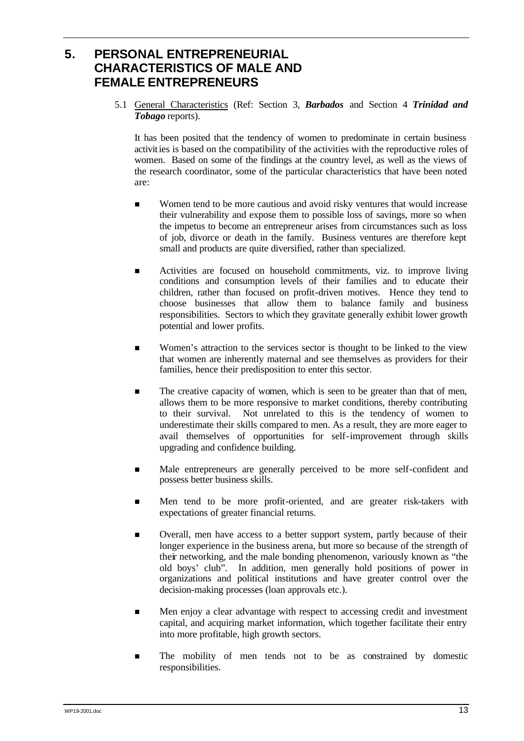# 5. PERSONAL ENTREPRENEURIAL CHARACTERISTICS OF MALE AND FEMALE ENTREPRENEURS

5.1 General Characteristics (Ref: Section 3, ***Barbados*** and Section 4 ***Trinidad and Tobago*** reports).

It has been posited that the tendency of women to predominate in certain business activities is based on the compatibility of the activities with the reproductive roles of women. Based on some of the findings at the country level, as well as the views of the research coordinator, some of the particular characteristics that have been noted are:

- Women tend to be more cautious and avoid risky ventures that would increase their vulnerability and expose them to possible loss of savings, more so when the impetus to become an entrepreneur arises from circumstances such as loss of job, divorce or death in the family. Business ventures are therefore kept small and products are quite diversified, rather than specialized.

- Activities are focused on household commitments, viz. to improve living conditions and consumption levels of their families and to educate their children, rather than focused on profit-driven motives. Hence they tend to choose businesses that allow them to balance family and business responsibilities. Sectors to which they gravitate generally exhibit lower growth potential and lower profits.

- Women's attraction to the services sector is thought to be linked to the view that women are inherently maternal and see themselves as providers for their families, hence their predisposition to enter this sector.

- The creative capacity of women, which is seen to be greater than that of men, allows them to be more responsive to market conditions, thereby contributing to their survival. Not unrelated to this is the tendency of women to underestimate their skills compared to men. As a result, they are more eager to avail themselves of opportunities for self-improvement through skills upgrading and confidence building.

- Male entrepreneurs are generally perceived to be more self-confident and possess better business skills.

- Men tend to be more profit-oriented, and are greater risk-takers with expectations of greater financial returns.

- Overall, men have access to a better support system, partly because of their longer experience in the business arena, but more so because of the strength of their networking, and the male bonding phenomenon, variously known as "the old boys' club". In addition, men generally hold positions of power in organizations and political institutions and have greater control over the decision-making processes (loan approvals etc.).

- Men enjoy a clear advantage with respect to accessing credit and investment capital, and acquiring market information, which together facilitate their entry into more profitable, high growth sectors.

- The mobility of men tends not to be as constrained by domestic responsibilities.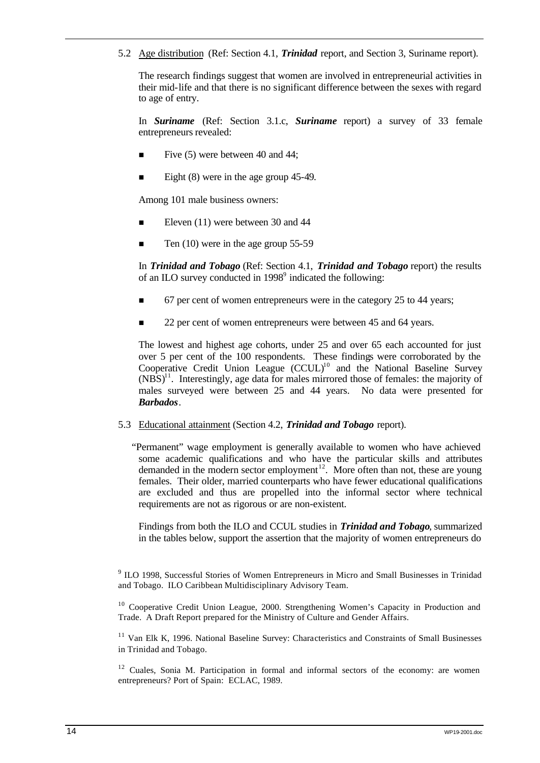5.2 Age distribution (Ref: Section 4.1, ***Trinidad*** report, and Section 3, Suriname report).

The research findings suggest that women are involved in entrepreneurial activities in their mid-life and that there is no significant difference between the sexes with regard to age of entry.

In ***Suriname*** (Ref: Section 3.1.c, ***Suriname*** report) a survey of 33 female entrepreneurs revealed:

- Five (5) were between 40 and 44;
- Eight (8) were in the age group 45-49.

Among 101 male business owners:

- Eleven (11) were between 30 and 44
- Ten (10) were in the age group 55-59

In ***Trinidad and Tobago*** (Ref: Section 4.1, ***Trinidad and Tobago*** report) the results of an ILO survey conducted in 1998[9] indicated the following:

- 67 per cent of women entrepreneurs were in the category 25 to 44 years;
- 22 per cent of women entrepreneurs were between 45 and 64 years.

The lowest and highest age cohorts, under 25 and over 65 each accounted for just over 5 per cent of the 100 respondents. These findings were corroborated by the Cooperative Credit Union League (CCUL)[10] and the National Baseline Survey (NBS)[11]. Interestingly, age data for males mirrored those of females: the majority of males surveyed were between 25 and 44 years. No data were presented for ***Barbados***.

5.3 Educational attainment (Section 4.2, ***Trinidad and Tobago*** report).

"Permanent" wage employment is generally available to women who have achieved some academic qualifications and who have the particular skills and attributes demanded in the modern sector employment[12]. More often than not, these are young females. Their older, married counterparts who have fewer educational qualifications are excluded and thus are propelled into the informal sector where technical requirements are not as rigorous or are non-existent.

Findings from both the ILO and CCUL studies in ***Trinidad and Tobago***, summarized in the tables below, support the assertion that the majority of women entrepreneurs do

[9] ILO 1998, Successful Stories of Women Entrepreneurs in Micro and Small Businesses in Trinidad and Tobago. ILO Caribbean Multidisciplinary Advisory Team.

[10] Cooperative Credit Union League, 2000. Strengthening Women's Capacity in Production and Trade. A Draft Report prepared for the Ministry of Culture and Gender Affairs.

[11] Van Elk K, 1996. National Baseline Survey: Characteristics and Constraints of Small Businesses in Trinidad and Tobago.

[12] Cuales, Sonia M. Participation in formal and informal sectors of the economy: are women entrepreneurs? Port of Spain: ECLAC, 1989.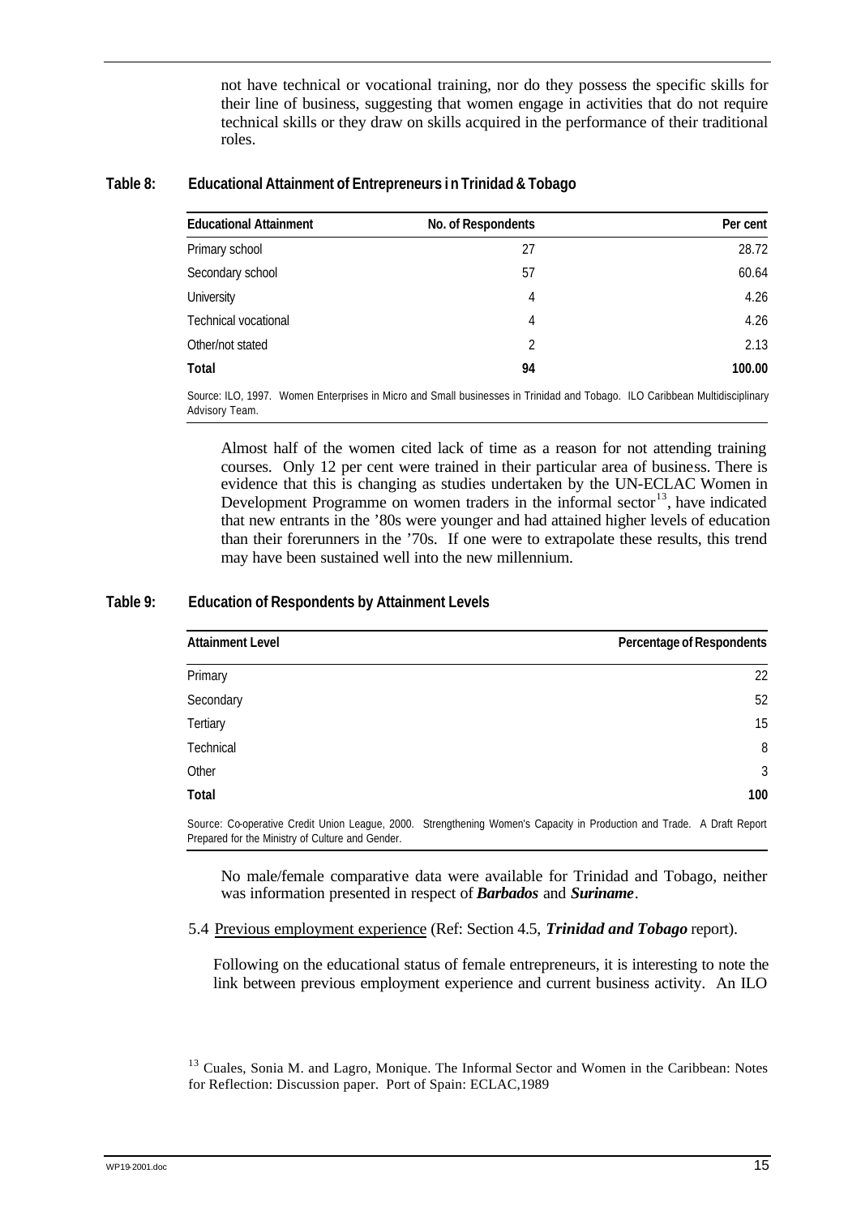not have technical or vocational training, nor do they possess the specific skills for their line of business, suggesting that women engage in activities that do not require technical skills or they draw on skills acquired in the performance of their traditional roles.

**Table 8: Educational Attainment of Entrepreneurs in Trinidad & Tobago**

| Educational Attainment | No. of Respondents | Per cent |
|---|---|---|
| Primary school | 27 | 28.72 |
| Secondary school | 57 | 60.64 |
| University | 4 | 4.26 |
| Technical vocational | 4 | 4.26 |
| Other/not stated | 2 | 2.13 |
| **Total** | **94** | **100.00** |

Source: ILO, 1997. Women Enterprises in Micro and Small businesses in Trinidad and Tobago. ILO Caribbean Multidisciplinary Advisory Team.

Almost half of the women cited lack of time as a reason for not attending training courses. Only 12 per cent were trained in their particular area of business. There is evidence that this is changing as studies undertaken by the UN-ECLAC Women in Development Programme on women traders in the informal sector[13], have indicated that new entrants in the '80s were younger and had attained higher levels of education than their forerunners in the '70s. If one were to extrapolate these results, this trend may have been sustained well into the new millennium.

**Table 9: Education of Respondents by Attainment Levels**

| Attainment Level | Percentage of Respondents |
|---|---|
| Primary | 22 |
| Secondary | 52 |
| Tertiary | 15 |
| Technical | 8 |
| Other | 3 |
| **Total** | **100** |

Source: Co-operative Credit Union League, 2000. Strengthening Women's Capacity in Production and Trade. A Draft Report Prepared for the Ministry of Culture and Gender.

No male/female comparative data were available for Trinidad and Tobago, neither was information presented in respect of ***Barbados*** and ***Suriname***.

5.4 Previous employment experience (Ref: Section 4.5, ***Trinidad and Tobago*** report).

Following on the educational status of female entrepreneurs, it is interesting to note the link between previous employment experience and current business activity. An ILO

[13] Cuales, Sonia M. and Lagro, Monique. The Informal Sector and Women in the Caribbean: Notes for Reflection: Discussion paper. Port of Spain: ECLAC,1989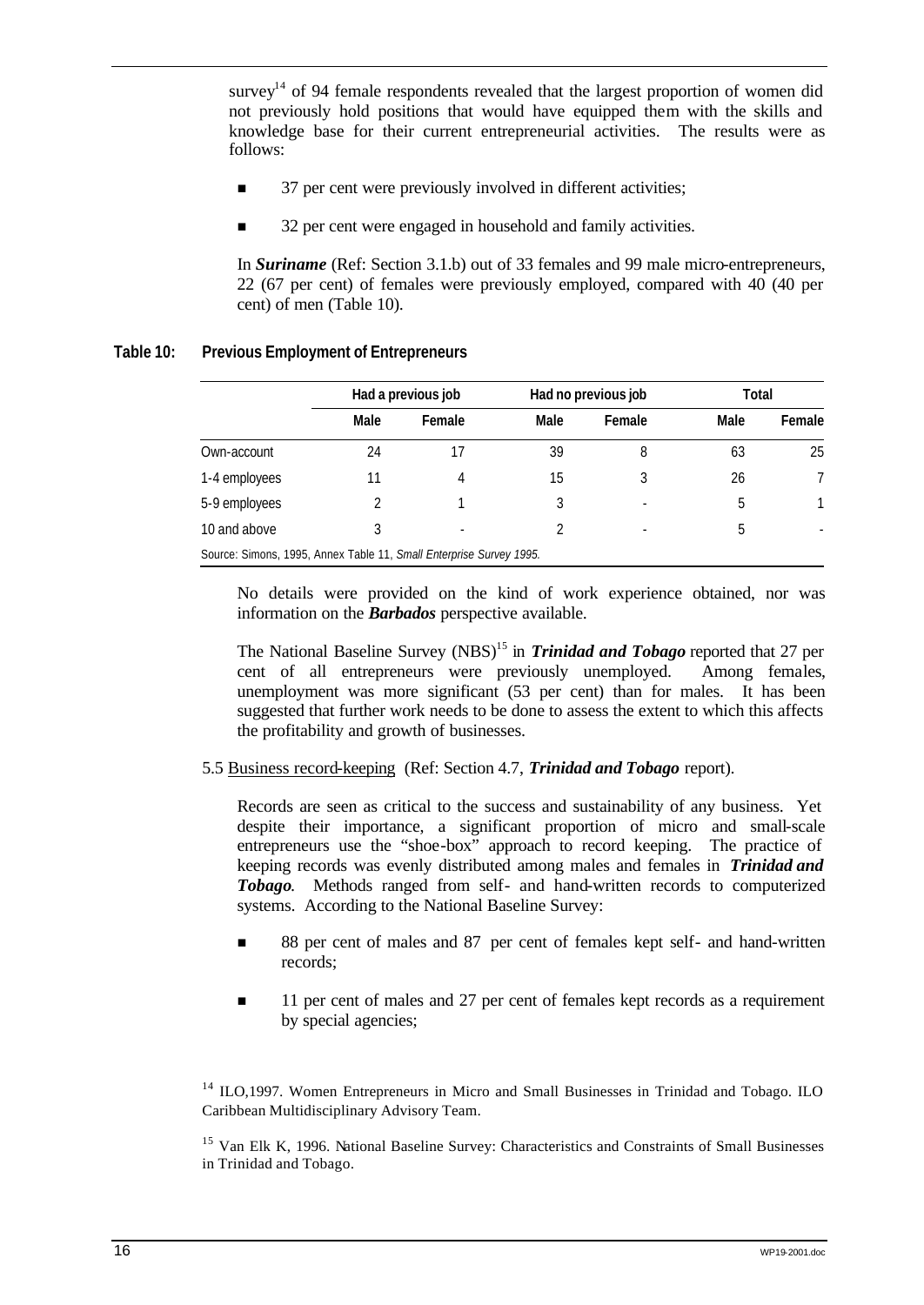survey[14] of 94 female respondents revealed that the largest proportion of women did not previously hold positions that would have equipped them with the skills and knowledge base for their current entrepreneurial activities. The results were as follows:

- 37 per cent were previously involved in different activities;
- 32 per cent were engaged in household and family activities.

In ***Suriname*** (Ref: Section 3.1.b) out of 33 females and 99 male micro-entrepreneurs, 22 (67 per cent) of females were previously employed, compared with 40 (40 per cent) of men (Table 10).

**Table 10: Previous Employment of Entrepreneurs**

| | Had a previous job | | Had no previous job | | Total | |
|---|---|---|---|---|---|---|
| | Male | Female | Male | Female | Male | Female |
| Own-account | 24 | 17 | 39 | 8 | 63 | 25 |
| 1-4 employees | 11 | 4 | 15 | 3 | 26 | 7 |
| 5-9 employees | 2 | 1 | 3 | - | 5 | 1 |
| 10 and above | 3 | - | 2 | - | 5 | - |

Source: Simons, 1995, Annex Table 11, *Small Enterprise Survey 1995.*

No details were provided on the kind of work experience obtained, nor was information on the ***Barbados*** perspective available.

The National Baseline Survey (NBS)[15] in ***Trinidad and Tobago*** reported that 27 per cent of all entrepreneurs were previously unemployed. Among females, unemployment was more significant (53 per cent) than for males. It has been suggested that further work needs to be done to assess the extent to which this affects the profitability and growth of businesses.

5.5 Business record-keeping (Ref: Section 4.7, ***Trinidad and Tobago*** report).

Records are seen as critical to the success and sustainability of any business. Yet despite their importance, a significant proportion of micro and small-scale entrepreneurs use the "shoe-box" approach to record keeping. The practice of keeping records was evenly distributed among males and females in ***Trinidad and Tobago***. Methods ranged from self- and hand-written records to computerized systems. According to the National Baseline Survey:

- 88 per cent of males and 87 per cent of females kept self- and hand-written records;
- 11 per cent of males and 27 per cent of females kept records as a requirement by special agencies;

[14] ILO,1997. Women Entrepreneurs in Micro and Small Businesses in Trinidad and Tobago. ILO Caribbean Multidisciplinary Advisory Team.

[15] Van Elk K, 1996. National Baseline Survey: Characteristics and Constraints of Small Businesses in Trinidad and Tobago.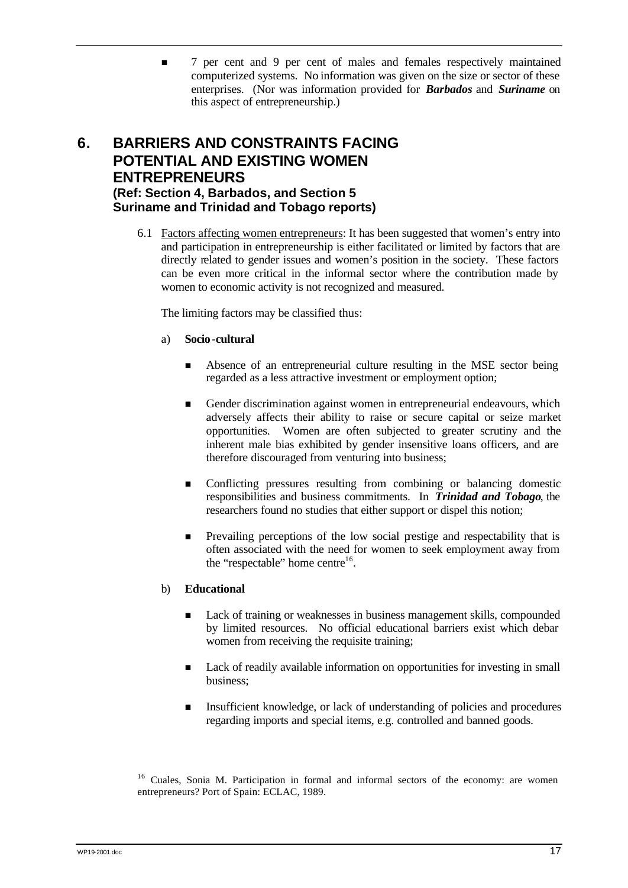- 7 per cent and 9 per cent of males and females respectively maintained computerized systems. No information was given on the size or sector of these enterprises. (Nor was information provided for ***Barbados*** and ***Suriname*** on this aspect of entrepreneurship.)

## 6. BARRIERS AND CONSTRAINTS FACING POTENTIAL AND EXISTING WOMEN ENTREPRENEURS

### (Ref: Section 4, Barbados, and Section 5 Suriname and Trinidad and Tobago reports)

6.1 Factors affecting women entrepreneurs: It has been suggested that women's entry into and participation in entrepreneurship is either facilitated or limited by factors that are directly related to gender issues and women's position in the society. These factors can be even more critical in the informal sector where the contribution made by women to economic activity is not recognized and measured.

The limiting factors may be classified thus:

a) **Socio-cultural**

- Absence of an entrepreneurial culture resulting in the MSE sector being regarded as a less attractive investment or employment option;
- Gender discrimination against women in entrepreneurial endeavours, which adversely affects their ability to raise or secure capital or seize market opportunities. Women are often subjected to greater scrutiny and the inherent male bias exhibited by gender insensitive loans officers, and are therefore discouraged from venturing into business;
- Conflicting pressures resulting from combining or balancing domestic responsibilities and business commitments. In ***Trinidad and Tobago***, the researchers found no studies that either support or dispel this notion;
- Prevailing perceptions of the low social prestige and respectability that is often associated with the need for women to seek employment away from the "respectable" home centre[16].

b) **Educational**

- Lack of training or weaknesses in business management skills, compounded by limited resources. No official educational barriers exist which debar women from receiving the requisite training;
- Lack of readily available information on opportunities for investing in small business;
- Insufficient knowledge, or lack of understanding of policies and procedures regarding imports and special items, e.g. controlled and banned goods.

[16] Cuales, Sonia M. Participation in formal and informal sectors of the economy: are women entrepreneurs? Port of Spain: ECLAC, 1989.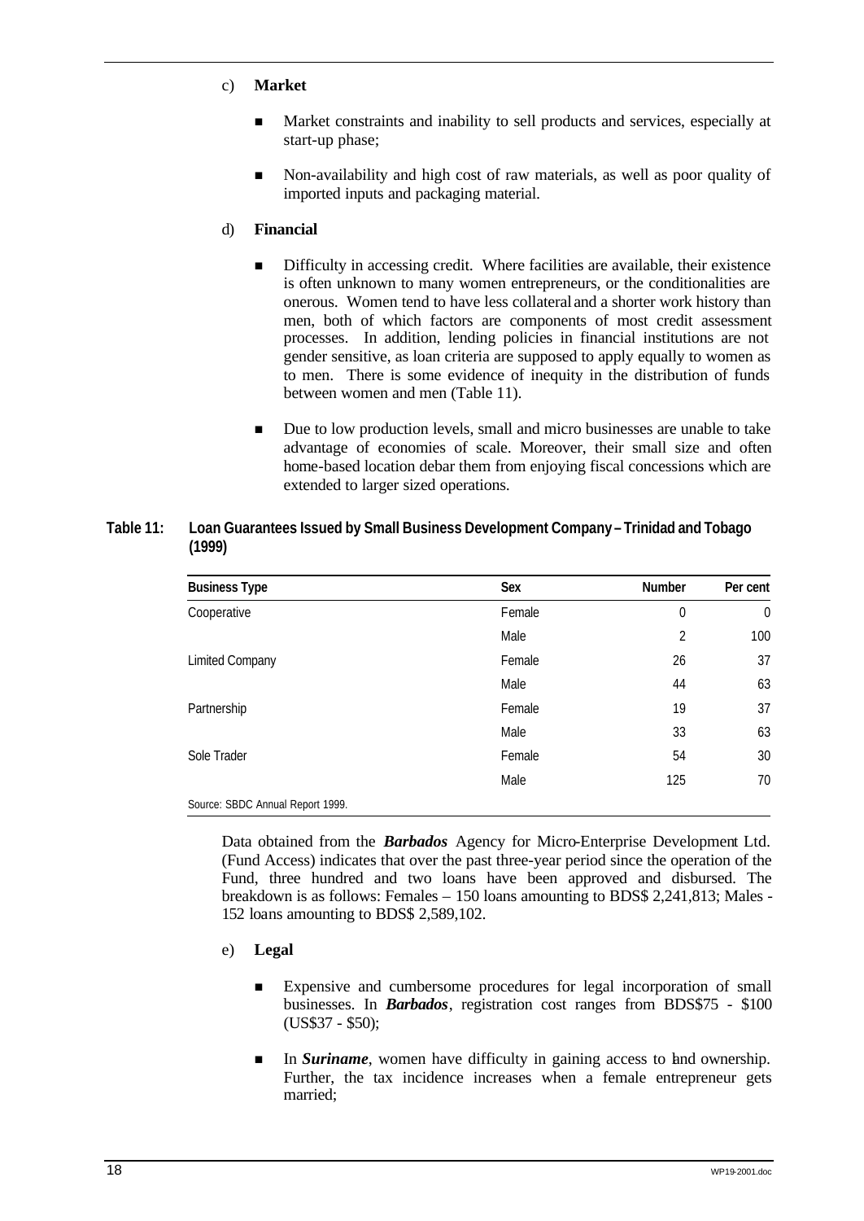c) **Market**

- Market constraints and inability to sell products and services, especially at start-up phase;

- Non-availability and high cost of raw materials, as well as poor quality of imported inputs and packaging material.

d) **Financial**

- Difficulty in accessing credit. Where facilities are available, their existence is often unknown to many women entrepreneurs, or the conditionalities are onerous. Women tend to have less collateral and a shorter work history than men, both of which factors are components of most credit assessment processes. In addition, lending policies in financial institutions are not gender sensitive, as loan criteria are supposed to apply equally to women as to men. There is some evidence of inequity in the distribution of funds between women and men (Table 11).

- Due to low production levels, small and micro businesses are unable to take advantage of economies of scale. Moreover, their small size and often home-based location debar them from enjoying fiscal concessions which are extended to larger sized operations.

**Table 11: Loan Guarantees Issued by Small Business Development Company – Trinidad and Tobago (1999)**

| Business Type | Sex | Number | Per cent |
|---|---|---|---|
| Cooperative | Female | 0 | 0 |
| | Male | 2 | 100 |
| Limited Company | Female | 26 | 37 |
| | Male | 44 | 63 |
| Partnership | Female | 19 | 37 |
| | Male | 33 | 63 |
| Sole Trader | Female | 54 | 30 |
| | Male | 125 | 70 |

Source: SBDC Annual Report 1999.

Data obtained from the ***Barbados*** Agency for Micro-Enterprise Development Ltd. (Fund Access) indicates that over the past three-year period since the operation of the Fund, three hundred and two loans have been approved and disbursed. The breakdown is as follows: Females – 150 loans amounting to BDS$ 2,241,813; Males - 152 loans amounting to BDS$ 2,589,102.

e) **Legal**

- Expensive and cumbersome procedures for legal incorporation of small businesses. In ***Barbados***, registration cost ranges from BDS$75 - $100 (US$37 - $50);

- In ***Suriname***, women have difficulty in gaining access to land ownership. Further, the tax incidence increases when a female entrepreneur gets married;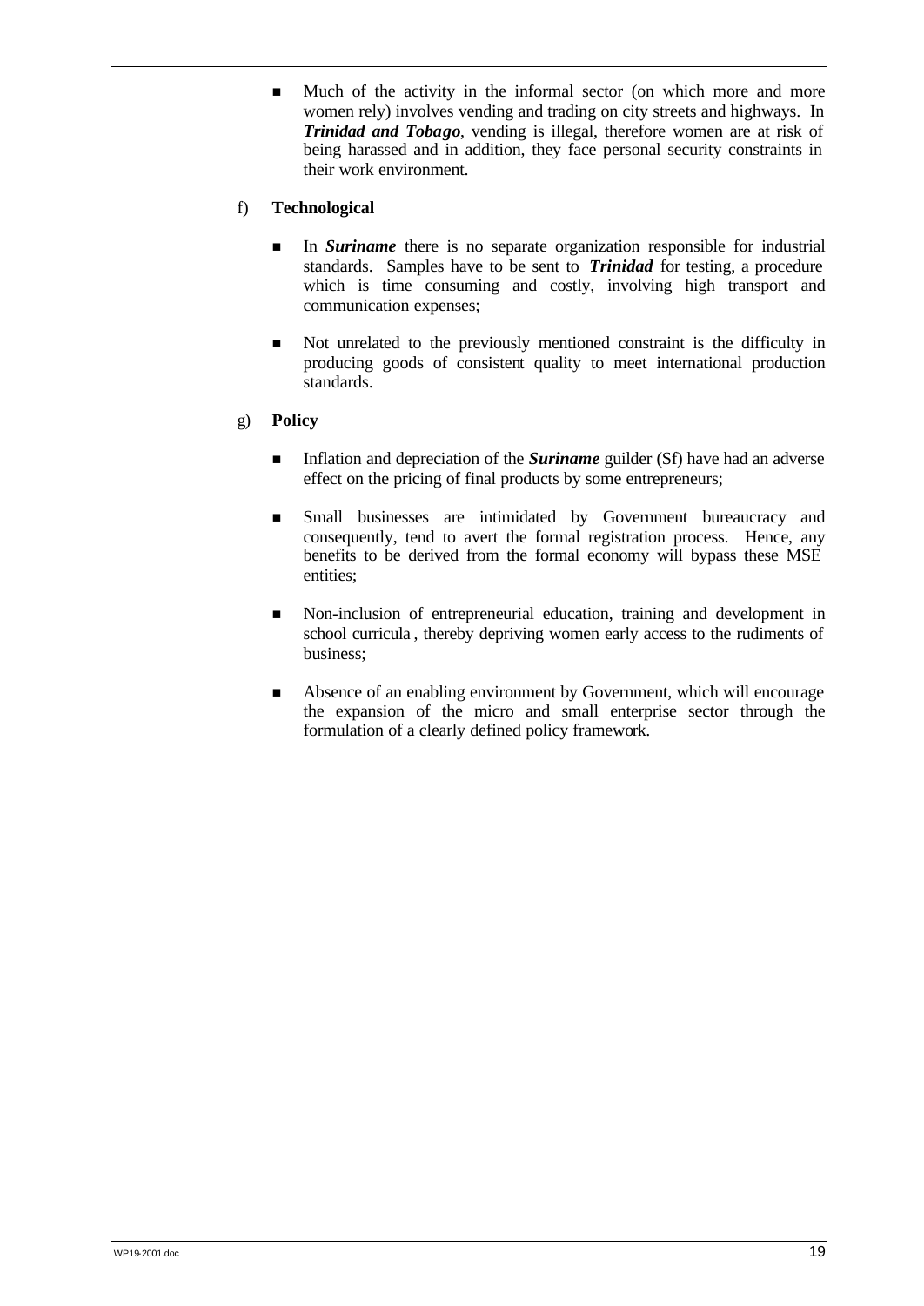- Much of the activity in the informal sector (on which more and more women rely) involves vending and trading on city streets and highways. In ***Trinidad and Tobago***, vending is illegal, therefore women are at risk of being harassed and in addition, they face personal security constraints in their work environment.

f) **Technological**

- In ***Suriname*** there is no separate organization responsible for industrial standards. Samples have to be sent to ***Trinidad*** for testing, a procedure which is time consuming and costly, involving high transport and communication expenses;

- Not unrelated to the previously mentioned constraint is the difficulty in producing goods of consistent quality to meet international production standards.

g) **Policy**

- Inflation and depreciation of the ***Suriname*** guilder (Sf) have had an adverse effect on the pricing of final products by some entrepreneurs;

- Small businesses are intimidated by Government bureaucracy and consequently, tend to avert the formal registration process. Hence, any benefits to be derived from the formal economy will bypass these MSE entities;

- Non-inclusion of entrepreneurial education, training and development in school curricula, thereby depriving women early access to the rudiments of business;

- Absence of an enabling environment by Government, which will encourage the expansion of the micro and small enterprise sector through the formulation of a clearly defined policy framework.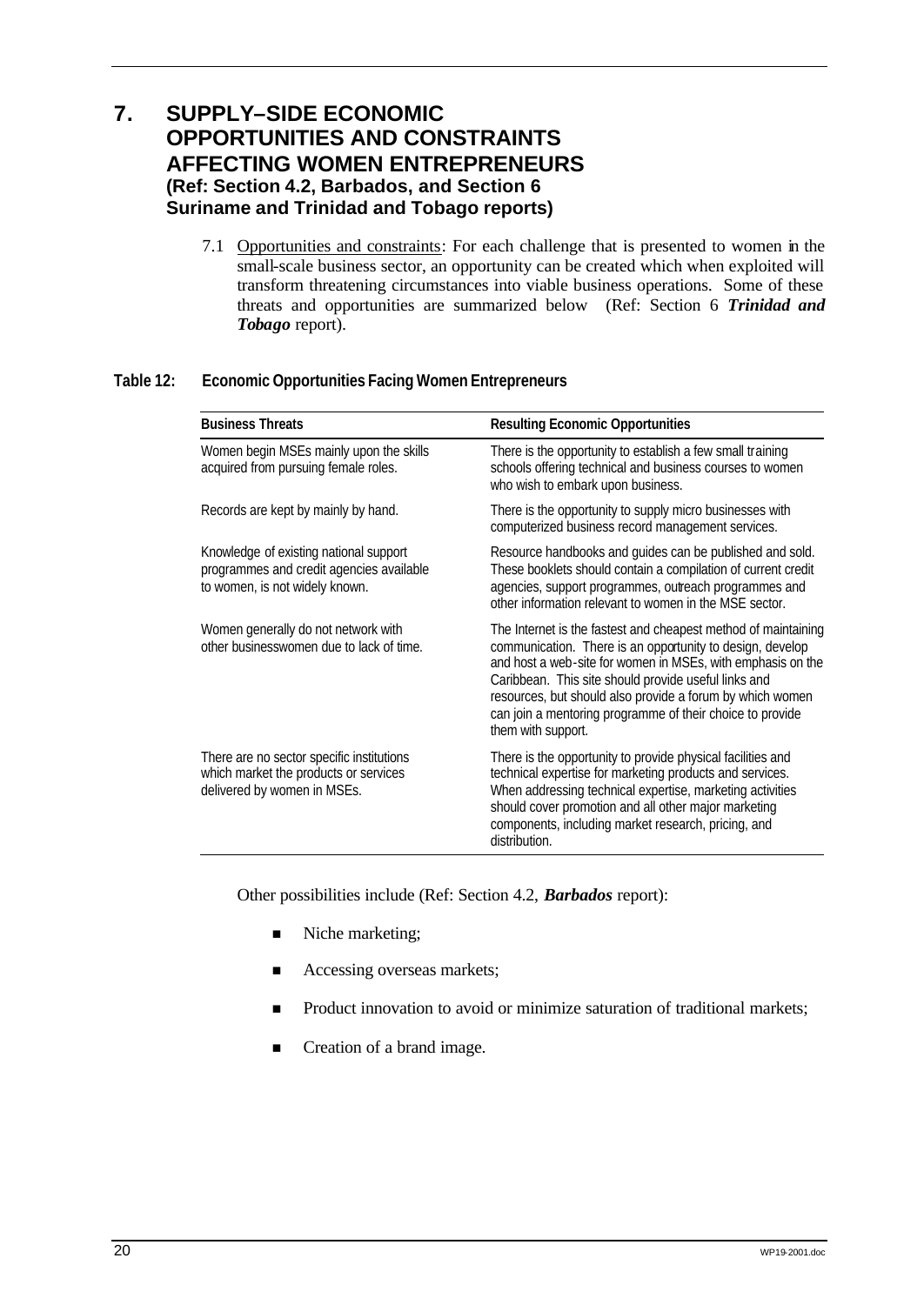# 7. SUPPLY–SIDE ECONOMIC OPPORTUNITIES AND CONSTRAINTS AFFECTING WOMEN ENTREPRENEURS

**(Ref: Section 4.2, Barbados, and Section 6 Suriname and Trinidad and Tobago reports)**

7.1 Opportunities and constraints: For each challenge that is presented to women in the small-scale business sector, an opportunity can be created which when exploited will transform threatening circumstances into viable business operations. Some of these threats and opportunities are summarized below (Ref: Section 6 ***Trinidad and Tobago*** report).

**Table 12: Economic Opportunities Facing Women Entrepreneurs**

| Business Threats | Resulting Economic Opportunities |
|---|---|
| Women begin MSEs mainly upon the skills acquired from pursuing female roles. | There is the opportunity to establish a few small training schools offering technical and business courses to women who wish to embark upon business. |
| Records are kept by mainly by hand. | There is the opportunity to supply micro businesses with computerized business record management services. |
| Knowledge of existing national support programmes and credit agencies available to women, is not widely known. | Resource handbooks and guides can be published and sold. These booklets should contain a compilation of current credit agencies, support programmes, outreach programmes and other information relevant to women in the MSE sector. |
| Women generally do not network with other businesswomen due to lack of time. | The Internet is the fastest and cheapest method of maintaining communication. There is an opportunity to design, develop and host a web-site for women in MSEs, with emphasis on the Caribbean. This site should provide useful links and resources, but should also provide a forum by which women can join a mentoring programme of their choice to provide them with support. |
| There are no sector specific institutions which market the products or services delivered by women in MSEs. | There is the opportunity to provide physical facilities and technical expertise for marketing products and services. When addressing technical expertise, marketing activities should cover promotion and all other major marketing components, including market research, pricing, and distribution. |

Other possibilities include (Ref: Section 4.2, ***Barbados*** report):

- Niche marketing;
- Accessing overseas markets;
- Product innovation to avoid or minimize saturation of traditional markets;
- Creation of a brand image.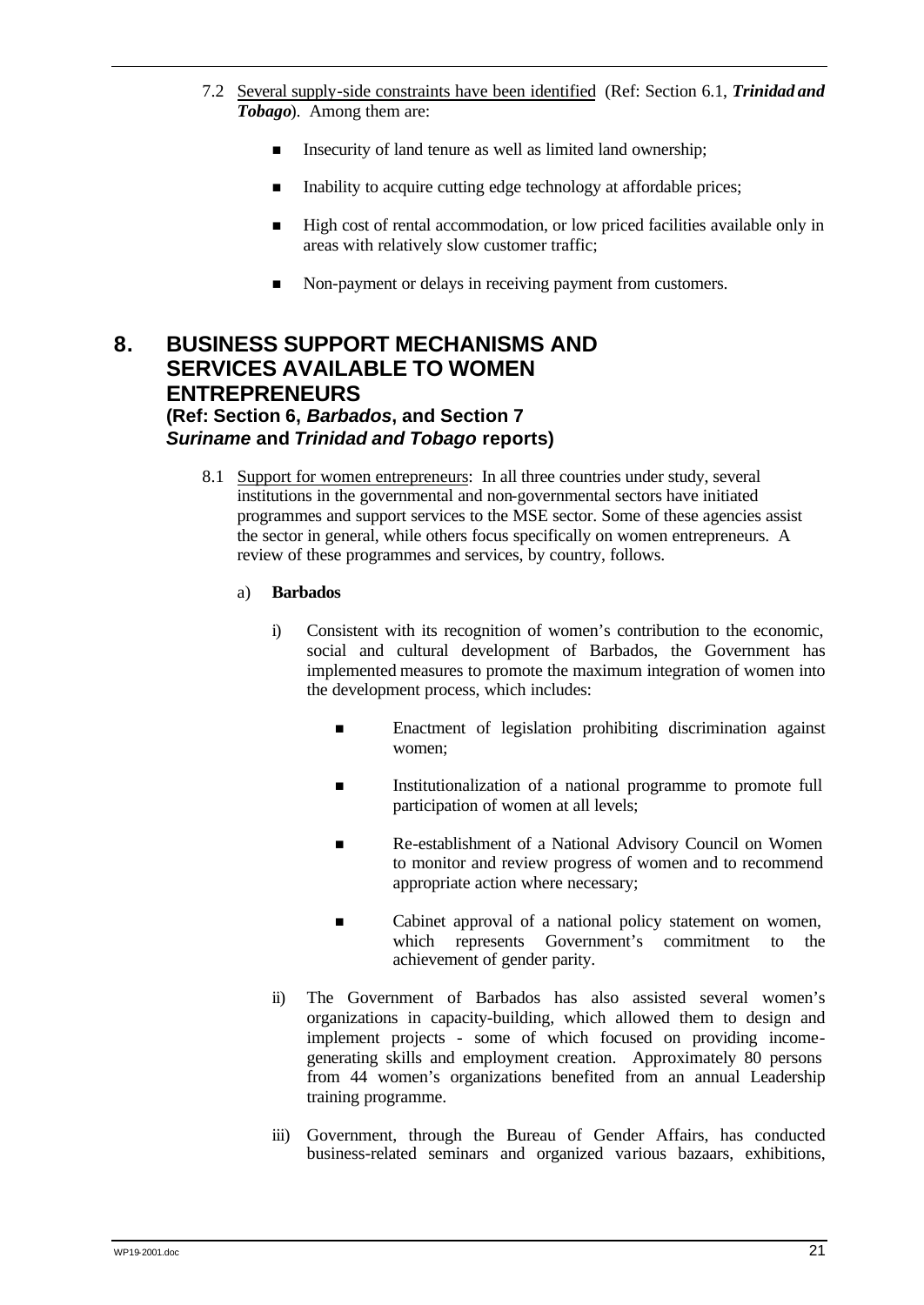7.2 Several supply-side constraints have been identified (Ref: Section 6.1, ***Trinidad and Tobago***). Among them are:

- Insecurity of land tenure as well as limited land ownership;
- Inability to acquire cutting edge technology at affordable prices;
- High cost of rental accommodation, or low priced facilities available only in areas with relatively slow customer traffic;
- Non-payment or delays in receiving payment from customers.

## 8. BUSINESS SUPPORT MECHANISMS AND SERVICES AVAILABLE TO WOMEN ENTREPRENEURS

### (Ref: Section 6, *Barbados*, and Section 7 *Suriname* and *Trinidad and Tobago* reports)

8.1 Support for women entrepreneurs: In all three countries under study, several institutions in the governmental and non-governmental sectors have initiated programmes and support services to the MSE sector. Some of these agencies assist the sector in general, while others focus specifically on women entrepreneurs. A review of these programmes and services, by country, follows.

a) **Barbados**

i) Consistent with its recognition of women's contribution to the economic, social and cultural development of Barbados, the Government has implemented measures to promote the maximum integration of women into the development process, which includes:

- Enactment of legislation prohibiting discrimination against women;
- Institutionalization of a national programme to promote full participation of women at all levels;
- Re-establishment of a National Advisory Council on Women to monitor and review progress of women and to recommend appropriate action where necessary;
- Cabinet approval of a national policy statement on women, which represents Government's commitment to the achievement of gender parity.

ii) The Government of Barbados has also assisted several women's organizations in capacity-building, which allowed them to design and implement projects - some of which focused on providing income-generating skills and employment creation. Approximately 80 persons from 44 women's organizations benefited from an annual Leadership training programme.

iii) Government, through the Bureau of Gender Affairs, has conducted business-related seminars and organized various bazaars, exhibitions,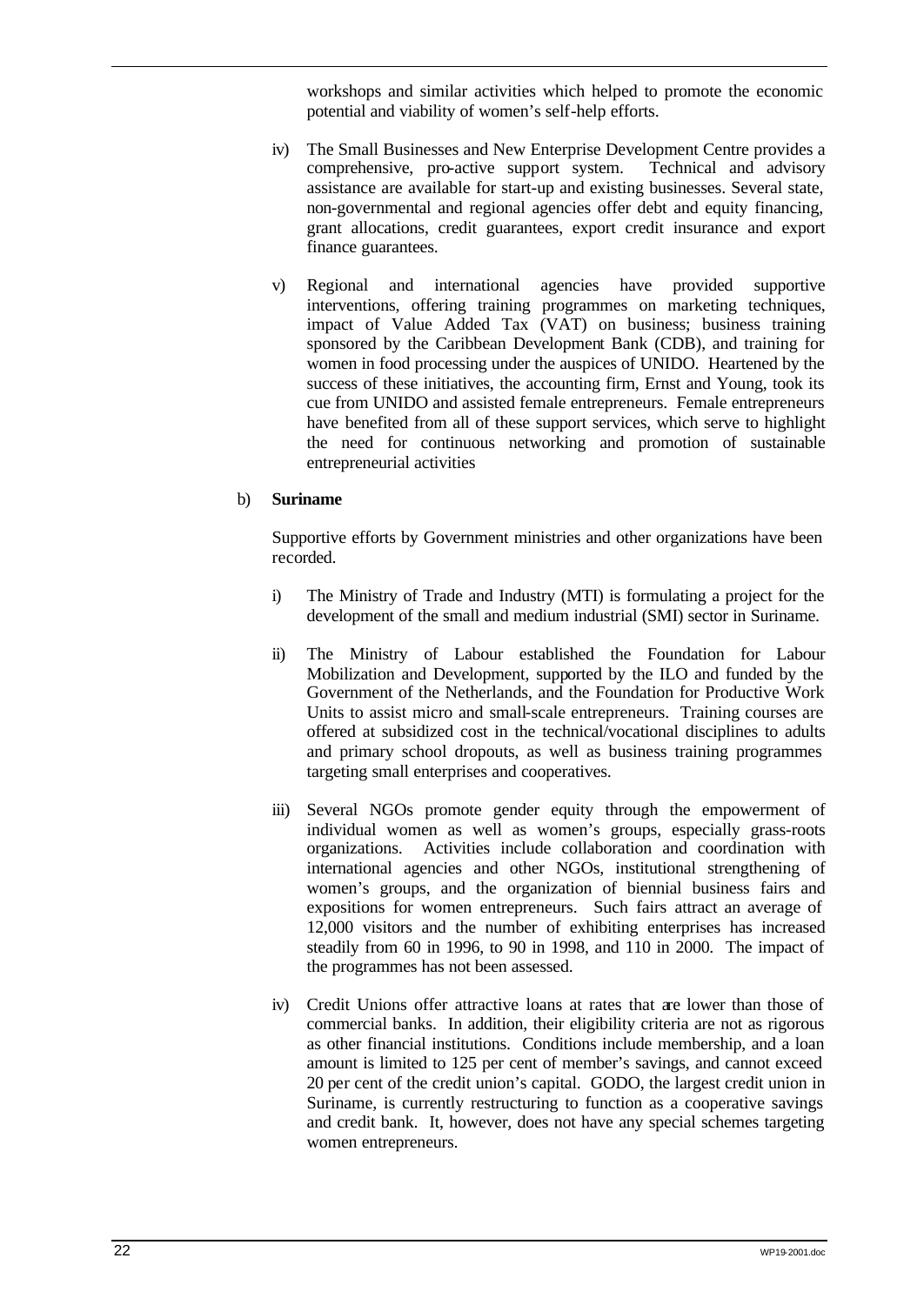workshops and similar activities which helped to promote the economic potential and viability of women's self-help efforts.

iv) The Small Businesses and New Enterprise Development Centre provides a comprehensive, pro-active support system. Technical and advisory assistance are available for start-up and existing businesses. Several state, non-governmental and regional agencies offer debt and equity financing, grant allocations, credit guarantees, export credit insurance and export finance guarantees.

v) Regional and international agencies have provided supportive interventions, offering training programmes on marketing techniques, impact of Value Added Tax (VAT) on business; business training sponsored by the Caribbean Development Bank (CDB), and training for women in food processing under the auspices of UNIDO. Heartened by the success of these initiatives, the accounting firm, Ernst and Young, took its cue from UNIDO and assisted female entrepreneurs. Female entrepreneurs have benefited from all of these support services, which serve to highlight the need for continuous networking and promotion of sustainable entrepreneurial activities

b) **Suriname**

Supportive efforts by Government ministries and other organizations have been recorded.

i) The Ministry of Trade and Industry (MTI) is formulating a project for the development of the small and medium industrial (SMI) sector in Suriname.

ii) The Ministry of Labour established the Foundation for Labour Mobilization and Development, supported by the ILO and funded by the Government of the Netherlands, and the Foundation for Productive Work Units to assist micro and small-scale entrepreneurs. Training courses are offered at subsidized cost in the technical/vocational disciplines to adults and primary school dropouts, as well as business training programmes targeting small enterprises and cooperatives.

iii) Several NGOs promote gender equity through the empowerment of individual women as well as women's groups, especially grass-roots organizations. Activities include collaboration and coordination with international agencies and other NGOs, institutional strengthening of women's groups, and the organization of biennial business fairs and expositions for women entrepreneurs. Such fairs attract an average of 12,000 visitors and the number of exhibiting enterprises has increased steadily from 60 in 1996, to 90 in 1998, and 110 in 2000. The impact of the programmes has not been assessed.

iv) Credit Unions offer attractive loans at rates that are lower than those of commercial banks. In addition, their eligibility criteria are not as rigorous as other financial institutions. Conditions include membership, and a loan amount is limited to 125 per cent of member's savings, and cannot exceed 20 per cent of the credit union's capital. GODO, the largest credit union in Suriname, is currently restructuring to function as a cooperative savings and credit bank. It, however, does not have any special schemes targeting women entrepreneurs.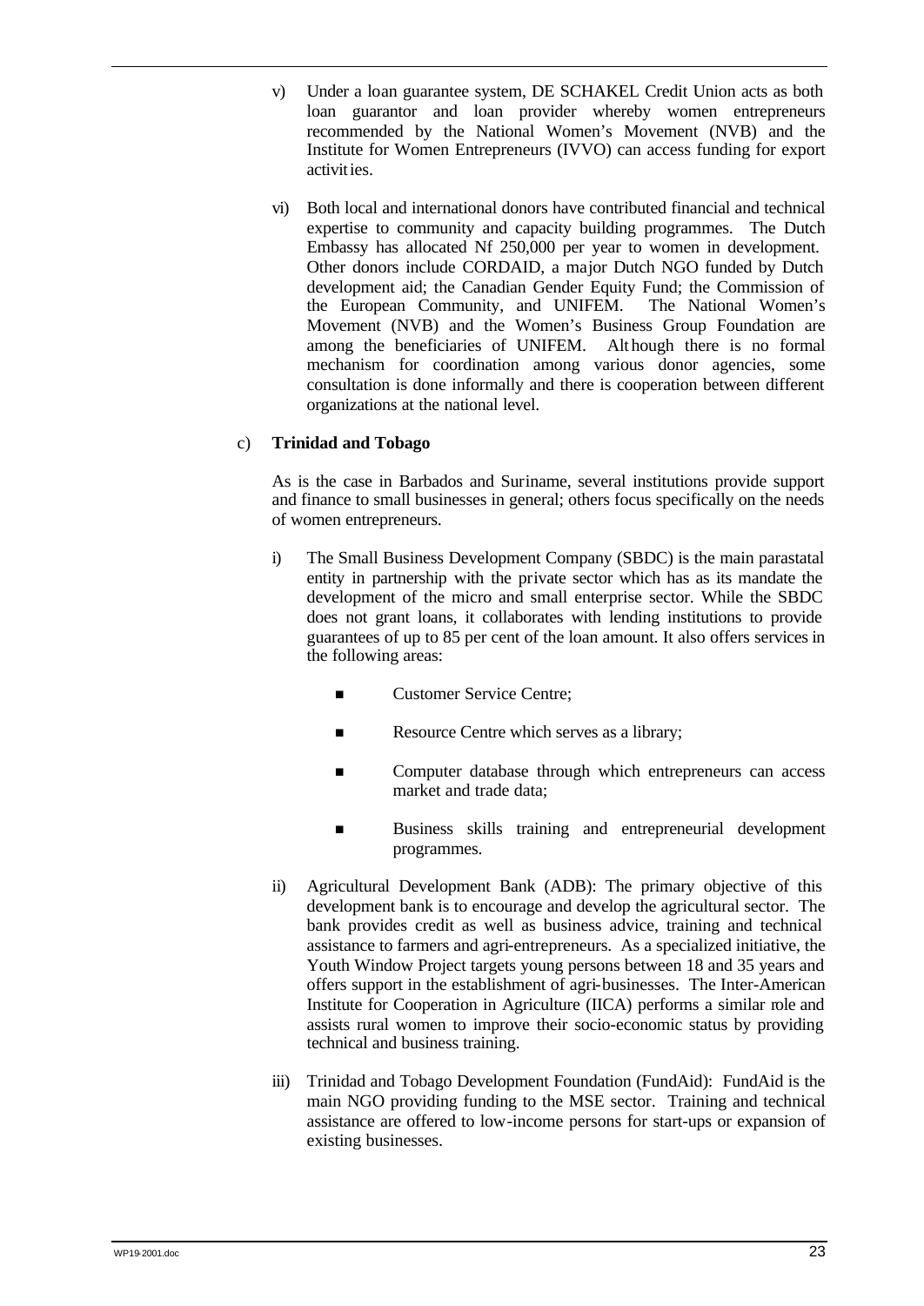v) Under a loan guarantee system, DE SCHAKEL Credit Union acts as both loan guarantor and loan provider whereby women entrepreneurs recommended by the National Women's Movement (NVB) and the Institute for Women Entrepreneurs (IVVO) can access funding for export activities.

vi) Both local and international donors have contributed financial and technical expertise to community and capacity building programmes. The Dutch Embassy has allocated Nf 250,000 per year to women in development. Other donors include CORDAID, a major Dutch NGO funded by Dutch development aid; the Canadian Gender Equity Fund; the Commission of the European Community, and UNIFEM. The National Women's Movement (NVB) and the Women's Business Group Foundation are among the beneficiaries of UNIFEM. Although there is no formal mechanism for coordination among various donor agencies, some consultation is done informally and there is cooperation between different organizations at the national level.

c) **Trinidad and Tobago**

As is the case in Barbados and Suriname, several institutions provide support and finance to small businesses in general; others focus specifically on the needs of women entrepreneurs.

i) The Small Business Development Company (SBDC) is the main parastatal entity in partnership with the private sector which has as its mandate the development of the micro and small enterprise sector. While the SBDC does not grant loans, it collaborates with lending institutions to provide guarantees of up to 85 per cent of the loan amount. It also offers services in the following areas:

- Customer Service Centre;
- Resource Centre which serves as a library;
- Computer database through which entrepreneurs can access market and trade data;
- Business skills training and entrepreneurial development programmes.

ii) Agricultural Development Bank (ADB): The primary objective of this development bank is to encourage and develop the agricultural sector. The bank provides credit as well as business advice, training and technical assistance to farmers and agri-entrepreneurs. As a specialized initiative, the Youth Window Project targets young persons between 18 and 35 years and offers support in the establishment of agri-businesses. The Inter-American Institute for Cooperation in Agriculture (IICA) performs a similar role and assists rural women to improve their socio-economic status by providing technical and business training.

iii) Trinidad and Tobago Development Foundation (FundAid): FundAid is the main NGO providing funding to the MSE sector. Training and technical assistance are offered to low-income persons for start-ups or expansion of existing businesses.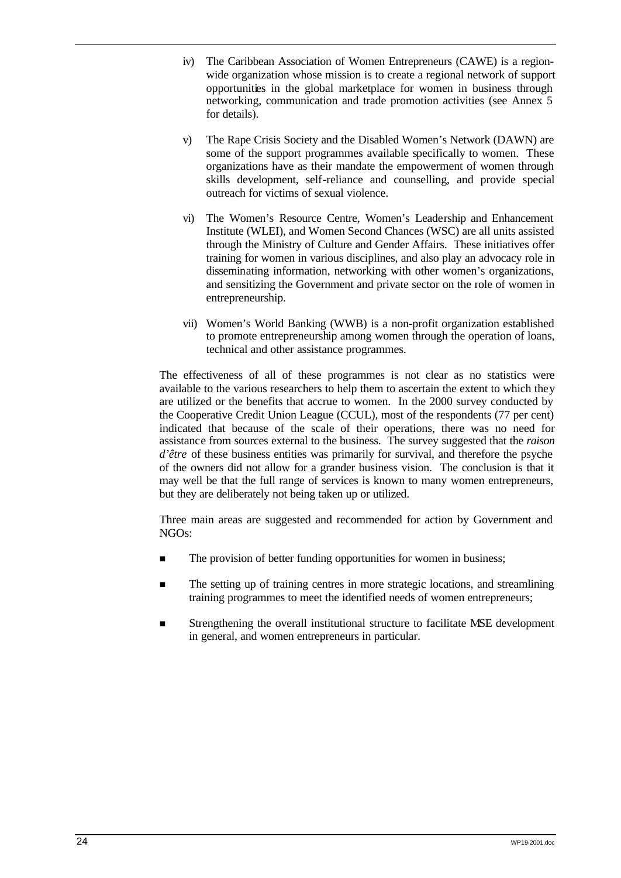iv) The Caribbean Association of Women Entrepreneurs (CAWE) is a region-wide organization whose mission is to create a regional network of support opportunities in the global marketplace for women in business through networking, communication and trade promotion activities (see Annex 5 for details).

v) The Rape Crisis Society and the Disabled Women's Network (DAWN) are some of the support programmes available specifically to women. These organizations have as their mandate the empowerment of women through skills development, self-reliance and counselling, and provide special outreach for victims of sexual violence.

vi) The Women's Resource Centre, Women's Leadership and Enhancement Institute (WLEI), and Women Second Chances (WSC) are all units assisted through the Ministry of Culture and Gender Affairs. These initiatives offer training for women in various disciplines, and also play an advocacy role in disseminating information, networking with other women's organizations, and sensitizing the Government and private sector on the role of women in entrepreneurship.

vii) Women's World Banking (WWB) is a non-profit organization established to promote entrepreneurship among women through the operation of loans, technical and other assistance programmes.

The effectiveness of all of these programmes is not clear as no statistics were available to the various researchers to help them to ascertain the extent to which they are utilized or the benefits that accrue to women. In the 2000 survey conducted by the Cooperative Credit Union League (CCUL), most of the respondents (77 per cent) indicated that because of the scale of their operations, there was no need for assistance from sources external to the business. The survey suggested that the *raison d'être* of these business entities was primarily for survival, and therefore the psyche of the owners did not allow for a grander business vision. The conclusion is that it may well be that the full range of services is known to many women entrepreneurs, but they are deliberately not being taken up or utilized.

Three main areas are suggested and recommended for action by Government and NGOs:

- The provision of better funding opportunities for women in business;
- The setting up of training centres in more strategic locations, and streamlining training programmes to meet the identified needs of women entrepreneurs;
- Strengthening the overall institutional structure to facilitate MSE development in general, and women entrepreneurs in particular.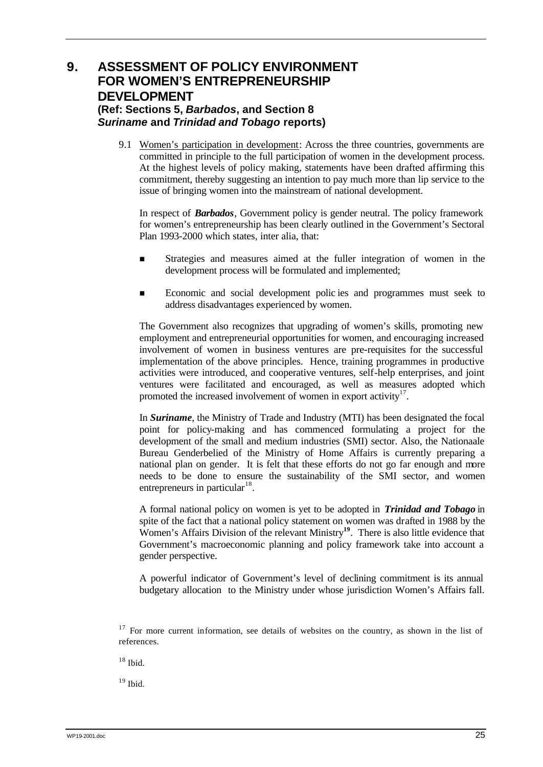# 9. ASSESSMENT OF POLICY ENVIRONMENT FOR WOMEN'S ENTREPRENEURSHIP DEVELOPMENT

**(Ref: Sections 5, *Barbados*, and Section 8 *Suriname* and *Trinidad and Tobago* reports)**

9.1 Women's participation in development: Across the three countries, governments are committed in principle to the full participation of women in the development process. At the highest levels of policy making, statements have been drafted affirming this commitment, thereby suggesting an intention to pay much more than lip service to the issue of bringing women into the mainstream of national development.

In respect of ***Barbados***, Government policy is gender neutral. The policy framework for women's entrepreneurship has been clearly outlined in the Government's Sectoral Plan 1993-2000 which states, inter alia, that:

- Strategies and measures aimed at the fuller integration of women in the development process will be formulated and implemented;
- Economic and social development polic ies and programmes must seek to address disadvantages experienced by women.

The Government also recognizes that upgrading of women's skills, promoting new employment and entrepreneurial opportunities for women, and encouraging increased involvement of women in business ventures are pre-requisites for the successful implementation of the above principles. Hence, training programmes in productive activities were introduced, and cooperative ventures, self-help enterprises, and joint ventures were facilitated and encouraged, as well as measures adopted which promoted the increased involvement of women in export activity[17].

In ***Suriname***, the Ministry of Trade and Industry (MTI) has been designated the focal point for policy-making and has commenced formulating a project for the development of the small and medium industries (SMI) sector. Also, the Nationaale Bureau Genderbelied of the Ministry of Home Affairs is currently preparing a national plan on gender. It is felt that these efforts do not go far enough and more needs to be done to ensure the sustainability of the SMI sector, and women entrepreneurs in particular[18].

A formal national policy on women is yet to be adopted in ***Trinidad and Tobago*** in spite of the fact that a national policy statement on women was drafted in 1988 by the Women's Affairs Division of the relevant Ministry[19]. There is also little evidence that Government's macroeconomic planning and policy framework take into account a gender perspective.

A powerful indicator of Government's level of declining commitment is its annual budgetary allocation to the Ministry under whose jurisdiction Women's Affairs fall.

[17] For more current information, see details of websites on the country, as shown in the list of references.

[18] Ibid.

[19] Ibid.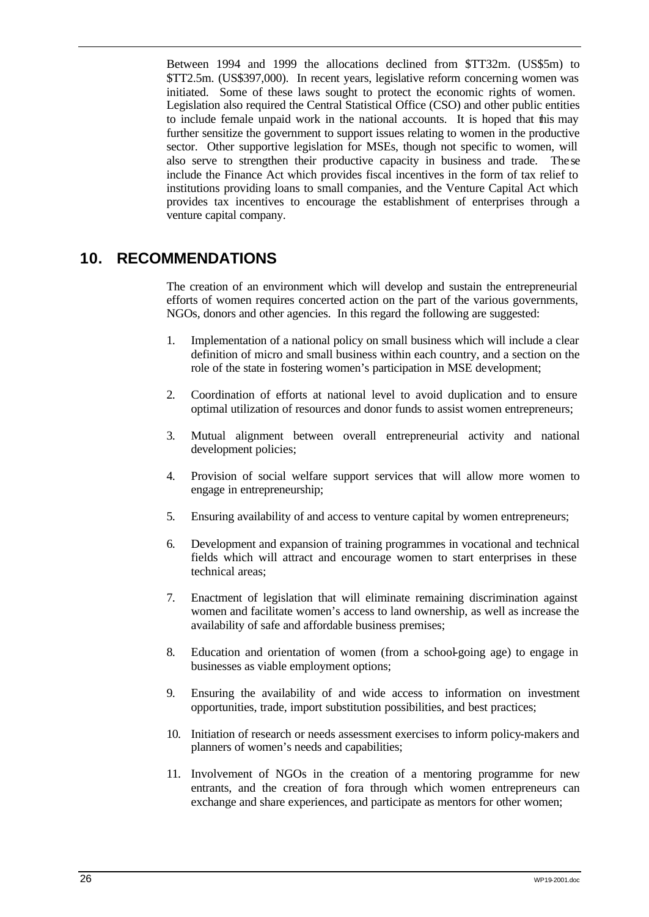Between 1994 and 1999 the allocations declined from $TT32m. (US$5m) to $TT2.5m. (US$397,000). In recent years, legislative reform concerning women was initiated. Some of these laws sought to protect the economic rights of women. Legislation also required the Central Statistical Office (CSO) and other public entities to include female unpaid work in the national accounts. It is hoped that this may further sensitize the government to support issues relating to women in the productive sector. Other supportive legislation for MSEs, though not specific to women, will also serve to strengthen their productive capacity in business and trade. These include the Finance Act which provides fiscal incentives in the form of tax relief to institutions providing loans to small companies, and the Venture Capital Act which provides tax incentives to encourage the establishment of enterprises through a venture capital company.

## 10. RECOMMENDATIONS

The creation of an environment which will develop and sustain the entrepreneurial efforts of women requires concerted action on the part of the various governments, NGOs, donors and other agencies. In this regard the following are suggested:

1. Implementation of a national policy on small business which will include a clear definition of micro and small business within each country, and a section on the role of the state in fostering women's participation in MSE development;

2. Coordination of efforts at national level to avoid duplication and to ensure optimal utilization of resources and donor funds to assist women entrepreneurs;

3. Mutual alignment between overall entrepreneurial activity and national development policies;

4. Provision of social welfare support services that will allow more women to engage in entrepreneurship;

5. Ensuring availability of and access to venture capital by women entrepreneurs;

6. Development and expansion of training programmes in vocational and technical fields which will attract and encourage women to start enterprises in these technical areas;

7. Enactment of legislation that will eliminate remaining discrimination against women and facilitate women's access to land ownership, as well as increase the availability of safe and affordable business premises;

8. Education and orientation of women (from a school-going age) to engage in businesses as viable employment options;

9. Ensuring the availability of and wide access to information on investment opportunities, trade, import substitution possibilities, and best practices;

10. Initiation of research or needs assessment exercises to inform policy-makers and planners of women's needs and capabilities;

11. Involvement of NGOs in the creation of a mentoring programme for new entrants, and the creation of fora through which women entrepreneurs can exchange and share experiences, and participate as mentors for other women;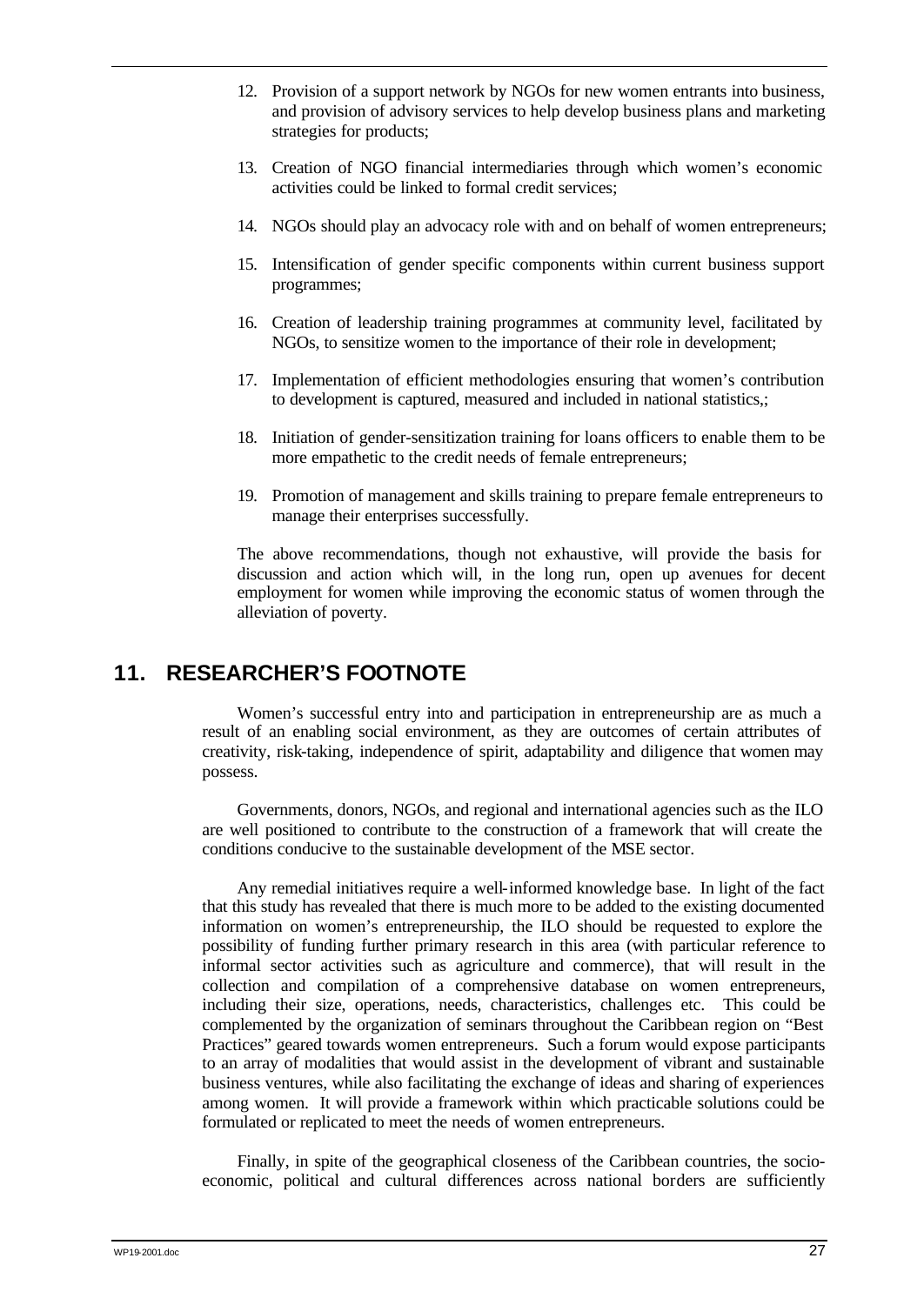12. Provision of a support network by NGOs for new women entrants into business, and provision of advisory services to help develop business plans and marketing strategies for products;

13. Creation of NGO financial intermediaries through which women's economic activities could be linked to formal credit services;

14. NGOs should play an advocacy role with and on behalf of women entrepreneurs;

15. Intensification of gender specific components within current business support programmes;

16. Creation of leadership training programmes at community level, facilitated by NGOs, to sensitize women to the importance of their role in development;

17. Implementation of efficient methodologies ensuring that women's contribution to development is captured, measured and included in national statistics,;

18. Initiation of gender-sensitization training for loans officers to enable them to be more empathetic to the credit needs of female entrepreneurs;

19. Promotion of management and skills training to prepare female entrepreneurs to manage their enterprises successfully.

The above recommendations, though not exhaustive, will provide the basis for discussion and action which will, in the long run, open up avenues for decent employment for women while improving the economic status of women through the alleviation of poverty.

## 11. RESEARCHER'S FOOTNOTE

Women's successful entry into and participation in entrepreneurship are as much a result of an enabling social environment, as they are outcomes of certain attributes of creativity, risk-taking, independence of spirit, adaptability and diligence that women may possess.

Governments, donors, NGOs, and regional and international agencies such as the ILO are well positioned to contribute to the construction of a framework that will create the conditions conducive to the sustainable development of the MSE sector.

Any remedial initiatives require a well-informed knowledge base. In light of the fact that this study has revealed that there is much more to be added to the existing documented information on women's entrepreneurship, the ILO should be requested to explore the possibility of funding further primary research in this area (with particular reference to informal sector activities such as agriculture and commerce), that will result in the collection and compilation of a comprehensive database on women entrepreneurs, including their size, operations, needs, characteristics, challenges etc. This could be complemented by the organization of seminars throughout the Caribbean region on "Best Practices" geared towards women entrepreneurs. Such a forum would expose participants to an array of modalities that would assist in the development of vibrant and sustainable business ventures, while also facilitating the exchange of ideas and sharing of experiences among women. It will provide a framework within which practicable solutions could be formulated or replicated to meet the needs of women entrepreneurs.

Finally, in spite of the geographical closeness of the Caribbean countries, the socio-economic, political and cultural differences across national borders are sufficiently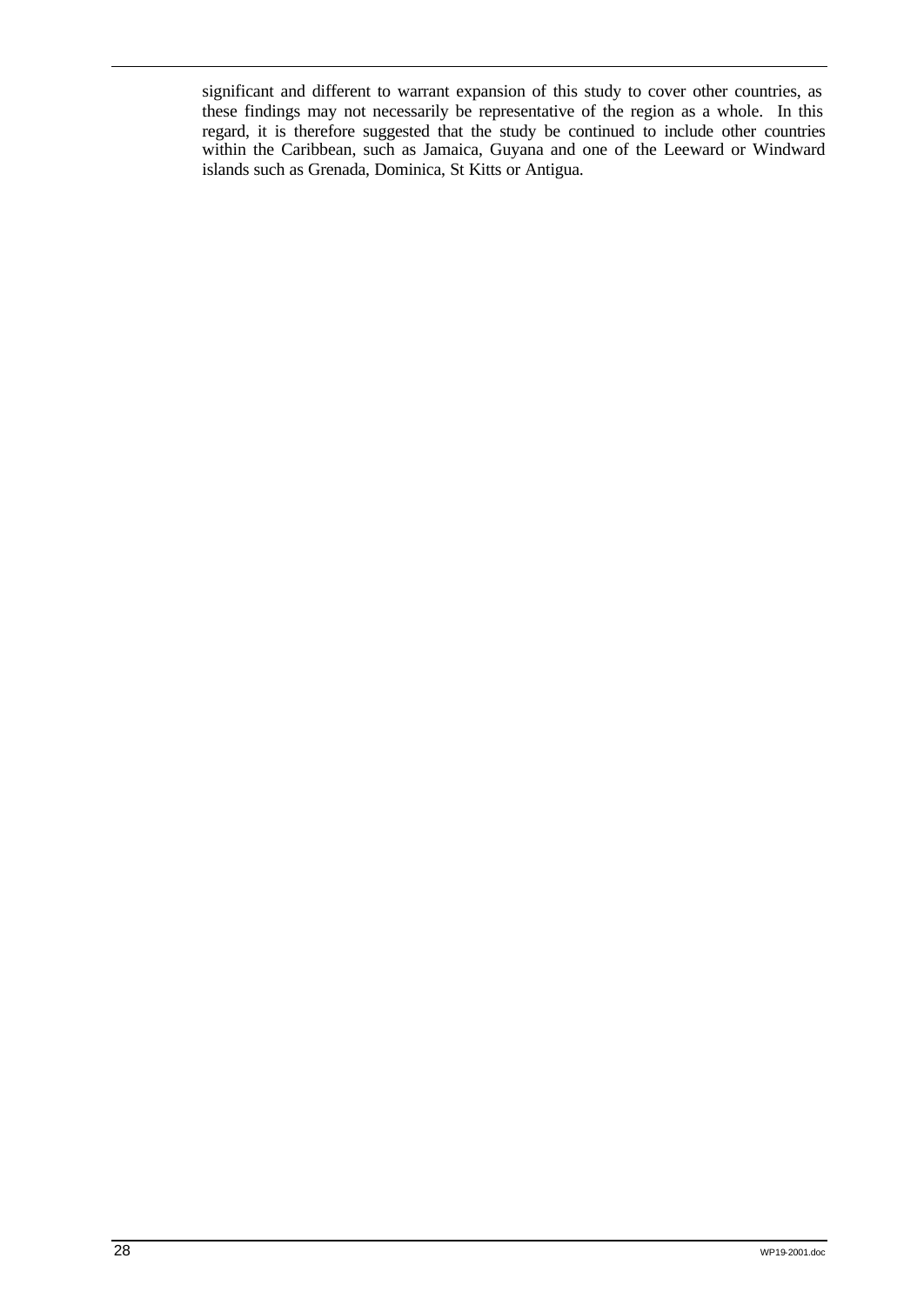significant and different to warrant expansion of this study to cover other countries, as these findings may not necessarily be representative of the region as a whole. In this regard, it is therefore suggested that the study be continued to include other countries within the Caribbean, such as Jamaica, Guyana and one of the Leeward or Windward islands such as Grenada, Dominica, St Kitts or Antigua.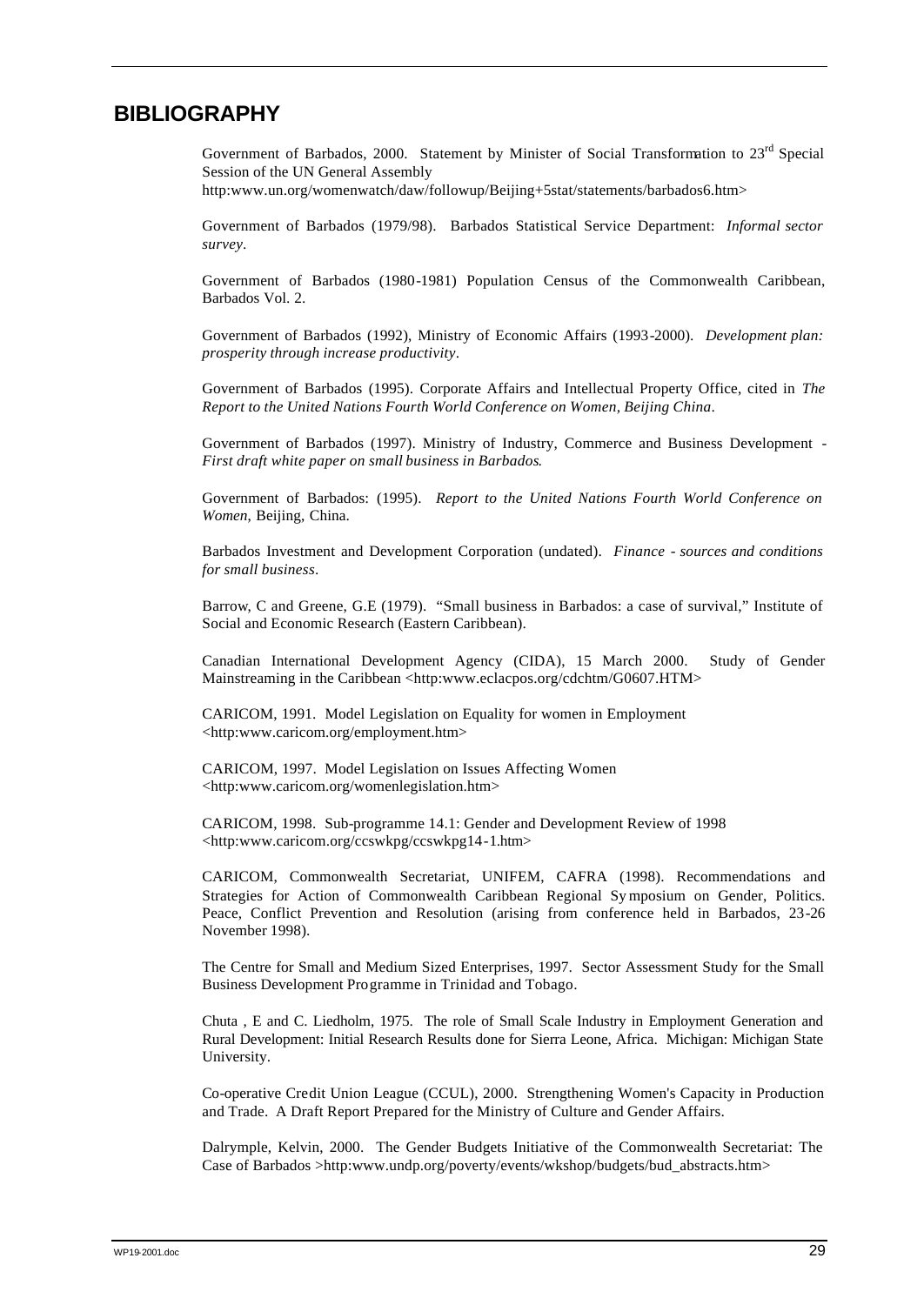# BIBLIOGRAPHY

Government of Barbados, 2000. Statement by Minister of Social Transformation to 23rd Special Session of the UN General Assembly http:www.un.org/womenwatch/daw/followup/Beijing+5stat/statements/barbados6.htm>

Government of Barbados (1979/98). Barbados Statistical Service Department: *Informal sector survey*.

Government of Barbados (1980-1981) Population Census of the Commonwealth Caribbean, Barbados Vol. 2.

Government of Barbados (1992), Ministry of Economic Affairs (1993-2000). *Development plan: prosperity through increase productivity*.

Government of Barbados (1995). Corporate Affairs and Intellectual Property Office, cited in *The Report to the United Nations Fourth World Conference on Women, Beijing China*.

Government of Barbados (1997). Ministry of Industry, Commerce and Business Development - *First draft white paper on small business in Barbados*.

Government of Barbados: (1995). *Report to the United Nations Fourth World Conference on Women*, Beijing, China.

Barbados Investment and Development Corporation (undated). *Finance - sources and conditions for small business*.

Barrow, C and Greene, G.E (1979). "Small business in Barbados: a case of survival," Institute of Social and Economic Research (Eastern Caribbean).

Canadian International Development Agency (CIDA), 15 March 2000. Study of Gender Mainstreaming in the Caribbean <http:www.eclacpos.org/cdchtm/G0607.HTM>

CARICOM, 1991. Model Legislation on Equality for women in Employment <http:www.caricom.org/employment.htm>

CARICOM, 1997. Model Legislation on Issues Affecting Women <http:www.caricom.org/womenlegislation.htm>

CARICOM, 1998. Sub-programme 14.1: Gender and Development Review of 1998 <http:www.caricom.org/ccswkpg/ccswkpg14-1.htm>

CARICOM, Commonwealth Secretariat, UNIFEM, CAFRA (1998). Recommendations and Strategies for Action of Commonwealth Caribbean Regional Symposium on Gender, Politics. Peace, Conflict Prevention and Resolution (arising from conference held in Barbados, 23-26 November 1998).

The Centre for Small and Medium Sized Enterprises, 1997. Sector Assessment Study for the Small Business Development Programme in Trinidad and Tobago.

Chuta , E and C. Liedholm, 1975. The role of Small Scale Industry in Employment Generation and Rural Development: Initial Research Results done for Sierra Leone, Africa. Michigan: Michigan State University.

Co-operative Credit Union League (CCUL), 2000. Strengthening Women's Capacity in Production and Trade. A Draft Report Prepared for the Ministry of Culture and Gender Affairs.

Dalrymple, Kelvin, 2000. The Gender Budgets Initiative of the Commonwealth Secretariat: The Case of Barbados >http:www.undp.org/poverty/events/wkshop/budgets/bud_abstracts.htm>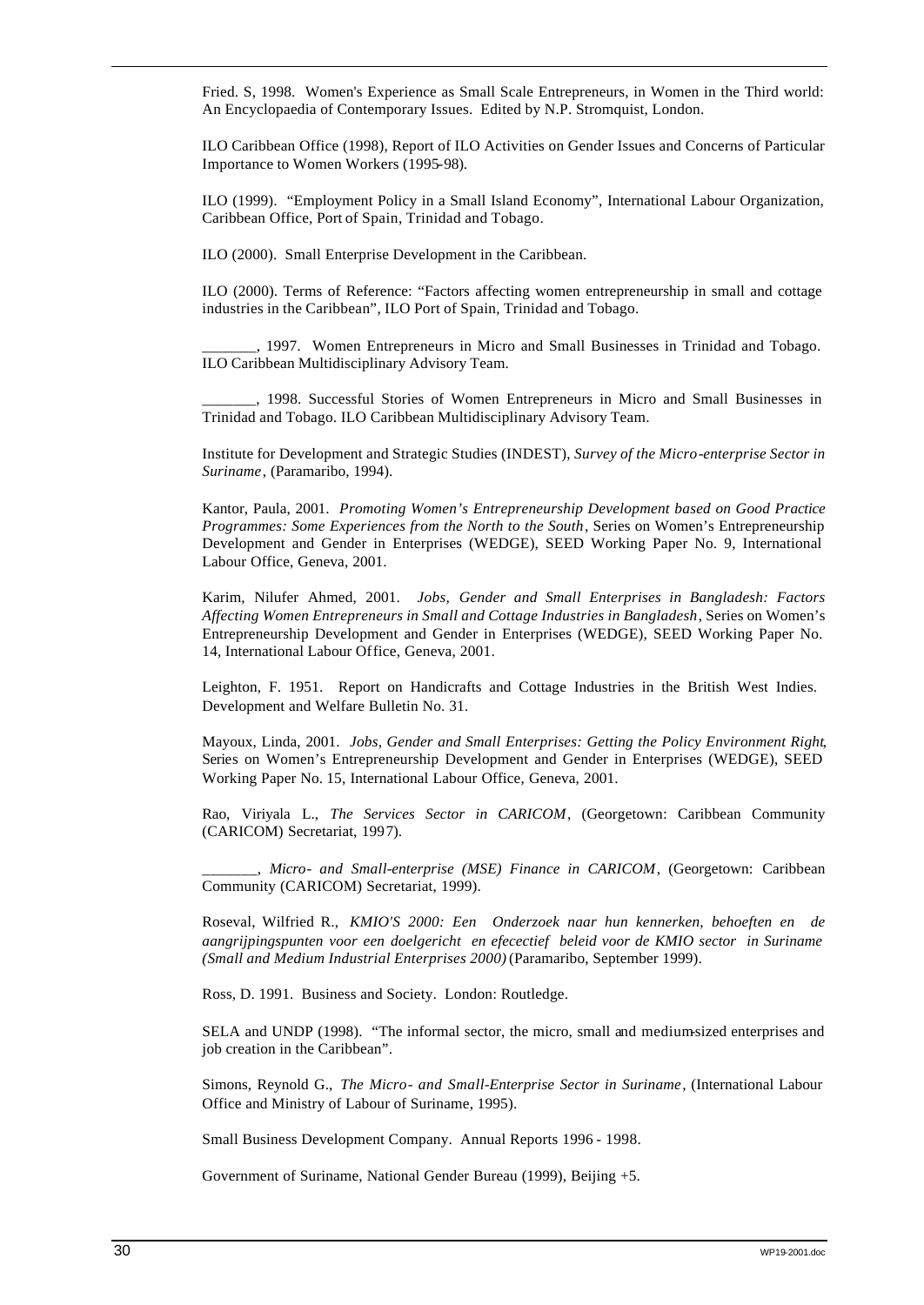Fried. S, 1998. Women's Experience as Small Scale Entrepreneurs, in Women in the Third world: An Encyclopaedia of Contemporary Issues. Edited by N.P. Stromquist, London.

ILO Caribbean Office (1998), Report of ILO Activities on Gender Issues and Concerns of Particular Importance to Women Workers (1995-98).

ILO (1999). "Employment Policy in a Small Island Economy", International Labour Organization, Caribbean Office, Port of Spain, Trinidad and Tobago.

ILO (2000). Small Enterprise Development in the Caribbean.

ILO (2000). Terms of Reference: "Factors affecting women entrepreneurship in small and cottage industries in the Caribbean", ILO Port of Spain, Trinidad and Tobago.

_______, 1997. Women Entrepreneurs in Micro and Small Businesses in Trinidad and Tobago. ILO Caribbean Multidisciplinary Advisory Team.

_______, 1998. Successful Stories of Women Entrepreneurs in Micro and Small Businesses in Trinidad and Tobago. ILO Caribbean Multidisciplinary Advisory Team.

Institute for Development and Strategic Studies (INDEST), *Survey of the Micro-enterprise Sector in Suriname*, (Paramaribo, 1994).

Kantor, Paula, 2001. *Promoting Women's Entrepreneurship Development based on Good Practice Programmes: Some Experiences from the North to the South*, Series on Women's Entrepreneurship Development and Gender in Enterprises (WEDGE), SEED Working Paper No. 9, International Labour Office, Geneva, 2001.

Karim, Nilufer Ahmed, 2001. *Jobs, Gender and Small Enterprises in Bangladesh: Factors Affecting Women Entrepreneurs in Small and Cottage Industries in Bangladesh*, Series on Women's Entrepreneurship Development and Gender in Enterprises (WEDGE), SEED Working Paper No. 14, International Labour Office, Geneva, 2001.

Leighton, F. 1951. Report on Handicrafts and Cottage Industries in the British West Indies. Development and Welfare Bulletin No. 31.

Mayoux, Linda, 2001. *Jobs, Gender and Small Enterprises: Getting the Policy Environment Right*, Series on Women's Entrepreneurship Development and Gender in Enterprises (WEDGE), SEED Working Paper No. 15, International Labour Office, Geneva, 2001.

Rao, Viriyala L., *The Services Sector in CARICOM*, (Georgetown: Caribbean Community (CARICOM) Secretariat, 1997).

_______, *Micro- and Small-enterprise (MSE) Finance in CARICOM*, (Georgetown: Caribbean Community (CARICOM) Secretariat, 1999).

Roseval, Wilfried R., *KMIO'S 2000: Een Onderzoek naar hun kennerken, behoeften en de aangrijpingspunten voor een doelgericht en efecectief beleid voor de KMIO sector in Suriname (Small and Medium Industrial Enterprises 2000)* (Paramaribo, September 1999).

Ross, D. 1991. Business and Society. London: Routledge.

SELA and UNDP (1998). "The informal sector, the micro, small and medium-sized enterprises and job creation in the Caribbean".

Simons, Reynold G., *The Micro- and Small-Enterprise Sector in Suriname*, (International Labour Office and Ministry of Labour of Suriname, 1995).

Small Business Development Company. Annual Reports 1996 - 1998.

Government of Suriname, National Gender Bureau (1999), Beijing +5.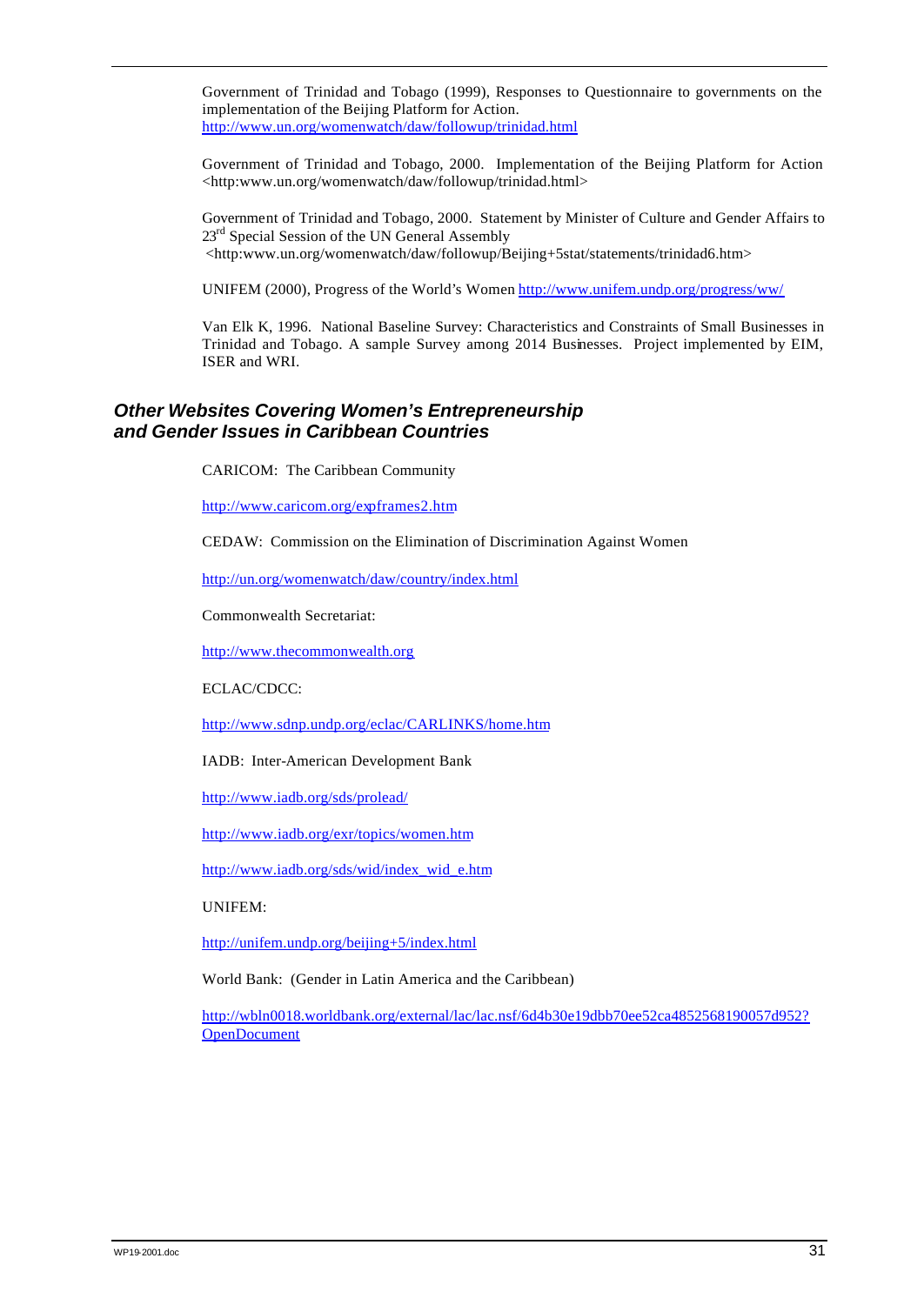Government of Trinidad and Tobago (1999), Responses to Questionnaire to governments on the implementation of the Beijing Platform for Action. http://www.un.org/womenwatch/daw/followup/trinidad.html

Government of Trinidad and Tobago, 2000. Implementation of the Beijing Platform for Action <http:www.un.org/womenwatch/daw/followup/trinidad.html>

Government of Trinidad and Tobago, 2000. Statement by Minister of Culture and Gender Affairs to 23rd Special Session of the UN General Assembly <http:www.un.org/womenwatch/daw/followup/Beijing+5stat/statements/trinidad6.htm>

UNIFEM (2000), Progress of the World's Women http://www.unifem.undp.org/progress/ww/

Van Elk K, 1996. National Baseline Survey: Characteristics and Constraints of Small Businesses in Trinidad and Tobago. A sample Survey among 2014 Businesses. Project implemented by EIM, ISER and WRI.

## *Other Websites Covering Women's Entrepreneurship and Gender Issues in Caribbean Countries*

CARICOM: The Caribbean Community

http://www.caricom.org/expframes2.htm

CEDAW: Commission on the Elimination of Discrimination Against Women

http://un.org/womenwatch/daw/country/index.html

Commonwealth Secretariat:

http://www.thecommonwealth.org

ECLAC/CDCC:

http://www.sdnp.undp.org/eclac/CARLINKS/home.htm

IADB: Inter-American Development Bank

http://www.iadb.org/sds/prolead/

http://www.iadb.org/exr/topics/women.htm

http://www.iadb.org/sds/wid/index_wid_e.htm

UNIFEM:

http://unifem.undp.org/beijing+5/index.html

World Bank: (Gender in Latin America and the Caribbean)

http://wbln0018.worldbank.org/external/lac/lac.nsf/6d4b30e19dbb70ee52ca4852568190057d952?OpenDocument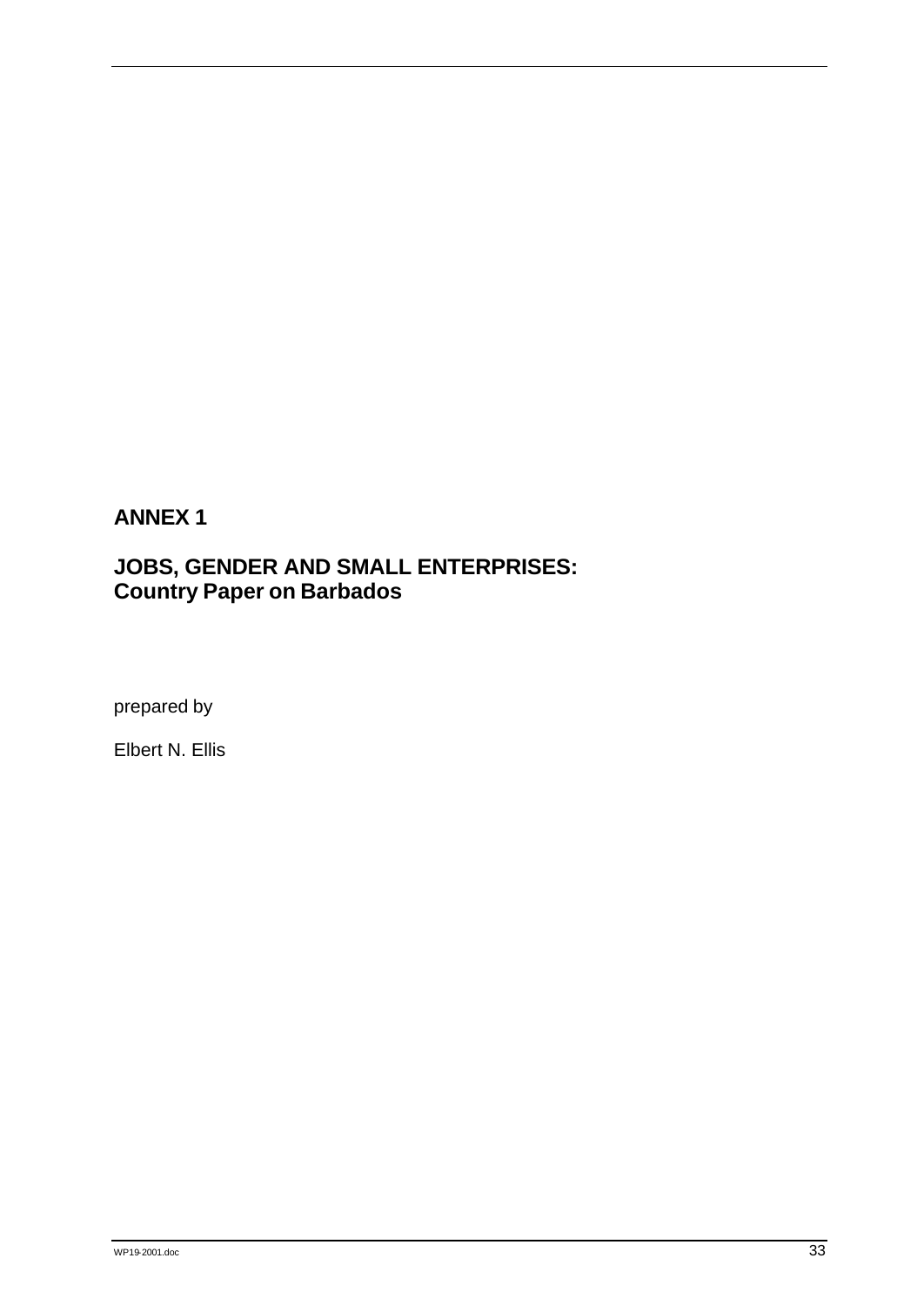# ANNEX 1

# JOBS, GENDER AND SMALL ENTERPRISES: Country Paper on Barbados

prepared by

Elbert N. Ellis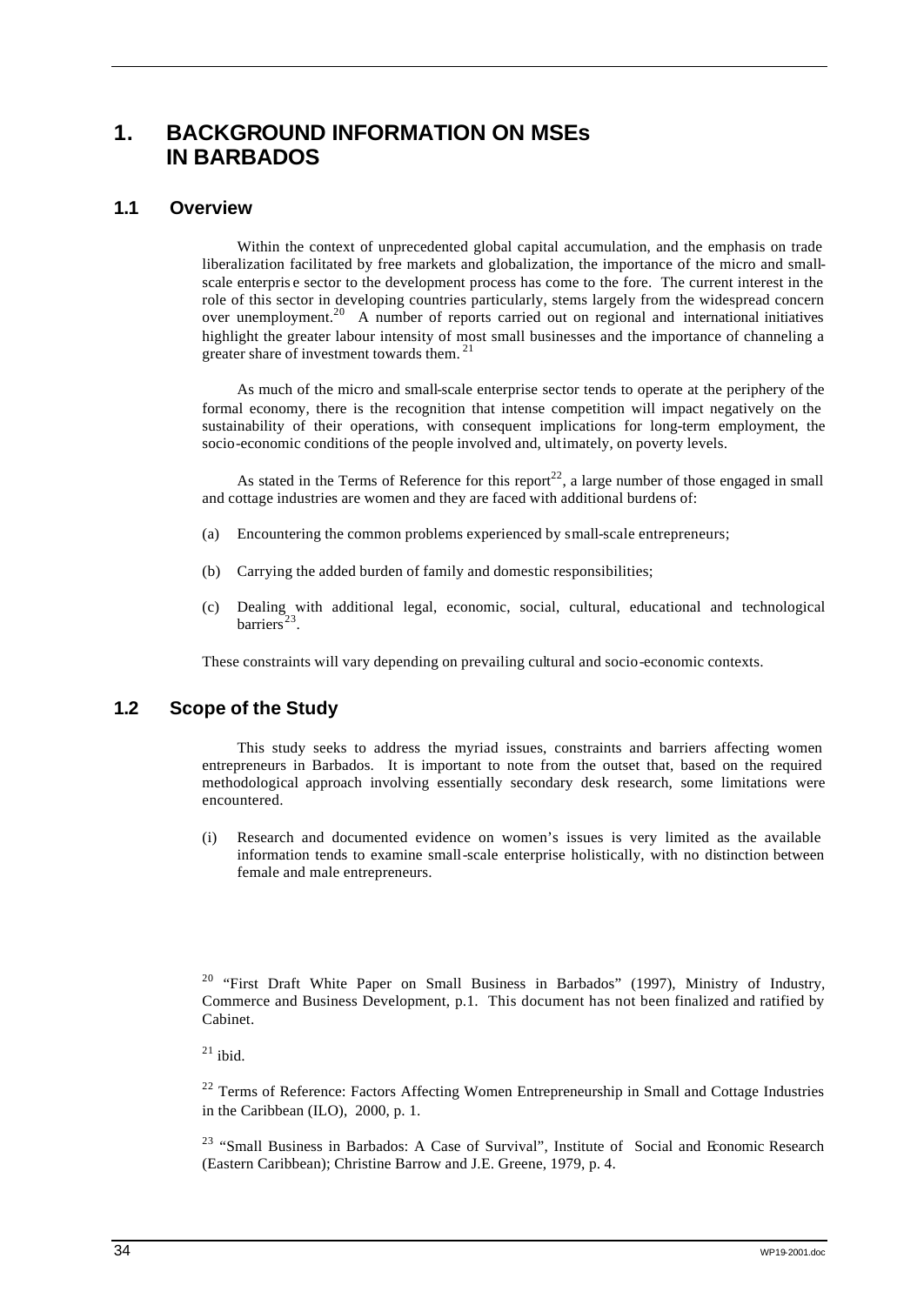# 1. BACKGROUND INFORMATION ON MSEs IN BARBADOS

## 1.1 Overview

Within the context of unprecedented global capital accumulation, and the emphasis on trade liberalization facilitated by free markets and globalization, the importance of the micro and small-scale enterprise sector to the development process has come to the fore. The current interest in the role of this sector in developing countries particularly, stems largely from the widespread concern over unemployment.[20] A number of reports carried out on regional and international initiatives highlight the greater labour intensity of most small businesses and the importance of channeling a greater share of investment towards them.[21]

As much of the micro and small-scale enterprise sector tends to operate at the periphery of the formal economy, there is the recognition that intense competition will impact negatively on the sustainability of their operations, with consequent implications for long-term employment, the socio-economic conditions of the people involved and, ultimately, on poverty levels.

As stated in the Terms of Reference for this report[22], a large number of those engaged in small and cottage industries are women and they are faced with additional burdens of:

(a) Encountering the common problems experienced by small-scale entrepreneurs;

(b) Carrying the added burden of family and domestic responsibilities;

(c) Dealing with additional legal, economic, social, cultural, educational and technological barriers[23].

These constraints will vary depending on prevailing cultural and socio-economic contexts.

## 1.2 Scope of the Study

This study seeks to address the myriad issues, constraints and barriers affecting women entrepreneurs in Barbados. It is important to note from the outset that, based on the required methodological approach involving essentially secondary desk research, some limitations were encountered.

(i) Research and documented evidence on women's issues is very limited as the available information tends to examine small-scale enterprise holistically, with no distinction between female and male entrepreneurs.

---

[20] "First Draft White Paper on Small Business in Barbados" (1997), Ministry of Industry, Commerce and Business Development, p.1. This document has not been finalized and ratified by Cabinet.

[21] ibid.

[22] Terms of Reference: Factors Affecting Women Entrepreneurship in Small and Cottage Industries in the Caribbean (ILO), 2000, p. 1.

[23] "Small Business in Barbados: A Case of Survival", Institute of Social and Economic Research (Eastern Caribbean); Christine Barrow and J.E. Greene, 1979, p. 4.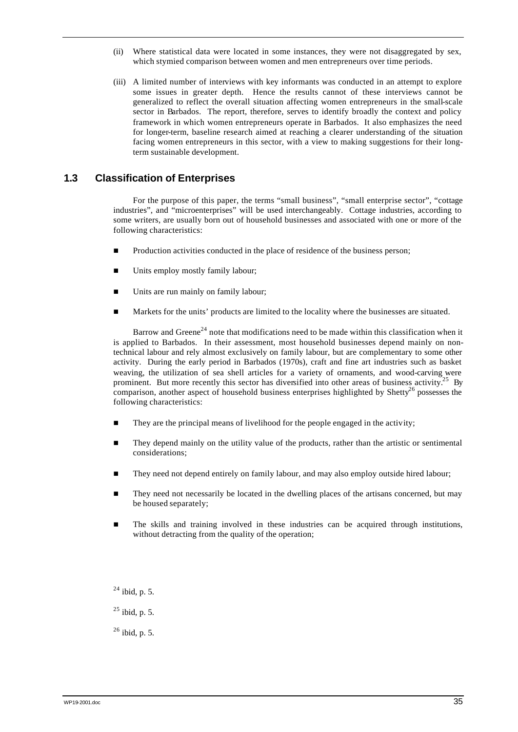(ii) Where statistical data were located in some instances, they were not disaggregated by sex, which stymied comparison between women and men entrepreneurs over time periods.

(iii) A limited number of interviews with key informants was conducted in an attempt to explore some issues in greater depth. Hence the results cannot of these interviews cannot be generalized to reflect the overall situation affecting women entrepreneurs in the small-scale sector in Barbados. The report, therefore, serves to identify broadly the context and policy framework in which women entrepreneurs operate in Barbados. It also emphasizes the need for longer-term, baseline research aimed at reaching a clearer understanding of the situation facing women entrepreneurs in this sector, with a view to making suggestions for their long-term sustainable development.

## 1.3 Classification of Enterprises

For the purpose of this paper, the terms "small business", "small enterprise sector", "cottage industries", and "microenterprises" will be used interchangeably. Cottage industries, according to some writers, are usually born out of household businesses and associated with one or more of the following characteristics:

- Production activities conducted in the place of residence of the business person;
- Units employ mostly family labour;
- Units are run mainly on family labour;
- Markets for the units' products are limited to the locality where the businesses are situated.

Barrow and Greene[24] note that modifications need to be made within this classification when it is applied to Barbados. In their assessment, most household businesses depend mainly on non-technical labour and rely almost exclusively on family labour, but are complementary to some other activity. During the early period in Barbados (1970s), craft and fine art industries such as basket weaving, the utilization of sea shell articles for a variety of ornaments, and wood-carving were prominent. But more recently this sector has diversified into other areas of business activity.[25] By comparison, another aspect of household business enterprises highlighted by Shetty[26] possesses the following characteristics:

- They are the principal means of livelihood for the people engaged in the activity;
- They depend mainly on the utility value of the products, rather than the artistic or sentimental considerations;
- They need not depend entirely on family labour, and may also employ outside hired labour;
- They need not necessarily be located in the dwelling places of the artisans concerned, but may be housed separately;
- The skills and training involved in these industries can be acquired through institutions, without detracting from the quality of the operation;

[24] ibid, p. 5.

[25] ibid, p. 5.

[26] ibid, p. 5.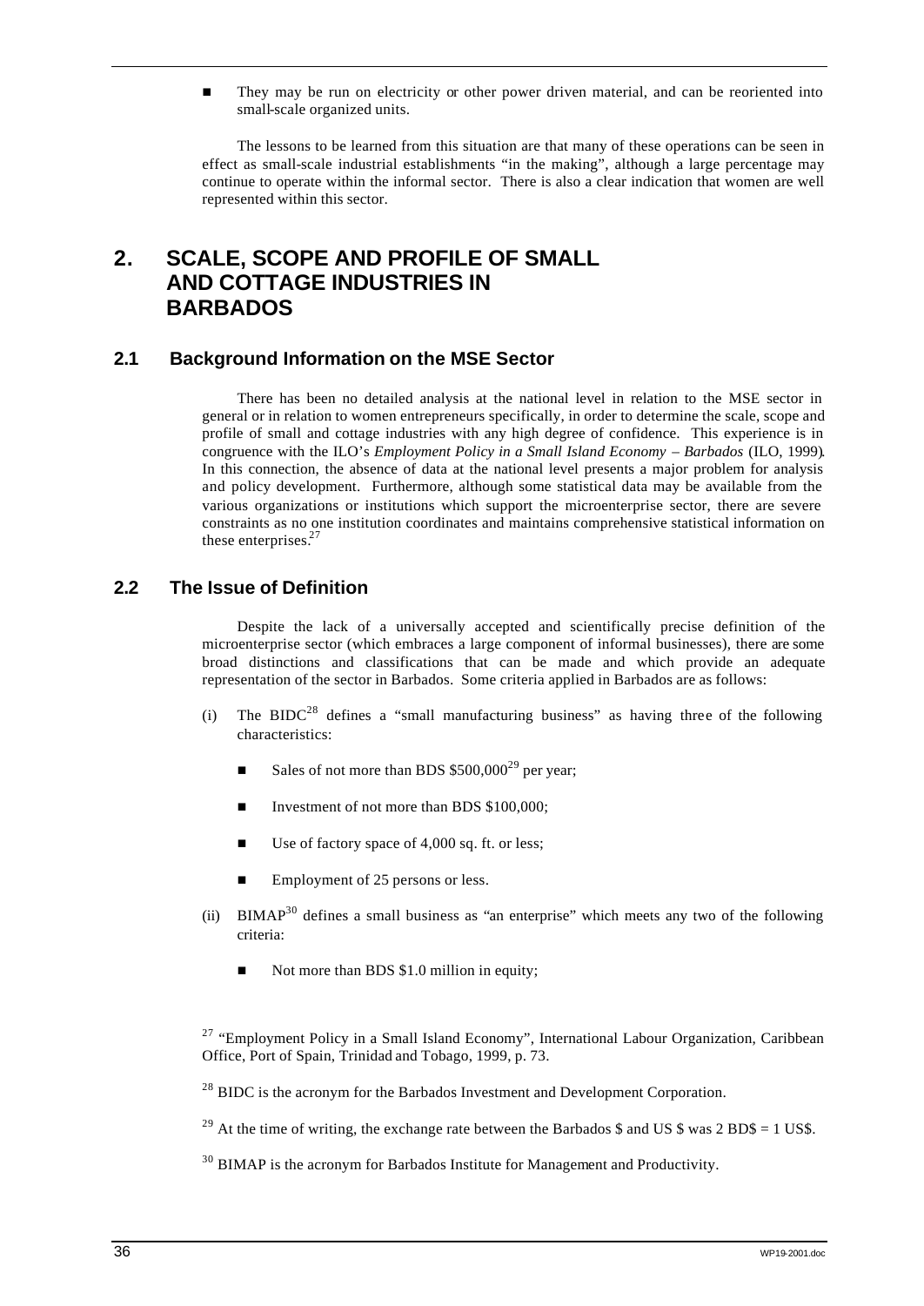- They may be run on electricity or other power driven material, and can be reoriented into small-scale organized units.

The lessons to be learned from this situation are that many of these operations can be seen in effect as small-scale industrial establishments "in the making", although a large percentage may continue to operate within the informal sector. There is also a clear indication that women are well represented within this sector.

# 2. SCALE, SCOPE AND PROFILE OF SMALL AND COTTAGE INDUSTRIES IN BARBADOS

## 2.1 Background Information on the MSE Sector

There has been no detailed analysis at the national level in relation to the MSE sector in general or in relation to women entrepreneurs specifically, in order to determine the scale, scope and profile of small and cottage industries with any high degree of confidence. This experience is in congruence with the ILO's *Employment Policy in a Small Island Economy – Barbados* (ILO, 1999). In this connection, the absence of data at the national level presents a major problem for analysis and policy development. Furthermore, although some statistical data may be available from the various organizations or institutions which support the microenterprise sector, there are severe constraints as no one institution coordinates and maintains comprehensive statistical information on these enterprises.[27]

## 2.2 The Issue of Definition

Despite the lack of a universally accepted and scientifically precise definition of the microenterprise sector (which embraces a large component of informal businesses), there are some broad distinctions and classifications that can be made and which provide an adequate representation of the sector in Barbados. Some criteria applied in Barbados are as follows:

(i) The BIDC[28] defines a "small manufacturing business" as having three of the following characteristics:

- Sales of not more than BDS $500,000[29] per year;
- Investment of not more than BDS $100,000;
- Use of factory space of 4,000 sq. ft. or less;
- Employment of 25 persons or less.

(ii) BIMAP[30] defines a small business as "an enterprise" which meets any two of the following criteria:

- Not more than BDS $1.0 million in equity;

[27] "Employment Policy in a Small Island Economy", International Labour Organization, Caribbean Office, Port of Spain, Trinidad and Tobago, 1999, p. 73.

[28] BIDC is the acronym for the Barbados Investment and Development Corporation.

[29] At the time of writing, the exchange rate between the Barbados $ and US $ was 2 BD$ = 1 US$.

[30] BIMAP is the acronym for Barbados Institute for Management and Productivity.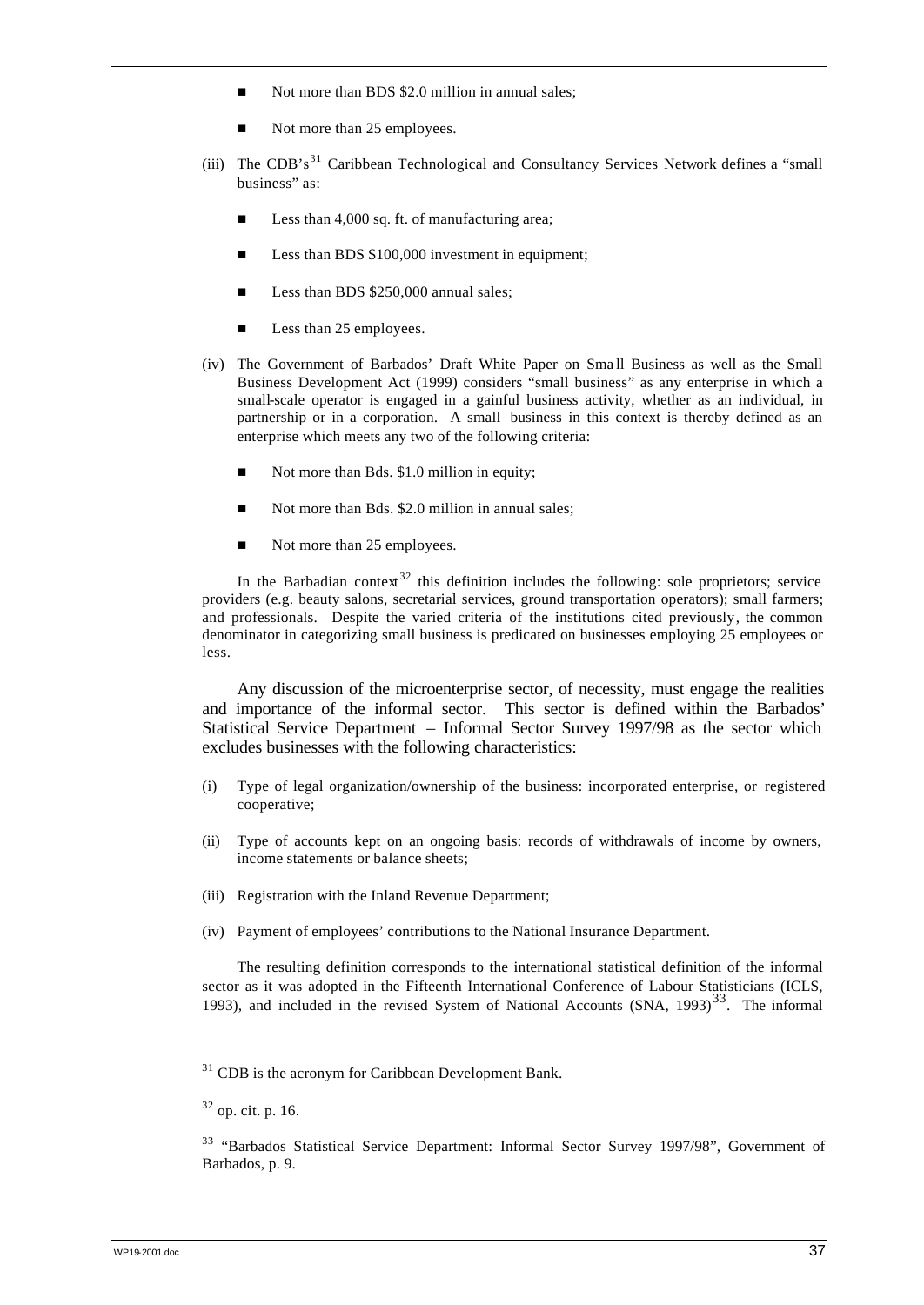- Not more than BDS $2.0 million in annual sales;
- Not more than 25 employees.

(iii) The CDB's[31] Caribbean Technological and Consultancy Services Network defines a "small business" as:

- Less than 4,000 sq. ft. of manufacturing area;
- Less than BDS $100,000 investment in equipment;
- Less than BDS $250,000 annual sales;
- Less than 25 employees.

(iv) The Government of Barbados' Draft White Paper on Small Business as well as the Small Business Development Act (1999) considers "small business" as any enterprise in which a small-scale operator is engaged in a gainful business activity, whether as an individual, in partnership or in a corporation. A small business in this context is thereby defined as an enterprise which meets any two of the following criteria:

- Not more than Bds. $1.0 million in equity;
- Not more than Bds. $2.0 million in annual sales;
- Not more than 25 employees.

In the Barbadian context[32] this definition includes the following: sole proprietors; service providers (e.g. beauty salons, secretarial services, ground transportation operators); small farmers; and professionals. Despite the varied criteria of the institutions cited previously, the common denominator in categorizing small business is predicated on businesses employing 25 employees or less.

Any discussion of the microenterprise sector, of necessity, must engage the realities and importance of the informal sector. This sector is defined within the Barbados' Statistical Service Department – Informal Sector Survey 1997/98 as the sector which excludes businesses with the following characteristics:

(i) Type of legal organization/ownership of the business: incorporated enterprise, or registered cooperative;

(ii) Type of accounts kept on an ongoing basis: records of withdrawals of income by owners, income statements or balance sheets;

(iii) Registration with the Inland Revenue Department;

(iv) Payment of employees' contributions to the National Insurance Department.

The resulting definition corresponds to the international statistical definition of the informal sector as it was adopted in the Fifteenth International Conference of Labour Statisticians (ICLS, 1993), and included in the revised System of National Accounts (SNA, 1993)[33]. The informal

[31] CDB is the acronym for Caribbean Development Bank.

[32] op. cit. p. 16.

[33] "Barbados Statistical Service Department: Informal Sector Survey 1997/98", Government of Barbados, p. 9.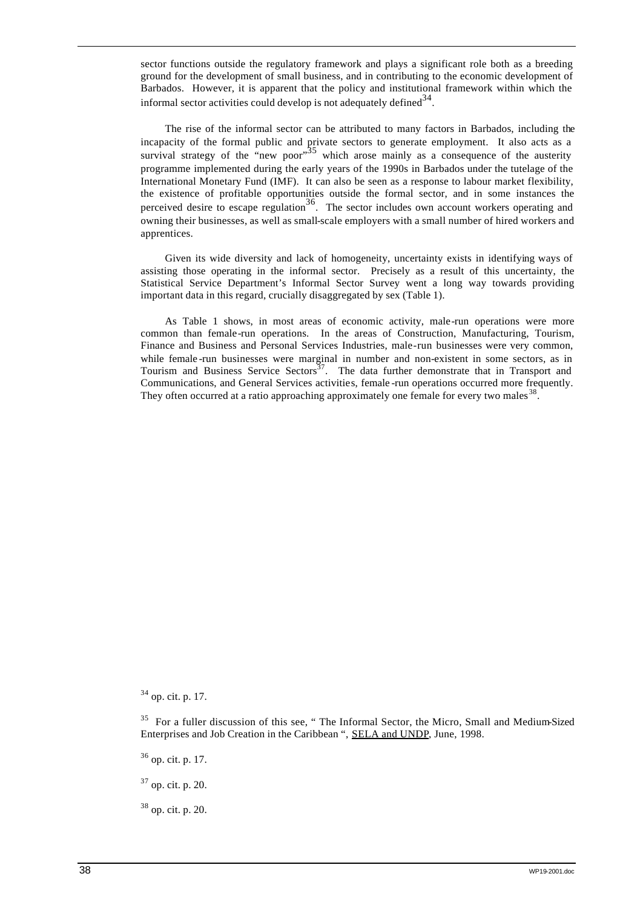sector functions outside the regulatory framework and plays a significant role both as a breeding ground for the development of small business, and in contributing to the economic development of Barbados. However, it is apparent that the policy and institutional framework within which the informal sector activities could develop is not adequately defined[34].

The rise of the informal sector can be attributed to many factors in Barbados, including the incapacity of the formal public and private sectors to generate employment. It also acts as a survival strategy of the "new poor"[35] which arose mainly as a consequence of the austerity programme implemented during the early years of the 1990s in Barbados under the tutelage of the International Monetary Fund (IMF). It can also be seen as a response to labour market flexibility, the existence of profitable opportunities outside the formal sector, and in some instances the perceived desire to escape regulation[36]. The sector includes own account workers operating and owning their businesses, as well as small-scale employers with a small number of hired workers and apprentices.

Given its wide diversity and lack of homogeneity, uncertainty exists in identifying ways of assisting those operating in the informal sector. Precisely as a result of this uncertainty, the Statistical Service Department's Informal Sector Survey went a long way towards providing important data in this regard, crucially disaggregated by sex (Table 1).

As Table 1 shows, in most areas of economic activity, male-run operations were more common than female-run operations. In the areas of Construction, Manufacturing, Tourism, Finance and Business and Personal Services Industries, male-run businesses were very common, while female-run businesses were marginal in number and non-existent in some sectors, as in Tourism and Business Service Sectors[37]. The data further demonstrate that in Transport and Communications, and General Services activities, female-run operations occurred more frequently. They often occurred at a ratio approaching approximately one female for every two males[38].

[34] op. cit. p. 17.

[35] For a fuller discussion of this see, " The Informal Sector, the Micro, Small and Medium-Sized Enterprises and Job Creation in the Caribbean ", SELA and UNDP, June, 1998.

[36] op. cit. p. 17.

[37] op. cit. p. 20.

[38] op. cit. p. 20.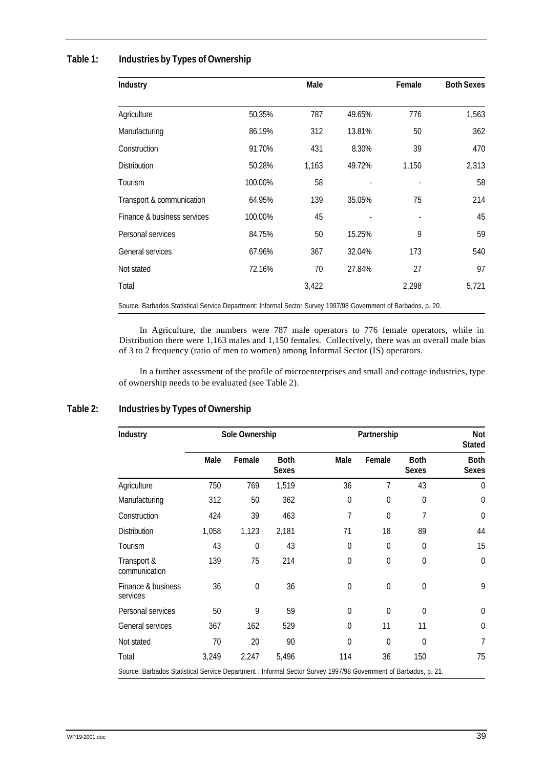**Table 1: Industries by Types of Ownership**

| Industry | | Male | | Female | Both Sexes |
|---|---|---|---|---|---|
| Agriculture | 50.35% | 787 | 49.65% | 776 | 1,563 |
| Manufacturing | 86.19% | 312 | 13.81% | 50 | 362 |
| Construction | 91.70% | 431 | 8.30% | 39 | 470 |
| Distribution | 50.28% | 1,163 | 49.72% | 1,150 | 2,313 |
| Tourism | 100.00% | 58 | - | - | 58 |
| Transport & communication | 64.95% | 139 | 35.05% | 75 | 214 |
| Finance & business services | 100.00% | 45 | - | - | 45 |
| Personal services | 84.75% | 50 | 15.25% | 9 | 59 |
| General services | 67.96% | 367 | 32.04% | 173 | 540 |
| Not stated | 72.16% | 70 | 27.84% | 27 | 97 |
| Total | | 3,422 | | 2,298 | 5,721 |

Source: Barbados Statistical Service Department: Informal Sector Survey 1997/98 Government of Barbados, p. 20.

In Agriculture, the numbers were 787 male operators to 776 female operators, while in Distribution there were 1,163 males and 1,150 females. Collectively, there was an overall male bias of 3 to 2 frequency (ratio of men to women) among Informal Sector (IS) operators.

In a further assessment of the profile of microenterprises and small and cottage industries, type of ownership needs to be evaluated (see Table 2).

**Table 2: Industries by Types of Ownership**

| Industry | Sole Ownership | | | Partnership | | | Not Stated |
|---|---|---|---|---|---|---|---|
| | Male | Female | Both Sexes | Male | Female | Both Sexes | Both Sexes |
| Agriculture | 750 | 769 | 1,519 | 36 | 7 | 43 | 0 |
| Manufacturing | 312 | 50 | 362 | 0 | 0 | 0 | 0 |
| Construction | 424 | 39 | 463 | 7 | 0 | 7 | 0 |
| Distribution | 1,058 | 1,123 | 2,181 | 71 | 18 | 89 | 44 |
| Tourism | 43 | 0 | 43 | 0 | 0 | 0 | 15 |
| Transport & communication | 139 | 75 | 214 | 0 | 0 | 0 | 0 |
| Finance & business services | 36 | 0 | 36 | 0 | 0 | 0 | 9 |
| Personal services | 50 | 9 | 59 | 0 | 0 | 0 | 0 |
| General services | 367 | 162 | 529 | 0 | 11 | 11 | 0 |
| Not stated | 70 | 20 | 90 | 0 | 0 | 0 | 7 |
| Total | 3,249 | 2,247 | 5,496 | 114 | 36 | 150 | 75 |

Source: Barbados Statistical Service Department : Informal Sector Survey 1997/98 Government of Barbados, p. 21.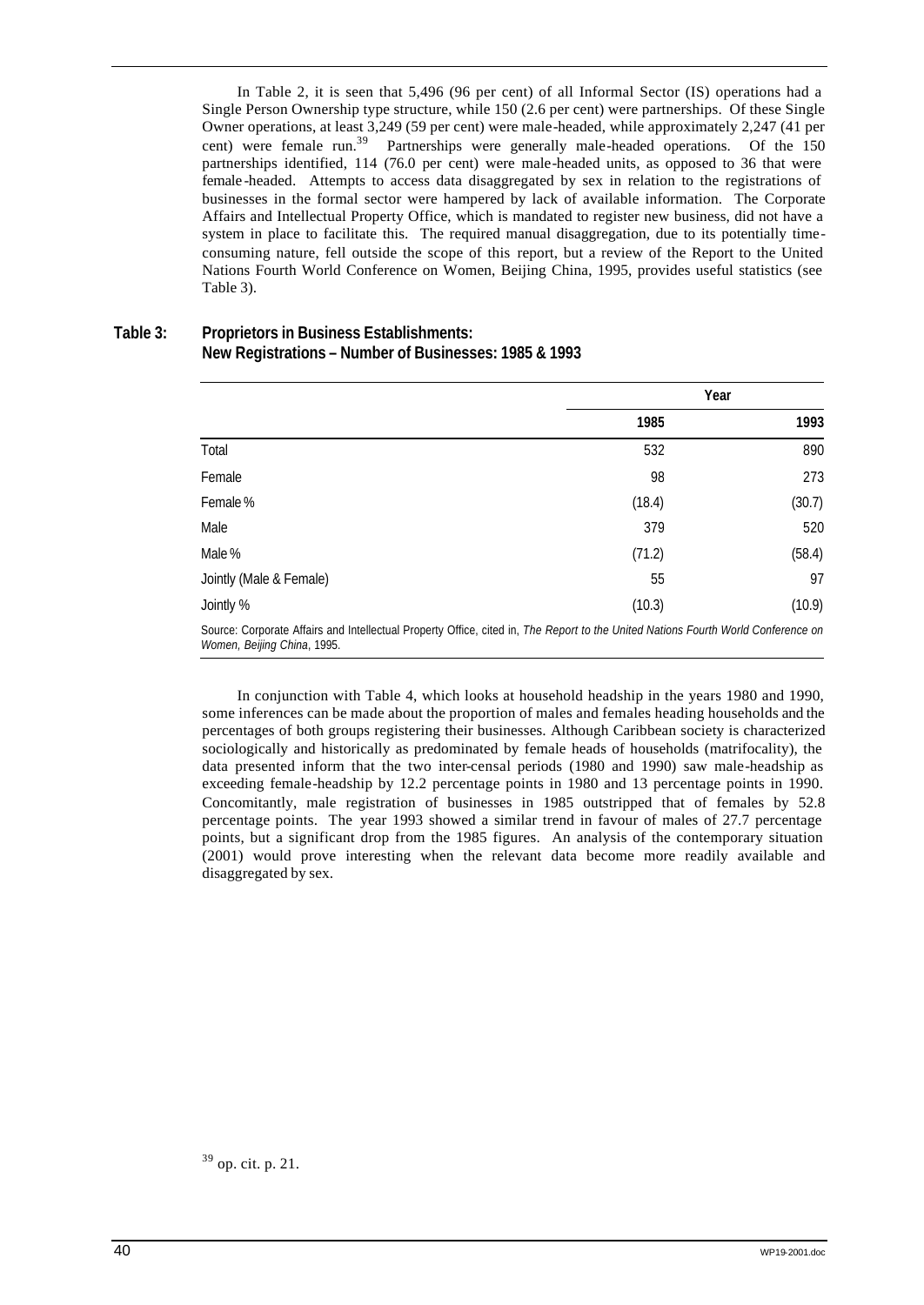In Table 2, it is seen that 5,496 (96 per cent) of all Informal Sector (IS) operations had a Single Person Ownership type structure, while 150 (2.6 per cent) were partnerships. Of these Single Owner operations, at least 3,249 (59 per cent) were male-headed, while approximately 2,247 (41 per cent) were female run.[39] Partnerships were generally male-headed operations. Of the 150 partnerships identified, 114 (76.0 per cent) were male-headed units, as opposed to 36 that were female-headed. Attempts to access data disaggregated by sex in relation to the registrations of businesses in the formal sector were hampered by lack of available information. The Corporate Affairs and Intellectual Property Office, which is mandated to register new business, did not have a system in place to facilitate this. The required manual disaggregation, due to its potentially time-consuming nature, fell outside the scope of this report, but a review of the Report to the United Nations Fourth World Conference on Women, Beijing China, 1995, provides useful statistics (see Table 3).

**Table 3: Proprietors in Business Establishments: New Registrations – Number of Businesses: 1985 & 1993**

| | Year | |
|---|---|---|
| | **1985** | **1993** |
| Total | 532 | 890 |
| Female | 98 | 273 |
| Female % | (18.4) | (30.7) |
| Male | 379 | 520 |
| Male % | (71.2) | (58.4) |
| Jointly (Male & Female) | 55 | 97 |
| Jointly % | (10.3) | (10.9) |

Source: Corporate Affairs and Intellectual Property Office, cited in, *The Report to the United Nations Fourth World Conference on Women, Beijing China*, 1995.

In conjunction with Table 4, which looks at household headship in the years 1980 and 1990, some inferences can be made about the proportion of males and females heading households and the percentages of both groups registering their businesses. Although Caribbean society is characterized sociologically and historically as predominated by female heads of households (matrifocality), the data presented inform that the two inter-censal periods (1980 and 1990) saw male-headship as exceeding female-headship by 12.2 percentage points in 1980 and 13 percentage points in 1990. Concomitantly, male registration of businesses in 1985 outstripped that of females by 52.8 percentage points. The year 1993 showed a similar trend in favour of males of 27.7 percentage points, but a significant drop from the 1985 figures. An analysis of the contemporary situation (2001) would prove interesting when the relevant data become more readily available and disaggregated by sex.

[39] op. cit. p. 21.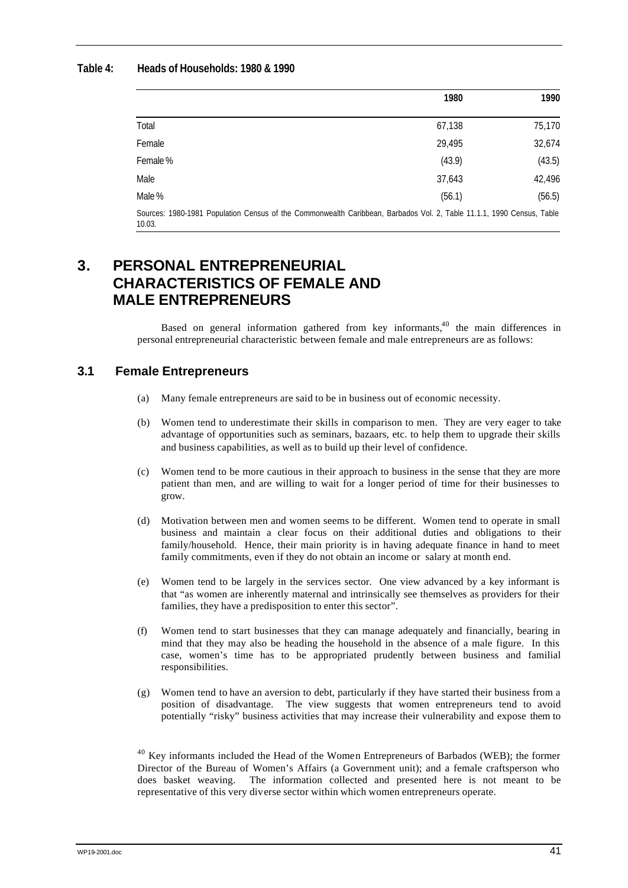**Table 4: Heads of Households: 1980 & 1990**

| | 1980 | 1990 |
|---|---|---|
| Total | 67,138 | 75,170 |
| Female | 29,495 | 32,674 |
| Female % | (43.9) | (43.5) |
| Male | 37,643 | 42,496 |
| Male % | (56.1) | (56.5) |

Sources: 1980-1981 Population Census of the Commonwealth Caribbean, Barbados Vol. 2, Table 11.1.1, 1990 Census, Table 10.03.

# 3. PERSONAL ENTREPRENEURIAL CHARACTERISTICS OF FEMALE AND MALE ENTREPRENEURS

Based on general information gathered from key informants,[40] the main differences in personal entrepreneurial characteristic between female and male entrepreneurs are as follows:

## 3.1 Female Entrepreneurs

(a) Many female entrepreneurs are said to be in business out of economic necessity.

(b) Women tend to underestimate their skills in comparison to men. They are very eager to take advantage of opportunities such as seminars, bazaars, etc. to help them to upgrade their skills and business capabilities, as well as to build up their level of confidence.

(c) Women tend to be more cautious in their approach to business in the sense that they are more patient than men, and are willing to wait for a longer period of time for their businesses to grow.

(d) Motivation between men and women seems to be different. Women tend to operate in small business and maintain a clear focus on their additional duties and obligations to their family/household. Hence, their main priority is in having adequate finance in hand to meet family commitments, even if they do not obtain an income or salary at month end.

(e) Women tend to be largely in the services sector. One view advanced by a key informant is that "as women are inherently maternal and intrinsically see themselves as providers for their families, they have a predisposition to enter this sector".

(f) Women tend to start businesses that they can manage adequately and financially, bearing in mind that they may also be heading the household in the absence of a male figure. In this case, women's time has to be appropriated prudently between business and familial responsibilities.

(g) Women tend to have an aversion to debt, particularly if they have started their business from a position of disadvantage. The view suggests that women entrepreneurs tend to avoid potentially "risky" business activities that may increase their vulnerability and expose them to

[40] Key informants included the Head of the Women Entrepreneurs of Barbados (WEB); the former Director of the Bureau of Women's Affairs (a Government unit); and a female craftsperson who does basket weaving. The information collected and presented here is not meant to be representative of this very diverse sector within which women entrepreneurs operate.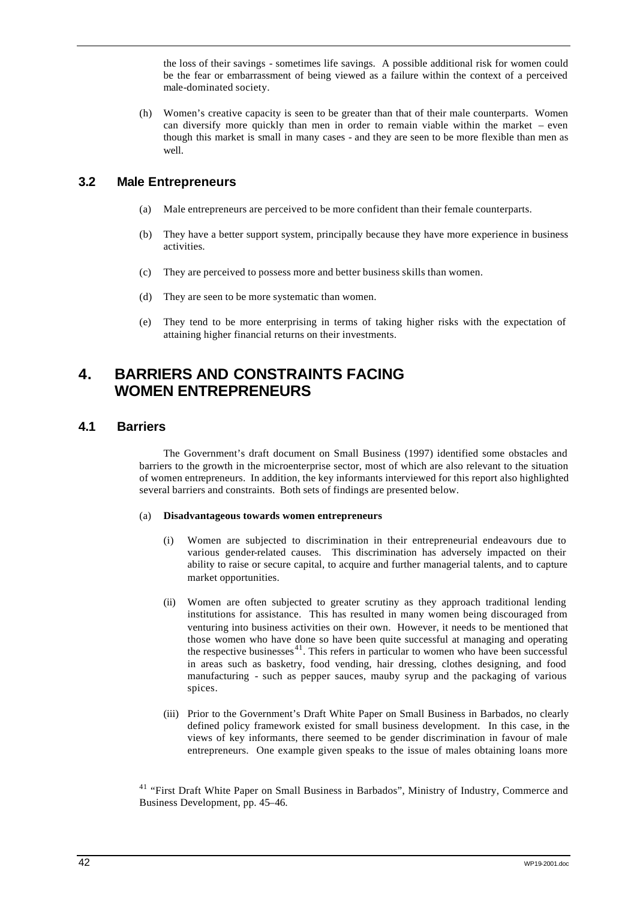the loss of their savings - sometimes life savings. A possible additional risk for women could be the fear or embarrassment of being viewed as a failure within the context of a perceived male-dominated society.

(h) Women's creative capacity is seen to be greater than that of their male counterparts. Women can diversify more quickly than men in order to remain viable within the market – even though this market is small in many cases - and they are seen to be more flexible than men as well.

### 3.2 Male Entrepreneurs

(a) Male entrepreneurs are perceived to be more confident than their female counterparts.

(b) They have a better support system, principally because they have more experience in business activities.

(c) They are perceived to possess more and better business skills than women.

(d) They are seen to be more systematic than women.

(e) They tend to be more enterprising in terms of taking higher risks with the expectation of attaining higher financial returns on their investments.

## 4. BARRIERS AND CONSTRAINTS FACING WOMEN ENTREPRENEURS

### 4.1 Barriers

The Government's draft document on Small Business (1997) identified some obstacles and barriers to the growth in the microenterprise sector, most of which are also relevant to the situation of women entrepreneurs. In addition, the key informants interviewed for this report also highlighted several barriers and constraints. Both sets of findings are presented below.

(a) **Disadvantageous towards women entrepreneurs**

(i) Women are subjected to discrimination in their entrepreneurial endeavours due to various gender-related causes. This discrimination has adversely impacted on their ability to raise or secure capital, to acquire and further managerial talents, and to capture market opportunities.

(ii) Women are often subjected to greater scrutiny as they approach traditional lending institutions for assistance. This has resulted in many women being discouraged from venturing into business activities on their own. However, it needs to be mentioned that those women who have done so have been quite successful at managing and operating the respective businesses[41]. This refers in particular to women who have been successful in areas such as basketry, food vending, hair dressing, clothes designing, and food manufacturing - such as pepper sauces, mauby syrup and the packaging of various spices.

(iii) Prior to the Government's Draft White Paper on Small Business in Barbados, no clearly defined policy framework existed for small business development. In this case, in the views of key informants, there seemed to be gender discrimination in favour of male entrepreneurs. One example given speaks to the issue of males obtaining loans more

[41] "First Draft White Paper on Small Business in Barbados", Ministry of Industry, Commerce and Business Development, pp. 45–46.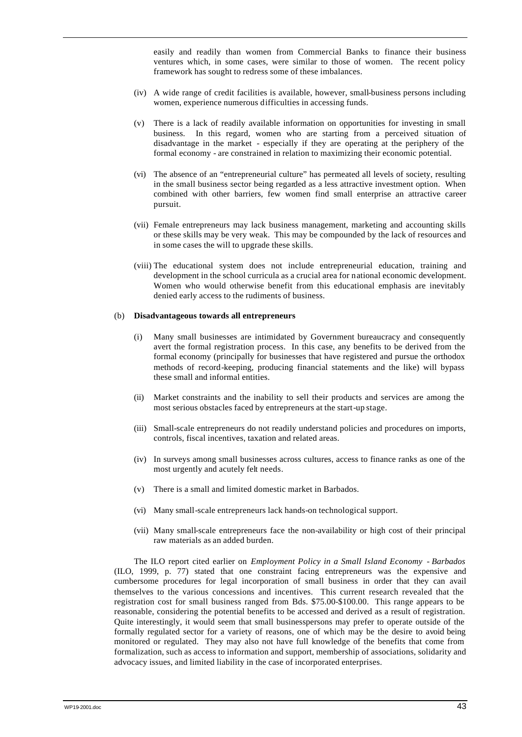easily and readily than women from Commercial Banks to finance their business ventures which, in some cases, were similar to those of women. The recent policy framework has sought to redress some of these imbalances.

(iv) A wide range of credit facilities is available, however, small-business persons including women, experience numerous difficulties in accessing funds.

(v) There is a lack of readily available information on opportunities for investing in small business. In this regard, women who are starting from a perceived situation of disadvantage in the market - especially if they are operating at the periphery of the formal economy - are constrained in relation to maximizing their economic potential.

(vi) The absence of an "entrepreneurial culture" has permeated all levels of society, resulting in the small business sector being regarded as a less attractive investment option. When combined with other barriers, few women find small enterprise an attractive career pursuit.

(vii) Female entrepreneurs may lack business management, marketing and accounting skills or these skills may be very weak. This may be compounded by the lack of resources and in some cases the will to upgrade these skills.

(viii) The educational system does not include entrepreneurial education, training and development in the school curricula as a crucial area for national economic development. Women who would otherwise benefit from this educational emphasis are inevitably denied early access to the rudiments of business.

(b) **Disadvantageous towards all entrepreneurs**

(i) Many small businesses are intimidated by Government bureaucracy and consequently avert the formal registration process. In this case, any benefits to be derived from the formal economy (principally for businesses that have registered and pursue the orthodox methods of record-keeping, producing financial statements and the like) will bypass these small and informal entities.

(ii) Market constraints and the inability to sell their products and services are among the most serious obstacles faced by entrepreneurs at the start-up stage.

(iii) Small-scale entrepreneurs do not readily understand policies and procedures on imports, controls, fiscal incentives, taxation and related areas.

(iv) In surveys among small businesses across cultures, access to finance ranks as one of the most urgently and acutely felt needs.

(v) There is a small and limited domestic market in Barbados.

(vi) Many small-scale entrepreneurs lack hands-on technological support.

(vii) Many small-scale entrepreneurs face the non-availability or high cost of their principal raw materials as an added burden.

The ILO report cited earlier on *Employment Policy in a Small Island Economy - Barbados* (ILO, 1999, p. 77) stated that one constraint facing entrepreneurs was the expensive and cumbersome procedures for legal incorporation of small business in order that they can avail themselves to the various concessions and incentives. This current research revealed that the registration cost for small business ranged from Bds. $75.00-$100.00. This range appears to be reasonable, considering the potential benefits to be accessed and derived as a result of registration. Quite interestingly, it would seem that small businesspersons may prefer to operate outside of the formally regulated sector for a variety of reasons, one of which may be the desire to avoid being monitored or regulated. They may also not have full knowledge of the benefits that come from formalization, such as access to information and support, membership of associations, solidarity and advocacy issues, and limited liability in the case of incorporated enterprises.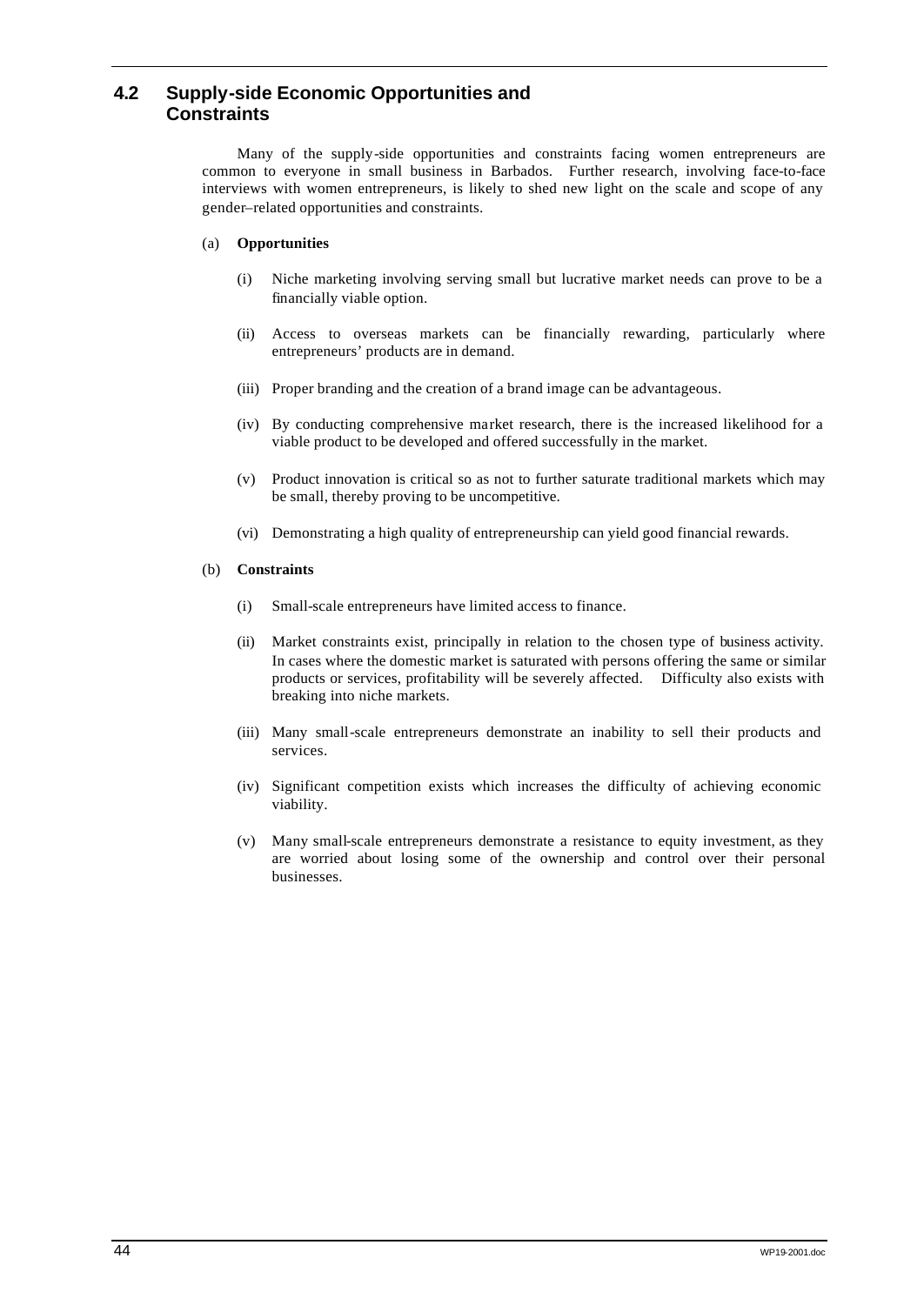## 4.2 Supply-side Economic Opportunities and Constraints

Many of the supply-side opportunities and constraints facing women entrepreneurs are common to everyone in small business in Barbados. Further research, involving face-to-face interviews with women entrepreneurs, is likely to shed new light on the scale and scope of any gender–related opportunities and constraints.

(a) **Opportunities**

(i) Niche marketing involving serving small but lucrative market needs can prove to be a financially viable option.

(ii) Access to overseas markets can be financially rewarding, particularly where entrepreneurs' products are in demand.

(iii) Proper branding and the creation of a brand image can be advantageous.

(iv) By conducting comprehensive market research, there is the increased likelihood for a viable product to be developed and offered successfully in the market.

(v) Product innovation is critical so as not to further saturate traditional markets which may be small, thereby proving to be uncompetitive.

(vi) Demonstrating a high quality of entrepreneurship can yield good financial rewards.

(b) **Constraints**

(i) Small-scale entrepreneurs have limited access to finance.

(ii) Market constraints exist, principally in relation to the chosen type of business activity. In cases where the domestic market is saturated with persons offering the same or similar products or services, profitability will be severely affected. Difficulty also exists with breaking into niche markets.

(iii) Many small-scale entrepreneurs demonstrate an inability to sell their products and services.

(iv) Significant competition exists which increases the difficulty of achieving economic viability.

(v) Many small-scale entrepreneurs demonstrate a resistance to equity investment, as they are worried about losing some of the ownership and control over their personal businesses.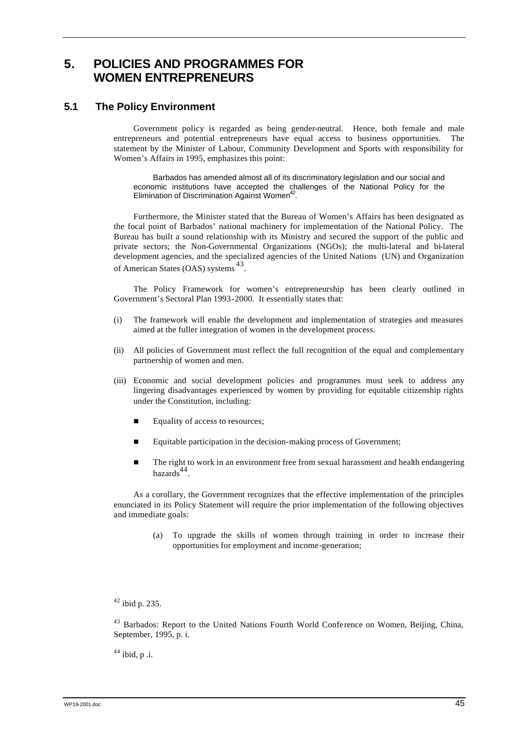# 5. POLICIES AND PROGRAMMES FOR WOMEN ENTREPRENEURS

## 5.1 The Policy Environment

Government policy is regarded as being gender-neutral. Hence, both female and male entrepreneurs and potential entrepreneurs have equal access to business opportunities. The statement by the Minister of Labour, Community Development and Sports with responsibility for Women's Affairs in 1995, emphasizes this point:

> Barbados has amended almost all of its discriminatory legislation and our social and economic institutions have accepted the challenges of the National Policy for the Elimination of Discrimination Against Women[42].

Furthermore, the Minister stated that the Bureau of Women's Affairs has been designated as the focal point of Barbados' national machinery for implementation of the National Policy. The Bureau has built a sound relationship with its Ministry and secured the support of the public and private sectors; the Non-Governmental Organizations (NGOs); the multi-lateral and bi-lateral development agencies, and the specialized agencies of the United Nations (UN) and Organization of American States (OAS) systems[43].

The Policy Framework for women's entrepreneurship has been clearly outlined in Government's Sectoral Plan 1993-2000. It essentially states that:

(i) The framework will enable the development and implementation of strategies and measures aimed at the fuller integration of women in the development process.

(ii) All policies of Government must reflect the full recognition of the equal and complementary partnership of women and men.

(iii) Economic and social development policies and programmes must seek to address any lingering disadvantages experienced by women by providing for equitable citizenship rights under the Constitution, including:

- Equality of access to resources;
- Equitable participation in the decision-making process of Government;
- The right to work in an environment free from sexual harassment and health endangering hazards[44].

As a corollary, the Government recognizes that the effective implementation of the principles enunciated in its Policy Statement will require the prior implementation of the following objectives and immediate goals:

(a) To upgrade the skills of women through training in order to increase their opportunities for employment and income-generation;

---

[42] ibid p. 235.

[43] Barbados: Report to the United Nations Fourth World Conference on Women, Beijing, China, September, 1995, p. i.

[44] ibid, p .i.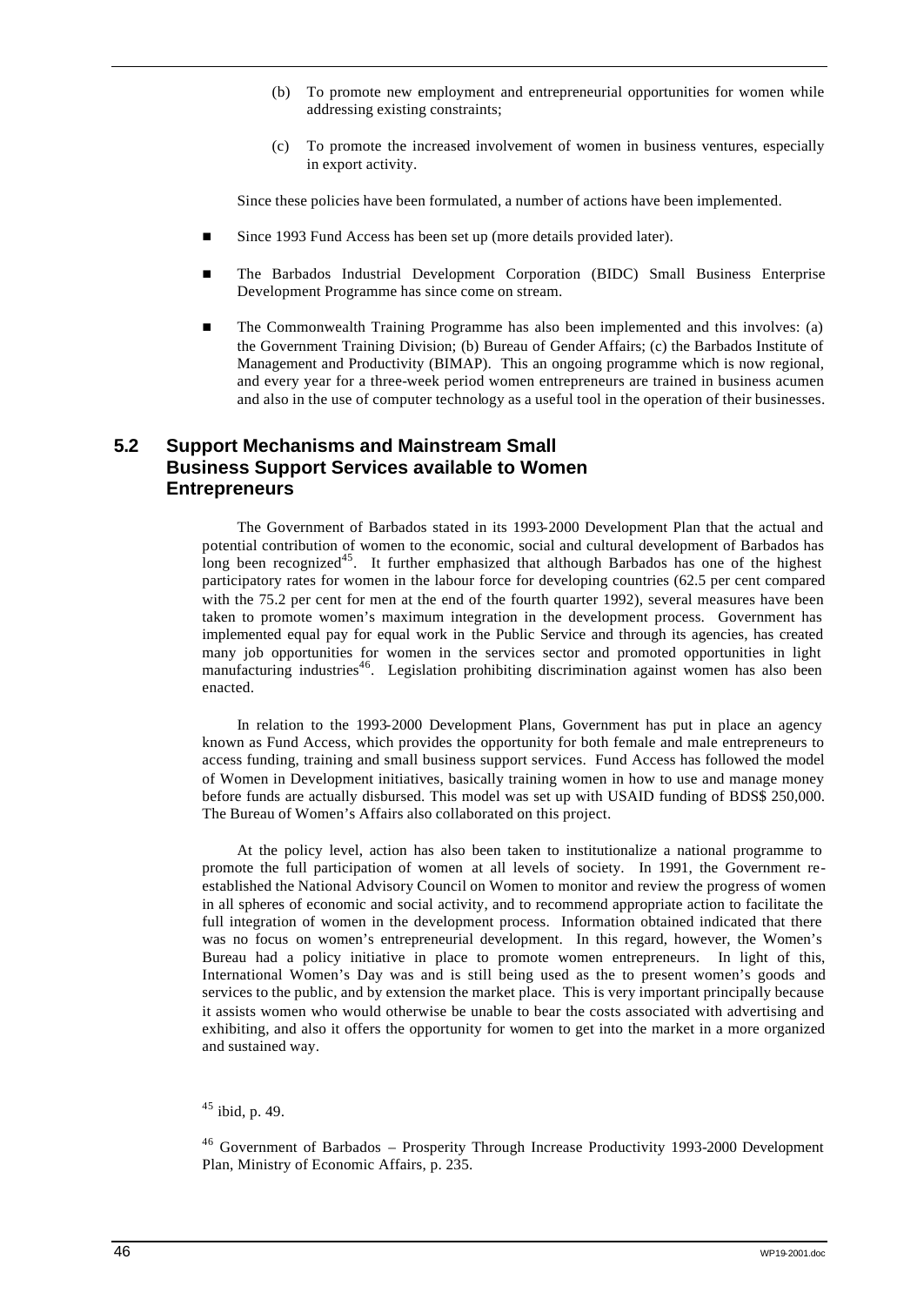(b) To promote new employment and entrepreneurial opportunities for women while addressing existing constraints;

(c) To promote the increased involvement of women in business ventures, especially in export activity.

Since these policies have been formulated, a number of actions have been implemented.

- Since 1993 Fund Access has been set up (more details provided later).
- The Barbados Industrial Development Corporation (BIDC) Small Business Enterprise Development Programme has since come on stream.
- The Commonwealth Training Programme has also been implemented and this involves: (a) the Government Training Division; (b) Bureau of Gender Affairs; (c) the Barbados Institute of Management and Productivity (BIMAP). This an ongoing programme which is now regional, and every year for a three-week period women entrepreneurs are trained in business acumen and also in the use of computer technology as a useful tool in the operation of their businesses.

## 5.2 Support Mechanisms and Mainstream Small Business Support Services available to Women Entrepreneurs

The Government of Barbados stated in its 1993-2000 Development Plan that the actual and potential contribution of women to the economic, social and cultural development of Barbados has long been recognized[45]. It further emphasized that although Barbados has one of the highest participatory rates for women in the labour force for developing countries (62.5 per cent compared with the 75.2 per cent for men at the end of the fourth quarter 1992), several measures have been taken to promote women's maximum integration in the development process. Government has implemented equal pay for equal work in the Public Service and through its agencies, has created many job opportunities for women in the services sector and promoted opportunities in light manufacturing industries[46]. Legislation prohibiting discrimination against women has also been enacted.

In relation to the 1993-2000 Development Plans, Government has put in place an agency known as Fund Access, which provides the opportunity for both female and male entrepreneurs to access funding, training and small business support services. Fund Access has followed the model of Women in Development initiatives, basically training women in how to use and manage money before funds are actually disbursed. This model was set up with USAID funding of BDS$ 250,000. The Bureau of Women's Affairs also collaborated on this project.

At the policy level, action has also been taken to institutionalize a national programme to promote the full participation of women at all levels of society. In 1991, the Government re-established the National Advisory Council on Women to monitor and review the progress of women in all spheres of economic and social activity, and to recommend appropriate action to facilitate the full integration of women in the development process. Information obtained indicated that there was no focus on women's entrepreneurial development. In this regard, however, the Women's Bureau had a policy initiative in place to promote women entrepreneurs. In light of this, International Women's Day was and is still being used as the to present women's goods and services to the public, and by extension the market place. This is very important principally because it assists women who would otherwise be unable to bear the costs associated with advertising and exhibiting, and also it offers the opportunity for women to get into the market in a more organized and sustained way.

[45] ibid, p. 49.

[46] Government of Barbados – Prosperity Through Increase Productivity 1993-2000 Development Plan, Ministry of Economic Affairs, p. 235.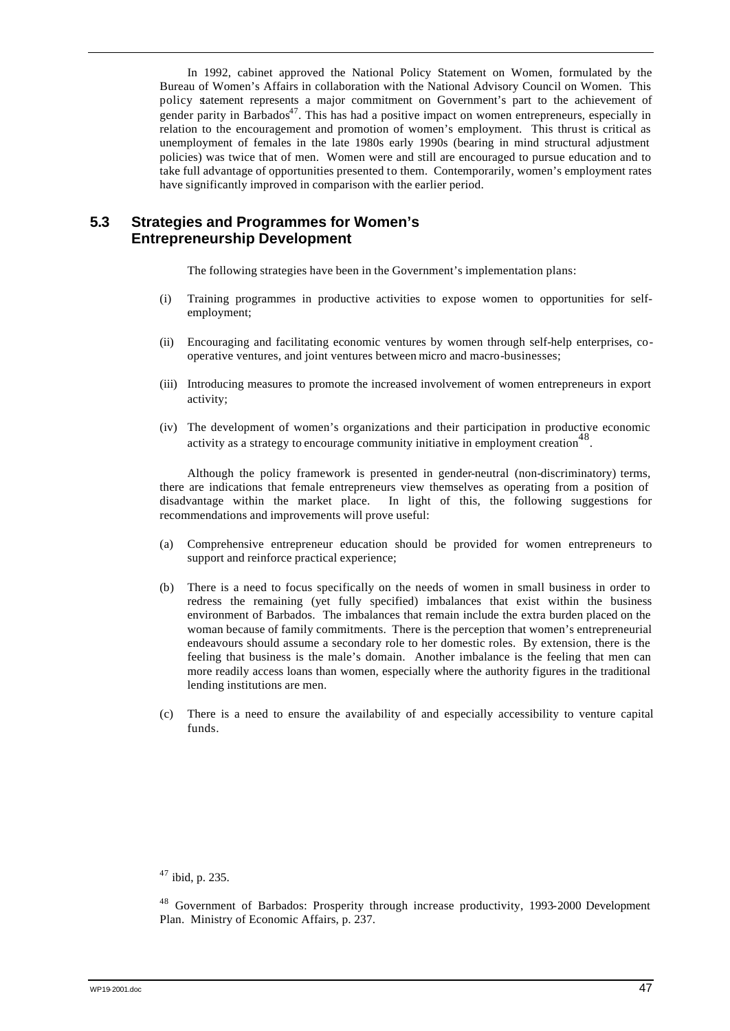In 1992, cabinet approved the National Policy Statement on Women, formulated by the Bureau of Women's Affairs in collaboration with the National Advisory Council on Women. This policy statement represents a major commitment on Government's part to the achievement of gender parity in Barbados[47]. This has had a positive impact on women entrepreneurs, especially in relation to the encouragement and promotion of women's employment. This thrust is critical as unemployment of females in the late 1980s early 1990s (bearing in mind structural adjustment policies) was twice that of men. Women were and still are encouraged to pursue education and to take full advantage of opportunities presented to them. Contemporarily, women's employment rates have significantly improved in comparison with the earlier period.

## 5.3 Strategies and Programmes for Women's Entrepreneurship Development

The following strategies have been in the Government's implementation plans:

(i) Training programmes in productive activities to expose women to opportunities for self-employment;

(ii) Encouraging and facilitating economic ventures by women through self-help enterprises, co-operative ventures, and joint ventures between micro and macro-businesses;

(iii) Introducing measures to promote the increased involvement of women entrepreneurs in export activity;

(iv) The development of women's organizations and their participation in productive economic activity as a strategy to encourage community initiative in employment creation[48].

Although the policy framework is presented in gender-neutral (non-discriminatory) terms, there are indications that female entrepreneurs view themselves as operating from a position of disadvantage within the market place. In light of this, the following suggestions for recommendations and improvements will prove useful:

(a) Comprehensive entrepreneur education should be provided for women entrepreneurs to support and reinforce practical experience;

(b) There is a need to focus specifically on the needs of women in small business in order to redress the remaining (yet fully specified) imbalances that exist within the business environment of Barbados. The imbalances that remain include the extra burden placed on the woman because of family commitments. There is the perception that women's entrepreneurial endeavours should assume a secondary role to her domestic roles. By extension, there is the feeling that business is the male's domain. Another imbalance is the feeling that men can more readily access loans than women, especially where the authority figures in the traditional lending institutions are men.

(c) There is a need to ensure the availability of and especially accessibility to venture capital funds.

[47] ibid, p. 235.

[48] Government of Barbados: Prosperity through increase productivity, 1993-2000 Development Plan. Ministry of Economic Affairs, p. 237.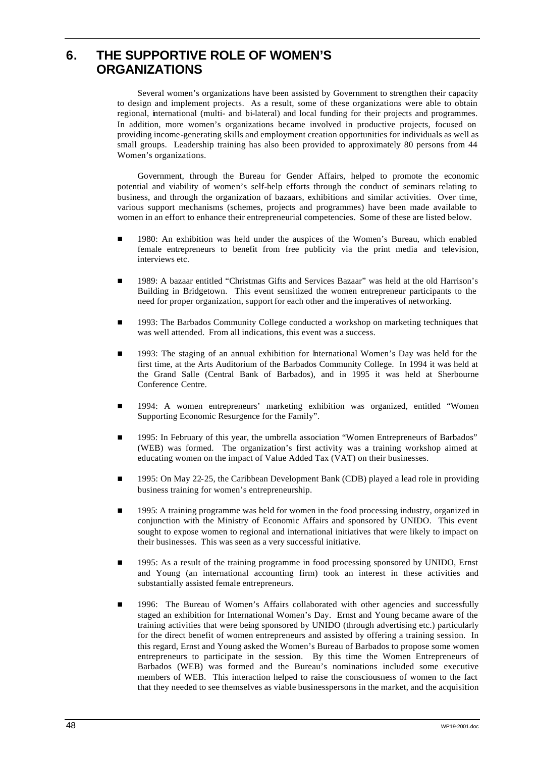# 6. THE SUPPORTIVE ROLE OF WOMEN'S ORGANIZATIONS

Several women's organizations have been assisted by Government to strengthen their capacity to design and implement projects. As a result, some of these organizations were able to obtain regional, international (multi- and bi-lateral) and local funding for their projects and programmes. In addition, more women's organizations became involved in productive projects, focused on providing income-generating skills and employment creation opportunities for individuals as well as small groups. Leadership training has also been provided to approximately 80 persons from 44 Women's organizations.

Government, through the Bureau for Gender Affairs, helped to promote the economic potential and viability of women's self-help efforts through the conduct of seminars relating to business, and through the organization of bazaars, exhibitions and similar activities. Over time, various support mechanisms (schemes, projects and programmes) have been made available to women in an effort to enhance their entrepreneurial competencies. Some of these are listed below.

- 1980: An exhibition was held under the auspices of the Women's Bureau, which enabled female entrepreneurs to benefit from free publicity via the print media and television, interviews etc.
- 1989: A bazaar entitled "Christmas Gifts and Services Bazaar" was held at the old Harrison's Building in Bridgetown. This event sensitized the women entrepreneur participants to the need for proper organization, support for each other and the imperatives of networking.
- 1993: The Barbados Community College conducted a workshop on marketing techniques that was well attended. From all indications, this event was a success.
- 1993: The staging of an annual exhibition for International Women's Day was held for the first time, at the Arts Auditorium of the Barbados Community College. In 1994 it was held at the Grand Salle (Central Bank of Barbados), and in 1995 it was held at Sherbourne Conference Centre.
- 1994: A women entrepreneurs' marketing exhibition was organized, entitled "Women Supporting Economic Resurgence for the Family".
- 1995: In February of this year, the umbrella association "Women Entrepreneurs of Barbados" (WEB) was formed. The organization's first activity was a training workshop aimed at educating women on the impact of Value Added Tax (VAT) on their businesses.
- 1995: On May 22-25, the Caribbean Development Bank (CDB) played a lead role in providing business training for women's entrepreneurship.
- 1995: A training programme was held for women in the food processing industry, organized in conjunction with the Ministry of Economic Affairs and sponsored by UNIDO. This event sought to expose women to regional and international initiatives that were likely to impact on their businesses. This was seen as a very successful initiative.
- 1995: As a result of the training programme in food processing sponsored by UNIDO, Ernst and Young (an international accounting firm) took an interest in these activities and substantially assisted female entrepreneurs.
- 1996: The Bureau of Women's Affairs collaborated with other agencies and successfully staged an exhibition for International Women's Day. Ernst and Young became aware of the training activities that were being sponsored by UNIDO (through advertising etc.) particularly for the direct benefit of women entrepreneurs and assisted by offering a training session. In this regard, Ernst and Young asked the Women's Bureau of Barbados to propose some women entrepreneurs to participate in the session. By this time the Women Entrepreneurs of Barbados (WEB) was formed and the Bureau's nominations included some executive members of WEB. This interaction helped to raise the consciousness of women to the fact that they needed to see themselves as viable businesspersons in the market, and the acquisition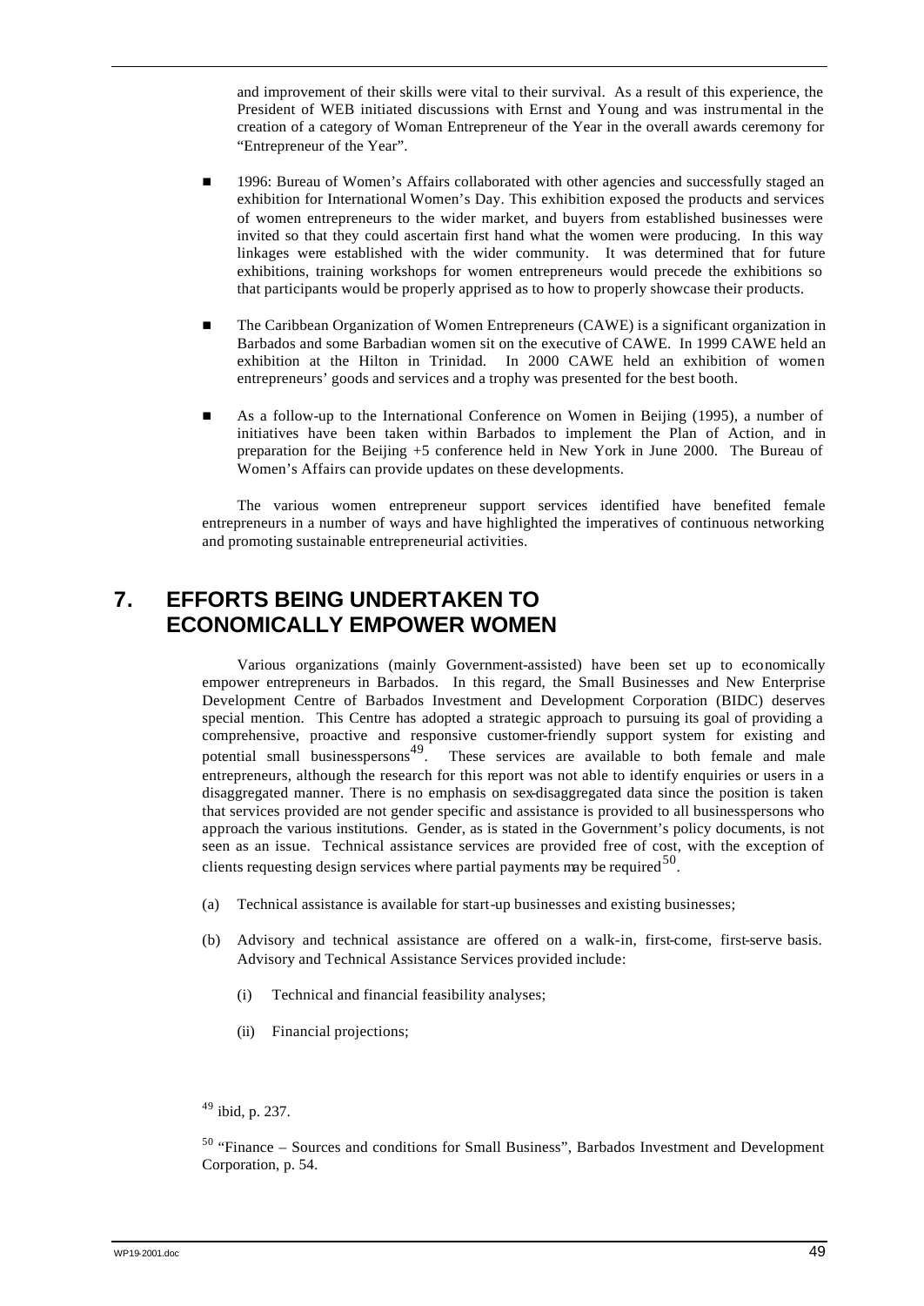and improvement of their skills were vital to their survival. As a result of this experience, the President of WEB initiated discussions with Ernst and Young and was instrumental in the creation of a category of Woman Entrepreneur of the Year in the overall awards ceremony for "Entrepreneur of the Year".

- 1996: Bureau of Women's Affairs collaborated with other agencies and successfully staged an exhibition for International Women's Day. This exhibition exposed the products and services of women entrepreneurs to the wider market, and buyers from established businesses were invited so that they could ascertain first hand what the women were producing. In this way linkages were established with the wider community. It was determined that for future exhibitions, training workshops for women entrepreneurs would precede the exhibitions so that participants would be properly apprised as to how to properly showcase their products.

- The Caribbean Organization of Women Entrepreneurs (CAWE) is a significant organization in Barbados and some Barbadian women sit on the executive of CAWE. In 1999 CAWE held an exhibition at the Hilton in Trinidad. In 2000 CAWE held an exhibition of women entrepreneurs' goods and services and a trophy was presented for the best booth.

- As a follow-up to the International Conference on Women in Beijing (1995), a number of initiatives have been taken within Barbados to implement the Plan of Action, and in preparation for the Beijing +5 conference held in New York in June 2000. The Bureau of Women's Affairs can provide updates on these developments.

The various women entrepreneur support services identified have benefited female entrepreneurs in a number of ways and have highlighted the imperatives of continuous networking and promoting sustainable entrepreneurial activities.

# 7. EFFORTS BEING UNDERTAKEN TO ECONOMICALLY EMPOWER WOMEN

Various organizations (mainly Government-assisted) have been set up to economically empower entrepreneurs in Barbados. In this regard, the Small Businesses and New Enterprise Development Centre of Barbados Investment and Development Corporation (BIDC) deserves special mention. This Centre has adopted a strategic approach to pursuing its goal of providing a comprehensive, proactive and responsive customer-friendly support system for existing and potential small businesspersons[49]. These services are available to both female and male entrepreneurs, although the research for this report was not able to identify enquiries or users in a disaggregated manner. There is no emphasis on sex-disaggregated data since the position is taken that services provided are not gender specific and assistance is provided to all businesspersons who approach the various institutions. Gender, as is stated in the Government's policy documents, is not seen as an issue. Technical assistance services are provided free of cost, with the exception of clients requesting design services where partial payments may be required[50].

(a) Technical assistance is available for start-up businesses and existing businesses;

(b) Advisory and technical assistance are offered on a walk-in, first-come, first-serve basis. Advisory and Technical Assistance Services provided include:

   (i) Technical and financial feasibility analyses;

   (ii) Financial projections;

[49] ibid, p. 237.

[50] "Finance – Sources and conditions for Small Business", Barbados Investment and Development Corporation, p. 54.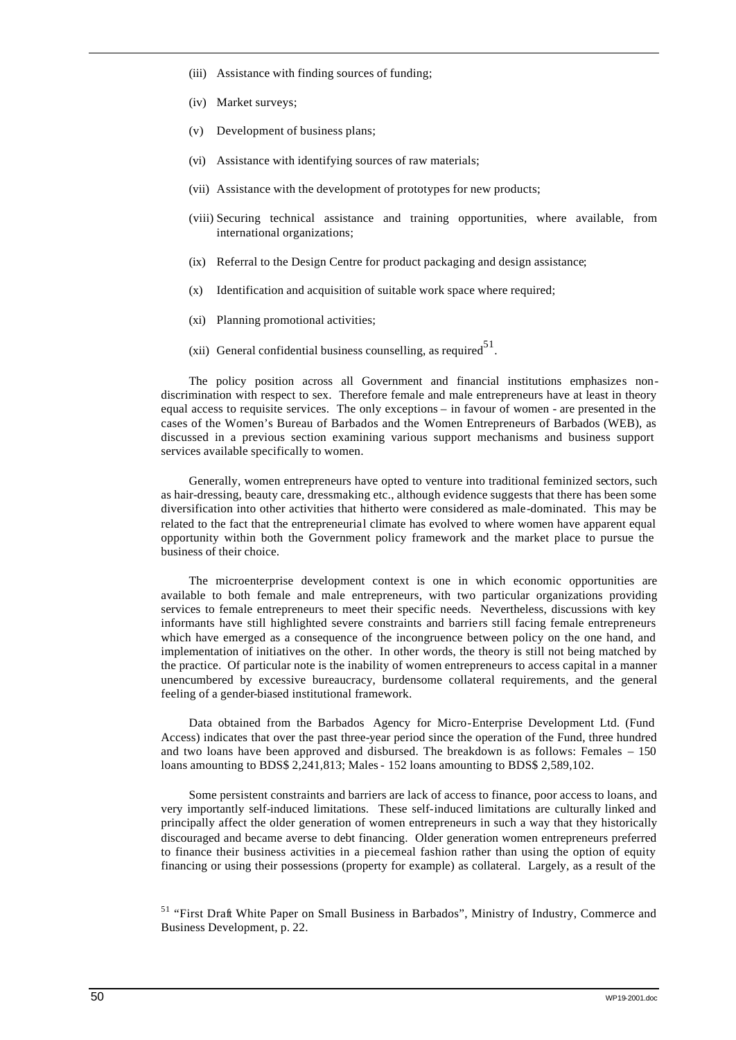(iii) Assistance with finding sources of funding;

(iv) Market surveys;

(v) Development of business plans;

(vi) Assistance with identifying sources of raw materials;

(vii) Assistance with the development of prototypes for new products;

(viii) Securing technical assistance and training opportunities, where available, from international organizations;

(ix) Referral to the Design Centre for product packaging and design assistance;

(x) Identification and acquisition of suitable work space where required;

(xi) Planning promotional activities;

(xii) General confidential business counselling, as required[51].

The policy position across all Government and financial institutions emphasizes non-discrimination with respect to sex. Therefore female and male entrepreneurs have at least in theory equal access to requisite services. The only exceptions – in favour of women - are presented in the cases of the Women's Bureau of Barbados and the Women Entrepreneurs of Barbados (WEB), as discussed in a previous section examining various support mechanisms and business support services available specifically to women.

Generally, women entrepreneurs have opted to venture into traditional feminized sectors, such as hair-dressing, beauty care, dressmaking etc., although evidence suggests that there has been some diversification into other activities that hitherto were considered as male-dominated. This may be related to the fact that the entrepreneurial climate has evolved to where women have apparent equal opportunity within both the Government policy framework and the market place to pursue the business of their choice.

The microenterprise development context is one in which economic opportunities are available to both female and male entrepreneurs, with two particular organizations providing services to female entrepreneurs to meet their specific needs. Nevertheless, discussions with key informants have still highlighted severe constraints and barriers still facing female entrepreneurs which have emerged as a consequence of the incongruence between policy on the one hand, and implementation of initiatives on the other. In other words, the theory is still not being matched by the practice. Of particular note is the inability of women entrepreneurs to access capital in a manner unencumbered by excessive bureaucracy, burdensome collateral requirements, and the general feeling of a gender-biased institutional framework.

Data obtained from the Barbados Agency for Micro-Enterprise Development Ltd. (Fund Access) indicates that over the past three-year period since the operation of the Fund, three hundred and two loans have been approved and disbursed. The breakdown is as follows: Females – 150 loans amounting to BDS$ 2,241,813; Males - 152 loans amounting to BDS$ 2,589,102.

Some persistent constraints and barriers are lack of access to finance, poor access to loans, and very importantly self-induced limitations. These self-induced limitations are culturally linked and principally affect the older generation of women entrepreneurs in such a way that they historically discouraged and became averse to debt financing. Older generation women entrepreneurs preferred to finance their business activities in a piecemeal fashion rather than using the option of equity financing or using their possessions (property for example) as collateral. Largely, as a result of the

[51] "First Draft White Paper on Small Business in Barbados", Ministry of Industry, Commerce and Business Development, p. 22.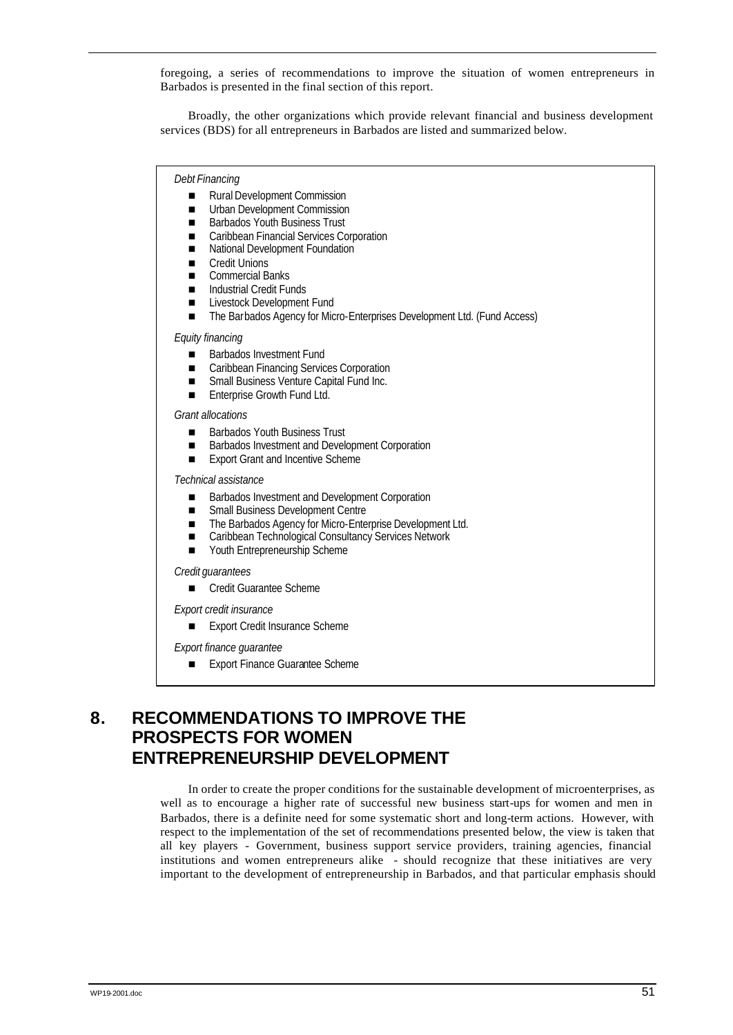foregoing, a series of recommendations to improve the situation of women entrepreneurs in Barbados is presented in the final section of this report.

Broadly, the other organizations which provide relevant financial and business development services (BDS) for all entrepreneurs in Barbados are listed and summarized below.

*Debt Financing*

- Rural Development Commission
- Urban Development Commission
- Barbados Youth Business Trust
- Caribbean Financial Services Corporation
- National Development Foundation
- Credit Unions
- Commercial Banks
- Industrial Credit Funds
- Livestock Development Fund
- The Barbados Agency for Micro-Enterprises Development Ltd. (Fund Access)

*Equity financing*

- Barbados Investment Fund
- Caribbean Financing Services Corporation
- Small Business Venture Capital Fund Inc.
- Enterprise Growth Fund Ltd.

*Grant allocations*

- Barbados Youth Business Trust
- Barbados Investment and Development Corporation
- Export Grant and Incentive Scheme

*Technical assistance*

- Barbados Investment and Development Corporation
- Small Business Development Centre
- The Barbados Agency for Micro-Enterprise Development Ltd.
- Caribbean Technological Consultancy Services Network
- Youth Entrepreneurship Scheme

*Credit guarantees*

- Credit Guarantee Scheme

*Export credit insurance*

- Export Credit Insurance Scheme

*Export finance guarantee*

- Export Finance Guarantee Scheme

# 8. RECOMMENDATIONS TO IMPROVE THE PROSPECTS FOR WOMEN ENTREPRENEURSHIP DEVELOPMENT

In order to create the proper conditions for the sustainable development of microenterprises, as well as to encourage a higher rate of successful new business start-ups for women and men in Barbados, there is a definite need for some systematic short and long-term actions. However, with respect to the implementation of the set of recommendations presented below, the view is taken that all key players - Government, business support service providers, training agencies, financial institutions and women entrepreneurs alike - should recognize that these initiatives are very important to the development of entrepreneurship in Barbados, and that particular emphasis should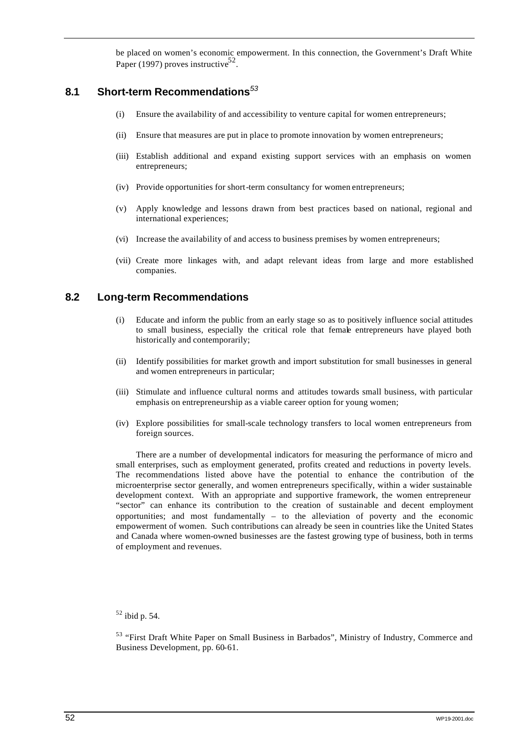be placed on women's economic empowerment. In this connection, the Government's Draft White Paper (1997) proves instructive[52].

## 8.1 Short-term Recommendations[53]

(i) Ensure the availability of and accessibility to venture capital for women entrepreneurs;

(ii) Ensure that measures are put in place to promote innovation by women entrepreneurs;

(iii) Establish additional and expand existing support services with an emphasis on women entrepreneurs;

(iv) Provide opportunities for short-term consultancy for women entrepreneurs;

(v) Apply knowledge and lessons drawn from best practices based on national, regional and international experiences;

(vi) Increase the availability of and access to business premises by women entrepreneurs;

(vii) Create more linkages with, and adapt relevant ideas from large and more established companies.

## 8.2 Long-term Recommendations

(i) Educate and inform the public from an early stage so as to positively influence social attitudes to small business, especially the critical role that female entrepreneurs have played both historically and contemporarily;

(ii) Identify possibilities for market growth and import substitution for small businesses in general and women entrepreneurs in particular;

(iii) Stimulate and influence cultural norms and attitudes towards small business, with particular emphasis on entrepreneurship as a viable career option for young women;

(iv) Explore possibilities for small-scale technology transfers to local women entrepreneurs from foreign sources.

There are a number of developmental indicators for measuring the performance of micro and small enterprises, such as employment generated, profits created and reductions in poverty levels. The recommendations listed above have the potential to enhance the contribution of the microenterprise sector generally, and women entrepreneurs specifically, within a wider sustainable development context. With an appropriate and supportive framework, the women entrepreneur "sector" can enhance its contribution to the creation of sustainable and decent employment opportunities; and most fundamentally – to the alleviation of poverty and the economic empowerment of women. Such contributions can already be seen in countries like the United States and Canada where women-owned businesses are the fastest growing type of business, both in terms of employment and revenues.

[52] ibid p. 54.

[53] "First Draft White Paper on Small Business in Barbados", Ministry of Industry, Commerce and Business Development, pp. 60-61.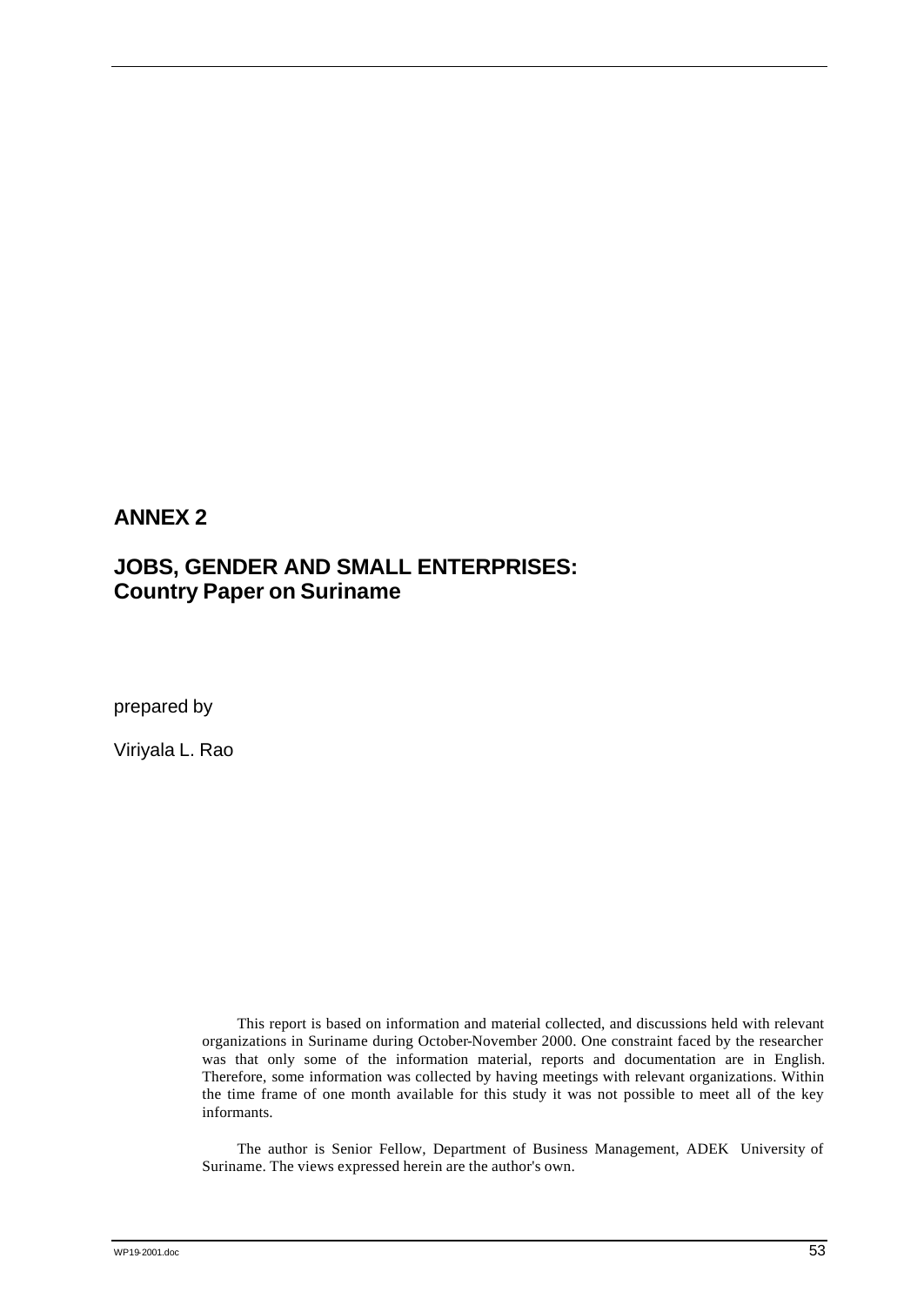## ANNEX 2

## JOBS, GENDER AND SMALL ENTERPRISES: Country Paper on Suriname

prepared by

Viriyala L. Rao

This report is based on information and material collected, and discussions held with relevant organizations in Suriname during October-November 2000. One constraint faced by the researcher was that only some of the information material, reports and documentation are in English. Therefore, some information was collected by having meetings with relevant organizations. Within the time frame of one month available for this study it was not possible to meet all of the key informants.

The author is Senior Fellow, Department of Business Management, ADEK University of Suriname. The views expressed herein are the author's own.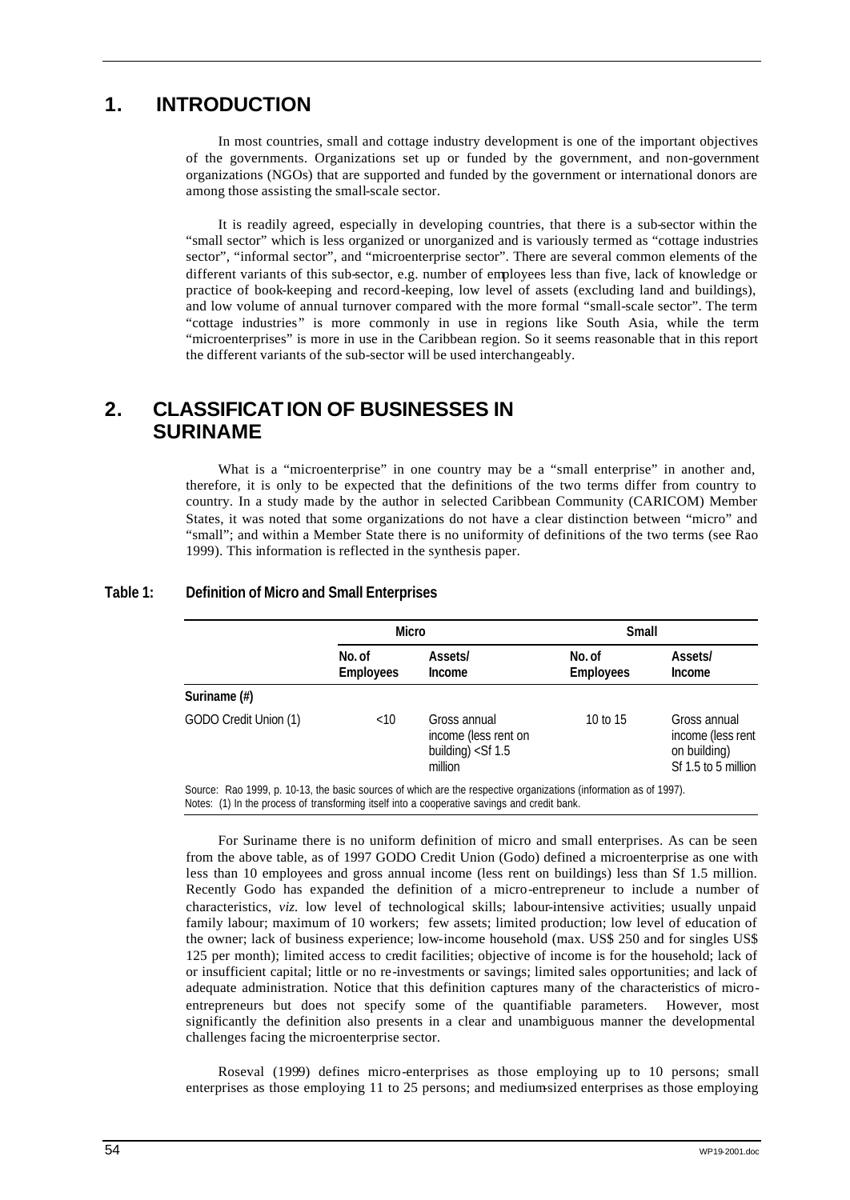# 1. INTRODUCTION

In most countries, small and cottage industry development is one of the important objectives of the governments. Organizations set up or funded by the government, and non-government organizations (NGOs) that are supported and funded by the government or international donors are among those assisting the small-scale sector.

It is readily agreed, especially in developing countries, that there is a sub-sector within the "small sector" which is less organized or unorganized and is variously termed as "cottage industries sector", "informal sector", and "microenterprise sector". There are several common elements of the different variants of this sub-sector, e.g. number of employees less than five, lack of knowledge or practice of book-keeping and record-keeping, low level of assets (excluding land and buildings), and low volume of annual turnover compared with the more formal "small-scale sector". The term "cottage industries" is more commonly in use in regions like South Asia, while the term "microenterprises" is more in use in the Caribbean region. So it seems reasonable that in this report the different variants of the sub-sector will be used interchangeably.

# 2. CLASSIFICATION OF BUSINESSES IN SURINAME

What is a "microenterprise" in one country may be a "small enterprise" in another and, therefore, it is only to be expected that the definitions of the two terms differ from country to country. In a study made by the author in selected Caribbean Community (CARICOM) Member States, it was noted that some organizations do not have a clear distinction between "micro" and "small"; and within a Member State there is no uniformity of definitions of the two terms (see Rao 1999). This information is reflected in the synthesis paper.

**Table 1: Definition of Micro and Small Enterprises**

| | Micro | | Small | |
|---|---|---|---|---|
| | No. of Employees | Assets/ Income | No. of Employees | Assets/ Income |
| **Suriname (#)** | | | | |
| GODO Credit Union (1) | <10 | Gross annual income (less rent on building) <Sf 1.5 million | 10 to 15 | Gross annual income (less rent on building) Sf 1.5 to 5 million |

Source: Rao 1999, p. 10-13, the basic sources of which are the respective organizations (information as of 1997).
Notes: (1) In the process of transforming itself into a cooperative savings and credit bank.

For Suriname there is no uniform definition of micro and small enterprises. As can be seen from the above table, as of 1997 GODO Credit Union (Godo) defined a microenterprise as one with less than 10 employees and gross annual income (less rent on buildings) less than Sf 1.5 million. Recently Godo has expanded the definition of a micro-entrepreneur to include a number of characteristics, *viz.* low level of technological skills; labour-intensive activities; usually unpaid family labour; maximum of 10 workers; few assets; limited production; low level of education of the owner; lack of business experience; low-income household (max. US$ 250 and for singles US$ 125 per month); limited access to credit facilities; objective of income is for the household; lack of or insufficient capital; little or no re-investments or savings; limited sales opportunities; and lack of adequate administration. Notice that this definition captures many of the characteristics of micro-entrepreneurs but does not specify some of the quantifiable parameters. However, most significantly the definition also presents in a clear and unambiguous manner the developmental challenges facing the microenterprise sector.

Roseval (1999) defines micro-enterprises as those employing up to 10 persons; small enterprises as those employing 11 to 25 persons; and medium-sized enterprises as those employing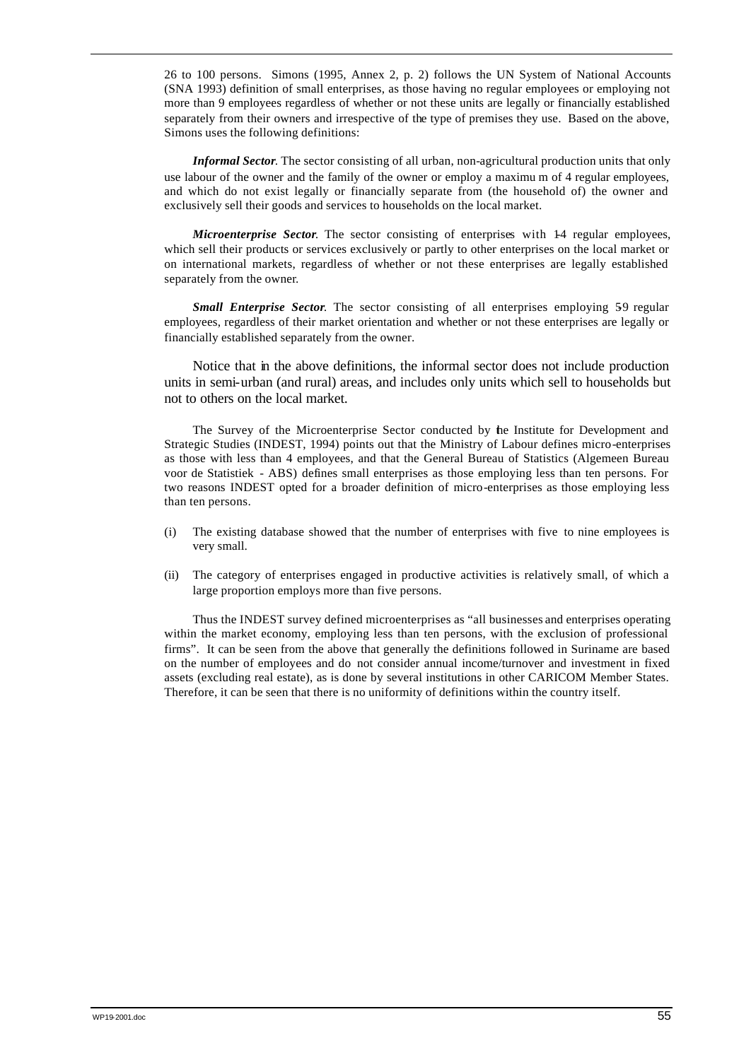26 to 100 persons. Simons (1995, Annex 2, p. 2) follows the UN System of National Accounts (SNA 1993) definition of small enterprises, as those having no regular employees or employing not more than 9 employees regardless of whether or not these units are legally or financially established separately from their owners and irrespective of the type of premises they use. Based on the above, Simons uses the following definitions:

***Informal Sector***. The sector consisting of all urban, non-agricultural production units that only use labour of the owner and the family of the owner or employ a maximum of 4 regular employees, and which do not exist legally or financially separate from (the household of) the owner and exclusively sell their goods and services to households on the local market.

***Microenterprise Sector***. The sector consisting of enterprises with 1-4 regular employees, which sell their products or services exclusively or partly to other enterprises on the local market or on international markets, regardless of whether or not these enterprises are legally established separately from the owner.

***Small Enterprise Sector***. The sector consisting of all enterprises employing 5-9 regular employees, regardless of their market orientation and whether or not these enterprises are legally or financially established separately from the owner.

Notice that in the above definitions, the informal sector does not include production units in semi-urban (and rural) areas, and includes only units which sell to households but not to others on the local market.

The Survey of the Microenterprise Sector conducted by the Institute for Development and Strategic Studies (INDEST, 1994) points out that the Ministry of Labour defines micro-enterprises as those with less than 4 employees, and that the General Bureau of Statistics (Algemeen Bureau voor de Statistiek - ABS) defines small enterprises as those employing less than ten persons. For two reasons INDEST opted for a broader definition of micro-enterprises as those employing less than ten persons.

(i) The existing database showed that the number of enterprises with five to nine employees is very small.

(ii) The category of enterprises engaged in productive activities is relatively small, of which a large proportion employs more than five persons.

Thus the INDEST survey defined microenterprises as "all businesses and enterprises operating within the market economy, employing less than ten persons, with the exclusion of professional firms". It can be seen from the above that generally the definitions followed in Suriname are based on the number of employees and do not consider annual income/turnover and investment in fixed assets (excluding real estate), as is done by several institutions in other CARICOM Member States. Therefore, it can be seen that there is no uniformity of definitions within the country itself.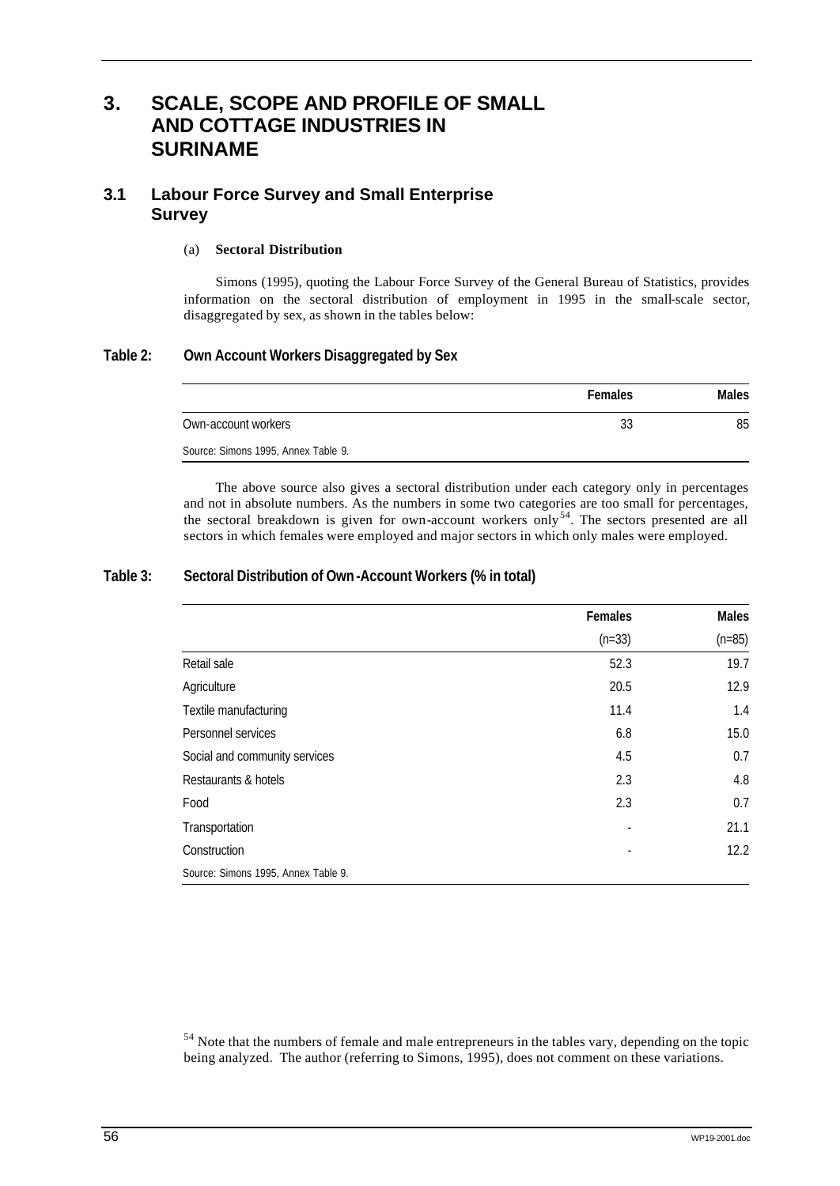# 3. SCALE, SCOPE AND PROFILE OF SMALL AND COTTAGE INDUSTRIES IN SURINAME

## 3.1 Labour Force Survey and Small Enterprise Survey

### (a) Sectoral Distribution

Simons (1995), quoting the Labour Force Survey of the General Bureau of Statistics, provides information on the sectoral distribution of employment in 1995 in the small-scale sector, disaggregated by sex, as shown in the tables below:

**Table 2: Own Account Workers Disaggregated by Sex**

| | Females | Males |
|---|---|---|
| Own-account workers | 33 | 85 |

Source: Simons 1995, Annex Table 9.

The above source also gives a sectoral distribution under each category only in percentages and not in absolute numbers. As the numbers in some two categories are too small for percentages, the sectoral breakdown is given for own-account workers only[54]. The sectors presented are all sectors in which females were employed and major sectors in which only males were employed.

**Table 3: Sectoral Distribution of Own-Account Workers (% in total)**

| | Females (n=33) | Males (n=85) |
|---|---|---|
| Retail sale | 52.3 | 19.7 |
| Agriculture | 20.5 | 12.9 |
| Textile manufacturing | 11.4 | 1.4 |
| Personnel services | 6.8 | 15.0 |
| Social and community services | 4.5 | 0.7 |
| Restaurants & hotels | 2.3 | 4.8 |
| Food | 2.3 | 0.7 |
| Transportation | - | 21.1 |
| Construction | - | 12.2 |

Source: Simons 1995, Annex Table 9.

[54] Note that the numbers of female and male entrepreneurs in the tables vary, depending on the topic being analyzed. The author (referring to Simons, 1995), does not comment on these variations.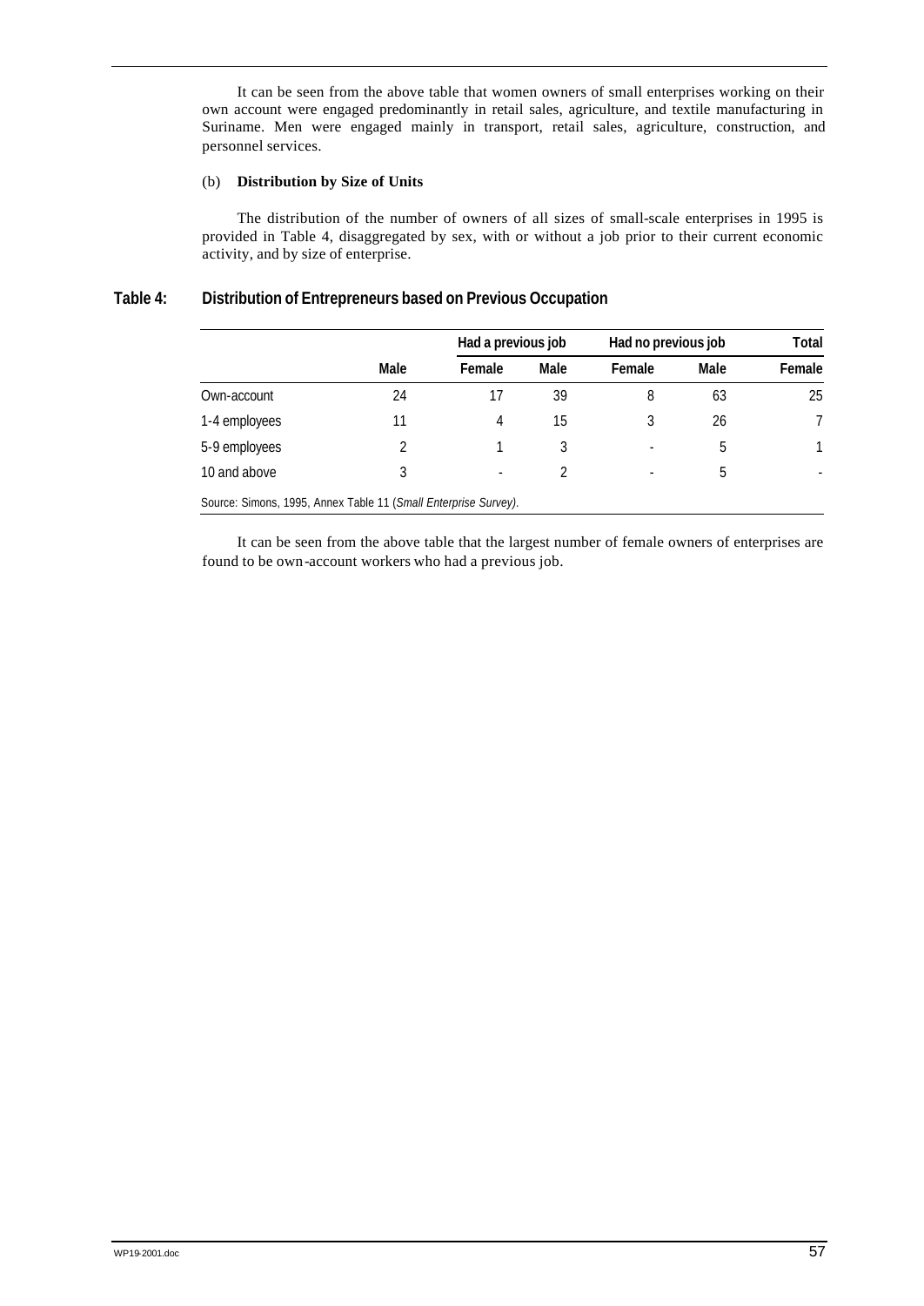It can be seen from the above table that women owners of small enterprises working on their own account were engaged predominantly in retail sales, agriculture, and textile manufacturing in Suriname. Men were engaged mainly in transport, retail sales, agriculture, construction, and personnel services.

(b) **Distribution by Size of Units**

The distribution of the number of owners of all sizes of small-scale enterprises in 1995 is provided in Table 4, disaggregated by sex, with or without a job prior to their current economic activity, and by size of enterprise.

**Table 4: Distribution of Entrepreneurs based on Previous Occupation**

| | | Had a previous job | | Had no previous job | | Total |
|---|---|---|---|---|---|---|
| | Male | Female | Male | Female | Male | Female |
| Own-account | 24 | 17 | 39 | 8 | 63 | 25 |
| 1-4 employees | 11 | 4 | 15 | 3 | 26 | 7 |
| 5-9 employees | 2 | 1 | 3 | - | 5 | 1 |
| 10 and above | 3 | - | 2 | - | 5 | - |

Source: Simons, 1995, Annex Table 11 (*Small Enterprise Survey)*.

It can be seen from the above table that the largest number of female owners of enterprises are found to be own-account workers who had a previous job.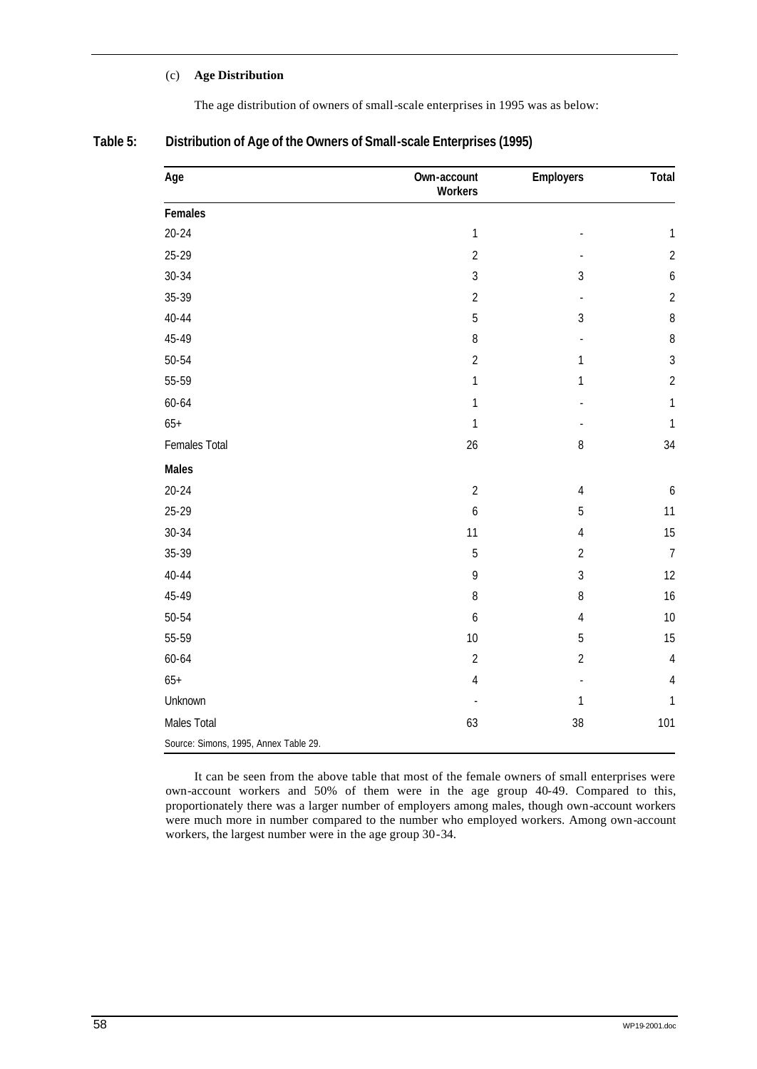(c) **Age Distribution**

The age distribution of owners of small-scale enterprises in 1995 was as below:

**Table 5: Distribution of Age of the Owners of Small-scale Enterprises (1995)**

| Age | Own-account Workers | Employers | Total |
|---|---|---|---|
| **Females** | | | |
| 20-24 | 1 | - | 1 |
| 25-29 | 2 | - | 2 |
| 30-34 | 3 | 3 | 6 |
| 35-39 | 2 | - | 2 |
| 40-44 | 5 | 3 | 8 |
| 45-49 | 8 | - | 8 |
| 50-54 | 2 | 1 | 3 |
| 55-59 | 1 | 1 | 2 |
| 60-64 | 1 | - | 1 |
| 65+ | 1 | - | 1 |
| Females Total | 26 | 8 | 34 |
| **Males** | | | |
| 20-24 | 2 | 4 | 6 |
| 25-29 | 6 | 5 | 11 |
| 30-34 | 11 | 4 | 15 |
| 35-39 | 5 | 2 | 7 |
| 40-44 | 9 | 3 | 12 |
| 45-49 | 8 | 8 | 16 |
| 50-54 | 6 | 4 | 10 |
| 55-59 | 10 | 5 | 15 |
| 60-64 | 2 | 2 | 4 |
| 65+ | 4 | - | 4 |
| Unknown | - | 1 | 1 |
| Males Total | 63 | 38 | 101 |

Source: Simons, 1995, Annex Table 29.

It can be seen from the above table that most of the female owners of small enterprises were own-account workers and 50% of them were in the age group 40-49. Compared to this, proportionately there was a larger number of employers among males, though own-account workers were much more in number compared to the number who employed workers. Among own-account workers, the largest number were in the age group 30-34.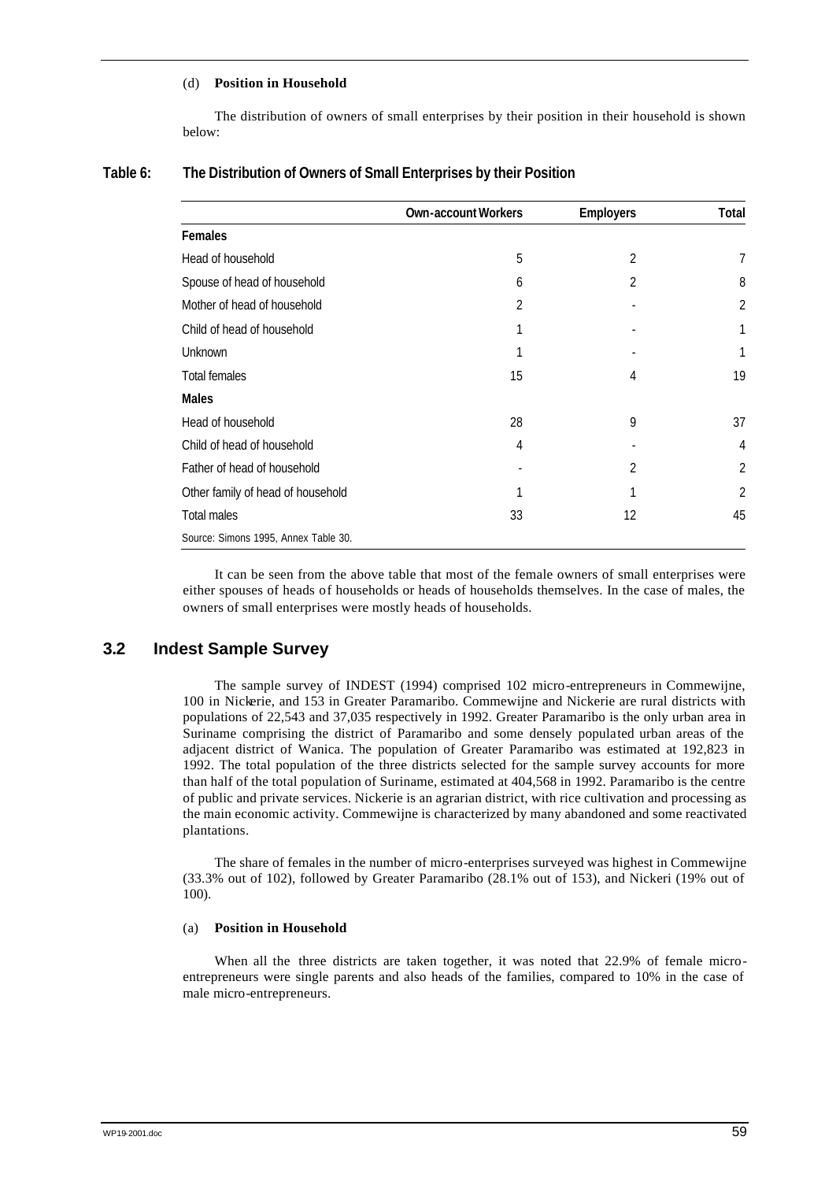(d) **Position in Household**

The distribution of owners of small enterprises by their position in their household is shown below:

**Table 6: The Distribution of Owners of Small Enterprises by their Position**

| | Own-account Workers | Employers | Total |
|---|---|---|---|
| **Females** | | | |
| Head of household | 5 | 2 | 7 |
| Spouse of head of household | 6 | 2 | 8 |
| Mother of head of household | 2 | - | 2 |
| Child of head of household | 1 | - | 1 |
| Unknown | 1 | - | 1 |
| Total females | 15 | 4 | 19 |
| **Males** | | | |
| Head of household | 28 | 9 | 37 |
| Child of head of household | 4 | - | 4 |
| Father of head of household | - | 2 | 2 |
| Other family of head of household | 1 | 1 | 2 |
| Total males | 33 | 12 | 45 |

Source: Simons 1995, Annex Table 30.

It can be seen from the above table that most of the female owners of small enterprises were either spouses of heads of households or heads of households themselves. In the case of males, the owners of small enterprises were mostly heads of households.

## 3.2 Indest Sample Survey

The sample survey of INDEST (1994) comprised 102 micro-entrepreneurs in Commewijne, 100 in Nickerie, and 153 in Greater Paramaribo. Commewijne and Nickerie are rural districts with populations of 22,543 and 37,035 respectively in 1992. Greater Paramaribo is the only urban area in Suriname comprising the district of Paramaribo and some densely populated urban areas of the adjacent district of Wanica. The population of Greater Paramaribo was estimated at 192,823 in 1992. The total population of the three districts selected for the sample survey accounts for more than half of the total population of Suriname, estimated at 404,568 in 1992. Paramaribo is the centre of public and private services. Nickerie is an agrarian district, with rice cultivation and processing as the main economic activity. Commewijne is characterized by many abandoned and some reactivated plantations.

The share of females in the number of micro-enterprises surveyed was highest in Commewijne (33.3% out of 102), followed by Greater Paramaribo (28.1% out of 153), and Nickeri (19% out of 100).

(a) **Position in Household**

When all the three districts are taken together, it was noted that 22.9% of female micro-entrepreneurs were single parents and also heads of the families, compared to 10% in the case of male micro-entrepreneurs.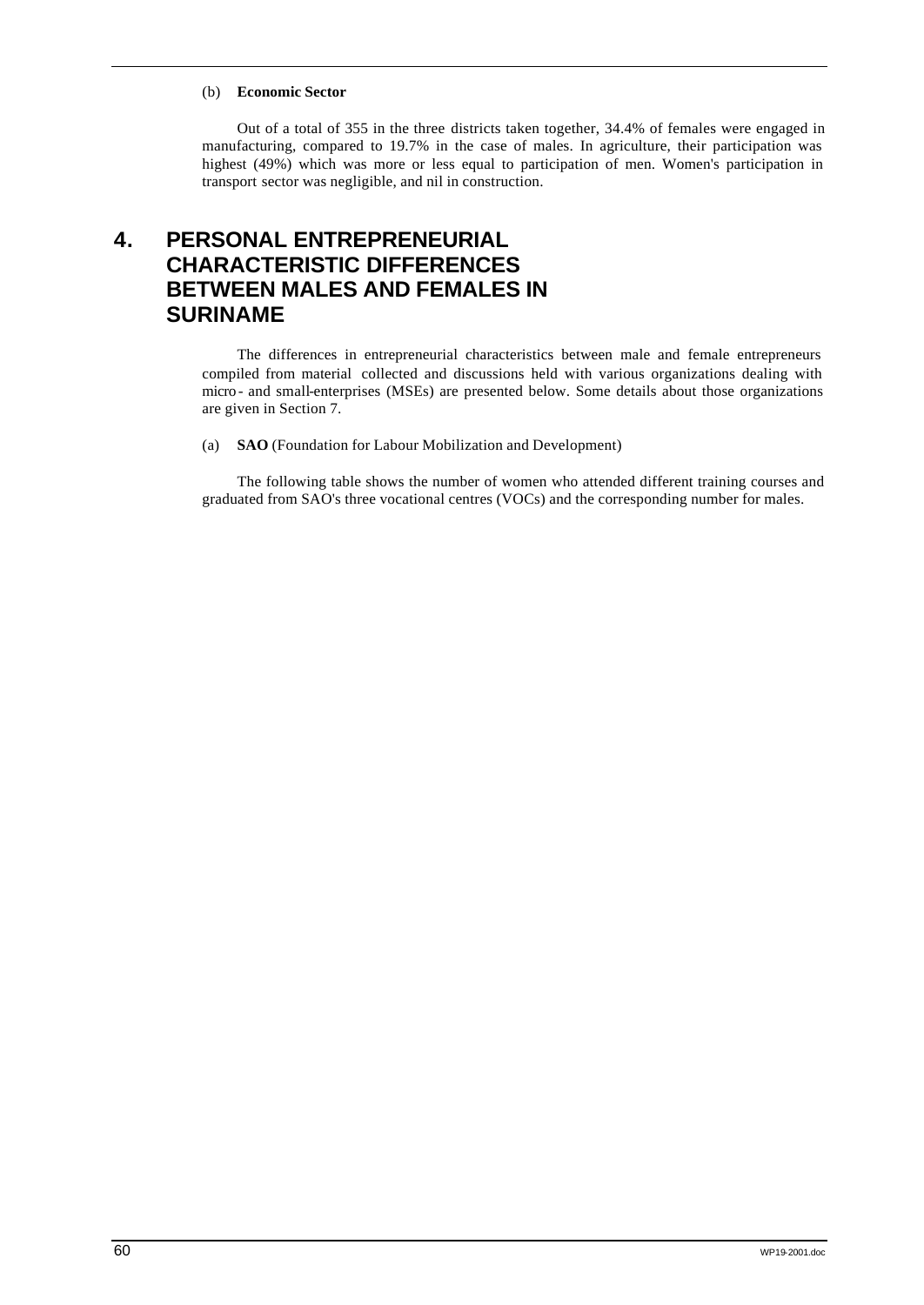(b) **Economic Sector**

Out of a total of 355 in the three districts taken together, 34.4% of females were engaged in manufacturing, compared to 19.7% in the case of males. In agriculture, their participation was highest (49%) which was more or less equal to participation of men. Women's participation in transport sector was negligible, and nil in construction.

# 4. PERSONAL ENTREPRENEURIAL CHARACTERISTIC DIFFERENCES BETWEEN MALES AND FEMALES IN SURINAME

The differences in entrepreneurial characteristics between male and female entrepreneurs compiled from material collected and discussions held with various organizations dealing with micro- and small-enterprises (MSEs) are presented below. Some details about those organizations are given in Section 7.

(a) **SAO** (Foundation for Labour Mobilization and Development)

The following table shows the number of women who attended different training courses and graduated from SAO's three vocational centres (VOCs) and the corresponding number for males.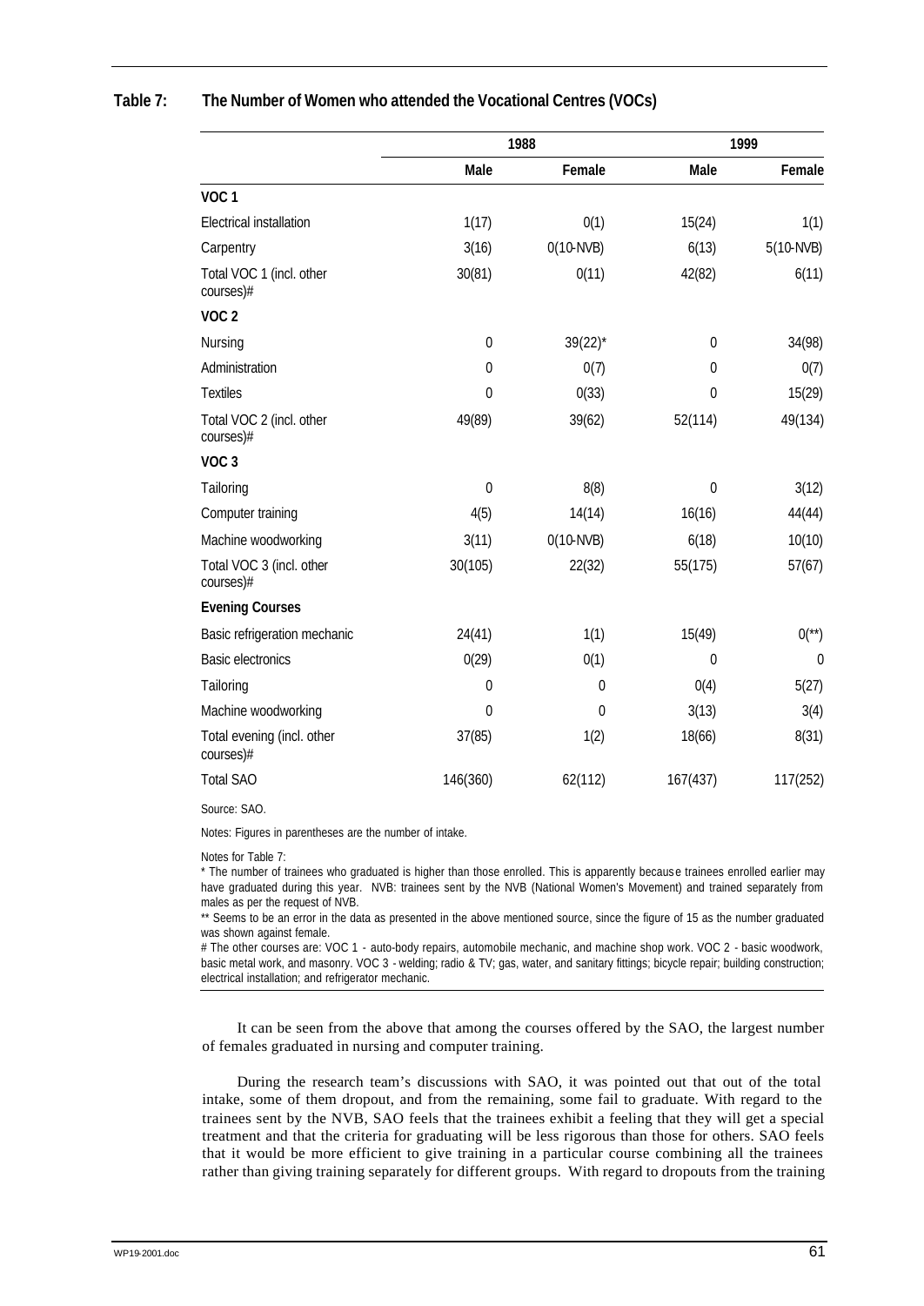**Table 7: The Number of Women who attended the Vocational Centres (VOCs)**

| | 1988 | | 1999 | |
|---|---|---|---|---|
| | Male | Female | Male | Female |
| **VOC 1** | | | | |
| Electrical installation | 1(17) | 0(1) | 15(24) | 1(1) |
| Carpentry | 3(16) | 0(10-NVB) | 6(13) | 5(10-NVB) |
| Total VOC 1 (incl. other courses)# | 30(81) | 0(11) | 42(82) | 6(11) |
| **VOC 2** | | | | |
| Nursing | 0 | 39(22)* | 0 | 34(98) |
| Administration | 0 | 0(7) | 0 | 0(7) |
| Textiles | 0 | 0(33) | 0 | 15(29) |
| Total VOC 2 (incl. other courses)# | 49(89) | 39(62) | 52(114) | 49(134) |
| **VOC 3** | | | | |
| Tailoring | 0 | 8(8) | 0 | 3(12) |
| Computer training | 4(5) | 14(14) | 16(16) | 44(44) |
| Machine woodworking | 3(11) | 0(10-NVB) | 6(18) | 10(10) |
| Total VOC 3 (incl. other courses)# | 30(105) | 22(32) | 55(175) | 57(67) |
| **Evening Courses** | | | | |
| Basic refrigeration mechanic | 24(41) | 1(1) | 15(49) | 0(**) |
| Basic electronics | 0(29) | 0(1) | 0 | 0 |
| Tailoring | 0 | 0 | 0(4) | 5(27) |
| Machine woodworking | 0 | 0 | 3(13) | 3(4) |
| Total evening (incl. other courses)# | 37(85) | 1(2) | 18(66) | 8(31) |
| Total SAO | 146(360) | 62(112) | 167(437) | 117(252) |

Source: SAO.

Notes: Figures in parentheses are the number of intake.

Notes for Table 7:
* The number of trainees who graduated is higher than those enrolled. This is apparently because trainees enrolled earlier may have graduated during this year. NVB: trainees sent by the NVB (National Women's Movement) and trained separately from males as per the request of NVB.
** Seems to be an error in the data as presented in the above mentioned source, since the figure of 15 as the number graduated was shown against female.
# The other courses are: VOC 1 - auto-body repairs, automobile mechanic, and machine shop work. VOC 2 - basic woodwork, basic metal work, and masonry. VOC 3 - welding; radio & TV; gas, water, and sanitary fittings; bicycle repair; building construction; electrical installation; and refrigerator mechanic.

It can be seen from the above that among the courses offered by the SAO, the largest number of females graduated in nursing and computer training.

During the research team's discussions with SAO, it was pointed out that out of the total intake, some of them dropout, and from the remaining, some fail to graduate. With regard to the trainees sent by the NVB, SAO feels that the trainees exhibit a feeling that they will get a special treatment and that the criteria for graduating will be less rigorous than those for others. SAO feels that it would be more efficient to give training in a particular course combining all the trainees rather than giving training separately for different groups. With regard to dropouts from the training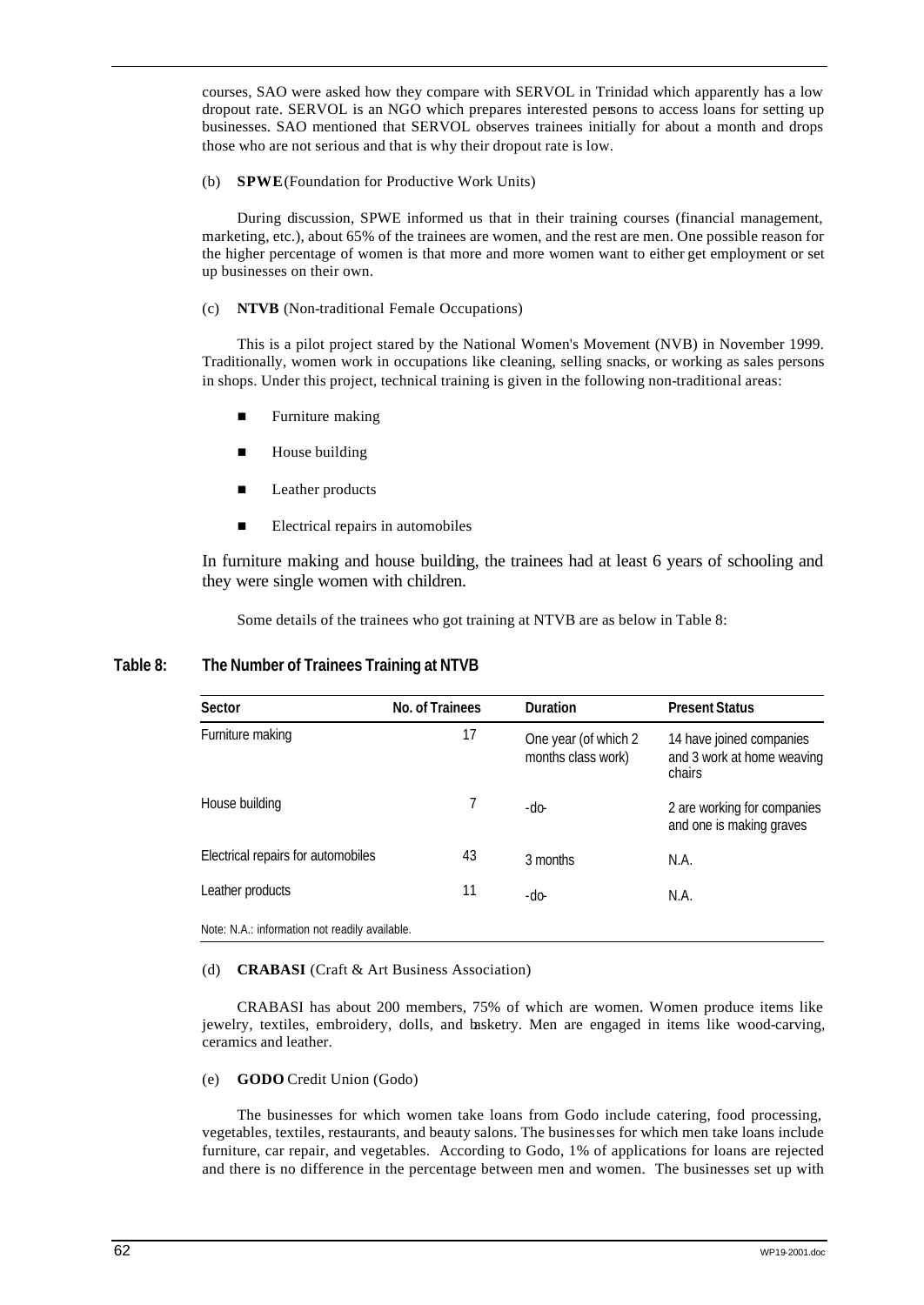courses, SAO were asked how they compare with SERVOL in Trinidad which apparently has a low dropout rate. SERVOL is an NGO which prepares interested persons to access loans for setting up businesses. SAO mentioned that SERVOL observes trainees initially for about a month and drops those who are not serious and that is why their dropout rate is low.

(b) **SPWE** (Foundation for Productive Work Units)

During discussion, SPWE informed us that in their training courses (financial management, marketing, etc.), about 65% of the trainees are women, and the rest are men. One possible reason for the higher percentage of women is that more and more women want to either get employment or set up businesses on their own.

(c) **NTVB** (Non-traditional Female Occupations)

This is a pilot project stared by the National Women's Movement (NVB) in November 1999. Traditionally, women work in occupations like cleaning, selling snacks, or working as sales persons in shops. Under this project, technical training is given in the following non-traditional areas:

- Furniture making
- House building
- Leather products
- Electrical repairs in automobiles

In furniture making and house building, the trainees had at least 6 years of schooling and they were single women with children.

Some details of the trainees who got training at NTVB are as below in Table 8:

**Table 8: The Number of Trainees Training at NTVB**

| Sector | No. of Trainees | Duration | Present Status |
|---|---|---|---|
| Furniture making | 17 | One year (of which 2 months class work) | 14 have joined companies and 3 work at home weaving chairs |
| House building | 7 | -do- | 2 are working for companies and one is making graves |
| Electrical repairs for automobiles | 43 | 3 months | N.A. |
| Leather products | 11 | -do- | N.A. |

Note: N.A.: information not readily available.

(d) **CRABASI** (Craft & Art Business Association)

CRABASI has about 200 members, 75% of which are women. Women produce items like jewelry, textiles, embroidery, dolls, and basketry. Men are engaged in items like wood-carving, ceramics and leather.

(e) **GODO** Credit Union (Godo)

The businesses for which women take loans from Godo include catering, food processing, vegetables, textiles, restaurants, and beauty salons. The businesses for which men take loans include furniture, car repair, and vegetables. According to Godo, 1% of applications for loans are rejected and there is no difference in the percentage between men and women. The businesses set up with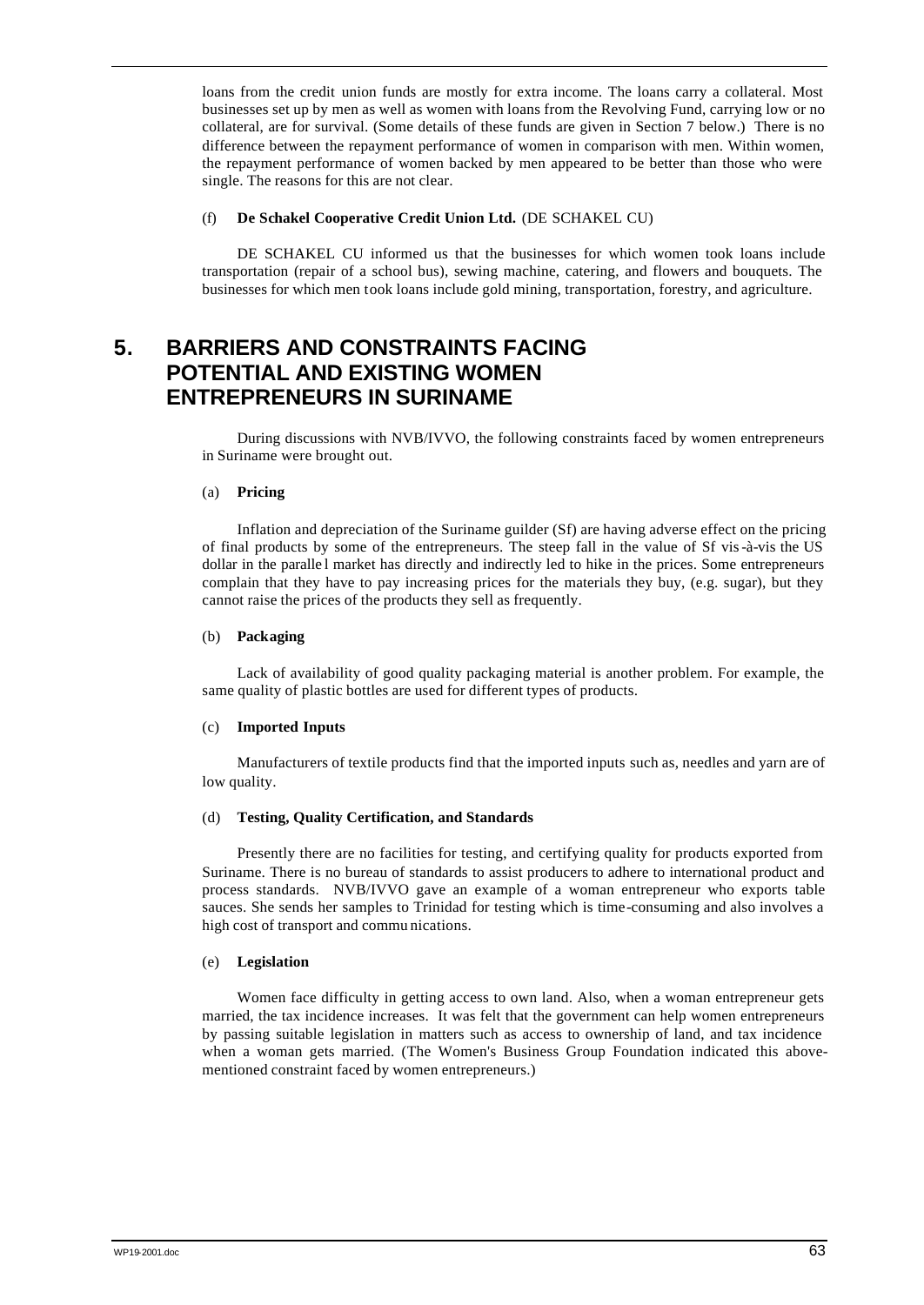loans from the credit union funds are mostly for extra income. The loans carry a collateral. Most businesses set up by men as well as women with loans from the Revolving Fund, carrying low or no collateral, are for survival. (Some details of these funds are given in Section 7 below.) There is no difference between the repayment performance of women in comparison with men. Within women, the repayment performance of women backed by men appeared to be better than those who were single. The reasons for this are not clear.

(f) **De Schakel Cooperative Credit Union Ltd.** (DE SCHAKEL CU)

DE SCHAKEL CU informed us that the businesses for which women took loans include transportation (repair of a school bus), sewing machine, catering, and flowers and bouquets. The businesses for which men took loans include gold mining, transportation, forestry, and agriculture.

# 5. BARRIERS AND CONSTRAINTS FACING POTENTIAL AND EXISTING WOMEN ENTREPRENEURS IN SURINAME

During discussions with NVB/IVVO, the following constraints faced by women entrepreneurs in Suriname were brought out.

(a) **Pricing**

Inflation and depreciation of the Suriname guilder (Sf) are having adverse effect on the pricing of final products by some of the entrepreneurs. The steep fall in the value of Sf vis-à-vis the US dollar in the parallel market has directly and indirectly led to hike in the prices. Some entrepreneurs complain that they have to pay increasing prices for the materials they buy, (e.g. sugar), but they cannot raise the prices of the products they sell as frequently.

(b) **Packaging**

Lack of availability of good quality packaging material is another problem. For example, the same quality of plastic bottles are used for different types of products.

(c) **Imported Inputs**

Manufacturers of textile products find that the imported inputs such as, needles and yarn are of low quality.

(d) **Testing, Quality Certification, and Standards**

Presently there are no facilities for testing, and certifying quality for products exported from Suriname. There is no bureau of standards to assist producers to adhere to international product and process standards. NVB/IVVO gave an example of a woman entrepreneur who exports table sauces. She sends her samples to Trinidad for testing which is time-consuming and also involves a high cost of transport and communications.

(e) **Legislation**

Women face difficulty in getting access to own land. Also, when a woman entrepreneur gets married, the tax incidence increases. It was felt that the government can help women entrepreneurs by passing suitable legislation in matters such as access to ownership of land, and tax incidence when a woman gets married. (The Women's Business Group Foundation indicated this above-mentioned constraint faced by women entrepreneurs.)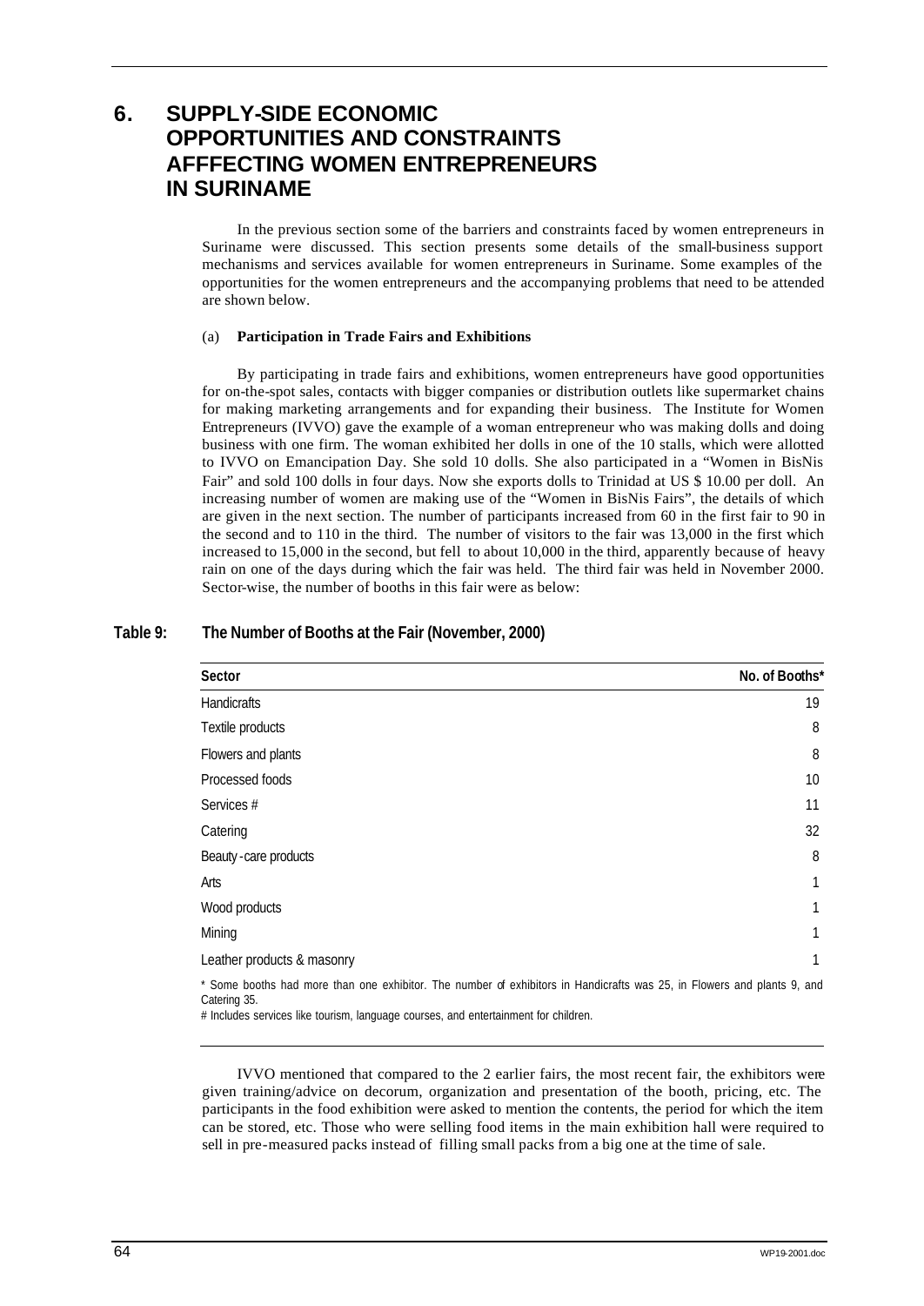# 6. SUPPLY-SIDE ECONOMIC OPPORTUNITIES AND CONSTRAINTS AFFFECTING WOMEN ENTREPRENEURS IN SURINAME

In the previous section some of the barriers and constraints faced by women entrepreneurs in Suriname were discussed. This section presents some details of the small-business support mechanisms and services available for women entrepreneurs in Suriname. Some examples of the opportunities for the women entrepreneurs and the accompanying problems that need to be attended are shown below.

(a) **Participation in Trade Fairs and Exhibitions**

By participating in trade fairs and exhibitions, women entrepreneurs have good opportunities for on-the-spot sales, contacts with bigger companies or distribution outlets like supermarket chains for making marketing arrangements and for expanding their business. The Institute for Women Entrepreneurs (IVVO) gave the example of a woman entrepreneur who was making dolls and doing business with one firm. The woman exhibited her dolls in one of the 10 stalls, which were allotted to IVVO on Emancipation Day. She sold 10 dolls. She also participated in a "Women in BisNis Fair" and sold 100 dolls in four days. Now she exports dolls to Trinidad at US $ 10.00 per doll. An increasing number of women are making use of the "Women in BisNis Fairs", the details of which are given in the next section. The number of participants increased from 60 in the first fair to 90 in the second and to 110 in the third. The number of visitors to the fair was 13,000 in the first which increased to 15,000 in the second, but fell to about 10,000 in the third, apparently because of heavy rain on one of the days during which the fair was held. The third fair was held in November 2000. Sector-wise, the number of booths in this fair were as below:

**Table 9: The Number of Booths at the Fair (November, 2000)**

| Sector | No. of Booths* |
|---|---|
| Handicrafts | 19 |
| Textile products | 8 |
| Flowers and plants | 8 |
| Processed foods | 10 |
| Services # | 11 |
| Catering | 32 |
| Beauty-care products | 8 |
| Arts | 1 |
| Wood products | 1 |
| Mining | 1 |
| Leather products & masonry | 1 |

\* Some booths had more than one exhibitor. The number of exhibitors in Handicrafts was 25, in Flowers and plants 9, and Catering 35.

# Includes services like tourism, language courses, and entertainment for children.

IVVO mentioned that compared to the 2 earlier fairs, the most recent fair, the exhibitors were given training/advice on decorum, organization and presentation of the booth, pricing, etc. The participants in the food exhibition were asked to mention the contents, the period for which the item can be stored, etc. Those who were selling food items in the main exhibition hall were required to sell in pre-measured packs instead of filling small packs from a big one at the time of sale.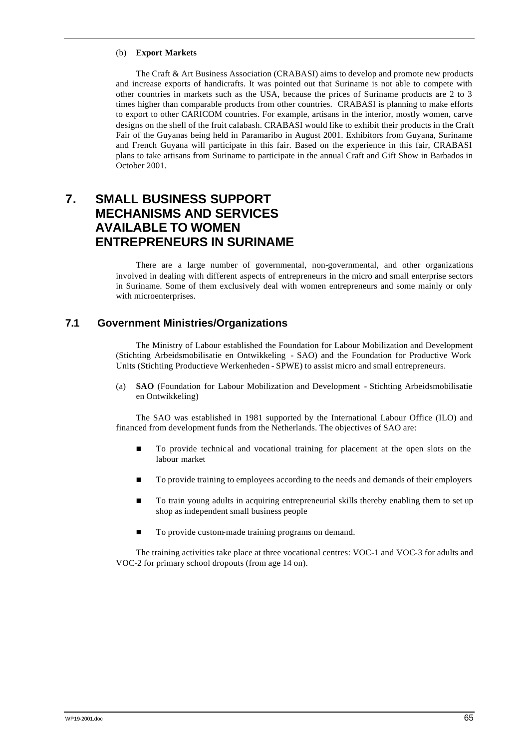(b) **Export Markets**

The Craft & Art Business Association (CRABASI) aims to develop and promote new products and increase exports of handicrafts. It was pointed out that Suriname is not able to compete with other countries in markets such as the USA, because the prices of Suriname products are 2 to 3 times higher than comparable products from other countries. CRABASI is planning to make efforts to export to other CARICOM countries. For example, artisans in the interior, mostly women, carve designs on the shell of the fruit calabash. CRABASI would like to exhibit their products in the Craft Fair of the Guyanas being held in Paramaribo in August 2001. Exhibitors from Guyana, Suriname and French Guyana will participate in this fair. Based on the experience in this fair, CRABASI plans to take artisans from Suriname to participate in the annual Craft and Gift Show in Barbados in October 2001.

# 7. SMALL BUSINESS SUPPORT MECHANISMS AND SERVICES AVAILABLE TO WOMEN ENTREPRENEURS IN SURINAME

There are a large number of governmental, non-governmental, and other organizations involved in dealing with different aspects of entrepreneurs in the micro and small enterprise sectors in Suriname. Some of them exclusively deal with women entrepreneurs and some mainly or only with microenterprises.

## 7.1 Government Ministries/Organizations

The Ministry of Labour established the Foundation for Labour Mobilization and Development (Stichting Arbeidsmobilisatie en Ontwikkeling - SAO) and the Foundation for Productive Work Units (Stichting Productieve Werkenheden - SPWE) to assist micro and small entrepreneurs.

(a) **SAO** (Foundation for Labour Mobilization and Development - Stichting Arbeidsmobilisatie en Ontwikkeling)

The SAO was established in 1981 supported by the International Labour Office (ILO) and financed from development funds from the Netherlands. The objectives of SAO are:

- To provide technical and vocational training for placement at the open slots on the labour market
- To provide training to employees according to the needs and demands of their employers
- To train young adults in acquiring entrepreneurial skills thereby enabling them to set up shop as independent small business people
- To provide custom-made training programs on demand.

The training activities take place at three vocational centres: VOC-1 and VOC-3 for adults and VOC-2 for primary school dropouts (from age 14 on).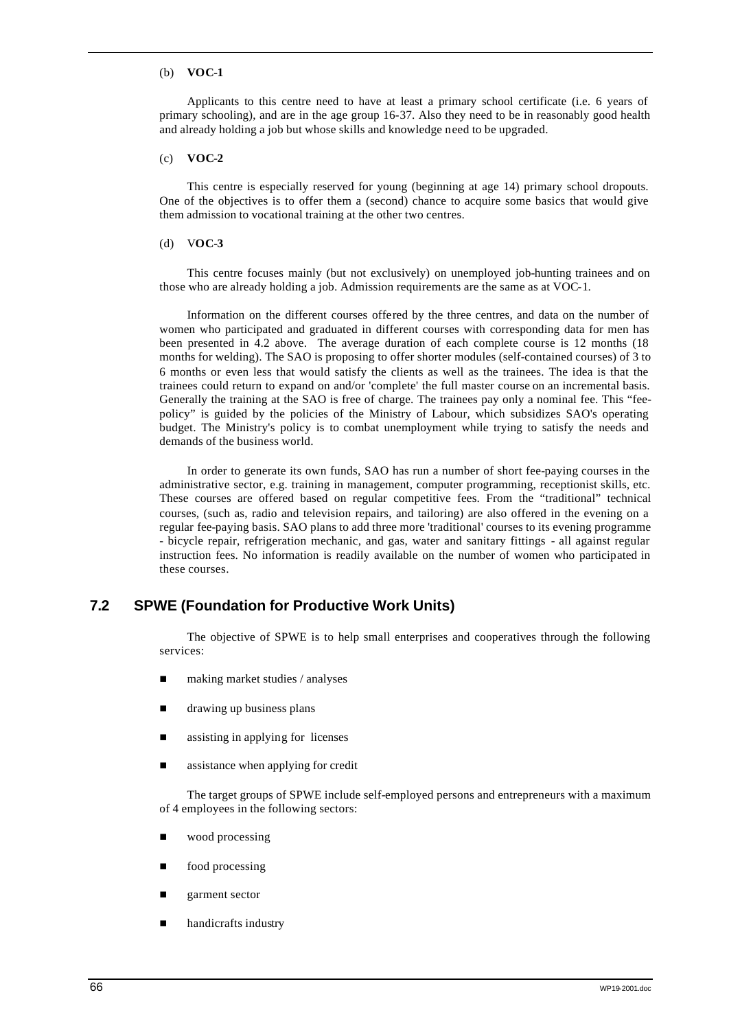(b) **VOC-1**

Applicants to this centre need to have at least a primary school certificate (i.e. 6 years of primary schooling), and are in the age group 16-37. Also they need to be in reasonably good health and already holding a job but whose skills and knowledge need to be upgraded.

(c) **VOC-2**

This centre is especially reserved for young (beginning at age 14) primary school dropouts. One of the objectives is to offer them a (second) chance to acquire some basics that would give them admission to vocational training at the other two centres.

(d) V**OC-3**

This centre focuses mainly (but not exclusively) on unemployed job-hunting trainees and on those who are already holding a job. Admission requirements are the same as at VOC-1.

Information on the different courses offered by the three centres, and data on the number of women who participated and graduated in different courses with corresponding data for men has been presented in 4.2 above. The average duration of each complete course is 12 months (18 months for welding). The SAO is proposing to offer shorter modules (self-contained courses) of 3 to 6 months or even less that would satisfy the clients as well as the trainees. The idea is that the trainees could return to expand on and/or 'complete' the full master course on an incremental basis. Generally the training at the SAO is free of charge. The trainees pay only a nominal fee. This "fee-policy" is guided by the policies of the Ministry of Labour, which subsidizes SAO's operating budget. The Ministry's policy is to combat unemployment while trying to satisfy the needs and demands of the business world.

In order to generate its own funds, SAO has run a number of short fee-paying courses in the administrative sector, e.g. training in management, computer programming, receptionist skills, etc. These courses are offered based on regular competitive fees. From the "traditional" technical courses, (such as, radio and television repairs, and tailoring) are also offered in the evening on a regular fee-paying basis. SAO plans to add three more 'traditional' courses to its evening programme - bicycle repair, refrigeration mechanic, and gas, water and sanitary fittings - all against regular instruction fees. No information is readily available on the number of women who participated in these courses.

## 7.2 SPWE (Foundation for Productive Work Units)

The objective of SPWE is to help small enterprises and cooperatives through the following services:

- making market studies / analyses
- drawing up business plans
- assisting in applying for licenses
- assistance when applying for credit

The target groups of SPWE include self-employed persons and entrepreneurs with a maximum of 4 employees in the following sectors:

- wood processing
- food processing
- garment sector
- handicrafts industry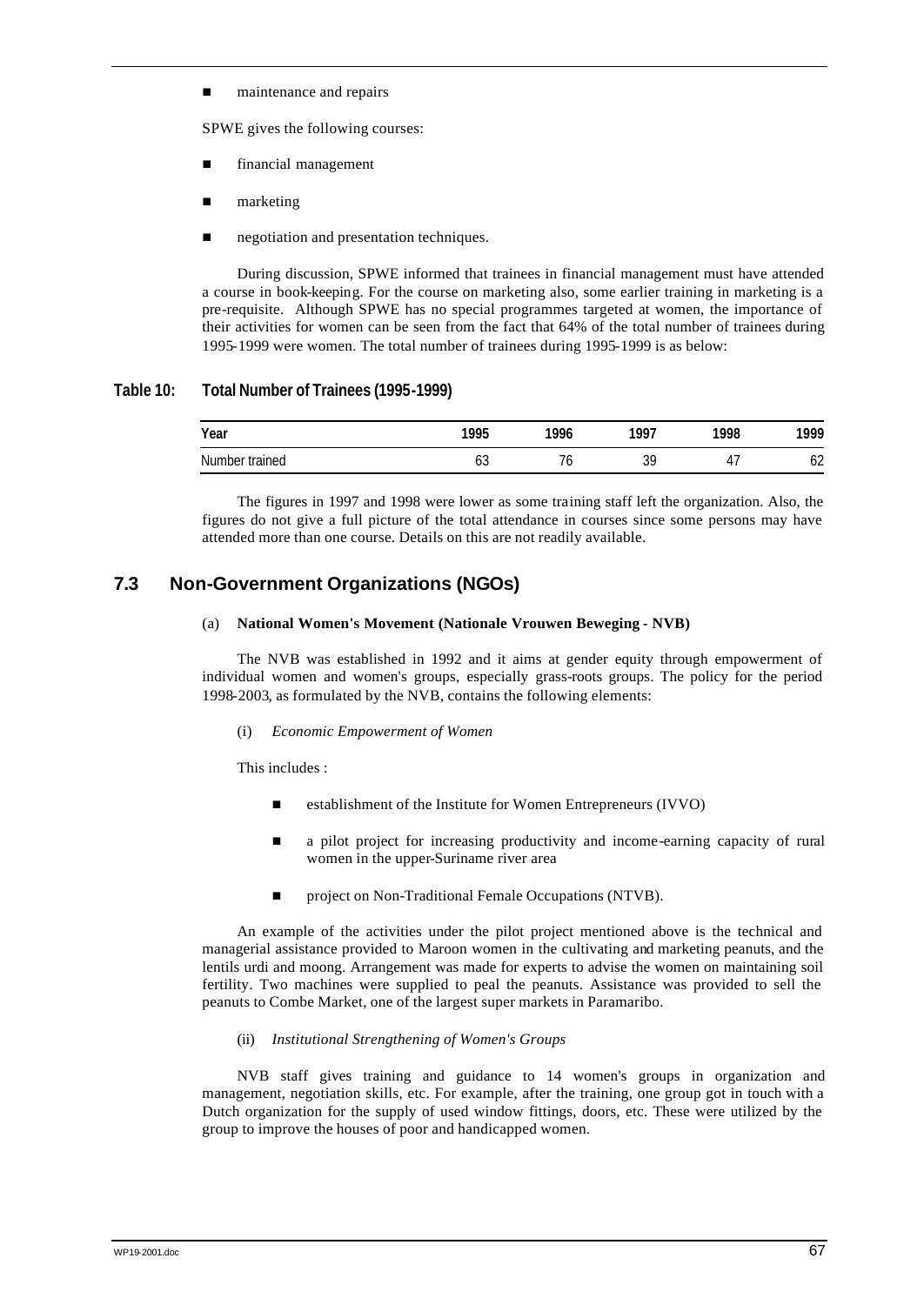- maintenance and repairs

SPWE gives the following courses:

- financial management
- marketing
- negotiation and presentation techniques.

During discussion, SPWE informed that trainees in financial management must have attended a course in book-keeping. For the course on marketing also, some earlier training in marketing is a pre-requisite. Although SPWE has no special programmes targeted at women, the importance of their activities for women can be seen from the fact that 64% of the total number of trainees during 1995-1999 were women. The total number of trainees during 1995-1999 is as below:

**Table 10: Total Number of Trainees (1995-1999)**

| Year | 1995 | 1996 | 1997 | 1998 | 1999 |
|---|---|---|---|---|---|
| Number trained | 63 | 76 | 39 | 47 | 62 |

The figures in 1997 and 1998 were lower as some training staff left the organization. Also, the figures do not give a full picture of the total attendance in courses since some persons may have attended more than one course. Details on this are not readily available.

## 7.3 Non-Government Organizations (NGOs)

(a) **National Women's Movement (Nationale Vrouwen Beweging - NVB)**

The NVB was established in 1992 and it aims at gender equity through empowerment of individual women and women's groups, especially grass-roots groups. The policy for the period 1998-2003, as formulated by the NVB, contains the following elements:

(i) *Economic Empowerment of Women*

This includes :

- establishment of the Institute for Women Entrepreneurs (IVVO)
- a pilot project for increasing productivity and income-earning capacity of rural women in the upper-Suriname river area
- project on Non-Traditional Female Occupations (NTVB).

An example of the activities under the pilot project mentioned above is the technical and managerial assistance provided to Maroon women in the cultivating and marketing peanuts, and the lentils urdi and moong. Arrangement was made for experts to advise the women on maintaining soil fertility. Two machines were supplied to peal the peanuts. Assistance was provided to sell the peanuts to Combe Market, one of the largest super markets in Paramaribo.

(ii) *Institutional Strengthening of Women's Groups*

NVB staff gives training and guidance to 14 women's groups in organization and management, negotiation skills, etc. For example, after the training, one group got in touch with a Dutch organization for the supply of used window fittings, doors, etc. These were utilized by the group to improve the houses of poor and handicapped women.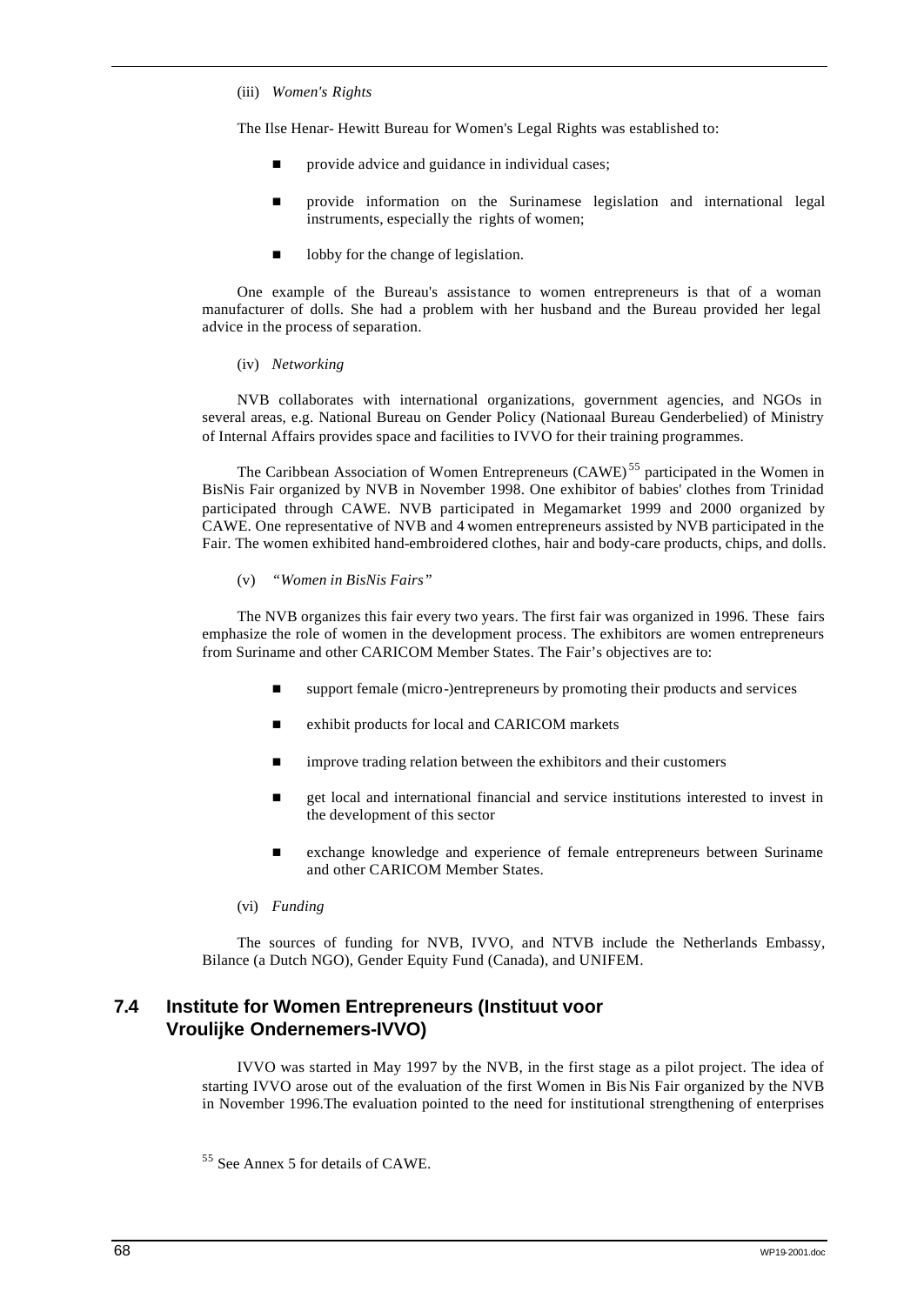(iii) *Women's Rights*

The Ilse Henar- Hewitt Bureau for Women's Legal Rights was established to:

- provide advice and guidance in individual cases;
- provide information on the Surinamese legislation and international legal instruments, especially the rights of women;
- lobby for the change of legislation.

One example of the Bureau's assistance to women entrepreneurs is that of a woman manufacturer of dolls. She had a problem with her husband and the Bureau provided her legal advice in the process of separation.

(iv) *Networking*

NVB collaborates with international organizations, government agencies, and NGOs in several areas, e.g. National Bureau on Gender Policy (Nationaal Bureau Genderbelied) of Ministry of Internal Affairs provides space and facilities to IVVO for their training programmes.

The Caribbean Association of Women Entrepreneurs (CAWE)[55] participated in the Women in BisNis Fair organized by NVB in November 1998. One exhibitor of babies' clothes from Trinidad participated through CAWE. NVB participated in Megamarket 1999 and 2000 organized by CAWE. One representative of NVB and 4 women entrepreneurs assisted by NVB participated in the Fair. The women exhibited hand-embroidered clothes, hair and body-care products, chips, and dolls.

(v) *"Women in BisNis Fairs"*

The NVB organizes this fair every two years. The first fair was organized in 1996. These fairs emphasize the role of women in the development process. The exhibitors are women entrepreneurs from Suriname and other CARICOM Member States. The Fair's objectives are to:

- support female (micro-)entrepreneurs by promoting their products and services
- exhibit products for local and CARICOM markets
- improve trading relation between the exhibitors and their customers
- get local and international financial and service institutions interested to invest in the development of this sector
- exchange knowledge and experience of female entrepreneurs between Suriname and other CARICOM Member States.

(vi) *Funding*

The sources of funding for NVB, IVVO, and NTVB include the Netherlands Embassy, Bilance (a Dutch NGO), Gender Equity Fund (Canada), and UNIFEM.

## 7.4 Institute for Women Entrepreneurs (Instituut voor Vroulijke Ondernemers-IVVO)

IVVO was started in May 1997 by the NVB, in the first stage as a pilot project. The idea of starting IVVO arose out of the evaluation of the first Women in Bis Nis Fair organized by the NVB in November 1996.The evaluation pointed to the need for institutional strengthening of enterprises

[55] See Annex 5 for details of CAWE.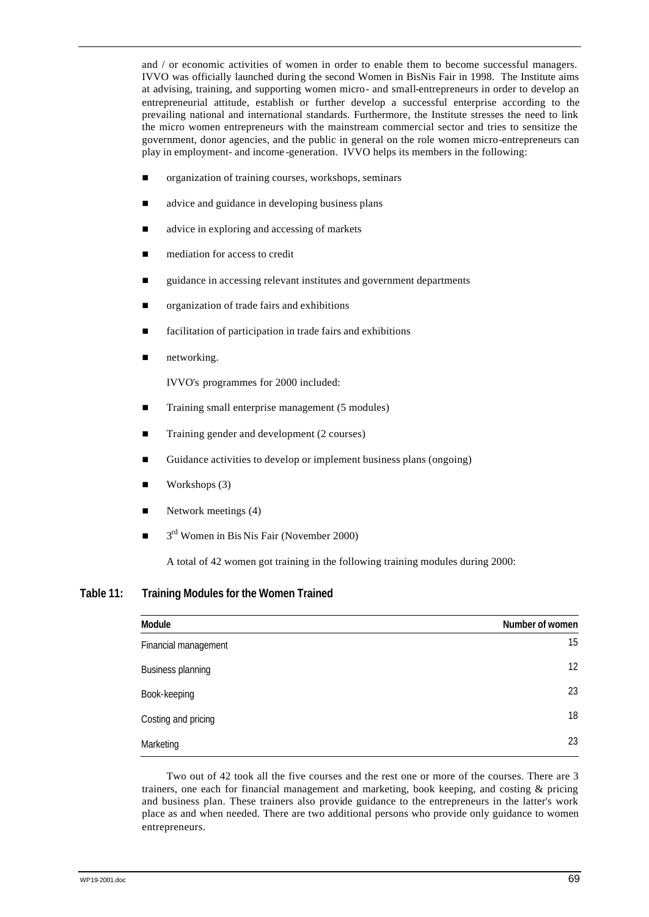and / or economic activities of women in order to enable them to become successful managers. IVVO was officially launched during the second Women in BisNis Fair in 1998. The Institute aims at advising, training, and supporting women micro- and small-entrepreneurs in order to develop an entrepreneurial attitude, establish or further develop a successful enterprise according to the prevailing national and international standards. Furthermore, the Institute stresses the need to link the micro women entrepreneurs with the mainstream commercial sector and tries to sensitize the government, donor agencies, and the public in general on the role women micro-entrepreneurs can play in employment- and income-generation. IVVO helps its members in the following:

- organization of training courses, workshops, seminars
- advice and guidance in developing business plans
- advice in exploring and accessing of markets
- mediation for access to credit
- guidance in accessing relevant institutes and government departments
- organization of trade fairs and exhibitions
- facilitation of participation in trade fairs and exhibitions
- networking.

IVVO's programmes for 2000 included:

- Training small enterprise management (5 modules)
- Training gender and development (2 courses)
- Guidance activities to develop or implement business plans (ongoing)
- Workshops (3)
- Network meetings (4)
- 3rd Women in Bis Nis Fair (November 2000)

A total of 42 women got training in the following training modules during 2000:

**Table 11: Training Modules for the Women Trained**

| Module | Number of women |
|---|---|
| Financial management | 15 |
| Business planning | 12 |
| Book-keeping | 23 |
| Costing and pricing | 18 |
| Marketing | 23 |

Two out of 42 took all the five courses and the rest one or more of the courses. There are 3 trainers, one each for financial management and marketing, book keeping, and costing & pricing and business plan. These trainers also provide guidance to the entrepreneurs in the latter's work place as and when needed. There are two additional persons who provide only guidance to women entrepreneurs.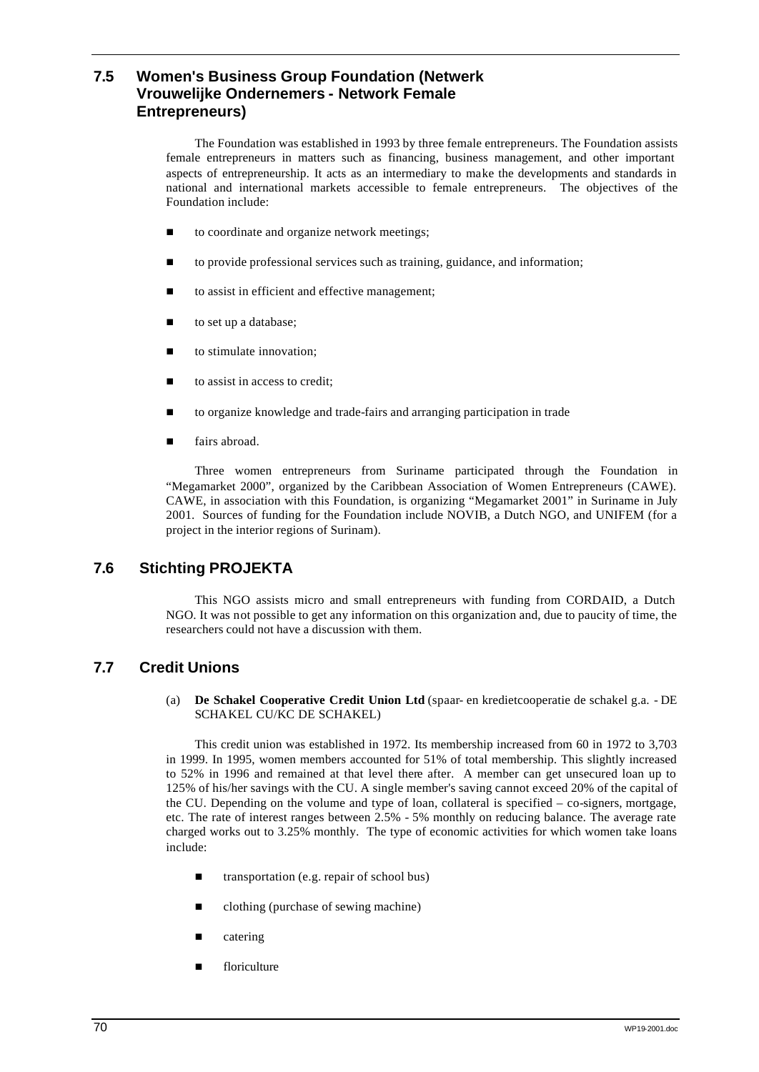## 7.5 Women's Business Group Foundation (Netwerk Vrouwelijke Ondernemers - Network Female Entrepreneurs)

The Foundation was established in 1993 by three female entrepreneurs. The Foundation assists female entrepreneurs in matters such as financing, business management, and other important aspects of entrepreneurship. It acts as an intermediary to make the developments and standards in national and international markets accessible to female entrepreneurs. The objectives of the Foundation include:

- to coordinate and organize network meetings;
- to provide professional services such as training, guidance, and information;
- to assist in efficient and effective management;
- to set up a database;
- to stimulate innovation;
- to assist in access to credit;
- to organize knowledge and trade-fairs and arranging participation in trade
- fairs abroad.

Three women entrepreneurs from Suriname participated through the Foundation in "Megamarket 2000", organized by the Caribbean Association of Women Entrepreneurs (CAWE). CAWE, in association with this Foundation, is organizing "Megamarket 2001" in Suriname in July 2001. Sources of funding for the Foundation include NOVIB, a Dutch NGO, and UNIFEM (for a project in the interior regions of Surinam).

## 7.6 Stichting PROJEKTA

This NGO assists micro and small entrepreneurs with funding from CORDAID, a Dutch NGO. It was not possible to get any information on this organization and, due to paucity of time, the researchers could not have a discussion with them.

## 7.7 Credit Unions

(a) **De Schakel Cooperative Credit Union Ltd** (spaar- en kredietcooperatie de schakel g.a. - DE SCHAKEL CU/KC DE SCHAKEL)

This credit union was established in 1972. Its membership increased from 60 in 1972 to 3,703 in 1999. In 1995, women members accounted for 51% of total membership. This slightly increased to 52% in 1996 and remained at that level there after. A member can get unsecured loan up to 125% of his/her savings with the CU. A single member's saving cannot exceed 20% of the capital of the CU. Depending on the volume and type of loan, collateral is specified – co-signers, mortgage, etc. The rate of interest ranges between 2.5% - 5% monthly on reducing balance. The average rate charged works out to 3.25% monthly. The type of economic activities for which women take loans include:

- transportation (e.g. repair of school bus)
- clothing (purchase of sewing machine)
- catering
- floriculture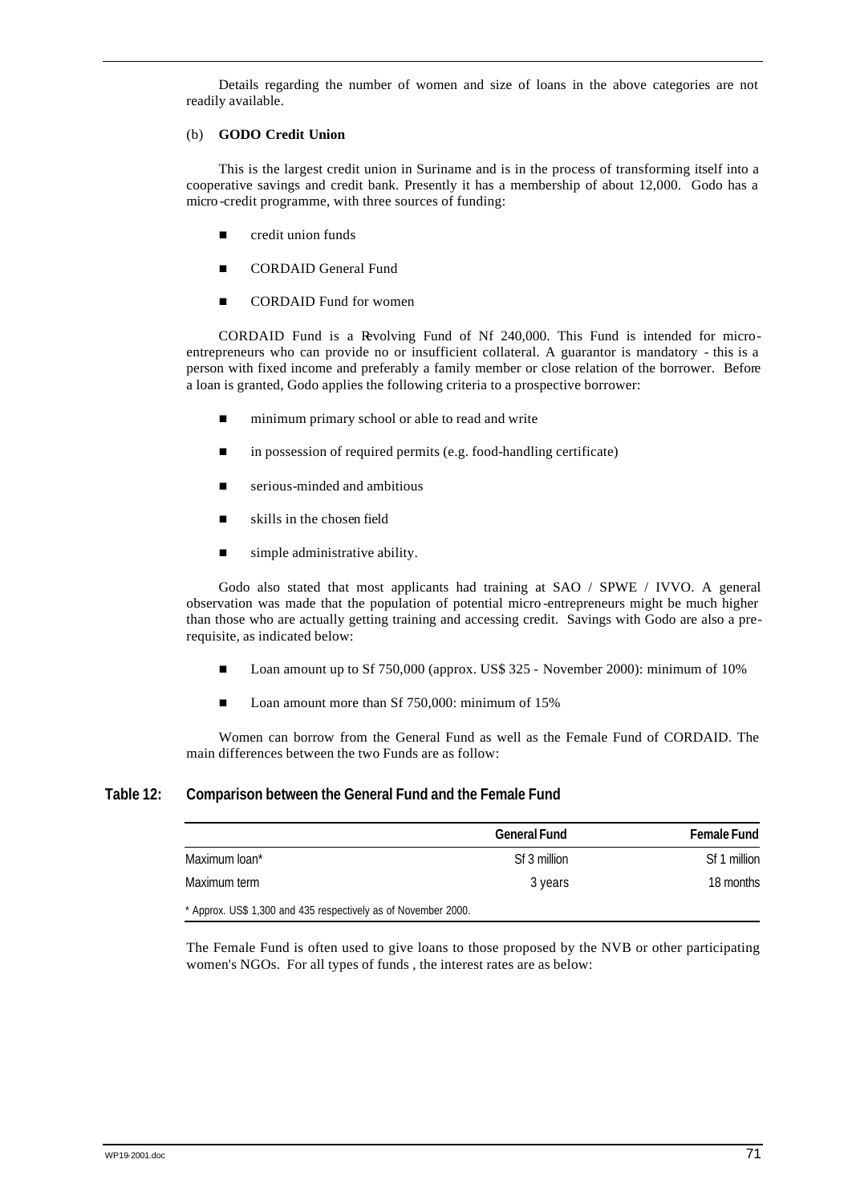Details regarding the number of women and size of loans in the above categories are not readily available.

(b) **GODO Credit Union**

This is the largest credit union in Suriname and is in the process of transforming itself into a cooperative savings and credit bank. Presently it has a membership of about 12,000. Godo has a micro-credit programme, with three sources of funding:

- credit union funds
- CORDAID General Fund
- CORDAID Fund for women

CORDAID Fund is a Revolving Fund of Nf 240,000. This Fund is intended for micro-entrepreneurs who can provide no or insufficient collateral. A guarantor is mandatory - this is a person with fixed income and preferably a family member or close relation of the borrower. Before a loan is granted, Godo applies the following criteria to a prospective borrower:

- minimum primary school or able to read and write
- in possession of required permits (e.g. food-handling certificate)
- serious-minded and ambitious
- skills in the chosen field
- simple administrative ability.

Godo also stated that most applicants had training at SAO / SPWE / IVVO. A general observation was made that the population of potential micro-entrepreneurs might be much higher than those who are actually getting training and accessing credit. Savings with Godo are also a pre-requisite, as indicated below:

- Loan amount up to Sf 750,000 (approx. US$ 325 - November 2000): minimum of 10%
- Loan amount more than Sf 750,000: minimum of 15%

Women can borrow from the General Fund as well as the Female Fund of CORDAID. The main differences between the two Funds are as follow:

**Table 12: Comparison between the General Fund and the Female Fund**

| | General Fund | Female Fund |
|---|---|---|
| Maximum loan* | Sf 3 million | Sf 1 million |
| Maximum term | 3 years | 18 months |

\* Approx. US$ 1,300 and 435 respectively as of November 2000.

The Female Fund is often used to give loans to those proposed by the NVB or other participating women's NGOs. For all types of funds , the interest rates are as below: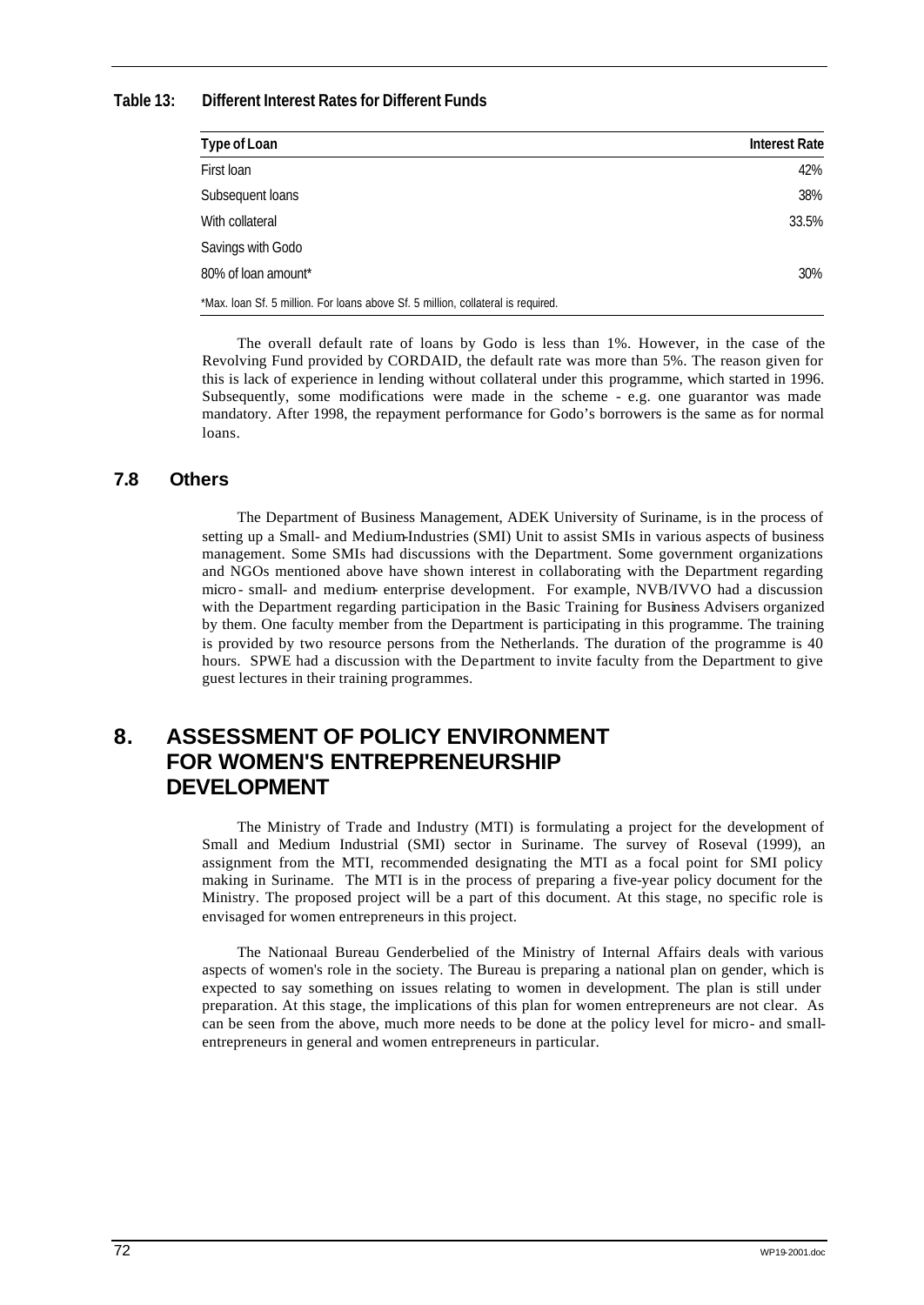**Table 13: Different Interest Rates for Different Funds**

| Type of Loan | Interest Rate |
|---|---|
| First loan | 42% |
| Subsequent loans | 38% |
| With collateral | 33.5% |
| Savings with Godo | |
| 80% of loan amount* | 30% |

*Max. loan Sf. 5 million. For loans above Sf. 5 million, collateral is required.

The overall default rate of loans by Godo is less than 1%. However, in the case of the Revolving Fund provided by CORDAID, the default rate was more than 5%. The reason given for this is lack of experience in lending without collateral under this programme, which started in 1996. Subsequently, some modifications were made in the scheme - e.g. one guarantor was made mandatory. After 1998, the repayment performance for Godo's borrowers is the same as for normal loans.

## 7.8 Others

The Department of Business Management, ADEK University of Suriname, is in the process of setting up a Small- and Medium-Industries (SMI) Unit to assist SMIs in various aspects of business management. Some SMIs had discussions with the Department. Some government organizations and NGOs mentioned above have shown interest in collaborating with the Department regarding micro- small- and medium- enterprise development. For example, NVB/IVVO had a discussion with the Department regarding participation in the Basic Training for Business Advisers organized by them. One faculty member from the Department is participating in this programme. The training is provided by two resource persons from the Netherlands. The duration of the programme is 40 hours. SPWE had a discussion with the Department to invite faculty from the Department to give guest lectures in their training programmes.

# 8. ASSESSMENT OF POLICY ENVIRONMENT FOR WOMEN'S ENTREPRENEURSHIP DEVELOPMENT

The Ministry of Trade and Industry (MTI) is formulating a project for the development of Small and Medium Industrial (SMI) sector in Suriname. The survey of Roseval (1999), an assignment from the MTI, recommended designating the MTI as a focal point for SMI policy making in Suriname. The MTI is in the process of preparing a five-year policy document for the Ministry. The proposed project will be a part of this document. At this stage, no specific role is envisaged for women entrepreneurs in this project.

The Nationaal Bureau Genderbelied of the Ministry of Internal Affairs deals with various aspects of women's role in the society. The Bureau is preparing a national plan on gender, which is expected to say something on issues relating to women in development. The plan is still under preparation. At this stage, the implications of this plan for women entrepreneurs are not clear. As can be seen from the above, much more needs to be done at the policy level for micro- and small-entrepreneurs in general and women entrepreneurs in particular.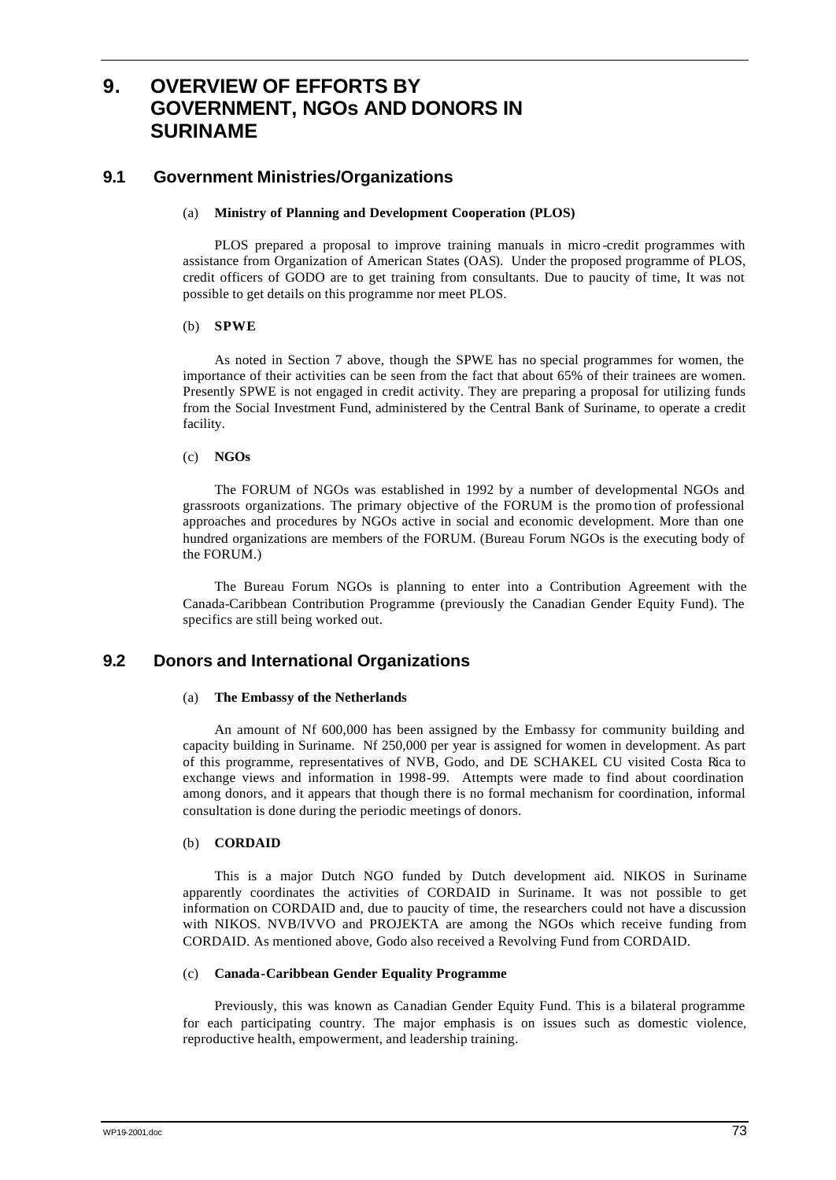# 9. OVERVIEW OF EFFORTS BY GOVERNMENT, NGOs AND DONORS IN SURINAME

## 9.1 Government Ministries/Organizations

### (a) Ministry of Planning and Development Cooperation (PLOS)

PLOS prepared a proposal to improve training manuals in micro-credit programmes with assistance from Organization of American States (OAS). Under the proposed programme of PLOS, credit officers of GODO are to get training from consultants. Due to paucity of time, It was not possible to get details on this programme nor meet PLOS.

### (b) SPWE

As noted in Section 7 above, though the SPWE has no special programmes for women, the importance of their activities can be seen from the fact that about 65% of their trainees are women. Presently SPWE is not engaged in credit activity. They are preparing a proposal for utilizing funds from the Social Investment Fund, administered by the Central Bank of Suriname, to operate a credit facility.

### (c) NGOs

The FORUM of NGOs was established in 1992 by a number of developmental NGOs and grassroots organizations. The primary objective of the FORUM is the promotion of professional approaches and procedures by NGOs active in social and economic development. More than one hundred organizations are members of the FORUM. (Bureau Forum NGOs is the executing body of the FORUM.)

The Bureau Forum NGOs is planning to enter into a Contribution Agreement with the Canada-Caribbean Contribution Programme (previously the Canadian Gender Equity Fund). The specifics are still being worked out.

## 9.2 Donors and International Organizations

### (a) The Embassy of the Netherlands

An amount of Nf 600,000 has been assigned by the Embassy for community building and capacity building in Suriname. Nf 250,000 per year is assigned for women in development. As part of this programme, representatives of NVB, Godo, and DE SCHAKEL CU visited Costa Rica to exchange views and information in 1998-99. Attempts were made to find about coordination among donors, and it appears that though there is no formal mechanism for coordination, informal consultation is done during the periodic meetings of donors.

### (b) CORDAID

This is a major Dutch NGO funded by Dutch development aid. NIKOS in Suriname apparently coordinates the activities of CORDAID in Suriname. It was not possible to get information on CORDAID and, due to paucity of time, the researchers could not have a discussion with NIKOS. NVB/IVVO and PROJEKTA are among the NGOs which receive funding from CORDAID. As mentioned above, Godo also received a Revolving Fund from CORDAID.

### (c) Canada-Caribbean Gender Equality Programme

Previously, this was known as Canadian Gender Equity Fund. This is a bilateral programme for each participating country. The major emphasis is on issues such as domestic violence, reproductive health, empowerment, and leadership training.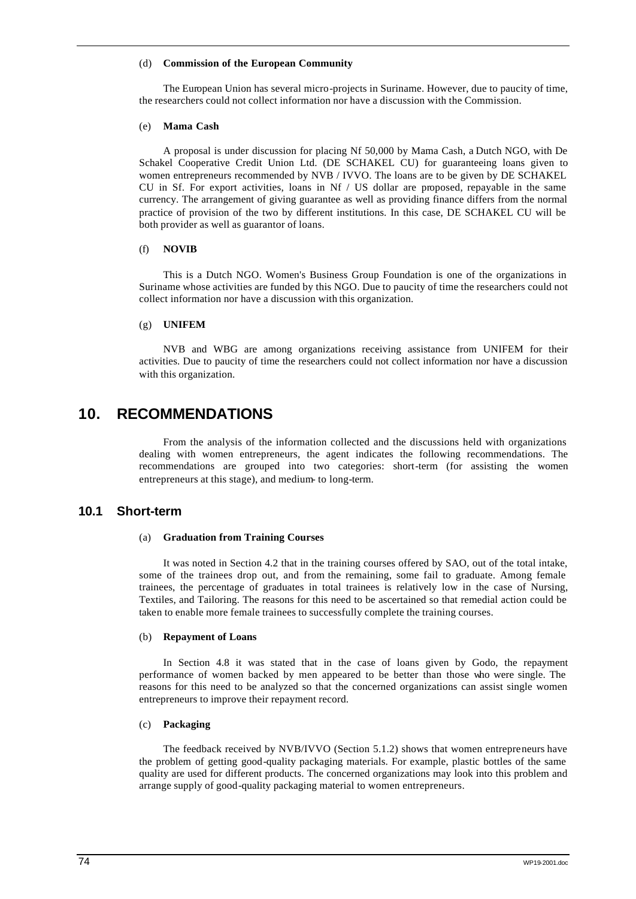(d) **Commission of the European Community**

The European Union has several micro-projects in Suriname. However, due to paucity of time, the researchers could not collect information nor have a discussion with the Commission.

(e) **Mama Cash**

A proposal is under discussion for placing Nf 50,000 by Mama Cash, a Dutch NGO, with De Schakel Cooperative Credit Union Ltd. (DE SCHAKEL CU) for guaranteeing loans given to women entrepreneurs recommended by NVB / IVVO. The loans are to be given by DE SCHAKEL CU in Sf. For export activities, loans in Nf / US dollar are proposed, repayable in the same currency. The arrangement of giving guarantee as well as providing finance differs from the normal practice of provision of the two by different institutions. In this case, DE SCHAKEL CU will be both provider as well as guarantor of loans.

(f) **NOVIB**

This is a Dutch NGO. Women's Business Group Foundation is one of the organizations in Suriname whose activities are funded by this NGO. Due to paucity of time the researchers could not collect information nor have a discussion with this organization.

(g) **UNIFEM**

NVB and WBG are among organizations receiving assistance from UNIFEM for their activities. Due to paucity of time the researchers could not collect information nor have a discussion with this organization.

# 10. RECOMMENDATIONS

From the analysis of the information collected and the discussions held with organizations dealing with women entrepreneurs, the agent indicates the following recommendations. The recommendations are grouped into two categories: short-term (for assisting the women entrepreneurs at this stage), and medium- to long-term.

## 10.1 Short-term

(a) **Graduation from Training Courses**

It was noted in Section 4.2 that in the training courses offered by SAO, out of the total intake, some of the trainees drop out, and from the remaining, some fail to graduate. Among female trainees, the percentage of graduates in total trainees is relatively low in the case of Nursing, Textiles, and Tailoring. The reasons for this need to be ascertained so that remedial action could be taken to enable more female trainees to successfully complete the training courses.

(b) **Repayment of Loans**

In Section 4.8 it was stated that in the case of loans given by Godo, the repayment performance of women backed by men appeared to be better than those who were single. The reasons for this need to be analyzed so that the concerned organizations can assist single women entrepreneurs to improve their repayment record.

(c) **Packaging**

The feedback received by NVB/IVVO (Section 5.1.2) shows that women entrepreneurs have the problem of getting good-quality packaging materials. For example, plastic bottles of the same quality are used for different products. The concerned organizations may look into this problem and arrange supply of good-quality packaging material to women entrepreneurs.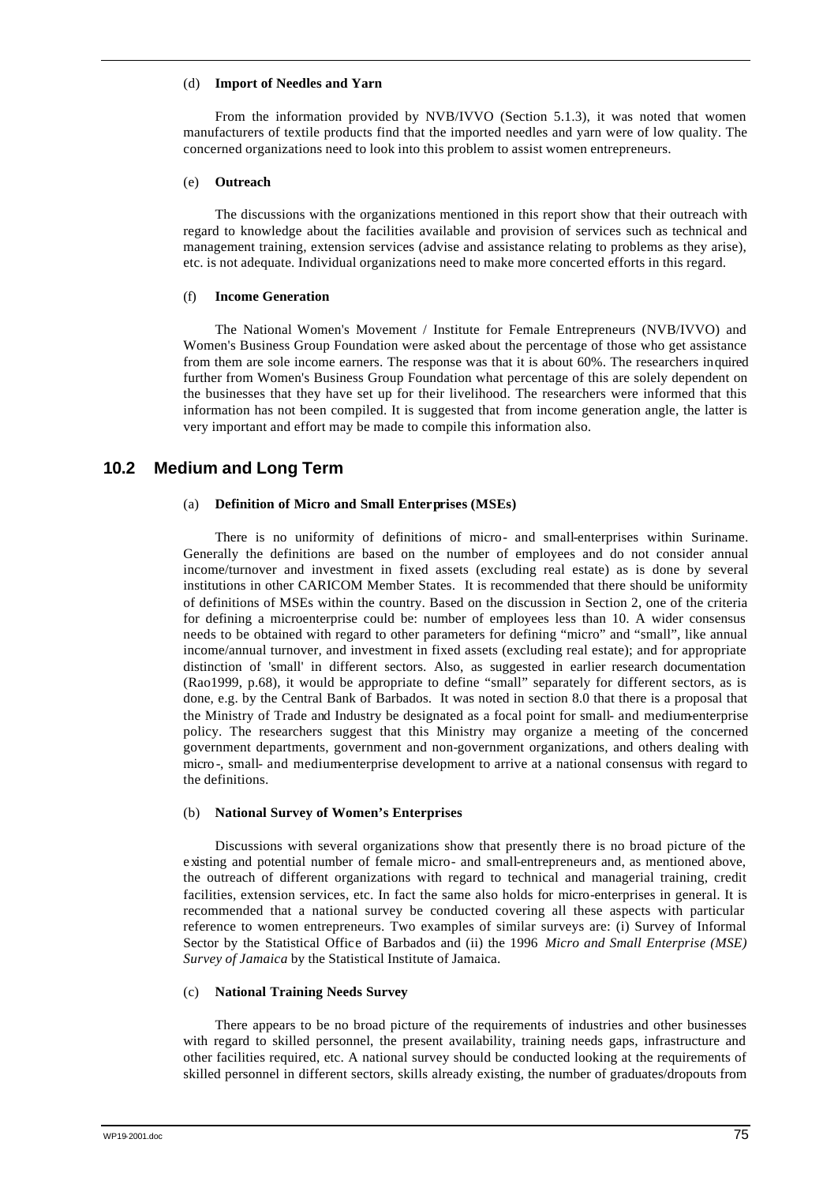(d) **Import of Needles and Yarn**

From the information provided by NVB/IVVO (Section 5.1.3), it was noted that women manufacturers of textile products find that the imported needles and yarn were of low quality. The concerned organizations need to look into this problem to assist women entrepreneurs.

(e) **Outreach**

The discussions with the organizations mentioned in this report show that their outreach with regard to knowledge about the facilities available and provision of services such as technical and management training, extension services (advise and assistance relating to problems as they arise), etc. is not adequate. Individual organizations need to make more concerted efforts in this regard.

(f) **Income Generation**

The National Women's Movement / Institute for Female Entrepreneurs (NVB/IVVO) and Women's Business Group Foundation were asked about the percentage of those who get assistance from them are sole income earners. The response was that it is about 60%. The researchers inquired further from Women's Business Group Foundation what percentage of this are solely dependent on the businesses that they have set up for their livelihood. The researchers were informed that this information has not been compiled. It is suggested that from income generation angle, the latter is very important and effort may be made to compile this information also.

## 10.2 Medium and Long Term

(a) **Definition of Micro and Small Enterprises (MSEs)**

There is no uniformity of definitions of micro- and small-enterprises within Suriname. Generally the definitions are based on the number of employees and do not consider annual income/turnover and investment in fixed assets (excluding real estate) as is done by several institutions in other CARICOM Member States. It is recommended that there should be uniformity of definitions of MSEs within the country. Based on the discussion in Section 2, one of the criteria for defining a microenterprise could be: number of employees less than 10. A wider consensus needs to be obtained with regard to other parameters for defining "micro" and "small", like annual income/annual turnover, and investment in fixed assets (excluding real estate); and for appropriate distinction of 'small' in different sectors. Also, as suggested in earlier research documentation (Rao1999, p.68), it would be appropriate to define "small" separately for different sectors, as is done, e.g. by the Central Bank of Barbados. It was noted in section 8.0 that there is a proposal that the Ministry of Trade and Industry be designated as a focal point for small- and medium-enterprise policy. The researchers suggest that this Ministry may organize a meeting of the concerned government departments, government and non-government organizations, and others dealing with micro-, small- and medium-enterprise development to arrive at a national consensus with regard to the definitions.

(b) **National Survey of Women's Enterprises**

Discussions with several organizations show that presently there is no broad picture of the existing and potential number of female micro- and small-entrepreneurs and, as mentioned above, the outreach of different organizations with regard to technical and managerial training, credit facilities, extension services, etc. In fact the same also holds for micro-enterprises in general. It is recommended that a national survey be conducted covering all these aspects with particular reference to women entrepreneurs. Two examples of similar surveys are: (i) Survey of Informal Sector by the Statistical Office of Barbados and (ii) the 1996 *Micro and Small Enterprise (MSE) Survey of Jamaica* by the Statistical Institute of Jamaica.

(c) **National Training Needs Survey**

There appears to be no broad picture of the requirements of industries and other businesses with regard to skilled personnel, the present availability, training needs gaps, infrastructure and other facilities required, etc. A national survey should be conducted looking at the requirements of skilled personnel in different sectors, skills already existing, the number of graduates/dropouts from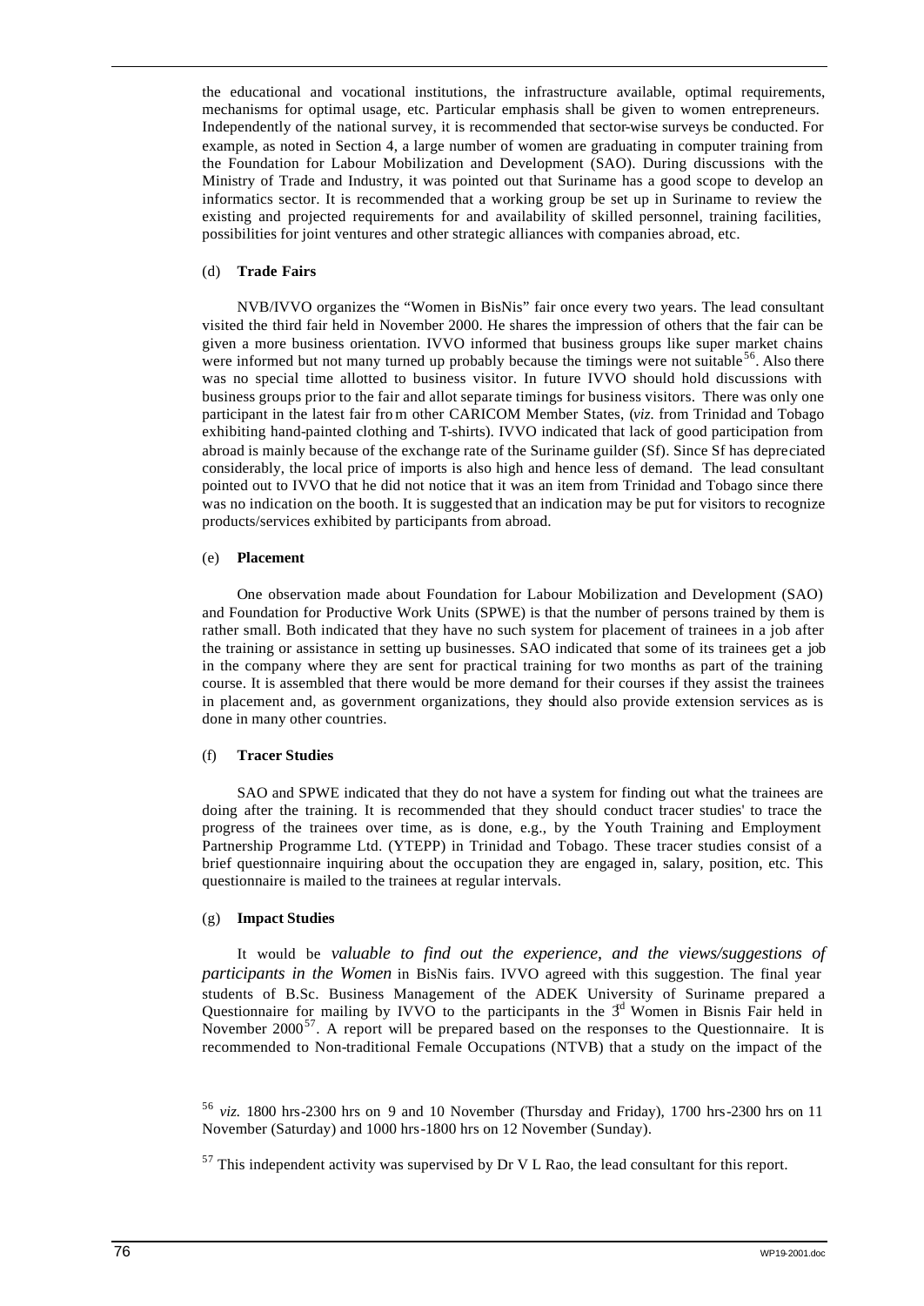the educational and vocational institutions, the infrastructure available, optimal requirements, mechanisms for optimal usage, etc. Particular emphasis shall be given to women entrepreneurs. Independently of the national survey, it is recommended that sector-wise surveys be conducted. For example, as noted in Section 4, a large number of women are graduating in computer training from the Foundation for Labour Mobilization and Development (SAO). During discussions with the Ministry of Trade and Industry, it was pointed out that Suriname has a good scope to develop an informatics sector. It is recommended that a working group be set up in Suriname to review the existing and projected requirements for and availability of skilled personnel, training facilities, possibilities for joint ventures and other strategic alliances with companies abroad, etc.

(d) **Trade Fairs**

NVB/IVVO organizes the "Women in BisNis" fair once every two years. The lead consultant visited the third fair held in November 2000. He shares the impression of others that the fair can be given a more business orientation. IVVO informed that business groups like super market chains were informed but not many turned up probably because the timings were not suitable[56]. Also there was no special time allotted to business visitor. In future IVVO should hold discussions with business groups prior to the fair and allot separate timings for business visitors. There was only one participant in the latest fair from other CARICOM Member States, (*viz.* from Trinidad and Tobago exhibiting hand-painted clothing and T-shirts). IVVO indicated that lack of good participation from abroad is mainly because of the exchange rate of the Suriname guilder (Sf). Since Sf has depreciated considerably, the local price of imports is also high and hence less of demand. The lead consultant pointed out to IVVO that he did not notice that it was an item from Trinidad and Tobago since there was no indication on the booth. It is suggested that an indication may be put for visitors to recognize products/services exhibited by participants from abroad.

(e) **Placement**

One observation made about Foundation for Labour Mobilization and Development (SAO) and Foundation for Productive Work Units (SPWE) is that the number of persons trained by them is rather small. Both indicated that they have no such system for placement of trainees in a job after the training or assistance in setting up businesses. SAO indicated that some of its trainees get a job in the company where they are sent for practical training for two months as part of the training course. It is assembled that there would be more demand for their courses if they assist the trainees in placement and, as government organizations, they should also provide extension services as is done in many other countries.

(f) **Tracer Studies**

SAO and SPWE indicated that they do not have a system for finding out what the trainees are doing after the training. It is recommended that they should conduct tracer studies' to trace the progress of the trainees over time, as is done, e.g., by the Youth Training and Employment Partnership Programme Ltd. (YTEPP) in Trinidad and Tobago. These tracer studies consist of a brief questionnaire inquiring about the occupation they are engaged in, salary, position, etc. This questionnaire is mailed to the trainees at regular intervals.

(g) **Impact Studies**

It would be *valuable to find out the experience, and the views/suggestions of participants in the Women* in BisNis fairs. IVVO agreed with this suggestion. The final year students of B.Sc. Business Management of the ADEK University of Suriname prepared a Questionnaire for mailing by IVVO to the participants in the 3rd Women in Bisnis Fair held in November 2000[57]. A report will be prepared based on the responses to the Questionnaire. It is recommended to Non-traditional Female Occupations (NTVB) that a study on the impact of the

---

[56] *viz.* 1800 hrs-2300 hrs on 9 and 10 November (Thursday and Friday), 1700 hrs-2300 hrs on 11 November (Saturday) and 1000 hrs-1800 hrs on 12 November (Sunday).

[57] This independent activity was supervised by Dr V L Rao, the lead consultant for this report.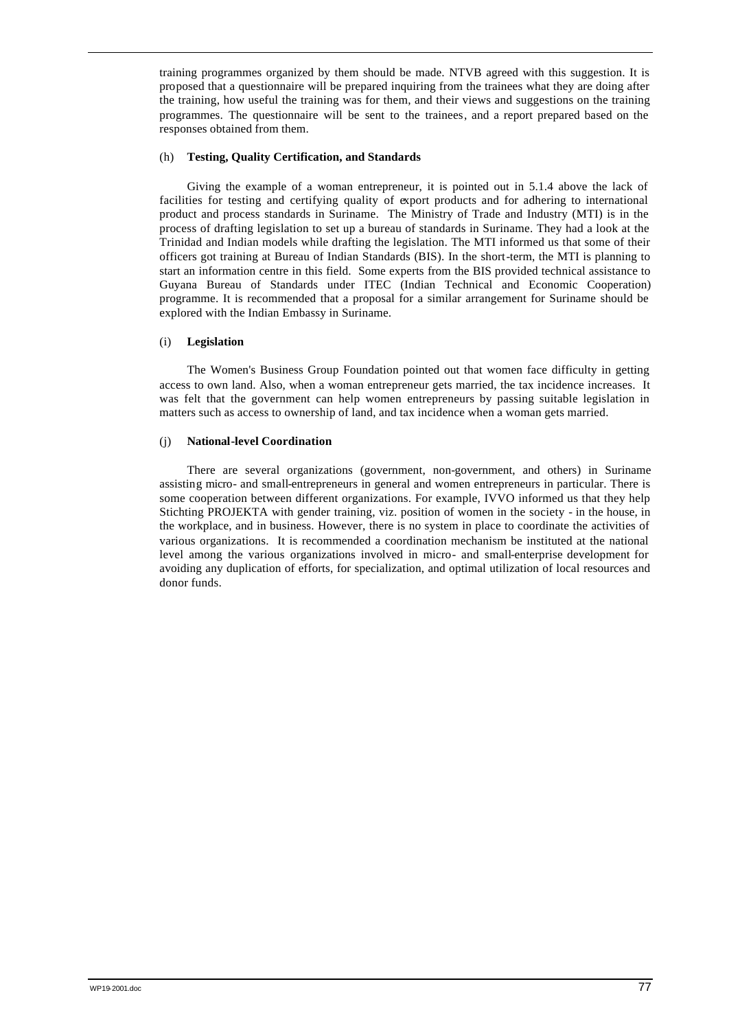training programmes organized by them should be made. NTVB agreed with this suggestion. It is proposed that a questionnaire will be prepared inquiring from the trainees what they are doing after the training, how useful the training was for them, and their views and suggestions on the training programmes. The questionnaire will be sent to the trainees, and a report prepared based on the responses obtained from them.

(h) **Testing, Quality Certification, and Standards**

Giving the example of a woman entrepreneur, it is pointed out in 5.1.4 above the lack of facilities for testing and certifying quality of export products and for adhering to international product and process standards in Suriname. The Ministry of Trade and Industry (MTI) is in the process of drafting legislation to set up a bureau of standards in Suriname. They had a look at the Trinidad and Indian models while drafting the legislation. The MTI informed us that some of their officers got training at Bureau of Indian Standards (BIS). In the short-term, the MTI is planning to start an information centre in this field. Some experts from the BIS provided technical assistance to Guyana Bureau of Standards under ITEC (Indian Technical and Economic Cooperation) programme. It is recommended that a proposal for a similar arrangement for Suriname should be explored with the Indian Embassy in Suriname.

(i) **Legislation**

The Women's Business Group Foundation pointed out that women face difficulty in getting access to own land. Also, when a woman entrepreneur gets married, the tax incidence increases. It was felt that the government can help women entrepreneurs by passing suitable legislation in matters such as access to ownership of land, and tax incidence when a woman gets married.

(j) **National-level Coordination**

There are several organizations (government, non-government, and others) in Suriname assisting micro- and small-entrepreneurs in general and women entrepreneurs in particular. There is some cooperation between different organizations. For example, IVVO informed us that they help Stichting PROJEKTA with gender training, viz. position of women in the society - in the house, in the workplace, and in business. However, there is no system in place to coordinate the activities of various organizations. It is recommended a coordination mechanism be instituted at the national level among the various organizations involved in micro- and small-enterprise development for avoiding any duplication of efforts, for specialization, and optimal utilization of local resources and donor funds.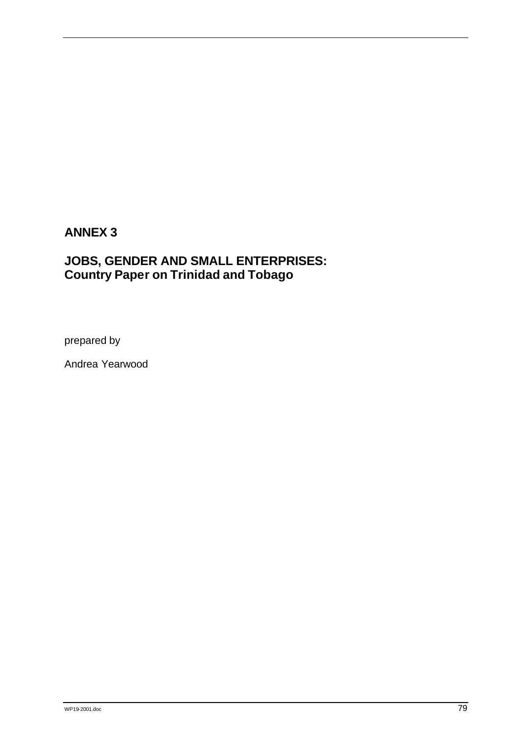## ANNEX 3

## JOBS, GENDER AND SMALL ENTERPRISES:
## Country Paper on Trinidad and Tobago

prepared by

Andrea Yearwood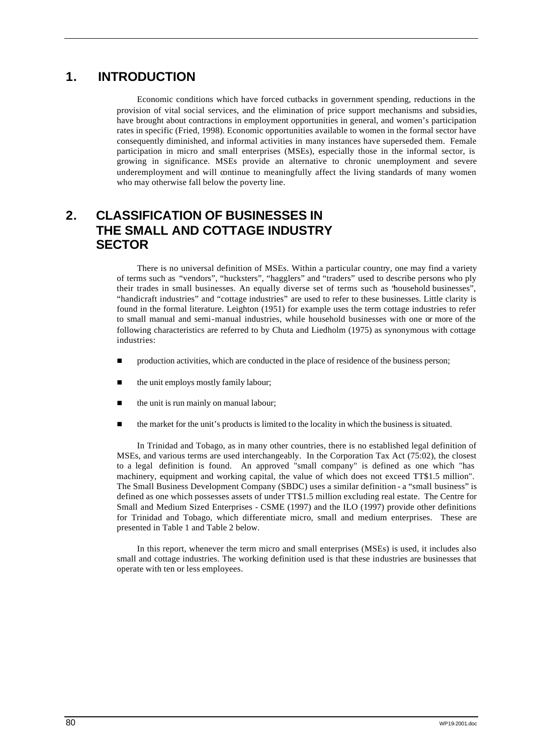# 1. INTRODUCTION

Economic conditions which have forced cutbacks in government spending, reductions in the provision of vital social services, and the elimination of price support mechanisms and subsidies, have brought about contractions in employment opportunities in general, and women's participation rates in specific (Fried, 1998). Economic opportunities available to women in the formal sector have consequently diminished, and informal activities in many instances have superseded them. Female participation in micro and small enterprises (MSEs), especially those in the informal sector, is growing in significance. MSEs provide an alternative to chronic unemployment and severe underemployment and will continue to meaningfully affect the living standards of many women who may otherwise fall below the poverty line.

# 2. CLASSIFICATION OF BUSINESSES IN THE SMALL AND COTTAGE INDUSTRY SECTOR

There is no universal definition of MSEs. Within a particular country, one may find a variety of terms such as "vendors", "hucksters", "hagglers" and "traders" used to describe persons who ply their trades in small businesses. An equally diverse set of terms such as "household businesses", "handicraft industries" and "cottage industries" are used to refer to these businesses. Little clarity is found in the formal literature. Leighton (1951) for example uses the term cottage industries to refer to small manual and semi-manual industries, while household businesses with one or more of the following characteristics are referred to by Chuta and Liedholm (1975) as synonymous with cottage industries:

- production activities, which are conducted in the place of residence of the business person;
- the unit employs mostly family labour;
- the unit is run mainly on manual labour;
- the market for the unit's products is limited to the locality in which the business is situated.

In Trinidad and Tobago, as in many other countries, there is no established legal definition of MSEs, and various terms are used interchangeably. In the Corporation Tax Act (75:02), the closest to a legal definition is found. An approved "small company" is defined as one which "has machinery, equipment and working capital, the value of which does not exceed TT$1.5 million". The Small Business Development Company (SBDC) uses a similar definition - a "small business" is defined as one which possesses assets of under TT$1.5 million excluding real estate. The Centre for Small and Medium Sized Enterprises - CSME (1997) and the ILO (1997) provide other definitions for Trinidad and Tobago, which differentiate micro, small and medium enterprises. These are presented in Table 1 and Table 2 below.

In this report, whenever the term micro and small enterprises (MSEs) is used, it includes also small and cottage industries. The working definition used is that these industries are businesses that operate with ten or less employees.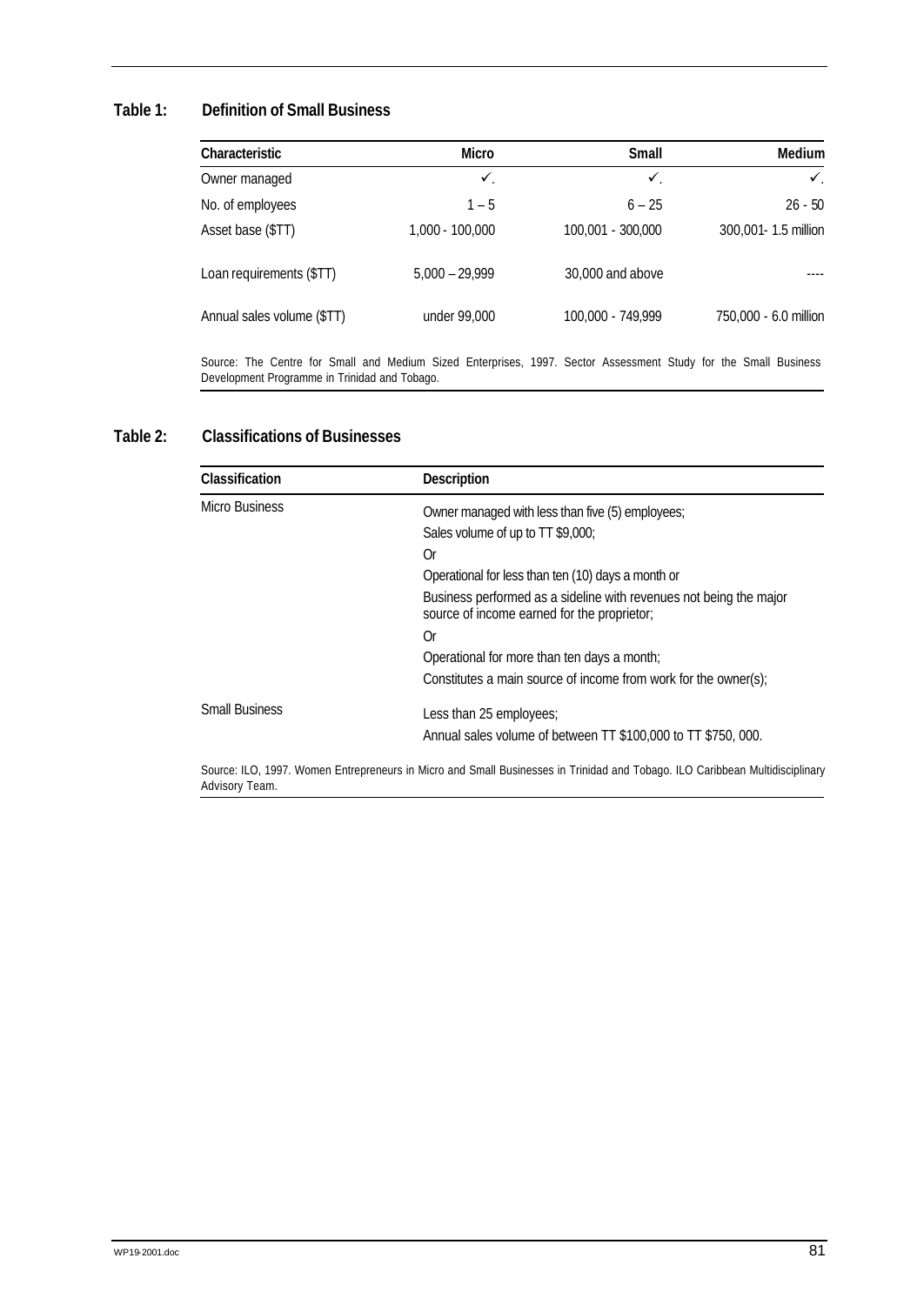**Table 1: Definition of Small Business**

| Characteristic | Micro | Small | Medium |
|---|---|---|---|
| Owner managed | ✓. | ✓. | ✓. |
| No. of employees | 1 – 5 | 6 – 25 | 26 - 50 |
| Asset base ($TT) | 1,000 - 100,000 | 100,001 - 300,000 | 300,001- 1.5 million |
| Loan requirements ($TT) | 5,000 – 29,999 | 30,000 and above | ---- |
| Annual sales volume ($TT) | under 99,000 | 100,000 - 749,999 | 750,000 - 6.0 million |

Source: The Centre for Small and Medium Sized Enterprises, 1997. Sector Assessment Study for the Small Business Development Programme in Trinidad and Tobago.

**Table 2: Classifications of Businesses**

| Classification | Description |
|---|---|
| Micro Business | Owner managed with less than five (5) employees;<br>Sales volume of up to TT $9,000;<br>Or<br>Operational for less than ten (10) days a month or<br>Business performed as a sideline with revenues not being the major source of income earned for the proprietor;<br>Or<br>Operational for more than ten days a month;<br>Constitutes a main source of income from work for the owner(s); |
| Small Business | Less than 25 employees;<br>Annual sales volume of between TT $100,000 to TT $750, 000. |

Source: ILO, 1997. Women Entrepreneurs in Micro and Small Businesses in Trinidad and Tobago. ILO Caribbean Multidisciplinary Advisory Team.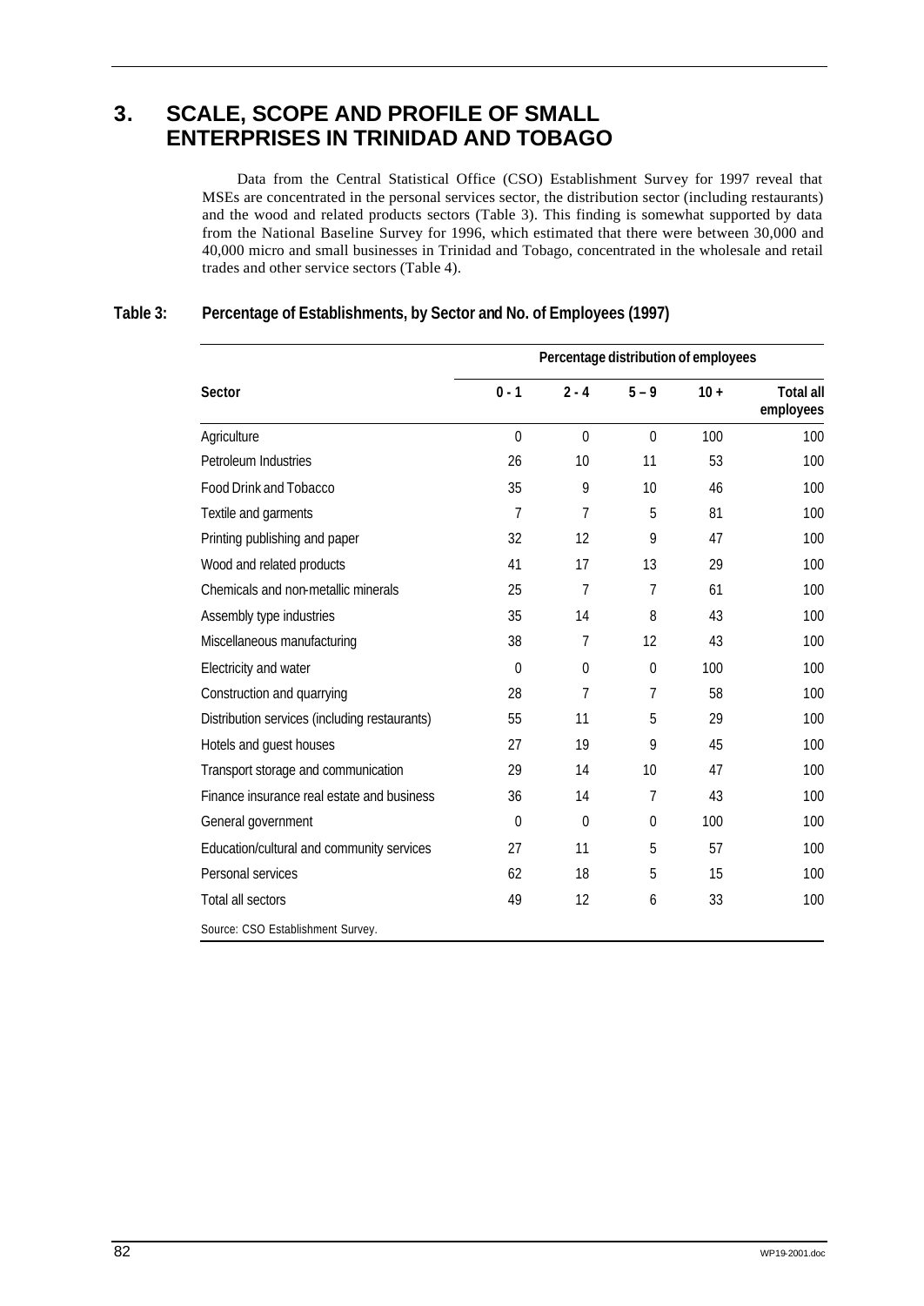# 3. SCALE, SCOPE AND PROFILE OF SMALL ENTERPRISES IN TRINIDAD AND TOBAGO

Data from the Central Statistical Office (CSO) Establishment Survey for 1997 reveal that MSEs are concentrated in the personal services sector, the distribution sector (including restaurants) and the wood and related products sectors (Table 3). This finding is somewhat supported by data from the National Baseline Survey for 1996, which estimated that there were between 30,000 and 40,000 micro and small businesses in Trinidad and Tobago, concentrated in the wholesale and retail trades and other service sectors (Table 4).

**Table 3: Percentage of Establishments, by Sector and No. of Employees (1997)**

| Sector | Percentage distribution of employees | | | | |
|---|---|---|---|---|---|
| | 0 - 1 | 2 - 4 | 5 – 9 | 10 + | Total all employees |
| Agriculture | 0 | 0 | 0 | 100 | 100 |
| Petroleum Industries | 26 | 10 | 11 | 53 | 100 |
| Food Drink and Tobacco | 35 | 9 | 10 | 46 | 100 |
| Textile and garments | 7 | 7 | 5 | 81 | 100 |
| Printing publishing and paper | 32 | 12 | 9 | 47 | 100 |
| Wood and related products | 41 | 17 | 13 | 29 | 100 |
| Chemicals and non-metallic minerals | 25 | 7 | 7 | 61 | 100 |
| Assembly type industries | 35 | 14 | 8 | 43 | 100 |
| Miscellaneous manufacturing | 38 | 7 | 12 | 43 | 100 |
| Electricity and water | 0 | 0 | 0 | 100 | 100 |
| Construction and quarrying | 28 | 7 | 7 | 58 | 100 |
| Distribution services (including restaurants) | 55 | 11 | 5 | 29 | 100 |
| Hotels and guest houses | 27 | 19 | 9 | 45 | 100 |
| Transport storage and communication | 29 | 14 | 10 | 47 | 100 |
| Finance insurance real estate and business | 36 | 14 | 7 | 43 | 100 |
| General government | 0 | 0 | 0 | 100 | 100 |
| Education/cultural and community services | 27 | 11 | 5 | 57 | 100 |
| Personal services | 62 | 18 | 5 | 15 | 100 |
| Total all sectors | 49 | 12 | 6 | 33 | 100 |

Source: CSO Establishment Survey.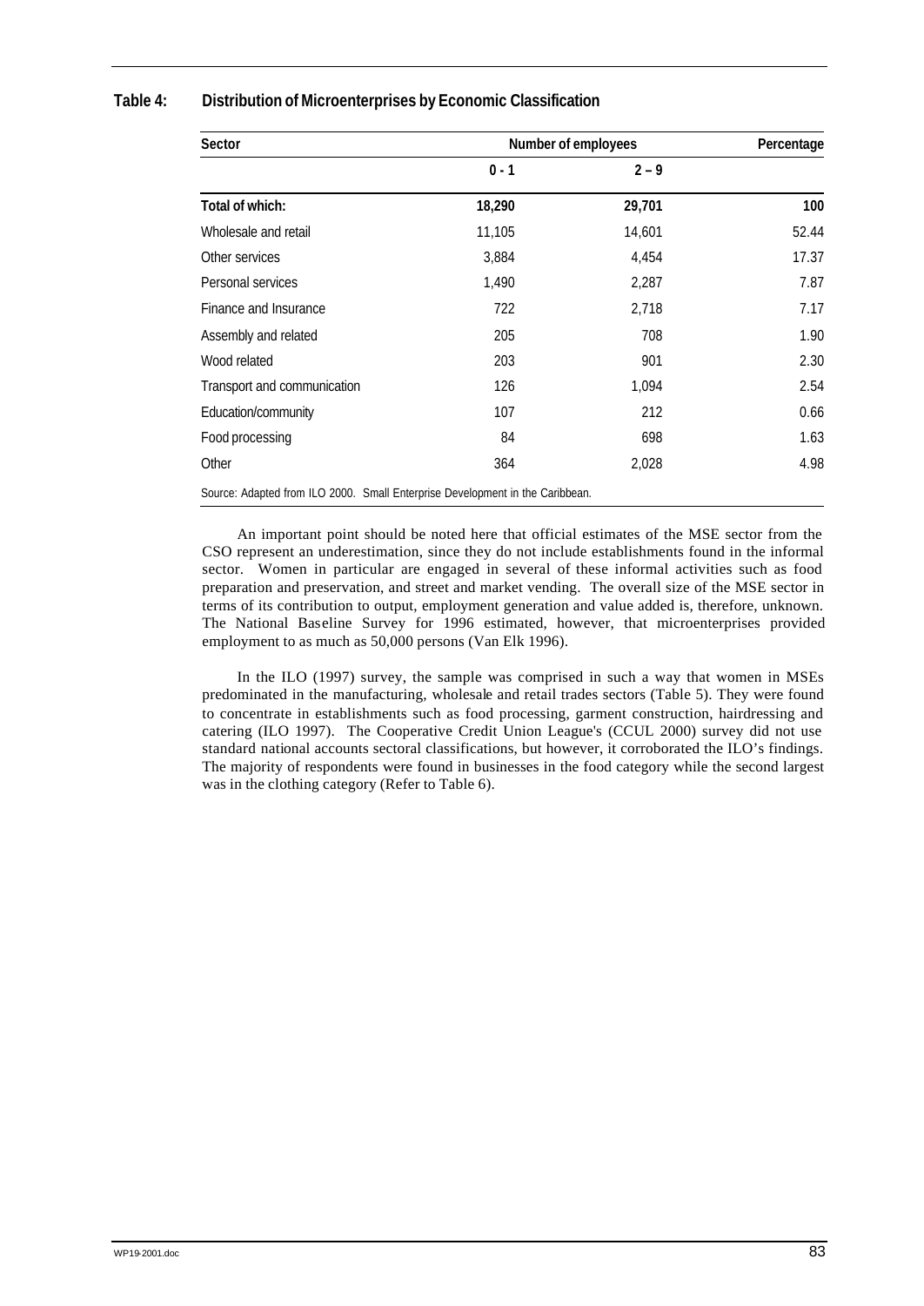**Table 4: Distribution of Microenterprises by Economic Classification**

| Sector | Number of employees | | Percentage |
|---|---|---|---|
| | 0 - 1 | 2 – 9 | |
| **Total of which:** | **18,290** | **29,701** | **100** |
| Wholesale and retail | 11,105 | 14,601 | 52.44 |
| Other services | 3,884 | 4,454 | 17.37 |
| Personal services | 1,490 | 2,287 | 7.87 |
| Finance and Insurance | 722 | 2,718 | 7.17 |
| Assembly and related | 205 | 708 | 1.90 |
| Wood related | 203 | 901 | 2.30 |
| Transport and communication | 126 | 1,094 | 2.54 |
| Education/community | 107 | 212 | 0.66 |
| Food processing | 84 | 698 | 1.63 |
| Other | 364 | 2,028 | 4.98 |

Source: Adapted from ILO 2000. Small Enterprise Development in the Caribbean.

An important point should be noted here that official estimates of the MSE sector from the CSO represent an underestimation, since they do not include establishments found in the informal sector. Women in particular are engaged in several of these informal activities such as food preparation and preservation, and street and market vending. The overall size of the MSE sector in terms of its contribution to output, employment generation and value added is, therefore, unknown. The National Baseline Survey for 1996 estimated, however, that microenterprises provided employment to as much as 50,000 persons (Van Elk 1996).

In the ILO (1997) survey, the sample was comprised in such a way that women in MSEs predominated in the manufacturing, wholesale and retail trades sectors (Table 5). They were found to concentrate in establishments such as food processing, garment construction, hairdressing and catering (ILO 1997). The Cooperative Credit Union League's (CCUL 2000) survey did not use standard national accounts sectoral classifications, but however, it corroborated the ILO's findings. The majority of respondents were found in businesses in the food category while the second largest was in the clothing category (Refer to Table 6).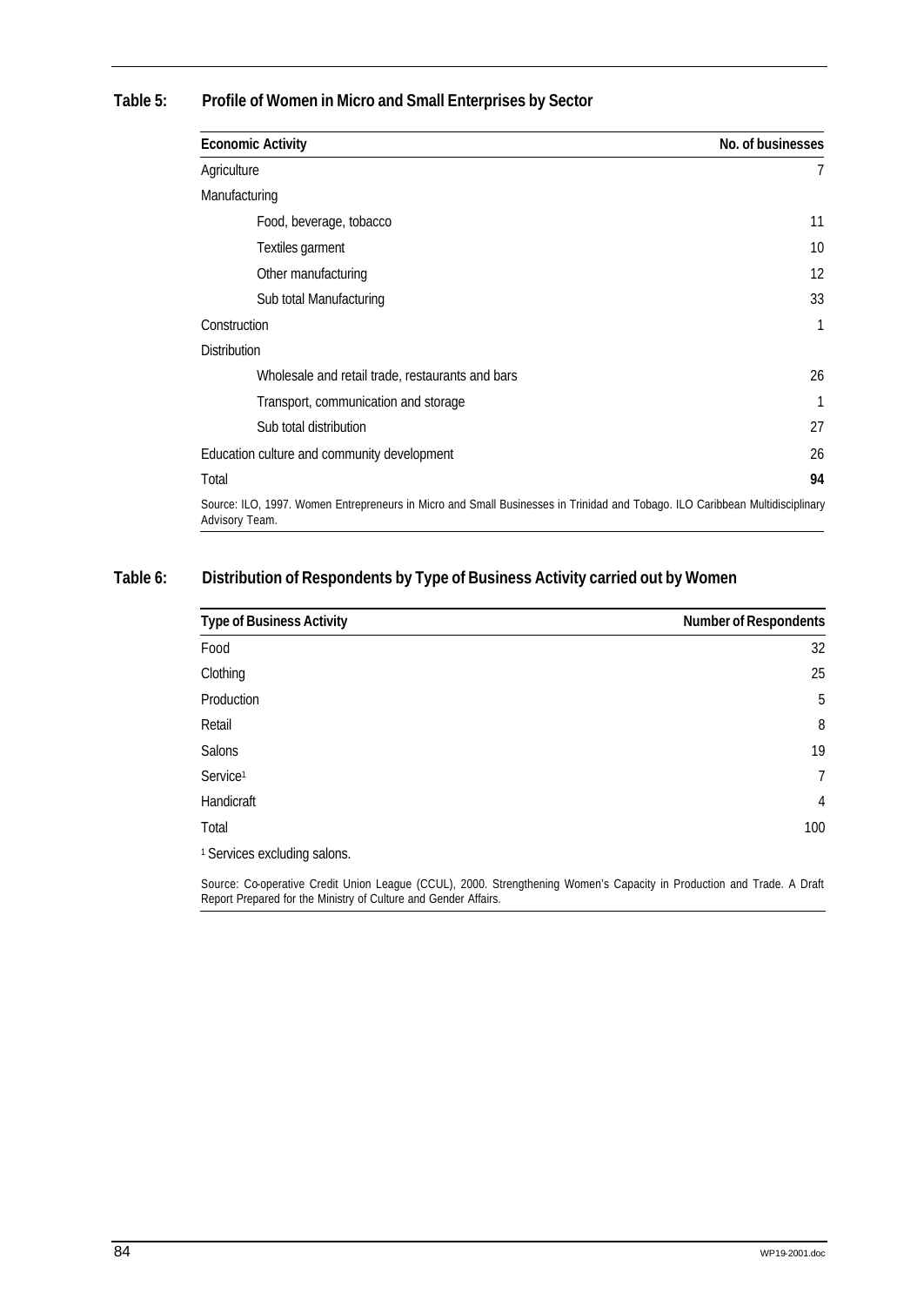**Table 5: Profile of Women in Micro and Small Enterprises by Sector**

| Economic Activity | No. of businesses |
|---|---|
| Agriculture | 7 |
| Manufacturing | |
| Food, beverage, tobacco | 11 |
| Textiles garment | 10 |
| Other manufacturing | 12 |
| Sub total Manufacturing | 33 |
| Construction | 1 |
| Distribution | |
| Wholesale and retail trade, restaurants and bars | 26 |
| Transport, communication and storage | 1 |
| Sub total distribution | 27 |
| Education culture and community development | 26 |
| Total | **94** |

Source: ILO, 1997. Women Entrepreneurs in Micro and Small Businesses in Trinidad and Tobago. ILO Caribbean Multidisciplinary Advisory Team.

**Table 6: Distribution of Respondents by Type of Business Activity carried out by Women**

| Type of Business Activity | Number of Respondents |
|---|---|
| Food | 32 |
| Clothing | 25 |
| Production | 5 |
| Retail | 8 |
| Salons | 19 |
| Service[1] | 7 |
| Handicraft | 4 |
| Total | 100 |

[1] Services excluding salons.

Source: Co-operative Credit Union League (CCUL), 2000. Strengthening Women's Capacity in Production and Trade. A Draft Report Prepared for the Ministry of Culture and Gender Affairs.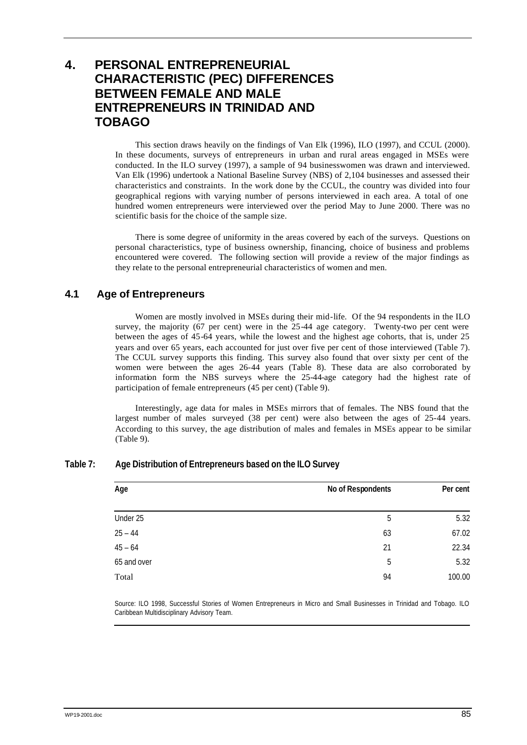# 4. PERSONAL ENTREPRENEURIAL CHARACTERISTIC (PEC) DIFFERENCES BETWEEN FEMALE AND MALE ENTREPRENEURS IN TRINIDAD AND TOBAGO

This section draws heavily on the findings of Van Elk (1996), ILO (1997), and CCUL (2000). In these documents, surveys of entrepreneurs in urban and rural areas engaged in MSEs were conducted. In the ILO survey (1997), a sample of 94 businesswomen was drawn and interviewed. Van Elk (1996) undertook a National Baseline Survey (NBS) of 2,104 businesses and assessed their characteristics and constraints. In the work done by the CCUL, the country was divided into four geographical regions with varying number of persons interviewed in each area. A total of one hundred women entrepreneurs were interviewed over the period May to June 2000. There was no scientific basis for the choice of the sample size.

There is some degree of uniformity in the areas covered by each of the surveys. Questions on personal characteristics, type of business ownership, financing, choice of business and problems encountered were covered. The following section will provide a review of the major findings as they relate to the personal entrepreneurial characteristics of women and men.

## 4.1 Age of Entrepreneurs

Women are mostly involved in MSEs during their mid-life. Of the 94 respondents in the ILO survey, the majority (67 per cent) were in the 25-44 age category. Twenty-two per cent were between the ages of 45-64 years, while the lowest and the highest age cohorts, that is, under 25 years and over 65 years, each accounted for just over five per cent of those interviewed (Table 7). The CCUL survey supports this finding. This survey also found that over sixty per cent of the women were between the ages 26-44 years (Table 8). These data are also corroborated by information form the NBS surveys where the 25-44-age category had the highest rate of participation of female entrepreneurs (45 per cent) (Table 9).

Interestingly, age data for males in MSEs mirrors that of females. The NBS found that the largest number of males surveyed (38 per cent) were also between the ages of 25-44 years. According to this survey, the age distribution of males and females in MSEs appear to be similar (Table 9).

**Table 7: Age Distribution of Entrepreneurs based on the ILO Survey**

| Age | No of Respondents | Per cent |
|---|---|---|
| Under 25 | 5 | 5.32 |
| 25 – 44 | 63 | 67.02 |
| 45 – 64 | 21 | 22.34 |
| 65 and over | 5 | 5.32 |
| Total | 94 | 100.00 |

Source: ILO 1998, Successful Stories of Women Entrepreneurs in Micro and Small Businesses in Trinidad and Tobago. ILO Caribbean Multidisciplinary Advisory Team.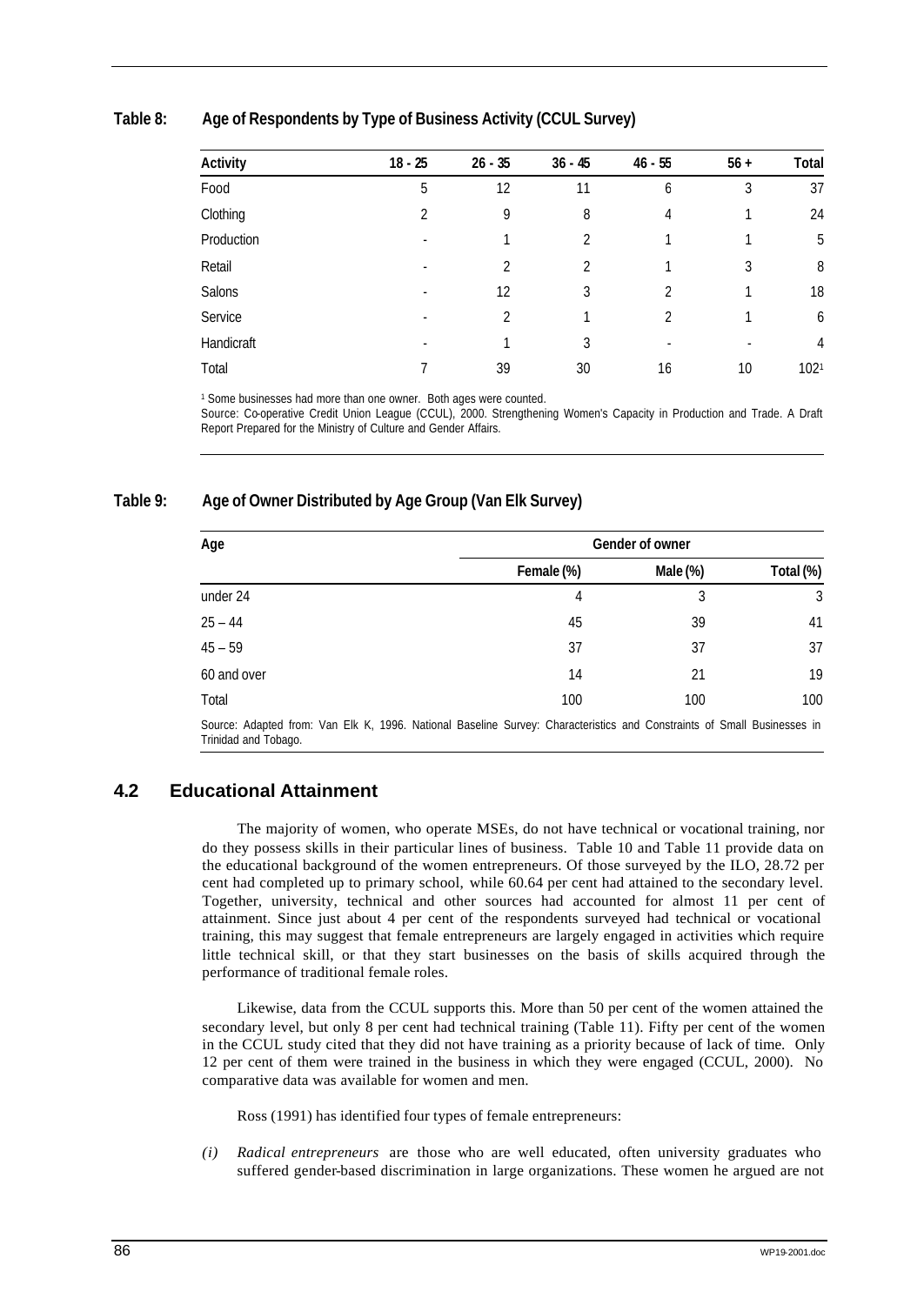**Table 8: Age of Respondents by Type of Business Activity (CCUL Survey)**

| Activity | 18 - 25 | 26 - 35 | 36 - 45 | 46 - 55 | 56 + | Total |
|---|---|---|---|---|---|---|
| Food | 5 | 12 | 11 | 6 | 3 | 37 |
| Clothing | 2 | 9 | 8 | 4 | 1 | 24 |
| Production | - | 1 | 2 | 1 | 1 | 5 |
| Retail | - | 2 | 2 | 1 | 3 | 8 |
| Salons | - | 12 | 3 | 2 | 1 | 18 |
| Service | - | 2 | 1 | 2 | 1 | 6 |
| Handicraft | - | 1 | 3 | - | - | 4 |
| Total | 7 | 39 | 30 | 16 | 10 | 102[1] |

[1] Some businesses had more than one owner. Both ages were counted.
Source: Co-operative Credit Union League (CCUL), 2000. Strengthening Women's Capacity in Production and Trade. A Draft Report Prepared for the Ministry of Culture and Gender Affairs.

**Table 9: Age of Owner Distributed by Age Group (Van Elk Survey)**

| Age | Gender of owner | | |
|---|---|---|---|
| | Female (%) | Male (%) | Total (%) |
| under 24 | 4 | 3 | 3 |
| 25 – 44 | 45 | 39 | 41 |
| 45 – 59 | 37 | 37 | 37 |
| 60 and over | 14 | 21 | 19 |
| Total | 100 | 100 | 100 |

Source: Adapted from: Van Elk K, 1996. National Baseline Survey: Characteristics and Constraints of Small Businesses in Trinidad and Tobago.

## 4.2 Educational Attainment

The majority of women, who operate MSEs, do not have technical or vocational training, nor do they possess skills in their particular lines of business. Table 10 and Table 11 provide data on the educational background of the women entrepreneurs. Of those surveyed by the ILO, 28.72 per cent had completed up to primary school, while 60.64 per cent had attained to the secondary level. Together, university, technical and other sources had accounted for almost 11 per cent of attainment. Since just about 4 per cent of the respondents surveyed had technical or vocational training, this may suggest that female entrepreneurs are largely engaged in activities which require little technical skill, or that they start businesses on the basis of skills acquired through the performance of traditional female roles.

Likewise, data from the CCUL supports this. More than 50 per cent of the women attained the secondary level, but only 8 per cent had technical training (Table 11). Fifty per cent of the women in the CCUL study cited that they did not have training as a priority because of lack of time. Only 12 per cent of them were trained in the business in which they were engaged (CCUL, 2000). No comparative data was available for women and men.

Ross (1991) has identified four types of female entrepreneurs:

*(i)* *Radical entrepreneurs* are those who are well educated, often university graduates who suffered gender-based discrimination in large organizations. These women he argued are not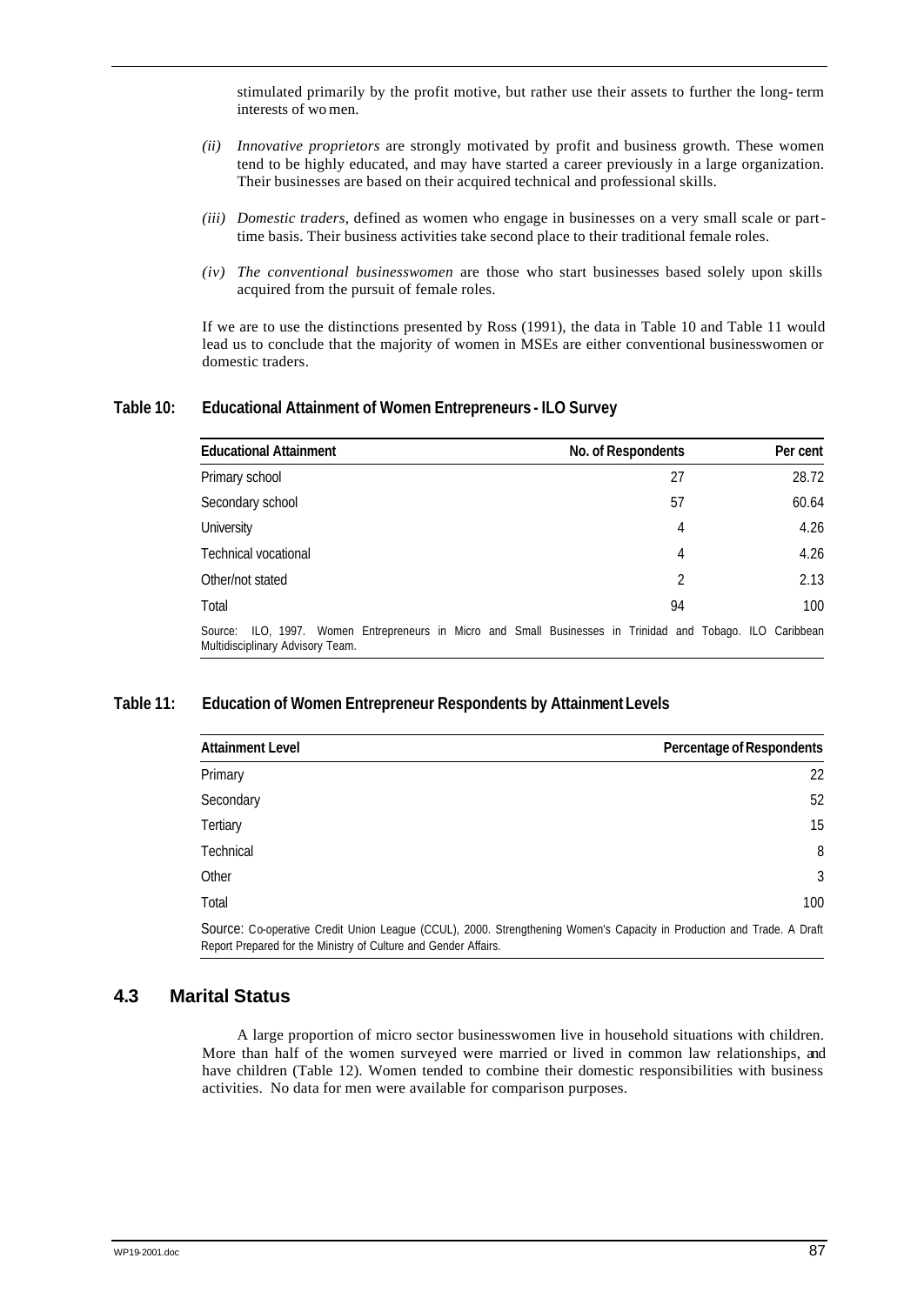stimulated primarily by the profit motive, but rather use their assets to further the long-term interests of women.

*(ii)* *Innovative proprietors* are strongly motivated by profit and business growth. These women tend to be highly educated, and may have started a career previously in a large organization. Their businesses are based on their acquired technical and professional skills.

*(iii)* *Domestic traders*, defined as women who engage in businesses on a very small scale or part-time basis. Their business activities take second place to their traditional female roles.

*(iv)* *The conventional businesswomen* are those who start businesses based solely upon skills acquired from the pursuit of female roles.

If we are to use the distinctions presented by Ross (1991), the data in Table 10 and Table 11 would lead us to conclude that the majority of women in MSEs are either conventional businesswomen or domestic traders.

**Table 10: Educational Attainment of Women Entrepreneurs - ILO Survey**

| Educational Attainment | No. of Respondents | Per cent |
|---|---|---|
| Primary school | 27 | 28.72 |
| Secondary school | 57 | 60.64 |
| University | 4 | 4.26 |
| Technical vocational | 4 | 4.26 |
| Other/not stated | 2 | 2.13 |
| Total | 94 | 100 |

Source: ILO, 1997. Women Entrepreneurs in Micro and Small Businesses in Trinidad and Tobago. ILO Caribbean Multidisciplinary Advisory Team.

**Table 11: Education of Women Entrepreneur Respondents by Attainment Levels**

| Attainment Level | Percentage of Respondents |
|---|---|
| Primary | 22 |
| Secondary | 52 |
| Tertiary | 15 |
| Technical | 8 |
| Other | 3 |
| Total | 100 |

Source: Co-operative Credit Union League (CCUL), 2000. Strengthening Women's Capacity in Production and Trade. A Draft Report Prepared for the Ministry of Culture and Gender Affairs.

## 4.3 Marital Status

A large proportion of micro sector businesswomen live in household situations with children. More than half of the women surveyed were married or lived in common law relationships, and have children (Table 12). Women tended to combine their domestic responsibilities with business activities. No data for men were available for comparison purposes.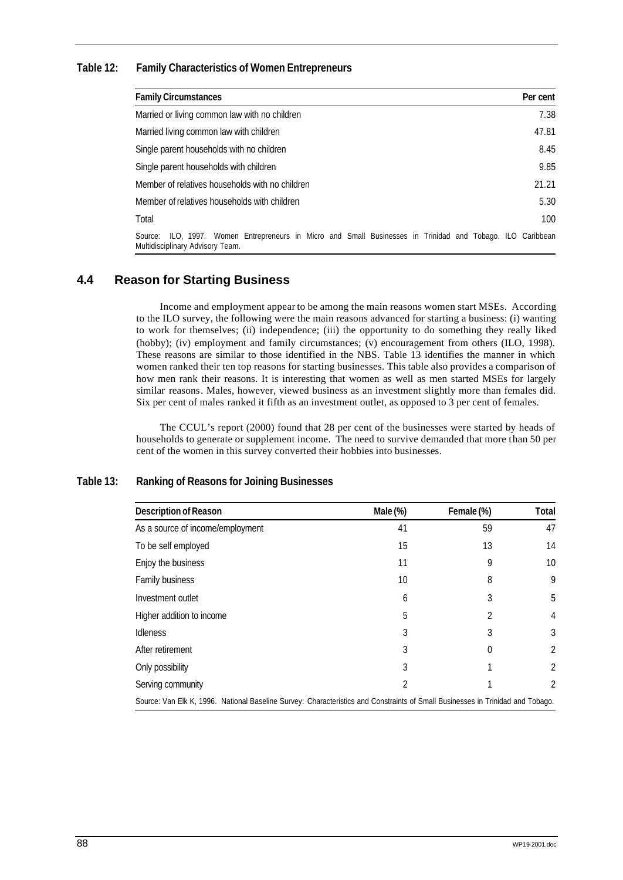**Table 12: Family Characteristics of Women Entrepreneurs**

| Family Circumstances | Per cent |
|---|---|
| Married or living common law with no children | 7.38 |
| Married living common law with children | 47.81 |
| Single parent households with no children | 8.45 |
| Single parent households with children | 9.85 |
| Member of relatives households with no children | 21.21 |
| Member of relatives households with children | 5.30 |
| Total | 100 |

Source: ILO, 1997. Women Entrepreneurs in Micro and Small Businesses in Trinidad and Tobago. ILO Caribbean Multidisciplinary Advisory Team.

## 4.4 Reason for Starting Business

Income and employment appear to be among the main reasons women start MSEs. According to the ILO survey, the following were the main reasons advanced for starting a business: (i) wanting to work for themselves; (ii) independence; (iii) the opportunity to do something they really liked (hobby); (iv) employment and family circumstances; (v) encouragement from others (ILO, 1998). These reasons are similar to those identified in the NBS. Table 13 identifies the manner in which women ranked their ten top reasons for starting businesses. This table also provides a comparison of how men rank their reasons. It is interesting that women as well as men started MSEs for largely similar reasons. Males, however, viewed business as an investment slightly more than females did. Six per cent of males ranked it fifth as an investment outlet, as opposed to 3 per cent of females.

The CCUL's report (2000) found that 28 per cent of the businesses were started by heads of households to generate or supplement income. The need to survive demanded that more than 50 per cent of the women in this survey converted their hobbies into businesses.

**Table 13: Ranking of Reasons for Joining Businesses**

| Description of Reason | Male (%) | Female (%) | Total |
|---|---|---|---|
| As a source of income/employment | 41 | 59 | 47 |
| To be self employed | 15 | 13 | 14 |
| Enjoy the business | 11 | 9 | 10 |
| Family business | 10 | 8 | 9 |
| Investment outlet | 6 | 3 | 5 |
| Higher addition to income | 5 | 2 | 4 |
| Idleness | 3 | 3 | 3 |
| After retirement | 3 | 0 | 2 |
| Only possibility | 3 | 1 | 2 |
| Serving community | 2 | 1 | 2 |

Source: Van Elk K, 1996. National Baseline Survey: Characteristics and Constraints of Small Businesses in Trinidad and Tobago.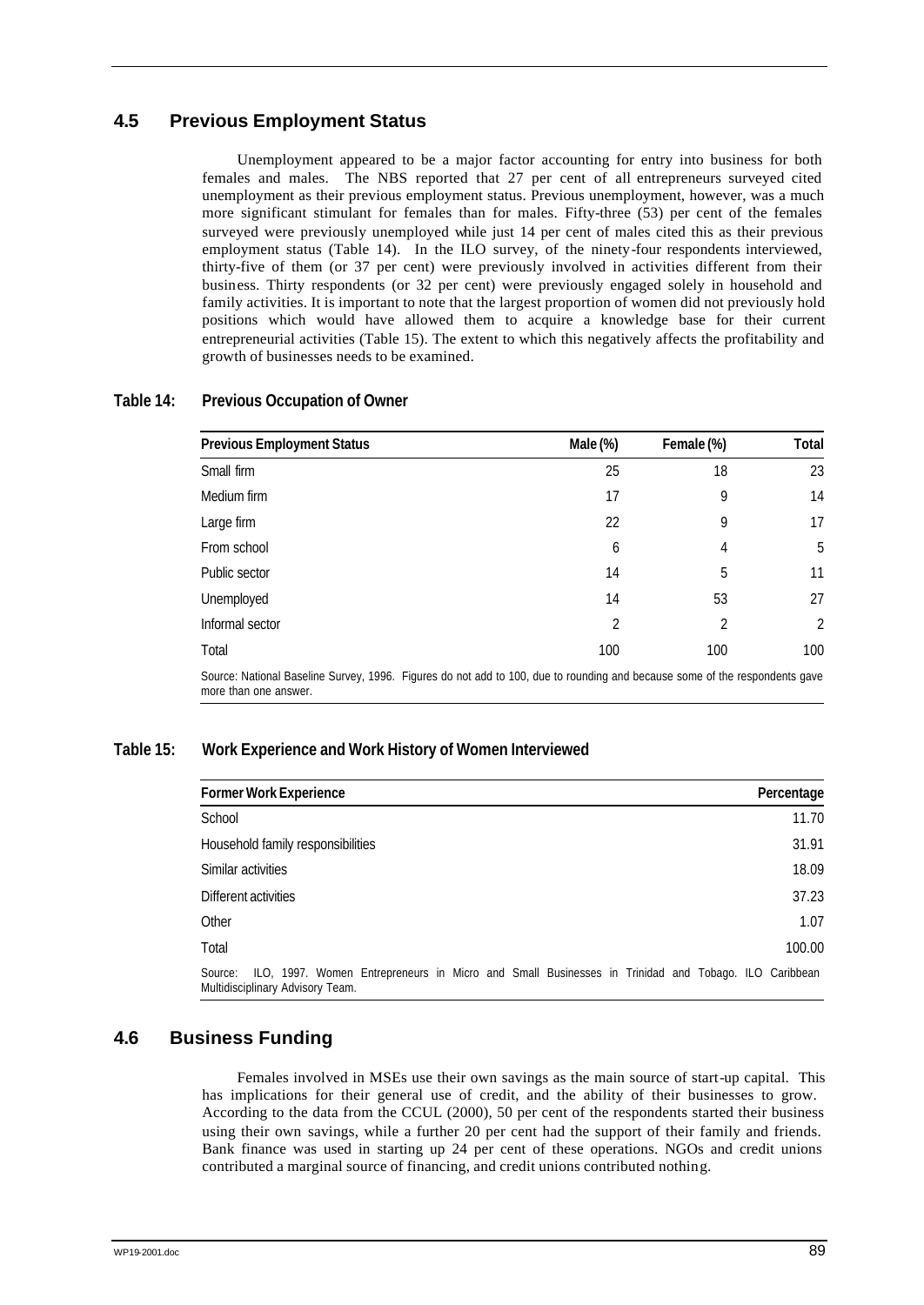## 4.5 Previous Employment Status

Unemployment appeared to be a major factor accounting for entry into business for both females and males. The NBS reported that 27 per cent of all entrepreneurs surveyed cited unemployment as their previous employment status. Previous unemployment, however, was a much more significant stimulant for females than for males. Fifty-three (53) per cent of the females surveyed were previously unemployed while just 14 per cent of males cited this as their previous employment status (Table 14). In the ILO survey, of the ninety-four respondents interviewed, thirty-five of them (or 37 per cent) were previously involved in activities different from their business. Thirty respondents (or 32 per cent) were previously engaged solely in household and family activities. It is important to note that the largest proportion of women did not previously hold positions which would have allowed them to acquire a knowledge base for their current entrepreneurial activities (Table 15). The extent to which this negatively affects the profitability and growth of businesses needs to be examined.

**Table 14: Previous Occupation of Owner**

| Previous Employment Status | Male (%) | Female (%) | Total |
|---|---|---|---|
| Small firm | 25 | 18 | 23 |
| Medium firm | 17 | 9 | 14 |
| Large firm | 22 | 9 | 17 |
| From school | 6 | 4 | 5 |
| Public sector | 14 | 5 | 11 |
| Unemployed | 14 | 53 | 27 |
| Informal sector | 2 | 2 | 2 |
| Total | 100 | 100 | 100 |

Source: National Baseline Survey, 1996. Figures do not add to 100, due to rounding and because some of the respondents gave more than one answer.

**Table 15: Work Experience and Work History of Women Interviewed**

| Former Work Experience | Percentage |
|---|---|
| School | 11.70 |
| Household family responsibilities | 31.91 |
| Similar activities | 18.09 |
| Different activities | 37.23 |
| Other | 1.07 |
| Total | 100.00 |

Source: ILO, 1997. Women Entrepreneurs in Micro and Small Businesses in Trinidad and Tobago. ILO Caribbean Multidisciplinary Advisory Team.

## 4.6 Business Funding

Females involved in MSEs use their own savings as the main source of start-up capital. This has implications for their general use of credit, and the ability of their businesses to grow. According to the data from the CCUL (2000), 50 per cent of the respondents started their business using their own savings, while a further 20 per cent had the support of their family and friends. Bank finance was used in starting up 24 per cent of these operations. NGOs and credit unions contributed a marginal source of financing, and credit unions contributed nothing.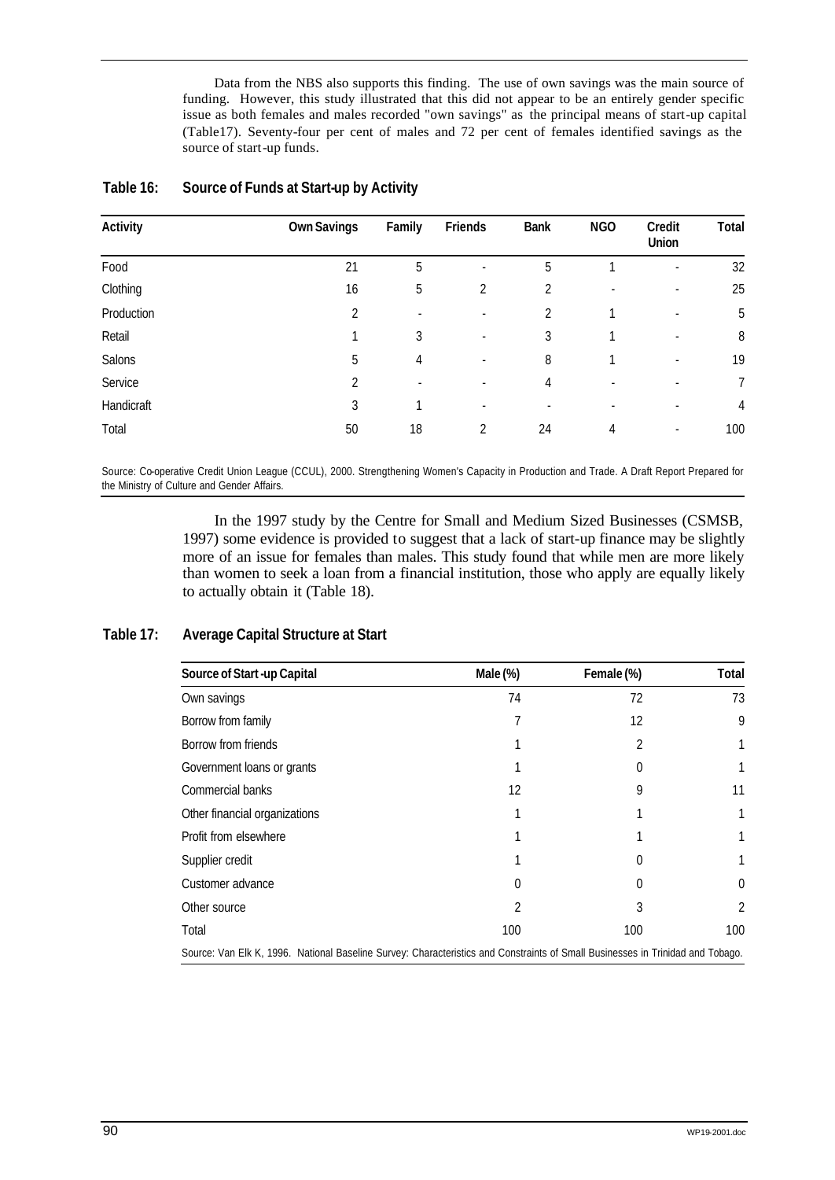Data from the NBS also supports this finding. The use of own savings was the main source of funding. However, this study illustrated that this did not appear to be an entirely gender specific issue as both females and males recorded "own savings" as the principal means of start-up capital (Table17). Seventy-four per cent of males and 72 per cent of females identified savings as the source of start-up funds.

**Table 16: Source of Funds at Start-up by Activity**

| Activity | Own Savings | Family | Friends | Bank | NGO | Credit Union | Total |
|---|---|---|---|---|---|---|---|
| Food | 21 | 5 | - | 5 | 1 | - | 32 |
| Clothing | 16 | 5 | 2 | 2 | - | - | 25 |
| Production | 2 | - | - | 2 | 1 | - | 5 |
| Retail | 1 | 3 | - | 3 | 1 | - | 8 |
| Salons | 5 | 4 | - | 8 | 1 | - | 19 |
| Service | 2 | - | - | 4 | - | - | 7 |
| Handicraft | 3 | 1 | - | - | - | - | 4 |
| Total | 50 | 18 | 2 | 24 | 4 | - | 100 |

Source: Co-operative Credit Union League (CCUL), 2000. Strengthening Women's Capacity in Production and Trade. A Draft Report Prepared for the Ministry of Culture and Gender Affairs.

In the 1997 study by the Centre for Small and Medium Sized Businesses (CSMSB, 1997) some evidence is provided to suggest that a lack of start-up finance may be slightly more of an issue for females than males. This study found that while men are more likely than women to seek a loan from a financial institution, those who apply are equally likely to actually obtain it (Table 18).

**Table 17: Average Capital Structure at Start**

| Source of Start -up Capital | Male (%) | Female (%) | Total |
|---|---|---|---|
| Own savings | 74 | 72 | 73 |
| Borrow from family | 7 | 12 | 9 |
| Borrow from friends | 1 | 2 | 1 |
| Government loans or grants | 1 | 0 | 1 |
| Commercial banks | 12 | 9 | 11 |
| Other financial organizations | 1 | 1 | 1 |
| Profit from elsewhere | 1 | 1 | 1 |
| Supplier credit | 1 | 0 | 1 |
| Customer advance | 0 | 0 | 0 |
| Other source | 2 | 3 | 2 |
| Total | 100 | 100 | 100 |

Source: Van Elk K, 1996. National Baseline Survey: Characteristics and Constraints of Small Businesses in Trinidad and Tobago.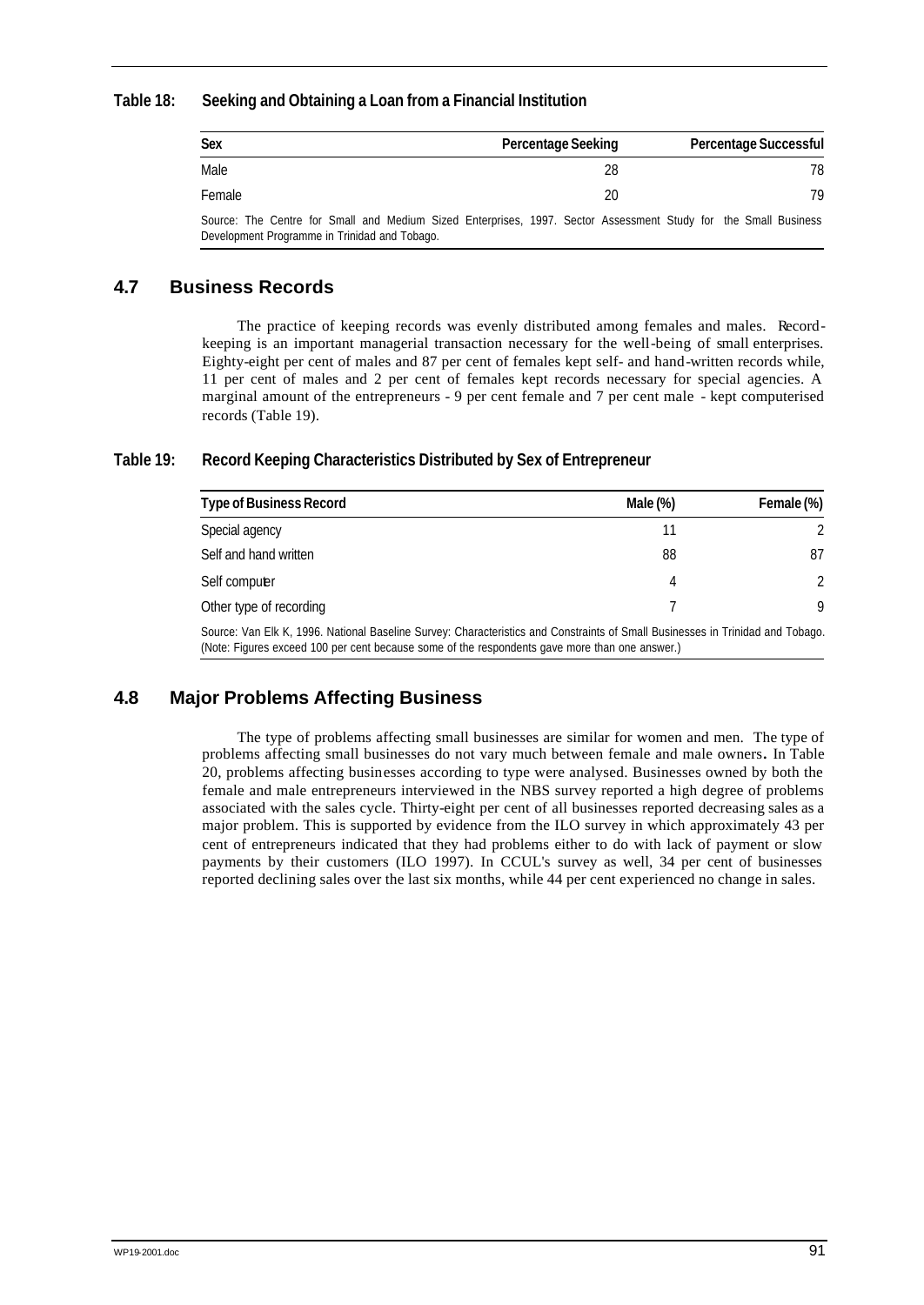**Table 18: Seeking and Obtaining a Loan from a Financial Institution**

| Sex | Percentage Seeking | Percentage Successful |
|---|---|---|
| Male | 28 | 78 |
| Female | 20 | 79 |

Source: The Centre for Small and Medium Sized Enterprises, 1997. Sector Assessment Study for the Small Business Development Programme in Trinidad and Tobago.

## 4.7 Business Records

The practice of keeping records was evenly distributed among females and males. Record-keeping is an important managerial transaction necessary for the well-being of small enterprises. Eighty-eight per cent of males and 87 per cent of females kept self- and hand-written records while, 11 per cent of males and 2 per cent of females kept records necessary for special agencies. A marginal amount of the entrepreneurs - 9 per cent female and 7 per cent male - kept computerised records (Table 19).

**Table 19: Record Keeping Characteristics Distributed by Sex of Entrepreneur**

| Type of Business Record | Male (%) | Female (%) |
|---|---|---|
| Special agency | 11 | 2 |
| Self and hand written | 88 | 87 |
| Self computer | 4 | 2 |
| Other type of recording | 7 | 9 |

Source: Van Elk K, 1996. National Baseline Survey: Characteristics and Constraints of Small Businesses in Trinidad and Tobago. (Note: Figures exceed 100 per cent because some of the respondents gave more than one answer.)

## 4.8 Major Problems Affecting Business

The type of problems affecting small businesses are similar for women and men. The type of problems affecting small businesses do not vary much between female and male owners**.** In Table 20, problems affecting businesses according to type were analysed. Businesses owned by both the female and male entrepreneurs interviewed in the NBS survey reported a high degree of problems associated with the sales cycle. Thirty-eight per cent of all businesses reported decreasing sales as a major problem. This is supported by evidence from the ILO survey in which approximately 43 per cent of entrepreneurs indicated that they had problems either to do with lack of payment or slow payments by their customers (ILO 1997). In CCUL's survey as well, 34 per cent of businesses reported declining sales over the last six months, while 44 per cent experienced no change in sales.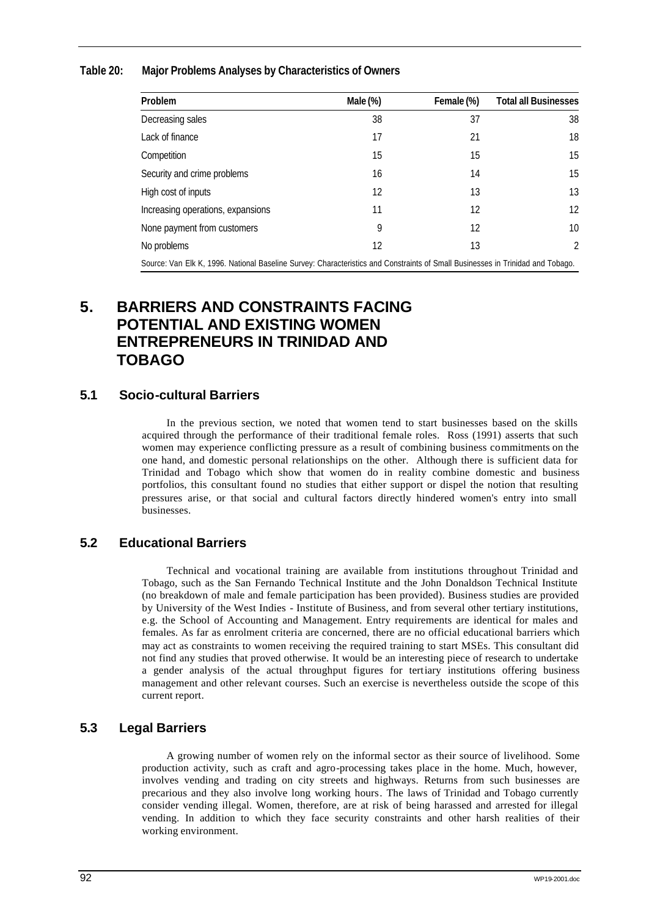**Table 20: Major Problems Analyses by Characteristics of Owners**

| Problem | Male (%) | Female (%) | Total all Businesses |
|---|---|---|---|
| Decreasing sales | 38 | 37 | 38 |
| Lack of finance | 17 | 21 | 18 |
| Competition | 15 | 15 | 15 |
| Security and crime problems | 16 | 14 | 15 |
| High cost of inputs | 12 | 13 | 13 |
| Increasing operations, expansions | 11 | 12 | 12 |
| None payment from customers | 9 | 12 | 10 |
| No problems | 12 | 13 | 2 |

Source: Van Elk K, 1996. National Baseline Survey: Characteristics and Constraints of Small Businesses in Trinidad and Tobago.

# 5. BARRIERS AND CONSTRAINTS FACING POTENTIAL AND EXISTING WOMEN ENTREPRENEURS IN TRINIDAD AND TOBAGO

## 5.1 Socio-cultural Barriers

In the previous section, we noted that women tend to start businesses based on the skills acquired through the performance of their traditional female roles. Ross (1991) asserts that such women may experience conflicting pressure as a result of combining business commitments on the one hand, and domestic personal relationships on the other. Although there is sufficient data for Trinidad and Tobago which show that women do in reality combine domestic and business portfolios, this consultant found no studies that either support or dispel the notion that resulting pressures arise, or that social and cultural factors directly hindered women's entry into small businesses.

## 5.2 Educational Barriers

Technical and vocational training are available from institutions throughout Trinidad and Tobago, such as the San Fernando Technical Institute and the John Donaldson Technical Institute (no breakdown of male and female participation has been provided). Business studies are provided by University of the West Indies - Institute of Business, and from several other tertiary institutions, e.g. the School of Accounting and Management. Entry requirements are identical for males and females. As far as enrolment criteria are concerned, there are no official educational barriers which may act as constraints to women receiving the required training to start MSEs. This consultant did not find any studies that proved otherwise. It would be an interesting piece of research to undertake a gender analysis of the actual throughput figures for tertiary institutions offering business management and other relevant courses. Such an exercise is nevertheless outside the scope of this current report.

## 5.3 Legal Barriers

A growing number of women rely on the informal sector as their source of livelihood. Some production activity, such as craft and agro-processing takes place in the home. Much, however, involves vending and trading on city streets and highways. Returns from such businesses are precarious and they also involve long working hours. The laws of Trinidad and Tobago currently consider vending illegal. Women, therefore, are at risk of being harassed and arrested for illegal vending. In addition to which they face security constraints and other harsh realities of their working environment.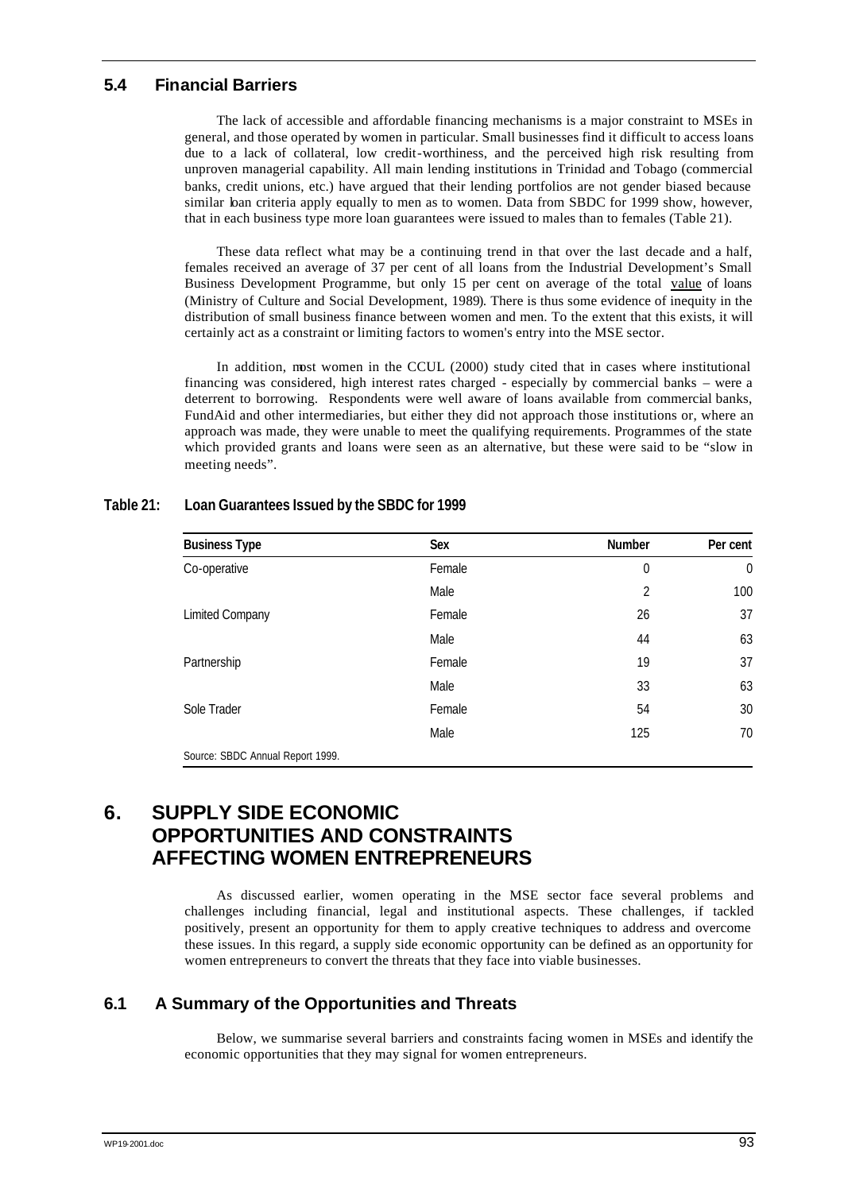## 5.4 Financial Barriers

The lack of accessible and affordable financing mechanisms is a major constraint to MSEs in general, and those operated by women in particular. Small businesses find it difficult to access loans due to a lack of collateral, low credit-worthiness, and the perceived high risk resulting from unproven managerial capability. All main lending institutions in Trinidad and Tobago (commercial banks, credit unions, etc.) have argued that their lending portfolios are not gender biased because similar loan criteria apply equally to men as to women. Data from SBDC for 1999 show, however, that in each business type more loan guarantees were issued to males than to females (Table 21).

These data reflect what may be a continuing trend in that over the last decade and a half, females received an average of 37 per cent of all loans from the Industrial Development's Small Business Development Programme, but only 15 per cent on average of the total value of loans (Ministry of Culture and Social Development, 1989). There is thus some evidence of inequity in the distribution of small business finance between women and men. To the extent that this exists, it will certainly act as a constraint or limiting factors to women's entry into the MSE sector.

In addition, most women in the CCUL (2000) study cited that in cases where institutional financing was considered, high interest rates charged - especially by commercial banks – were a deterrent to borrowing. Respondents were well aware of loans available from commercial banks, FundAid and other intermediaries, but either they did not approach those institutions or, where an approach was made, they were unable to meet the qualifying requirements. Programmes of the state which provided grants and loans were seen as an alternative, but these were said to be "slow in meeting needs".

**Table 21: Loan Guarantees Issued by the SBDC for 1999**

| Business Type | Sex | Number | Per cent |
|---|---|---|---|
| Co-operative | Female | 0 | 0 |
| | Male | 2 | 100 |
| Limited Company | Female | 26 | 37 |
| | Male | 44 | 63 |
| Partnership | Female | 19 | 37 |
| | Male | 33 | 63 |
| Sole Trader | Female | 54 | 30 |
| | Male | 125 | 70 |

Source: SBDC Annual Report 1999.

# 6. SUPPLY SIDE ECONOMIC OPPORTUNITIES AND CONSTRAINTS AFFECTING WOMEN ENTREPRENEURS

As discussed earlier, women operating in the MSE sector face several problems and challenges including financial, legal and institutional aspects. These challenges, if tackled positively, present an opportunity for them to apply creative techniques to address and overcome these issues. In this regard, a supply side economic opportunity can be defined as an opportunity for women entrepreneurs to convert the threats that they face into viable businesses.

## 6.1 A Summary of the Opportunities and Threats

Below, we summarise several barriers and constraints facing women in MSEs and identify the economic opportunities that they may signal for women entrepreneurs.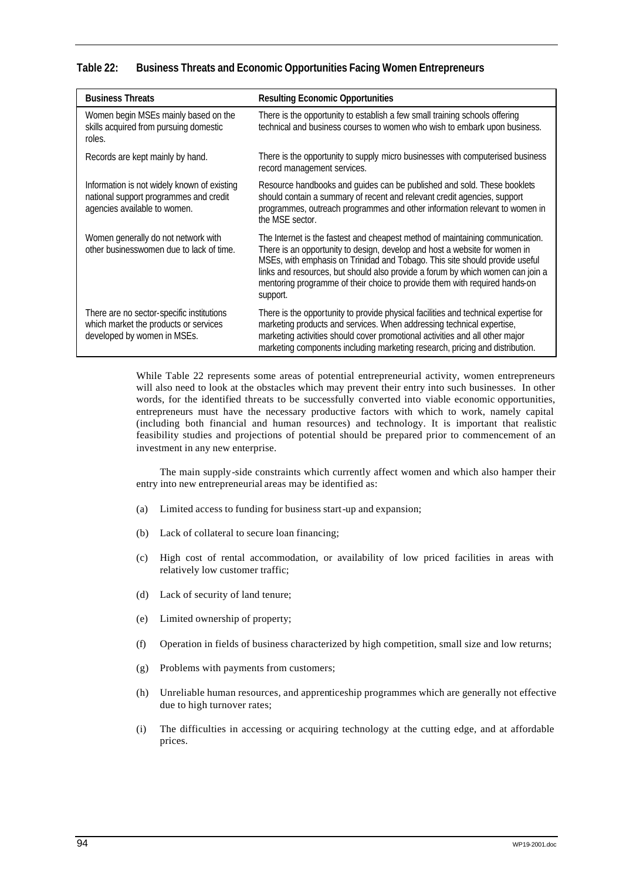**Table 22: Business Threats and Economic Opportunities Facing Women Entrepreneurs**

| Business Threats | Resulting Economic Opportunities |
|---|---|
| Women begin MSEs mainly based on the skills acquired from pursuing domestic roles. | There is the opportunity to establish a few small training schools offering technical and business courses to women who wish to embark upon business. |
| Records are kept mainly by hand. | There is the opportunity to supply micro businesses with computerised business record management services. |
| Information is not widely known of existing national support programmes and credit agencies available to women. | Resource handbooks and guides can be published and sold. These booklets should contain a summary of recent and relevant credit agencies, support programmes, outreach programmes and other information relevant to women in the MSE sector. |
| Women generally do not network with other businesswomen due to lack of time. | The Internet is the fastest and cheapest method of maintaining communication. There is an opportunity to design, develop and host a website for women in MSEs, with emphasis on Trinidad and Tobago. This site should provide useful links and resources, but should also provide a forum by which women can join a mentoring programme of their choice to provide them with required hands-on support. |
| There are no sector-specific institutions which market the products or services developed by women in MSEs. | There is the opportunity to provide physical facilities and technical expertise for marketing products and services. When addressing technical expertise, marketing activities should cover promotional activities and all other major marketing components including marketing research, pricing and distribution. |

While Table 22 represents some areas of potential entrepreneurial activity, women entrepreneurs will also need to look at the obstacles which may prevent their entry into such businesses. In other words, for the identified threats to be successfully converted into viable economic opportunities, entrepreneurs must have the necessary productive factors with which to work, namely capital (including both financial and human resources) and technology. It is important that realistic feasibility studies and projections of potential should be prepared prior to commencement of an investment in any new enterprise.

The main supply-side constraints which currently affect women and which also hamper their entry into new entrepreneurial areas may be identified as:

(a) Limited access to funding for business start-up and expansion;

(b) Lack of collateral to secure loan financing;

(c) High cost of rental accommodation, or availability of low priced facilities in areas with relatively low customer traffic;

(d) Lack of security of land tenure;

(e) Limited ownership of property;

(f) Operation in fields of business characterized by high competition, small size and low returns;

(g) Problems with payments from customers;

(h) Unreliable human resources, and apprenticeship programmes which are generally not effective due to high turnover rates;

(i) The difficulties in accessing or acquiring technology at the cutting edge, and at affordable prices.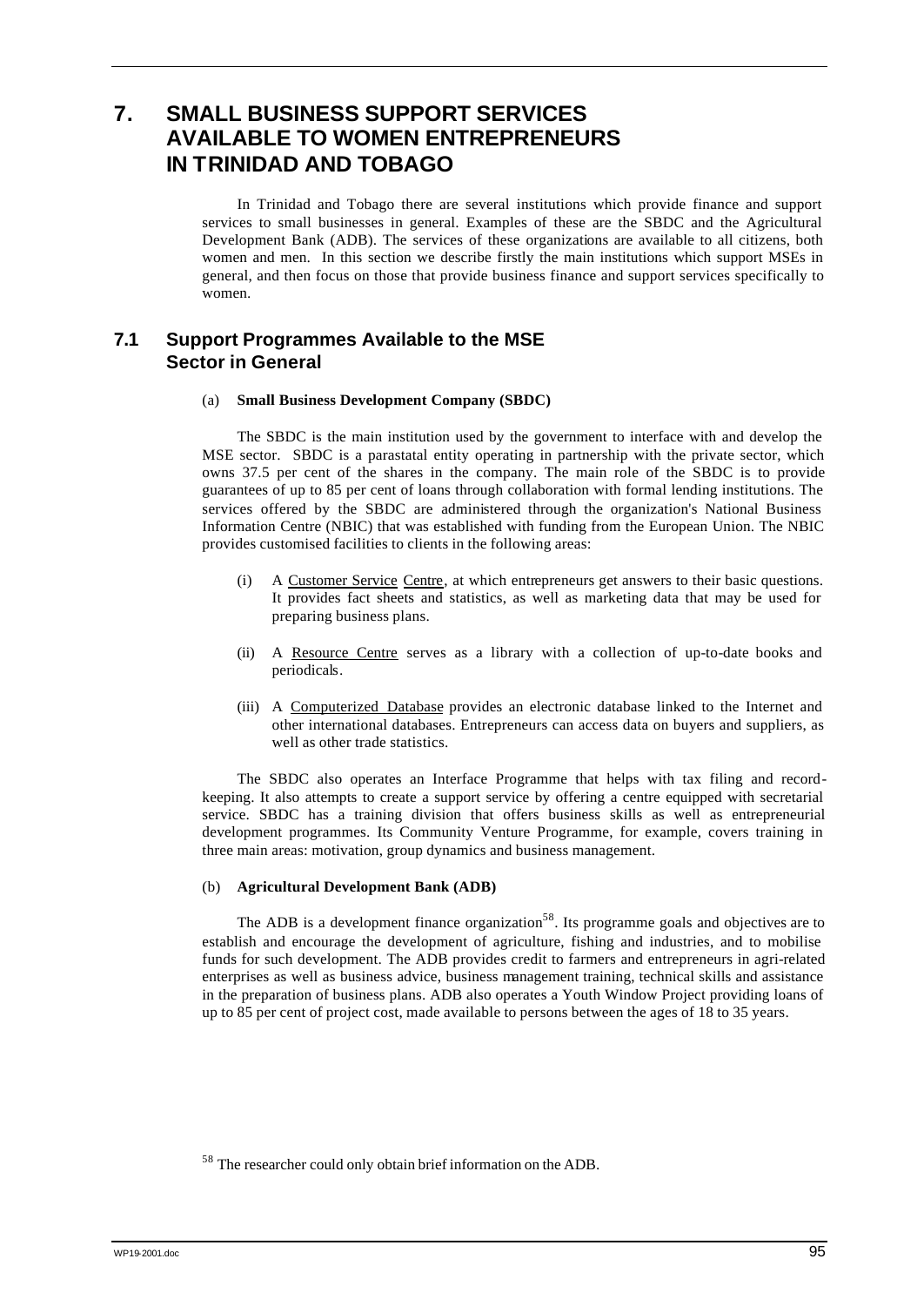# 7. SMALL BUSINESS SUPPORT SERVICES AVAILABLE TO WOMEN ENTREPRENEURS IN TRINIDAD AND TOBAGO

In Trinidad and Tobago there are several institutions which provide finance and support services to small businesses in general. Examples of these are the SBDC and the Agricultural Development Bank (ADB). The services of these organizations are available to all citizens, both women and men. In this section we describe firstly the main institutions which support MSEs in general, and then focus on those that provide business finance and support services specifically to women.

## 7.1 Support Programmes Available to the MSE Sector in General

(a) **Small Business Development Company (SBDC)**

The SBDC is the main institution used by the government to interface with and develop the MSE sector. SBDC is a parastatal entity operating in partnership with the private sector, which owns 37.5 per cent of the shares in the company. The main role of the SBDC is to provide guarantees of up to 85 per cent of loans through collaboration with formal lending institutions. The services offered by the SBDC are administered through the organization's National Business Information Centre (NBIC) that was established with funding from the European Union. The NBIC provides customised facilities to clients in the following areas:

(i) A <u>Customer Service Centre</u>, at which entrepreneurs get answers to their basic questions. It provides fact sheets and statistics, as well as marketing data that may be used for preparing business plans.

(ii) A <u>Resource Centre</u> serves as a library with a collection of up-to-date books and periodicals.

(iii) A <u>Computerized Database</u> provides an electronic database linked to the Internet and other international databases. Entrepreneurs can access data on buyers and suppliers, as well as other trade statistics.

The SBDC also operates an Interface Programme that helps with tax filing and record-keeping. It also attempts to create a support service by offering a centre equipped with secretarial service. SBDC has a training division that offers business skills as well as entrepreneurial development programmes. Its Community Venture Programme, for example, covers training in three main areas: motivation, group dynamics and business management.

(b) **Agricultural Development Bank (ADB)**

The ADB is a development finance organization[58]. Its programme goals and objectives are to establish and encourage the development of agriculture, fishing and industries, and to mobilise funds for such development. The ADB provides credit to farmers and entrepreneurs in agri-related enterprises as well as business advice, business management training, technical skills and assistance in the preparation of business plans. ADB also operates a Youth Window Project providing loans of up to 85 per cent of project cost, made available to persons between the ages of 18 to 35 years.

[58] The researcher could only obtain brief information on the ADB.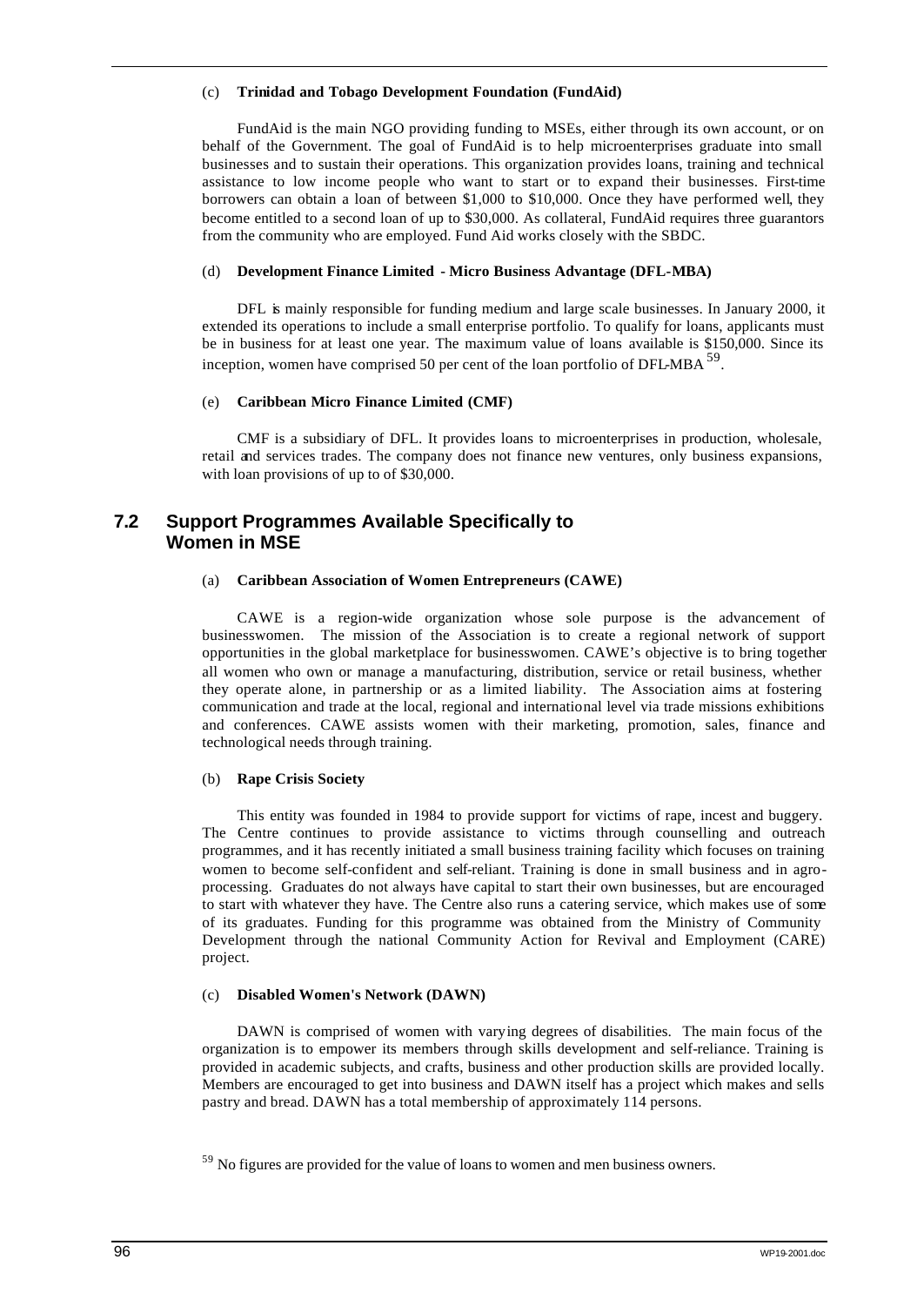(c) **Trinidad and Tobago Development Foundation (FundAid)**

FundAid is the main NGO providing funding to MSEs, either through its own account, or on behalf of the Government. The goal of FundAid is to help microenterprises graduate into small businesses and to sustain their operations. This organization provides loans, training and technical assistance to low income people who want to start or to expand their businesses. First-time borrowers can obtain a loan of between $1,000 to $10,000. Once they have performed well, they become entitled to a second loan of up to $30,000. As collateral, FundAid requires three guarantors from the community who are employed. Fund Aid works closely with the SBDC.

(d) **Development Finance Limited - Micro Business Advantage (DFL-MBA)**

DFL is mainly responsible for funding medium and large scale businesses. In January 2000, it extended its operations to include a small enterprise portfolio. To qualify for loans, applicants must be in business for at least one year. The maximum value of loans available is $150,000. Since its inception, women have comprised 50 per cent of the loan portfolio of DFL-MBA [59].

(e) **Caribbean Micro Finance Limited (CMF)**

CMF is a subsidiary of DFL. It provides loans to microenterprises in production, wholesale, retail and services trades. The company does not finance new ventures, only business expansions, with loan provisions of up to of $30,000.

## 7.2 Support Programmes Available Specifically to Women in MSE

(a) **Caribbean Association of Women Entrepreneurs (CAWE)**

CAWE is a region-wide organization whose sole purpose is the advancement of businesswomen. The mission of the Association is to create a regional network of support opportunities in the global marketplace for businesswomen. CAWE's objective is to bring together all women who own or manage a manufacturing, distribution, service or retail business, whether they operate alone, in partnership or as a limited liability. The Association aims at fostering communication and trade at the local, regional and international level via trade missions exhibitions and conferences. CAWE assists women with their marketing, promotion, sales, finance and technological needs through training.

(b) **Rape Crisis Society**

This entity was founded in 1984 to provide support for victims of rape, incest and buggery. The Centre continues to provide assistance to victims through counselling and outreach programmes, and it has recently initiated a small business training facility which focuses on training women to become self-confident and self-reliant. Training is done in small business and in agro-processing. Graduates do not always have capital to start their own businesses, but are encouraged to start with whatever they have. The Centre also runs a catering service, which makes use of some of its graduates. Funding for this programme was obtained from the Ministry of Community Development through the national Community Action for Revival and Employment (CARE) project.

(c) **Disabled Women's Network (DAWN)**

DAWN is comprised of women with varying degrees of disabilities. The main focus of the organization is to empower its members through skills development and self-reliance. Training is provided in academic subjects, and crafts, business and other production skills are provided locally. Members are encouraged to get into business and DAWN itself has a project which makes and sells pastry and bread. DAWN has a total membership of approximately 114 persons.

[59] No figures are provided for the value of loans to women and men business owners.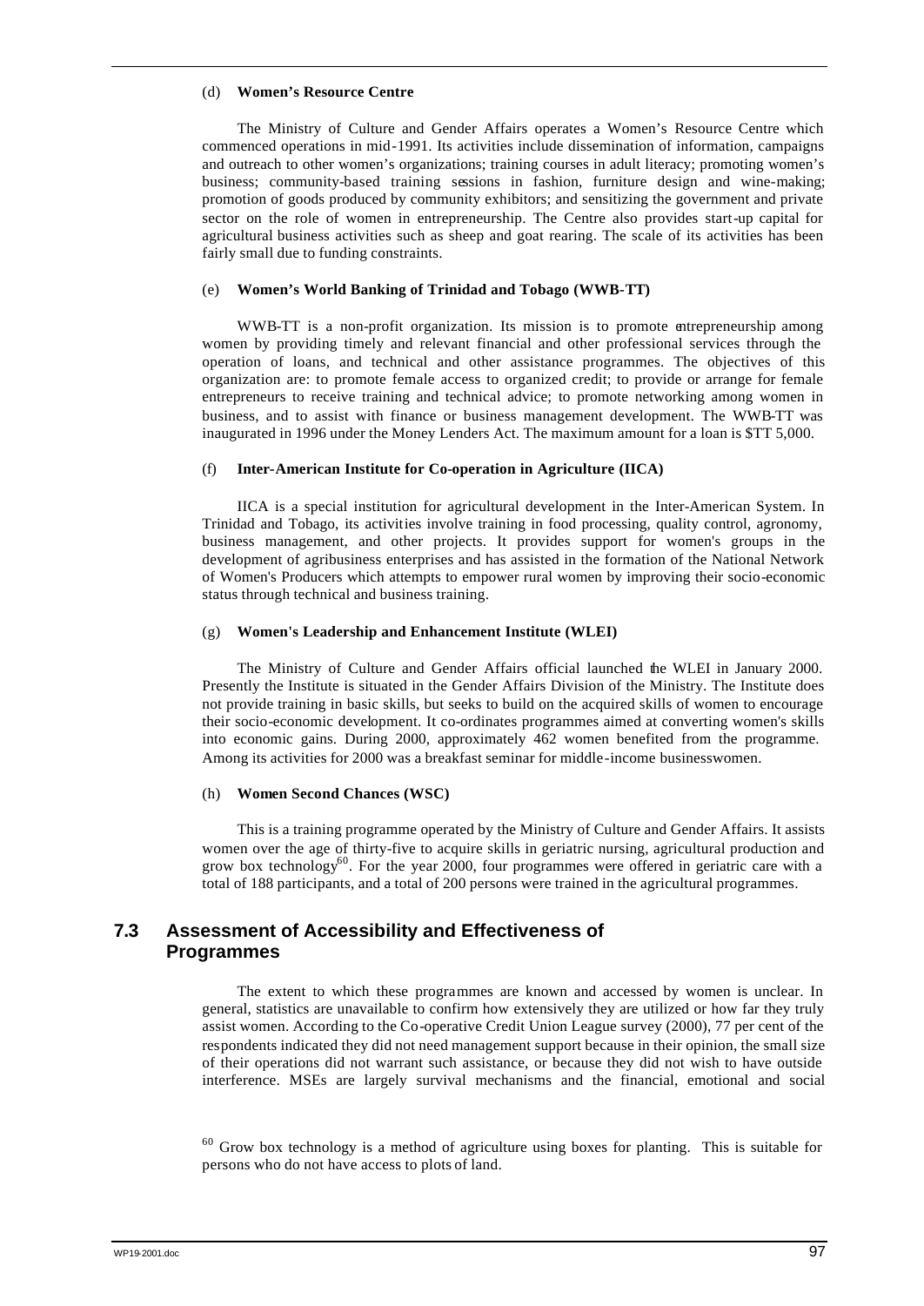(d) **Women's Resource Centre**

The Ministry of Culture and Gender Affairs operates a Women's Resource Centre which commenced operations in mid-1991. Its activities include dissemination of information, campaigns and outreach to other women's organizations; training courses in adult literacy; promoting women's business; community-based training sessions in fashion, furniture design and wine-making; promotion of goods produced by community exhibitors; and sensitizing the government and private sector on the role of women in entrepreneurship. The Centre also provides start-up capital for agricultural business activities such as sheep and goat rearing. The scale of its activities has been fairly small due to funding constraints.

(e) **Women's World Banking of Trinidad and Tobago (WWB-TT)**

WWB-TT is a non-profit organization. Its mission is to promote entrepreneurship among women by providing timely and relevant financial and other professional services through the operation of loans, and technical and other assistance programmes. The objectives of this organization are: to promote female access to organized credit; to provide or arrange for female entrepreneurs to receive training and technical advice; to promote networking among women in business, and to assist with finance or business management development. The WWB-TT was inaugurated in 1996 under the Money Lenders Act. The maximum amount for a loan is $TT 5,000.

(f) **Inter-American Institute for Co-operation in Agriculture (IICA)**

IICA is a special institution for agricultural development in the Inter-American System. In Trinidad and Tobago, its activities involve training in food processing, quality control, agronomy, business management, and other projects. It provides support for women's groups in the development of agribusiness enterprises and has assisted in the formation of the National Network of Women's Producers which attempts to empower rural women by improving their socio-economic status through technical and business training.

(g) **Women's Leadership and Enhancement Institute (WLEI)**

The Ministry of Culture and Gender Affairs official launched the WLEI in January 2000. Presently the Institute is situated in the Gender Affairs Division of the Ministry. The Institute does not provide training in basic skills, but seeks to build on the acquired skills of women to encourage their socio-economic development. It co-ordinates programmes aimed at converting women's skills into economic gains. During 2000, approximately 462 women benefited from the programme. Among its activities for 2000 was a breakfast seminar for middle-income businesswomen.

(h) **Women Second Chances (WSC)**

This is a training programme operated by the Ministry of Culture and Gender Affairs. It assists women over the age of thirty-five to acquire skills in geriatric nursing, agricultural production and grow box technology[60]. For the year 2000, four programmes were offered in geriatric care with a total of 188 participants, and a total of 200 persons were trained in the agricultural programmes.

## 7.3 Assessment of Accessibility and Effectiveness of Programmes

The extent to which these programmes are known and accessed by women is unclear. In general, statistics are unavailable to confirm how extensively they are utilized or how far they truly assist women. According to the Co-operative Credit Union League survey (2000), 77 per cent of the respondents indicated they did not need management support because in their opinion, the small size of their operations did not warrant such assistance, or because they did not wish to have outside interference. MSEs are largely survival mechanisms and the financial, emotional and social

[60] Grow box technology is a method of agriculture using boxes for planting. This is suitable for persons who do not have access to plots of land.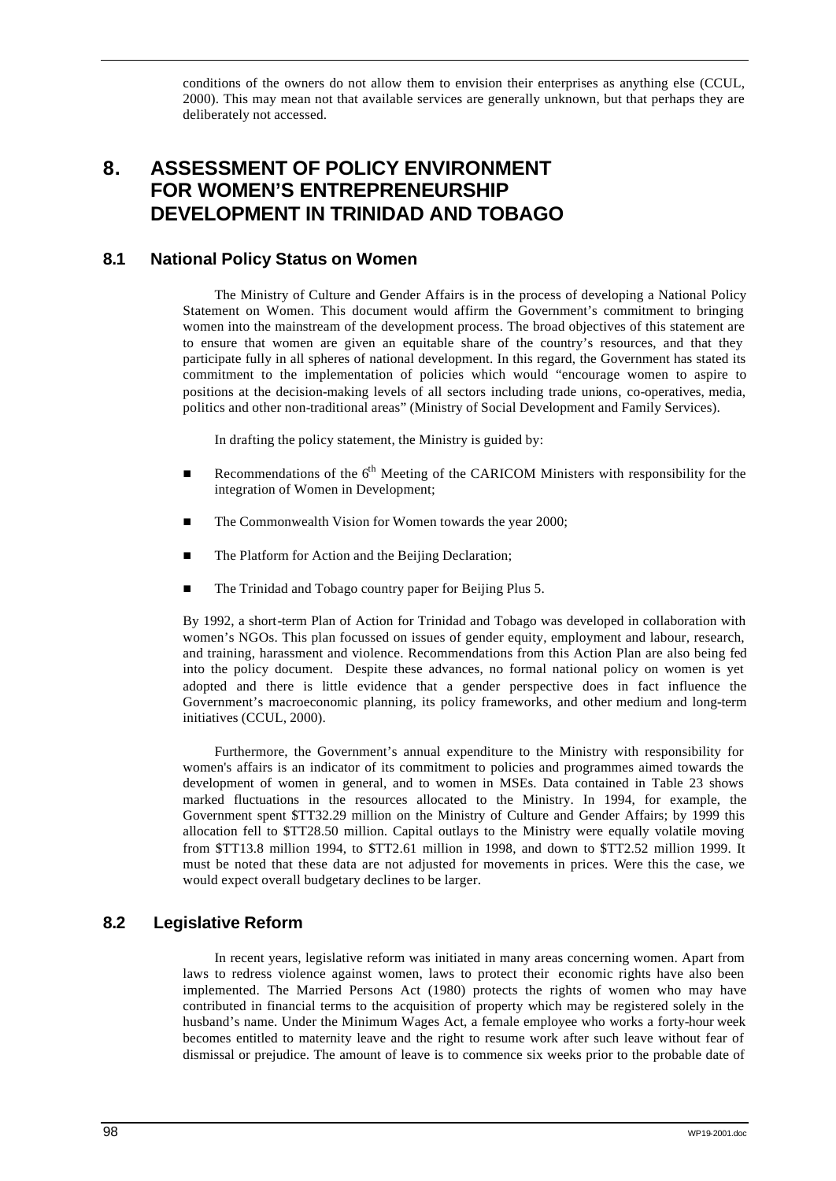conditions of the owners do not allow them to envision their enterprises as anything else (CCUL, 2000). This may mean not that available services are generally unknown, but that perhaps they are deliberately not accessed.

# 8. ASSESSMENT OF POLICY ENVIRONMENT FOR WOMEN'S ENTREPRENEURSHIP DEVELOPMENT IN TRINIDAD AND TOBAGO

## 8.1 National Policy Status on Women

The Ministry of Culture and Gender Affairs is in the process of developing a National Policy Statement on Women. This document would affirm the Government's commitment to bringing women into the mainstream of the development process. The broad objectives of this statement are to ensure that women are given an equitable share of the country's resources, and that they participate fully in all spheres of national development. In this regard, the Government has stated its commitment to the implementation of policies which would "encourage women to aspire to positions at the decision-making levels of all sectors including trade unions, co-operatives, media, politics and other non-traditional areas" (Ministry of Social Development and Family Services).

In drafting the policy statement, the Ministry is guided by:

- Recommendations of the 6th Meeting of the CARICOM Ministers with responsibility for the integration of Women in Development;
- The Commonwealth Vision for Women towards the year 2000;
- The Platform for Action and the Beijing Declaration;
- The Trinidad and Tobago country paper for Beijing Plus 5.

By 1992, a short-term Plan of Action for Trinidad and Tobago was developed in collaboration with women's NGOs. This plan focussed on issues of gender equity, employment and labour, research, and training, harassment and violence. Recommendations from this Action Plan are also being fed into the policy document. Despite these advances, no formal national policy on women is yet adopted and there is little evidence that a gender perspective does in fact influence the Government's macroeconomic planning, its policy frameworks, and other medium and long-term initiatives (CCUL, 2000).

Furthermore, the Government's annual expenditure to the Ministry with responsibility for women's affairs is an indicator of its commitment to policies and programmes aimed towards the development of women in general, and to women in MSEs. Data contained in Table 23 shows marked fluctuations in the resources allocated to the Ministry. In 1994, for example, the Government spent $TT32.29 million on the Ministry of Culture and Gender Affairs; by 1999 this allocation fell to $TT28.50 million. Capital outlays to the Ministry were equally volatile moving from $TT13.8 million 1994, to $TT2.61 million in 1998, and down to $TT2.52 million 1999. It must be noted that these data are not adjusted for movements in prices. Were this the case, we would expect overall budgetary declines to be larger.

## 8.2 Legislative Reform

In recent years, legislative reform was initiated in many areas concerning women. Apart from laws to redress violence against women, laws to protect their economic rights have also been implemented. The Married Persons Act (1980) protects the rights of women who may have contributed in financial terms to the acquisition of property which may be registered solely in the husband's name. Under the Minimum Wages Act, a female employee who works a forty-hour week becomes entitled to maternity leave and the right to resume work after such leave without fear of dismissal or prejudice. The amount of leave is to commence six weeks prior to the probable date of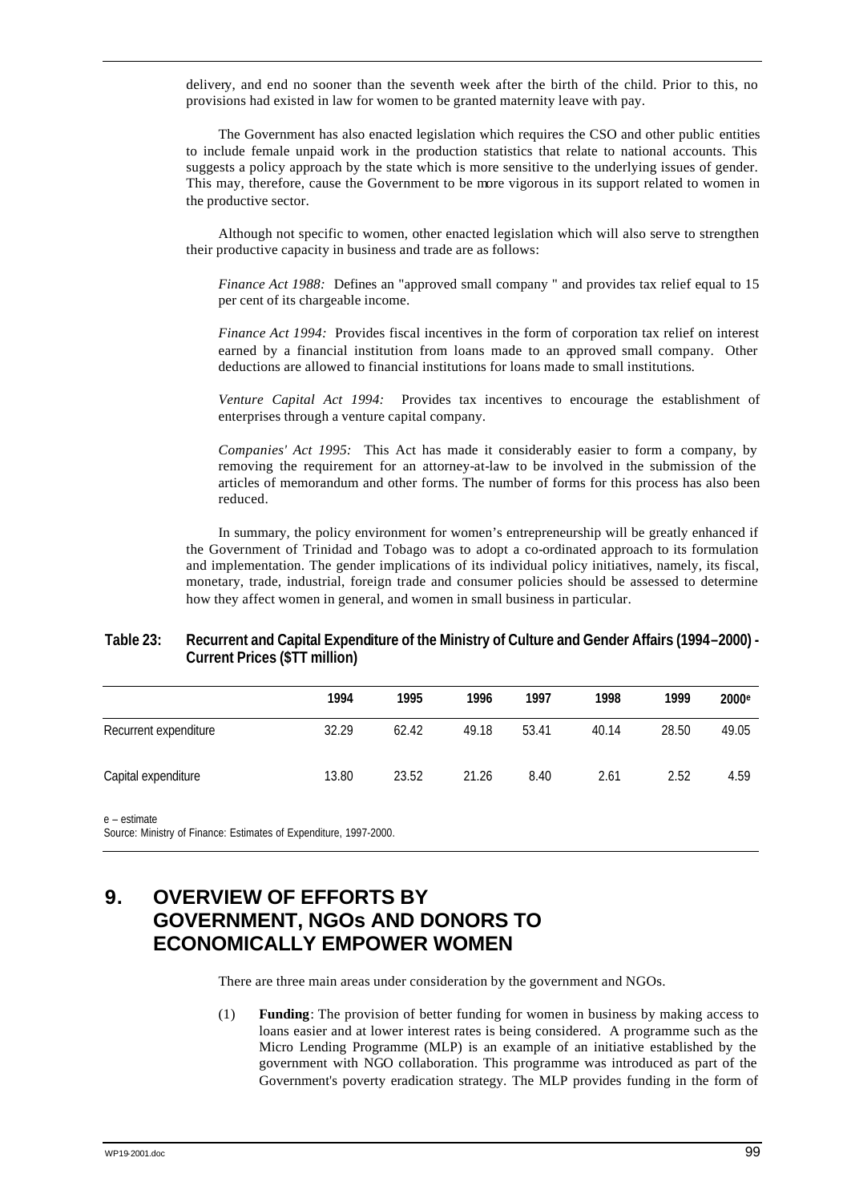delivery, and end no sooner than the seventh week after the birth of the child. Prior to this, no provisions had existed in law for women to be granted maternity leave with pay.

The Government has also enacted legislation which requires the CSO and other public entities to include female unpaid work in the production statistics that relate to national accounts. This suggests a policy approach by the state which is more sensitive to the underlying issues of gender. This may, therefore, cause the Government to be more vigorous in its support related to women in the productive sector.

Although not specific to women, other enacted legislation which will also serve to strengthen their productive capacity in business and trade are as follows:

*Finance Act 1988:* Defines an "approved small company " and provides tax relief equal to 15 per cent of its chargeable income.

*Finance Act 1994:* Provides fiscal incentives in the form of corporation tax relief on interest earned by a financial institution from loans made to an approved small company. Other deductions are allowed to financial institutions for loans made to small institutions.

*Venture Capital Act 1994:* Provides tax incentives to encourage the establishment of enterprises through a venture capital company.

*Companies' Act 1995:* This Act has made it considerably easier to form a company, by removing the requirement for an attorney-at-law to be involved in the submission of the articles of memorandum and other forms. The number of forms for this process has also been reduced.

In summary, the policy environment for women's entrepreneurship will be greatly enhanced if the Government of Trinidad and Tobago was to adopt a co-ordinated approach to its formulation and implementation. The gender implications of its individual policy initiatives, namely, its fiscal, monetary, trade, industrial, foreign trade and consumer policies should be assessed to determine how they affect women in general, and women in small business in particular.

**Table 23: Recurrent and Capital Expenditure of the Ministry of Culture and Gender Affairs (1994–2000) - Current Prices ($TT million)**

| | 1994 | 1995 | 1996 | 1997 | 1998 | 1999 | 2000e |
|---|---|---|---|---|---|---|---|
| Recurrent expenditure | 32.29 | 62.42 | 49.18 | 53.41 | 40.14 | 28.50 | 49.05 |
| Capital expenditure | 13.80 | 23.52 | 21.26 | 8.40 | 2.61 | 2.52 | 4.59 |

e – estimate
Source: Ministry of Finance: Estimates of Expenditure, 1997-2000.

# 9. OVERVIEW OF EFFORTS BY GOVERNMENT, NGOs AND DONORS TO ECONOMICALLY EMPOWER WOMEN

There are three main areas under consideration by the government and NGOs.

(1) **Funding**: The provision of better funding for women in business by making access to loans easier and at lower interest rates is being considered. A programme such as the Micro Lending Programme (MLP) is an example of an initiative established by the government with NGO collaboration. This programme was introduced as part of the Government's poverty eradication strategy. The MLP provides funding in the form of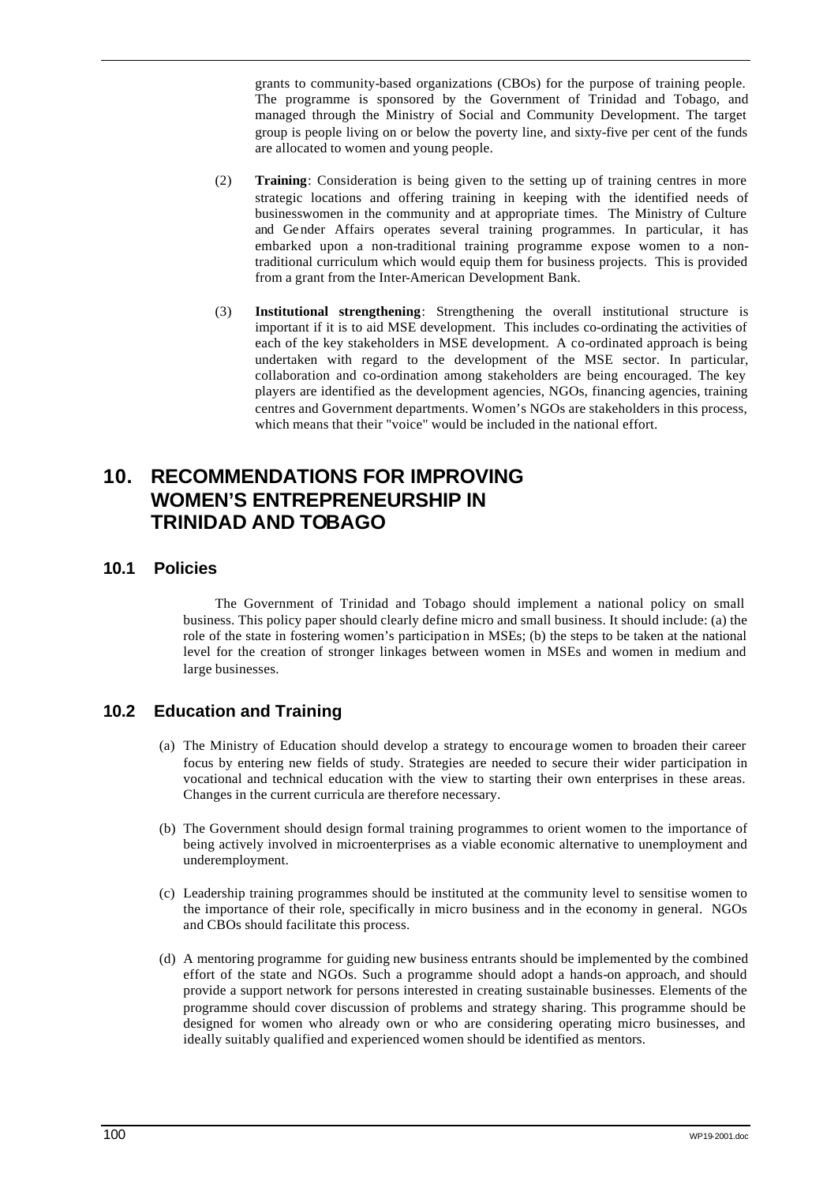grants to community-based organizations (CBOs) for the purpose of training people. The programme is sponsored by the Government of Trinidad and Tobago, and managed through the Ministry of Social and Community Development. The target group is people living on or below the poverty line, and sixty-five per cent of the funds are allocated to women and young people.

(2) **Training**: Consideration is being given to the setting up of training centres in more strategic locations and offering training in keeping with the identified needs of businesswomen in the community and at appropriate times. The Ministry of Culture and Gender Affairs operates several training programmes. In particular, it has embarked upon a non-traditional training programme expose women to a non-traditional curriculum which would equip them for business projects. This is provided from a grant from the Inter-American Development Bank.

(3) **Institutional strengthening**: Strengthening the overall institutional structure is important if it is to aid MSE development. This includes co-ordinating the activities of each of the key stakeholders in MSE development. A co-ordinated approach is being undertaken with regard to the development of the MSE sector. In particular, collaboration and co-ordination among stakeholders are being encouraged. The key players are identified as the development agencies, NGOs, financing agencies, training centres and Government departments. Women's NGOs are stakeholders in this process, which means that their "voice" would be included in the national effort.

# 10. RECOMMENDATIONS FOR IMPROVING WOMEN'S ENTREPRENEURSHIP IN TRINIDAD AND TOBAGO

## 10.1 Policies

The Government of Trinidad and Tobago should implement a national policy on small business. This policy paper should clearly define micro and small business. It should include: (a) the role of the state in fostering women's participation in MSEs; (b) the steps to be taken at the national level for the creation of stronger linkages between women in MSEs and women in medium and large businesses.

## 10.2 Education and Training

(a) The Ministry of Education should develop a strategy to encourage women to broaden their career focus by entering new fields of study. Strategies are needed to secure their wider participation in vocational and technical education with the view to starting their own enterprises in these areas. Changes in the current curricula are therefore necessary.

(b) The Government should design formal training programmes to orient women to the importance of being actively involved in microenterprises as a viable economic alternative to unemployment and underemployment.

(c) Leadership training programmes should be instituted at the community level to sensitise women to the importance of their role, specifically in micro business and in the economy in general. NGOs and CBOs should facilitate this process.

(d) A mentoring programme for guiding new business entrants should be implemented by the combined effort of the state and NGOs. Such a programme should adopt a hands-on approach, and should provide a support network for persons interested in creating sustainable businesses. Elements of the programme should cover discussion of problems and strategy sharing. This programme should be designed for women who already own or who are considering operating micro businesses, and ideally suitably qualified and experienced women should be identified as mentors.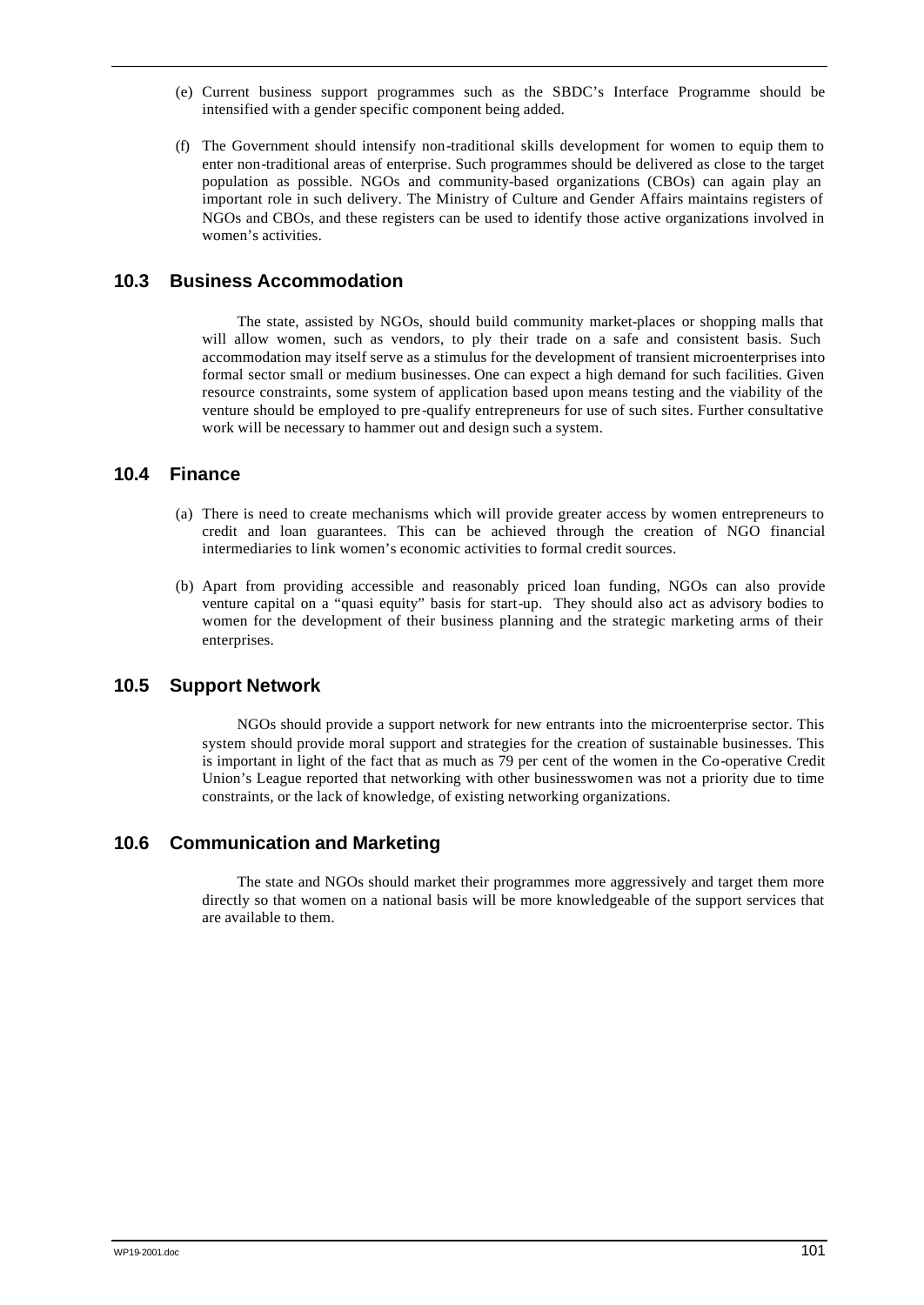(e) Current business support programmes such as the SBDC's Interface Programme should be intensified with a gender specific component being added.

(f) The Government should intensify non-traditional skills development for women to equip them to enter non-traditional areas of enterprise. Such programmes should be delivered as close to the target population as possible. NGOs and community-based organizations (CBOs) can again play an important role in such delivery. The Ministry of Culture and Gender Affairs maintains registers of NGOs and CBOs, and these registers can be used to identify those active organizations involved in women's activities.

## 10.3 Business Accommodation

The state, assisted by NGOs, should build community market-places or shopping malls that will allow women, such as vendors, to ply their trade on a safe and consistent basis. Such accommodation may itself serve as a stimulus for the development of transient microenterprises into formal sector small or medium businesses. One can expect a high demand for such facilities. Given resource constraints, some system of application based upon means testing and the viability of the venture should be employed to pre-qualify entrepreneurs for use of such sites. Further consultative work will be necessary to hammer out and design such a system.

## 10.4 Finance

(a) There is need to create mechanisms which will provide greater access by women entrepreneurs to credit and loan guarantees. This can be achieved through the creation of NGO financial intermediaries to link women's economic activities to formal credit sources.

(b) Apart from providing accessible and reasonably priced loan funding, NGOs can also provide venture capital on a "quasi equity" basis for start-up. They should also act as advisory bodies to women for the development of their business planning and the strategic marketing arms of their enterprises.

## 10.5 Support Network

NGOs should provide a support network for new entrants into the microenterprise sector. This system should provide moral support and strategies for the creation of sustainable businesses. This is important in light of the fact that as much as 79 per cent of the women in the Co-operative Credit Union's League reported that networking with other businesswomen was not a priority due to time constraints, or the lack of knowledge, of existing networking organizations.

## 10.6 Communication and Marketing

The state and NGOs should market their programmes more aggressively and target them more directly so that women on a national basis will be more knowledgeable of the support services that are available to them.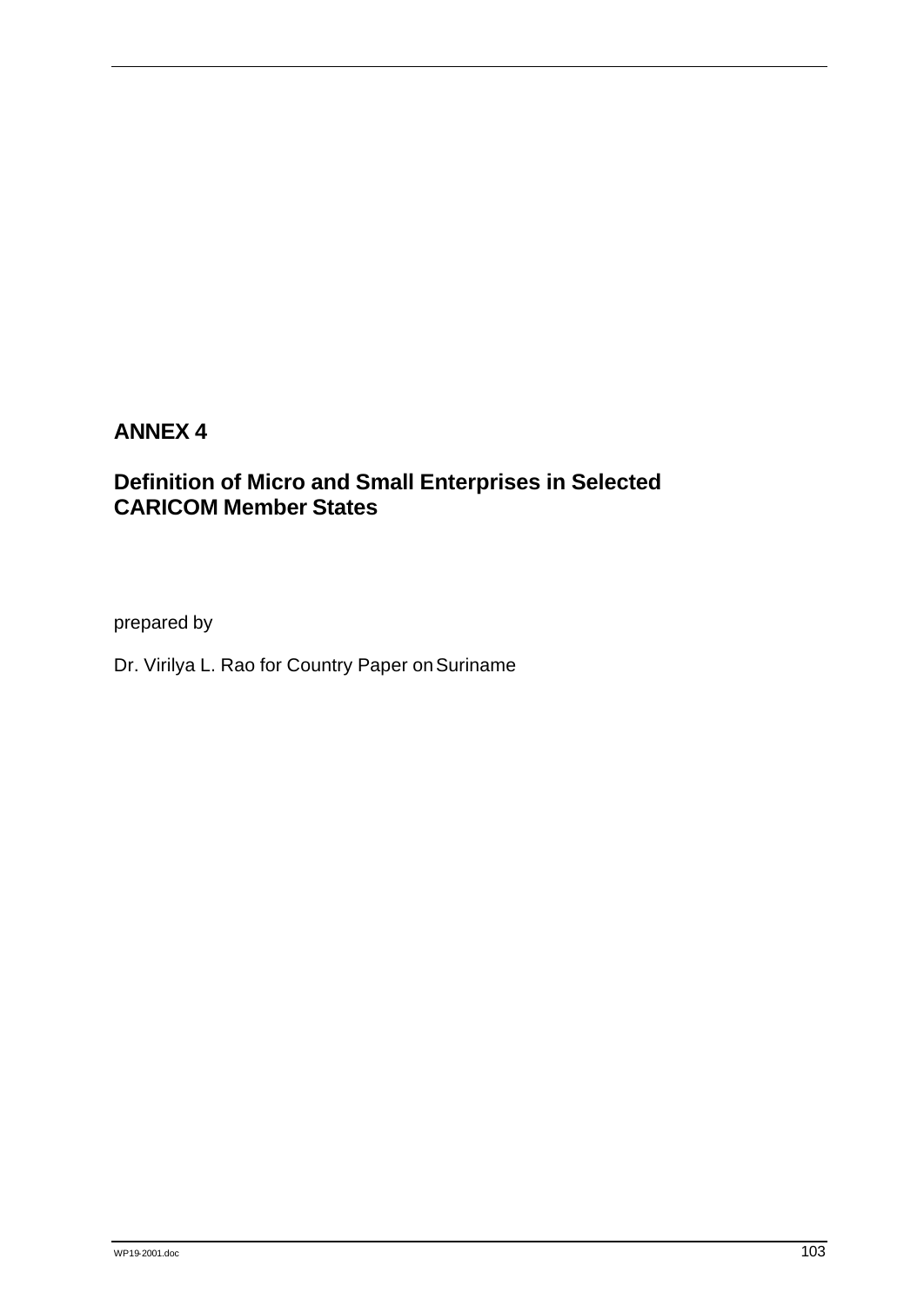# ANNEX 4

## Definition of Micro and Small Enterprises in Selected CARICOM Member States

prepared by

Dr. Virilya L. Rao for Country Paper on Suriname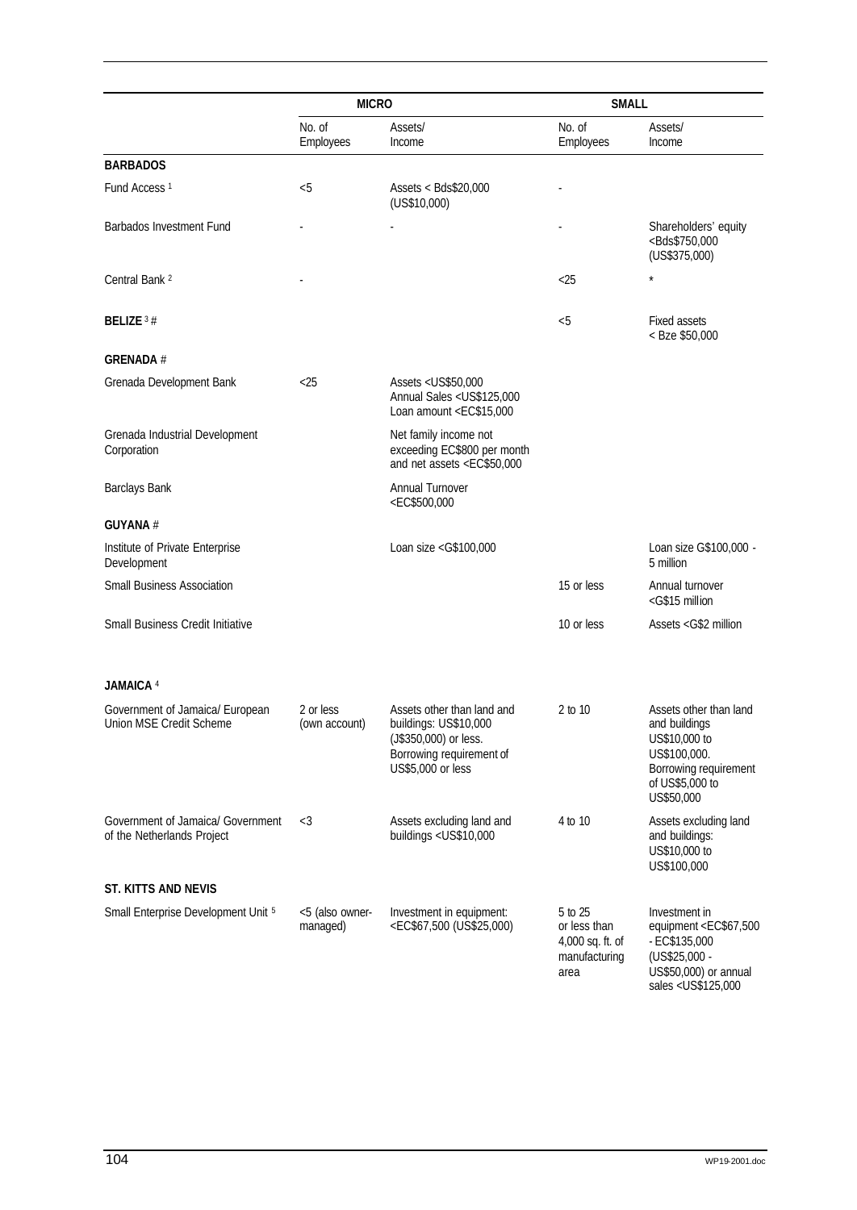| | MICRO | | SMALL | |
|---|---|---|---|---|
| | No. of Employees | Assets/ Income | No. of Employees | Assets/ Income |
| **BARBADOS** | | | | |
| Fund Access [1] | <5 | Assets < Bds$20,000 (US$10,000) | - | |
| Barbados Investment Fund | - | - | - | Shareholders' equity <Bds$750,000 (US$375,000) |
| Central Bank [2] | - | | <25 | * |
| **BELIZE** [3] # | | | <5 | Fixed assets < Bze $50,000 |
| **GRENADA** # | | | | |
| Grenada Development Bank | <25 | Assets <US$50,000 Annual Sales <US$125,000 Loan amount <EC$15,000 | | |
| Grenada Industrial Development Corporation | | Net family income not exceeding EC$800 per month and net assets <EC$50,000 | | |
| Barclays Bank | | Annual Turnover <EC$500,000 | | |
| **GUYANA** # | | | | |
| Institute of Private Enterprise Development | | Loan size <G$100,000 | | Loan size G$100,000 - 5 million |
| Small Business Association | | | 15 or less | Annual turnover <G$15 million |
| Small Business Credit Initiative | | | 10 or less | Assets <G$2 million |
| **JAMAICA** [4] | | | | |
| Government of Jamaica/ European Union MSE Credit Scheme | 2 or less (own account) | Assets other than land and buildings: US$10,000 (J$350,000) or less. Borrowing requirement of US$5,000 or less | 2 to 10 | Assets other than land and buildings US$10,000 to US$100,000. Borrowing requirement of US$5,000 to US$50,000 |
| Government of Jamaica/ Government of the Netherlands Project | <3 | Assets excluding land and buildings <US$10,000 | 4 to 10 | Assets excluding land and buildings: US$10,000 to US$100,000 |
| **ST. KITTS AND NEVIS** | | | | |
| Small Enterprise Development Unit [5] | <5 (also owner-managed) | Investment in equipment: <EC$67,500 (US$25,000) | 5 to 25 or less than 4,000 sq. ft. of manufacturing area | Investment in equipment <EC$67,500 - EC$135,000 (US$25,000 - US$50,000) or annual sales <US$125,000 |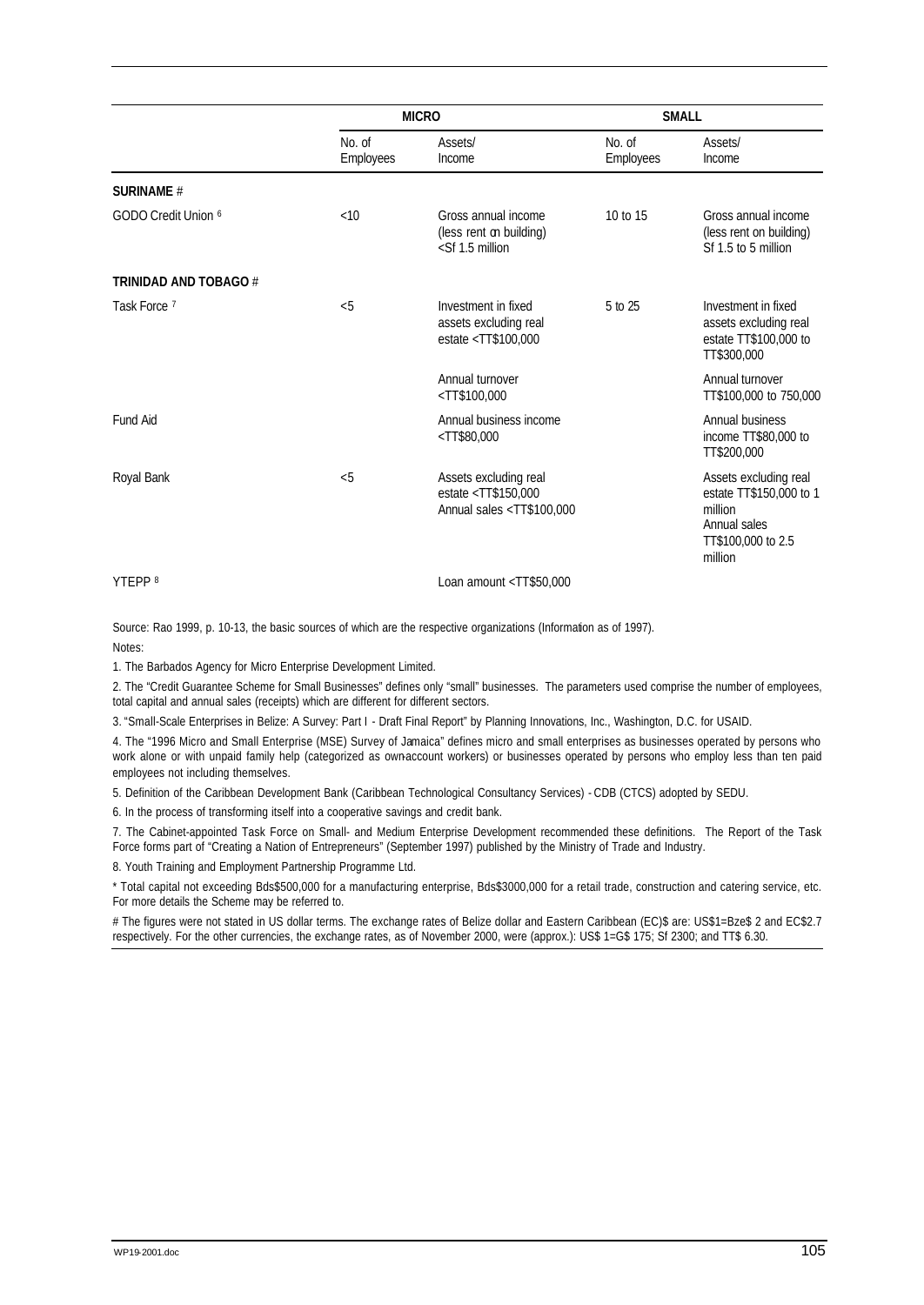| | MICRO | | SMALL | |
|---|---|---|---|---|
| | No. of Employees | Assets/ Income | No. of Employees | Assets/ Income |
| **SURINAME** # | | | | |
| GODO Credit Union [6] | <10 | Gross annual income (less rent on building) <Sf 1.5 million | 10 to 15 | Gross annual income (less rent on building) Sf 1.5 to 5 million |
| **TRINIDAD AND TOBAGO** # | | | | |
| Task Force [7] | <5 | Investment in fixed assets excluding real estate <TT$100,000 | 5 to 25 | Investment in fixed assets excluding real estate TT$100,000 to TT$300,000 |
| | | Annual turnover <TT$100,000 | | Annual turnover TT$100,000 to 750,000 |
| Fund Aid | | Annual business income <TT$80,000 | | Annual business income TT$80,000 to TT$200,000 |
| Royal Bank | <5 | Assets excluding real estate <TT$150,000 Annual sales <TT$100,000 | | Assets excluding real estate TT$150,000 to 1 million Annual sales TT$100,000 to 2.5 million |
| YTEPP [8] | | Loan amount <TT$50,000 | | |

Source: Rao 1999, p. 10-13, the basic sources of which are the respective organizations (Information as of 1997).

Notes:

1. The Barbados Agency for Micro Enterprise Development Limited.

2. The "Credit Guarantee Scheme for Small Businesses" defines only "small" businesses. The parameters used comprise the number of employees, total capital and annual sales (receipts) which are different for different sectors.

3. "Small-Scale Enterprises in Belize: A Survey: Part I - Draft Final Report" by Planning Innovations, Inc., Washington, D.C. for USAID.

4. The "1996 Micro and Small Enterprise (MSE) Survey of Jamaica" defines micro and small enterprises as businesses operated by persons who work alone or with unpaid family help (categorized as own-account workers) or businesses operated by persons who employ less than ten paid employees not including themselves.

5. Definition of the Caribbean Development Bank (Caribbean Technological Consultancy Services) - CDB (CTCS) adopted by SEDU.

6. In the process of transforming itself into a cooperative savings and credit bank.

7. The Cabinet-appointed Task Force on Small- and Medium Enterprise Development recommended these definitions. The Report of the Task Force forms part of "Creating a Nation of Entrepreneurs" (September 1997) published by the Ministry of Trade and Industry.

8. Youth Training and Employment Partnership Programme Ltd.

* Total capital not exceeding Bds$500,000 for a manufacturing enterprise, Bds$3000,000 for a retail trade, construction and catering service, etc. For more details the Scheme may be referred to.

# The figures were not stated in US dollar terms. The exchange rates of Belize dollar and Eastern Caribbean (EC)$ are: US$1=Bze$ 2 and EC$2.7 respectively. For the other currencies, the exchange rates, as of November 2000, were (approx.): US$ 1=G$ 175; Sf 2300; and TT$ 6.30.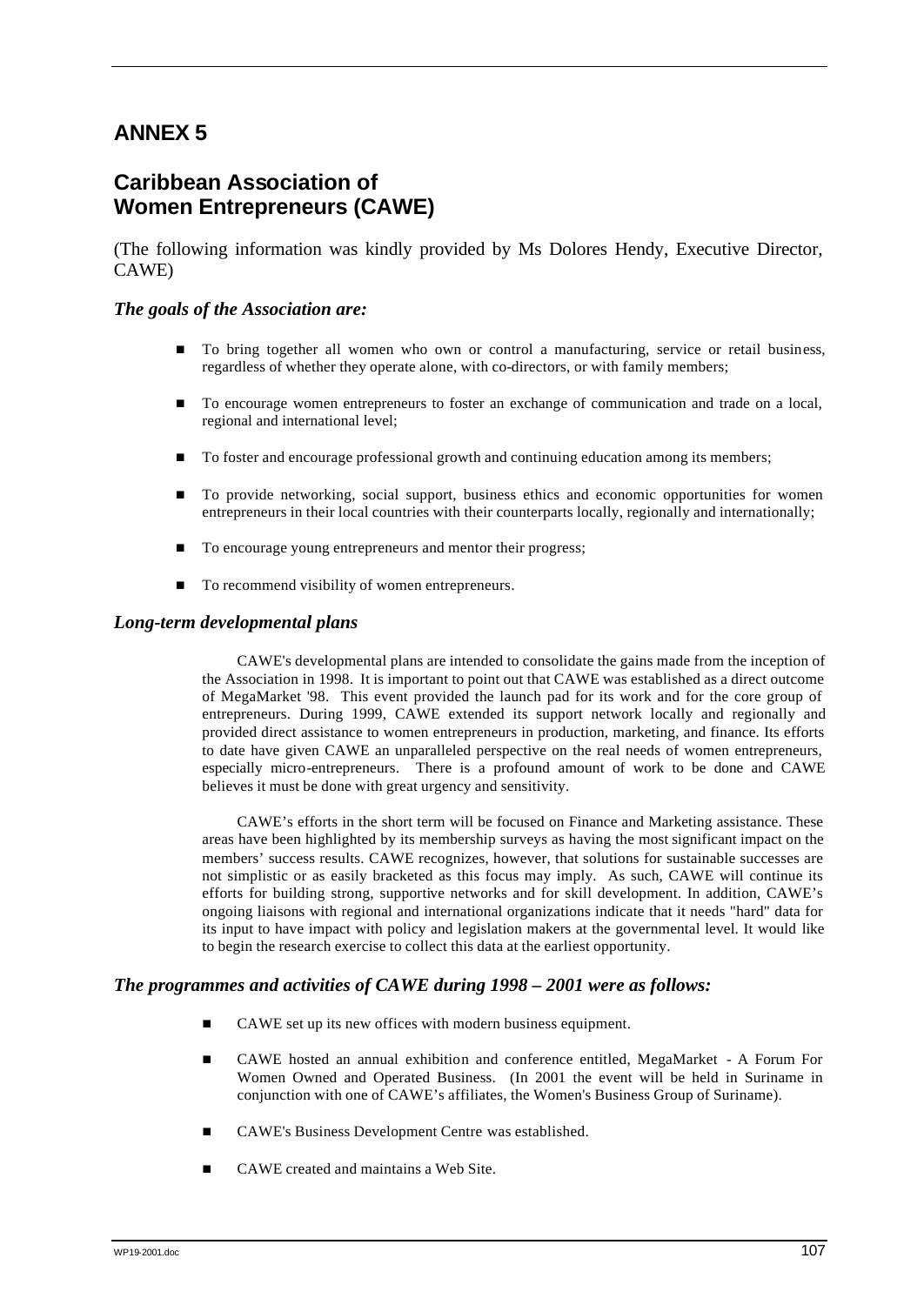# ANNEX 5

## Caribbean Association of Women Entrepreneurs (CAWE)

(The following information was kindly provided by Ms Dolores Hendy, Executive Director, CAWE)

### *The goals of the Association are:*

- To bring together all women who own or control a manufacturing, service or retail business, regardless of whether they operate alone, with co-directors, or with family members;
- To encourage women entrepreneurs to foster an exchange of communication and trade on a local, regional and international level;
- To foster and encourage professional growth and continuing education among its members;
- To provide networking, social support, business ethics and economic opportunities for women entrepreneurs in their local countries with their counterparts locally, regionally and internationally;
- To encourage young entrepreneurs and mentor their progress;
- To recommend visibility of women entrepreneurs.

### *Long-term developmental plans*

CAWE's developmental plans are intended to consolidate the gains made from the inception of the Association in 1998. It is important to point out that CAWE was established as a direct outcome of MegaMarket '98. This event provided the launch pad for its work and for the core group of entrepreneurs. During 1999, CAWE extended its support network locally and regionally and provided direct assistance to women entrepreneurs in production, marketing, and finance. Its efforts to date have given CAWE an unparalleled perspective on the real needs of women entrepreneurs, especially micro-entrepreneurs. There is a profound amount of work to be done and CAWE believes it must be done with great urgency and sensitivity.

CAWE's efforts in the short term will be focused on Finance and Marketing assistance. These areas have been highlighted by its membership surveys as having the most significant impact on the members' success results. CAWE recognizes, however, that solutions for sustainable successes are not simplistic or as easily bracketed as this focus may imply. As such, CAWE will continue its efforts for building strong, supportive networks and for skill development. In addition, CAWE's ongoing liaisons with regional and international organizations indicate that it needs "hard" data for its input to have impact with policy and legislation makers at the governmental level. It would like to begin the research exercise to collect this data at the earliest opportunity.

### *The programmes and activities of CAWE during 1998 – 2001 were as follows:*

- CAWE set up its new offices with modern business equipment.
- CAWE hosted an annual exhibition and conference entitled, MegaMarket - A Forum For Women Owned and Operated Business. (In 2001 the event will be held in Suriname in conjunction with one of CAWE's affiliates, the Women's Business Group of Suriname).
- CAWE's Business Development Centre was established.
- CAWE created and maintains a Web Site.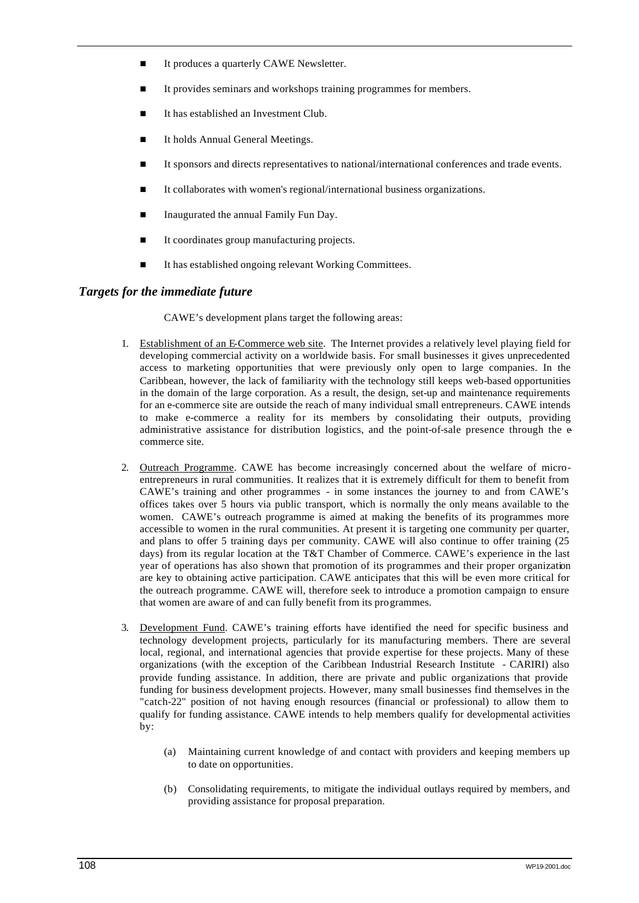- It produces a quarterly CAWE Newsletter.
- It provides seminars and workshops training programmes for members.
- It has established an Investment Club.
- It holds Annual General Meetings.
- It sponsors and directs representatives to national/international conferences and trade events.
- It collaborates with women's regional/international business organizations.
- Inaugurated the annual Family Fun Day.
- It coordinates group manufacturing projects.
- It has established ongoing relevant Working Committees.

### *Targets for the immediate future*

CAWE's development plans target the following areas:

1. Establishment of an E-Commerce web site. The Internet provides a relatively level playing field for developing commercial activity on a worldwide basis. For small businesses it gives unprecedented access to marketing opportunities that were previously only open to large companies. In the Caribbean, however, the lack of familiarity with the technology still keeps web-based opportunities in the domain of the large corporation. As a result, the design, set-up and maintenance requirements for an e-commerce site are outside the reach of many individual small entrepreneurs. CAWE intends to make e-commerce a reality for its members by consolidating their outputs, providing administrative assistance for distribution logistics, and the point-of-sale presence through the e-commerce site.

2. Outreach Programme. CAWE has become increasingly concerned about the welfare of micro-entrepreneurs in rural communities. It realizes that it is extremely difficult for them to benefit from CAWE's training and other programmes - in some instances the journey to and from CAWE's offices takes over 5 hours via public transport, which is normally the only means available to the women. CAWE's outreach programme is aimed at making the benefits of its programmes more accessible to women in the rural communities. At present it is targeting one community per quarter, and plans to offer 5 training days per community. CAWE will also continue to offer training (25 days) from its regular location at the T&T Chamber of Commerce. CAWE's experience in the last year of operations has also shown that promotion of its programmes and their proper organization are key to obtaining active participation. CAWE anticipates that this will be even more critical for the outreach programme. CAWE will, therefore seek to introduce a promotion campaign to ensure that women are aware of and can fully benefit from its programmes.

3. Development Fund. CAWE's training efforts have identified the need for specific business and technology development projects, particularly for its manufacturing members. There are several local, regional, and international agencies that provide expertise for these projects. Many of these organizations (with the exception of the Caribbean Industrial Research Institute - CARIRI) also provide funding assistance. In addition, there are private and public organizations that provide funding for business development projects. However, many small businesses find themselves in the "catch-22" position of not having enough resources (financial or professional) to allow them to qualify for funding assistance. CAWE intends to help members qualify for developmental activities by:

   (a) Maintaining current knowledge of and contact with providers and keeping members up to date on opportunities.

   (b) Consolidating requirements, to mitigate the individual outlays required by members, and providing assistance for proposal preparation.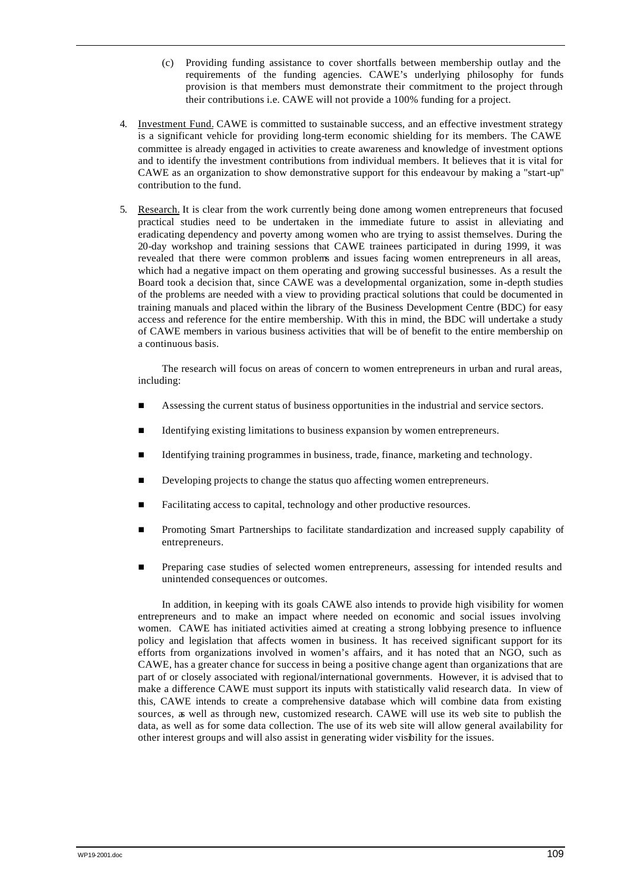(c) Providing funding assistance to cover shortfalls between membership outlay and the requirements of the funding agencies. CAWE's underlying philosophy for funds provision is that members must demonstrate their commitment to the project through their contributions i.e. CAWE will not provide a 100% funding for a project.

4. Investment Fund. CAWE is committed to sustainable success, and an effective investment strategy is a significant vehicle for providing long-term economic shielding for its members. The CAWE committee is already engaged in activities to create awareness and knowledge of investment options and to identify the investment contributions from individual members. It believes that it is vital for CAWE as an organization to show demonstrative support for this endeavour by making a "start-up" contribution to the fund.

5. Research. It is clear from the work currently being done among women entrepreneurs that focused practical studies need to be undertaken in the immediate future to assist in alleviating and eradicating dependency and poverty among women who are trying to assist themselves. During the 20-day workshop and training sessions that CAWE trainees participated in during 1999, it was revealed that there were common problems and issues facing women entrepreneurs in all areas, which had a negative impact on them operating and growing successful businesses. As a result the Board took a decision that, since CAWE was a developmental organization, some in-depth studies of the problems are needed with a view to providing practical solutions that could be documented in training manuals and placed within the library of the Business Development Centre (BDC) for easy access and reference for the entire membership. With this in mind, the BDC will undertake a study of CAWE members in various business activities that will be of benefit to the entire membership on a continuous basis.

   The research will focus on areas of concern to women entrepreneurs in urban and rural areas, including:

   - Assessing the current status of business opportunities in the industrial and service sectors.
   - Identifying existing limitations to business expansion by women entrepreneurs.
   - Identifying training programmes in business, trade, finance, marketing and technology.
   - Developing projects to change the status quo affecting women entrepreneurs.
   - Facilitating access to capital, technology and other productive resources.
   - Promoting Smart Partnerships to facilitate standardization and increased supply capability of entrepreneurs.
   - Preparing case studies of selected women entrepreneurs, assessing for intended results and unintended consequences or outcomes.

   In addition, in keeping with its goals CAWE also intends to provide high visibility for women entrepreneurs and to make an impact where needed on economic and social issues involving women. CAWE has initiated activities aimed at creating a strong lobbying presence to influence policy and legislation that affects women in business. It has received significant support for its efforts from organizations involved in women's affairs, and it has noted that an NGO, such as CAWE, has a greater chance for success in being a positive change agent than organizations that are part of or closely associated with regional/international governments. However, it is advised that to make a difference CAWE must support its inputs with statistically valid research data. In view of this, CAWE intends to create a comprehensive database which will combine data from existing sources, as well as through new, customized research. CAWE will use its web site to publish the data, as well as for some data collection. The use of its web site will allow general availability for other interest groups and will also assist in generating wider visibility for the issues.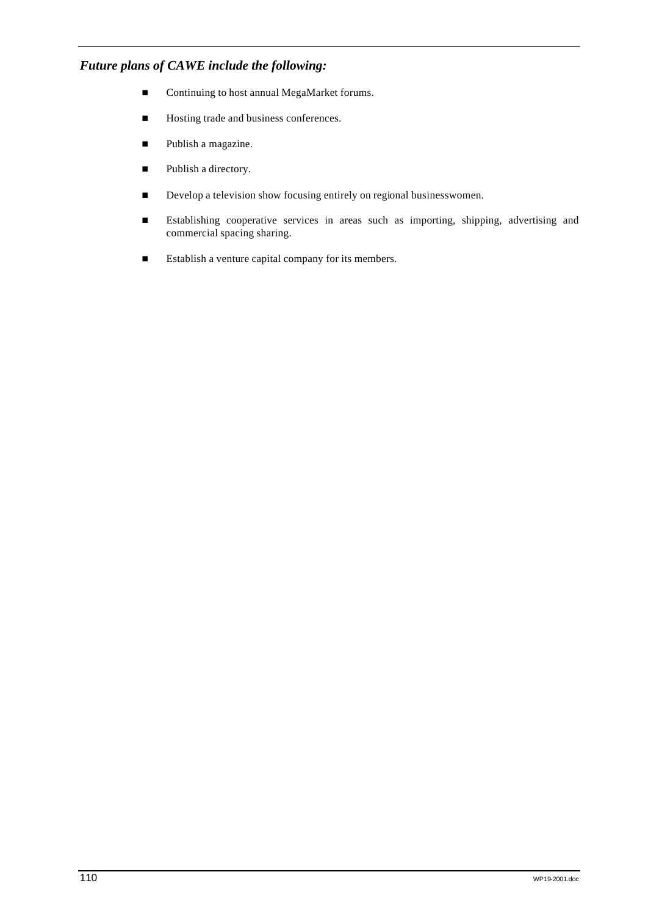***Future plans of CAWE include the following:***

- Continuing to host annual MegaMarket forums.
- Hosting trade and business conferences.
- Publish a magazine.
- Publish a directory.
- Develop a television show focusing entirely on regional businesswomen.
- Establishing cooperative services in areas such as importing, shipping, advertising and commercial spacing sharing.
- Establish a venture capital company for its members.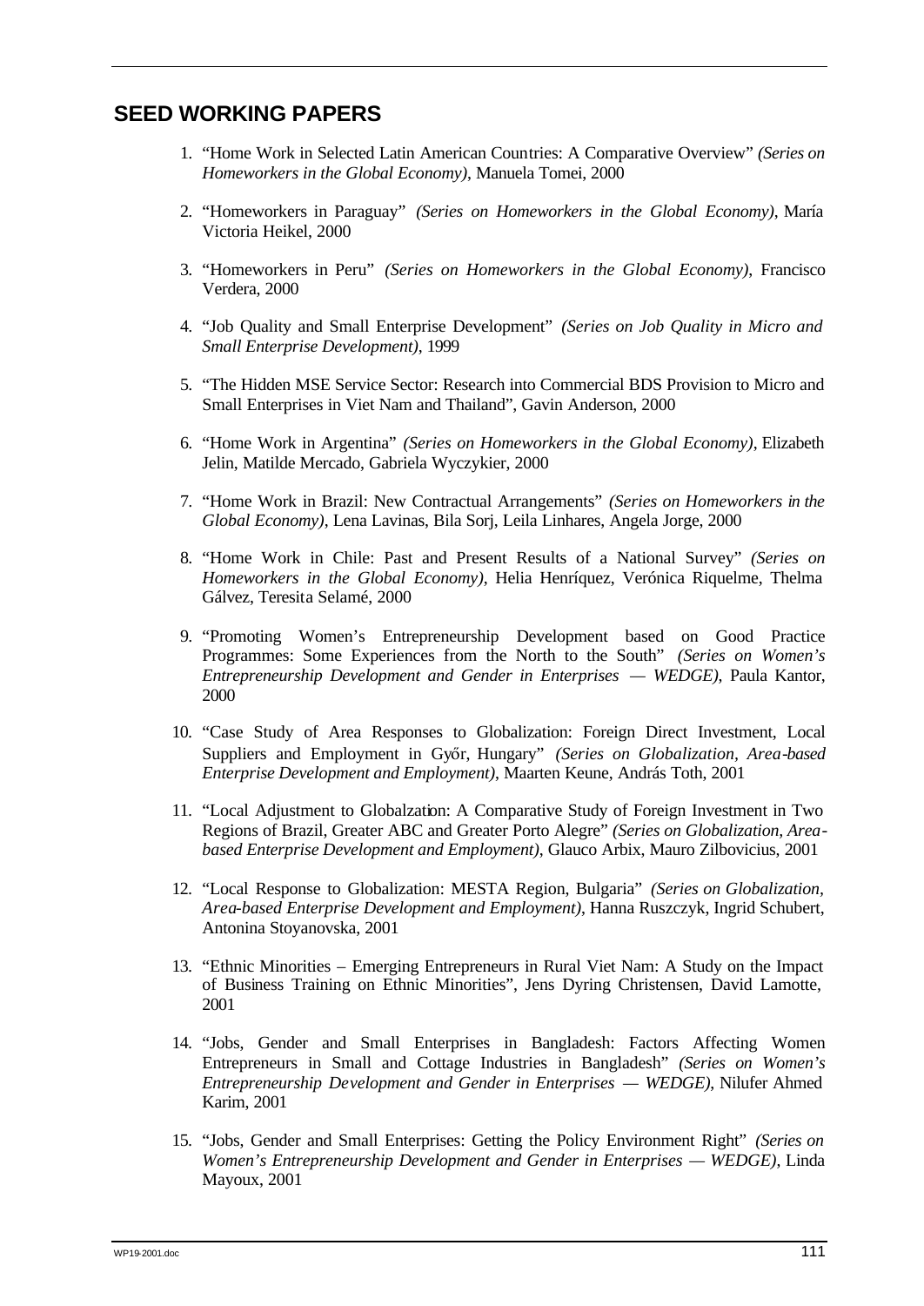## SEED WORKING PAPERS

1. "Home Work in Selected Latin American Countries: A Comparative Overview" *(Series on Homeworkers in the Global Economy)*, Manuela Tomei, 2000

2. "Homeworkers in Paraguay" *(Series on Homeworkers in the Global Economy)*, María Victoria Heikel, 2000

3. "Homeworkers in Peru" *(Series on Homeworkers in the Global Economy)*, Francisco Verdera, 2000

4. "Job Quality and Small Enterprise Development" *(Series on Job Quality in Micro and Small Enterprise Development)*, 1999

5. "The Hidden MSE Service Sector: Research into Commercial BDS Provision to Micro and Small Enterprises in Viet Nam and Thailand", Gavin Anderson, 2000

6. "Home Work in Argentina" *(Series on Homeworkers in the Global Economy)*, Elizabeth Jelin, Matilde Mercado, Gabriela Wyczykier, 2000

7. "Home Work in Brazil: New Contractual Arrangements" *(Series on Homeworkers in the Global Economy)*, Lena Lavinas, Bila Sorj, Leila Linhares, Angela Jorge, 2000

8. "Home Work in Chile: Past and Present Results of a National Survey" *(Series on Homeworkers in the Global Economy)*, Helia Henríquez, Verónica Riquelme, Thelma Gálvez, Teresita Selamé, 2000

9. "Promoting Women's Entrepreneurship Development based on Good Practice Programmes: Some Experiences from the North to the South" *(Series on Women's Entrepreneurship Development and Gender in Enterprises — WEDGE)*, Paula Kantor, 2000

10. "Case Study of Area Responses to Globalization: Foreign Direct Investment, Local Suppliers and Employment in Győr, Hungary" *(Series on Globalization, Area-based Enterprise Development and Employment)*, Maarten Keune, András Toth, 2001

11. "Local Adjustment to Globalzation: A Comparative Study of Foreign Investment in Two Regions of Brazil, Greater ABC and Greater Porto Alegre" *(Series on Globalization, Area-based Enterprise Development and Employment)*, Glauco Arbix, Mauro Zilbovicius, 2001

12. "Local Response to Globalization: MESTA Region, Bulgaria" *(Series on Globalization, Area-based Enterprise Development and Employment)*, Hanna Ruszczyk, Ingrid Schubert, Antonina Stoyanovska, 2001

13. "Ethnic Minorities – Emerging Entrepreneurs in Rural Viet Nam: A Study on the Impact of Business Training on Ethnic Minorities", Jens Dyring Christensen, David Lamotte, 2001

14. "Jobs, Gender and Small Enterprises in Bangladesh: Factors Affecting Women Entrepreneurs in Small and Cottage Industries in Bangladesh" *(Series on Women's Entrepreneurship Development and Gender in Enterprises — WEDGE)*, Nilufer Ahmed Karim, 2001

15. "Jobs, Gender and Small Enterprises: Getting the Policy Environment Right" *(Series on Women's Entrepreneurship Development and Gender in Enterprises — WEDGE)*, Linda Mayoux, 2001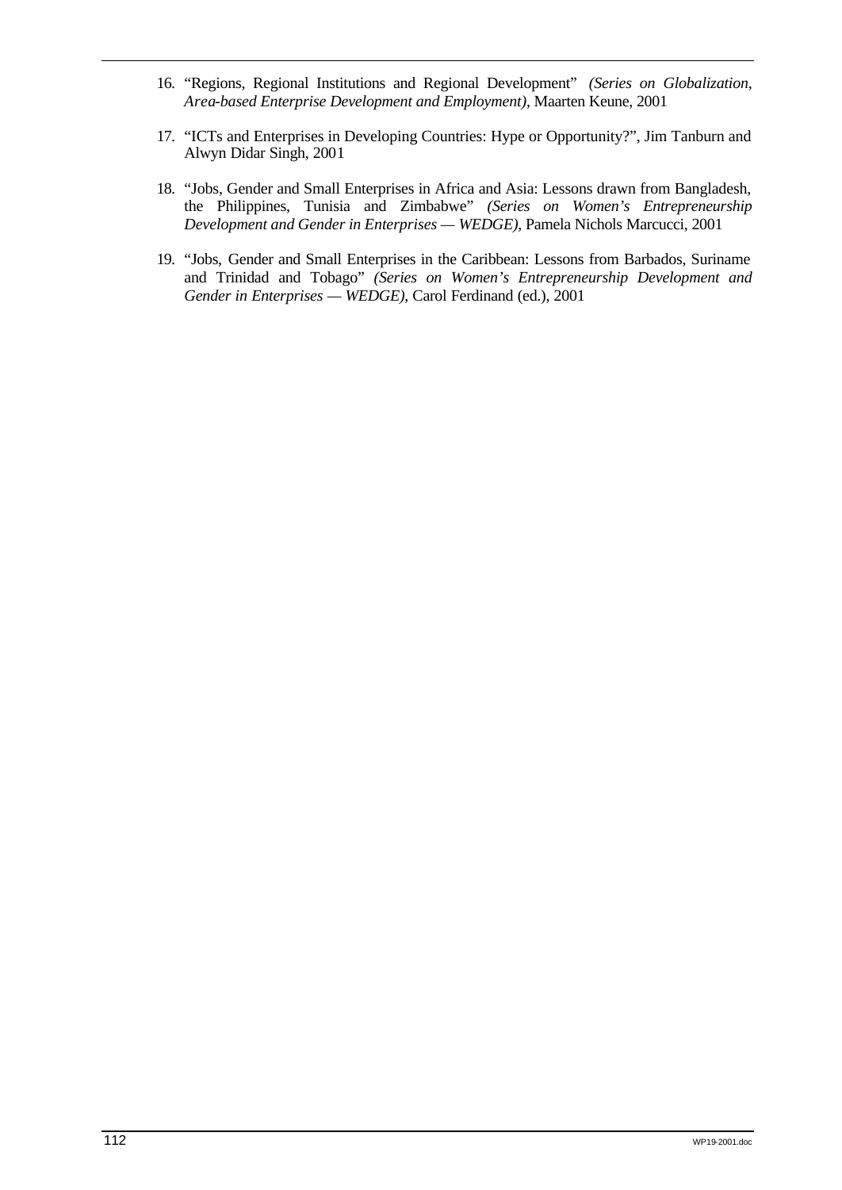16. "Regions, Regional Institutions and Regional Development" *(Series on Globalization, Area-based Enterprise Development and Employment)*, Maarten Keune, 2001

17. "ICTs and Enterprises in Developing Countries: Hype or Opportunity?", Jim Tanburn and Alwyn Didar Singh, 2001

18. "Jobs, Gender and Small Enterprises in Africa and Asia: Lessons drawn from Bangladesh, the Philippines, Tunisia and Zimbabwe" *(Series on Women's Entrepreneurship Development and Gender in Enterprises — WEDGE)*, Pamela Nichols Marcucci, 2001

19. "Jobs, Gender and Small Enterprises in the Caribbean: Lessons from Barbados, Suriname and Trinidad and Tobago" *(Series on Women's Entrepreneurship Development and Gender in Enterprises — WEDGE)*, Carol Ferdinand (ed.), 2001